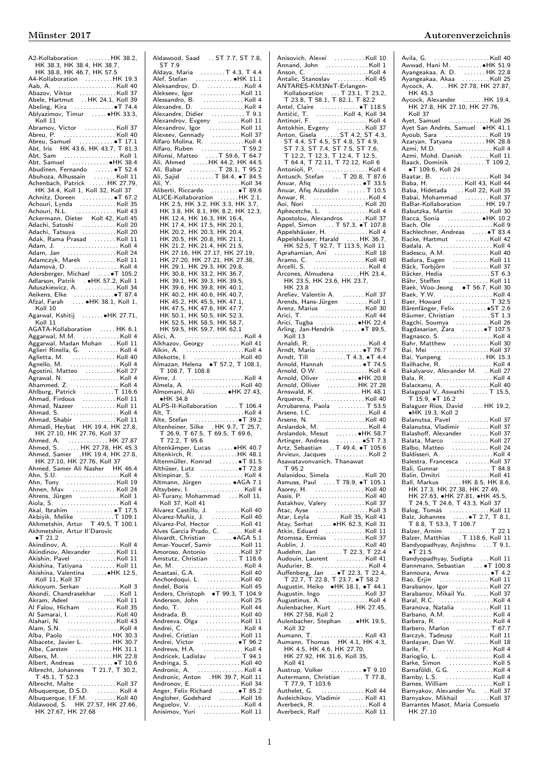A2-Kollaboration . . . . . . . . HK 38.2, HK 38.3, HK 38.4, HK 38.7, HK 38.8, HK 46.7, HK 57.5
A4-Kollaboration . . . . . . . . . HK 19.3
Aab, A. . . . . . . . . . . . . . . . . . . . Koll 40
Abazov, Viktor . . . . . . . . . . . . Koll 37
Abele, Hartmut . . HK 24.1, Koll 39
Abeling, Kira . . . . . . . . . . . . . •T 74.4
Ablyazimov, Timur . . . . . •HK 33.3, Koll 11
Abramov, Victor . . . . . . . . . . Koll 37
Abreu, P. . . . . . . . . . . . . . . . . Koll 40
Abreu, Samuel . . . . . . . . . . . •T 17.1
Abt, Iris HK 43.6, HK 43.7, T 81.3
Abt, Sam . . . . . . . . . . . . . . . . . . Koll 1
Abt, Samuel . . . . . . . . . . . . •HK 38.4
Abudinen, Fernando . . . . . . •T 52.4
Abuhoza, Alhussain . . . . . . . Koll 11
Achenbach, Patrick . . . . . HK 27.79, HK 34.4, Koll 1, Koll 32, Koll 37
Achnitz, Doreen . . . . . . . . . . •T 67.2
Achouri, Lynda . . . . . . . . . . . Koll 35
Achouri, N.L. . . . . . . . . . . . . . Koll 43
Ackermann, Dieter Koll 42, Koll 45
Adachi, Satoshi . . . . . . . . . . . Koll 20
Adachi, Tatsuya . . . . . . . . . . . Koll 20
Adak, Rama Prasad . . . . . . . Koll 11
Adam, J. . . . . . . . . . . . . . . . . . Koll 4
Adam, Jan . . . . . . . . . . . . . . . Koll 24
Adamczyk, Marek . . . . . . . . . Koll 11
Adamová, D. . . . . . . . . . . . . . . Koll 4
Adersberger, Michael . . . . •T 105.2
Adlarson, Patrik . •HK 57.2, Koll 1
Aduszkiewicz, A. . . . . . . . . . . Koll 34
Aeikens, Elke . . . . . . . . . . . . . •T 87.4
Afzal, Farah . . . . •HK 38.1, Koll 1, Koll 10
Agarwal, Kshitij . . . . . . . •HK 27.71, Koll 11
AGATA-Kollaboration . . . . . HK 6.1
Aggarwal, M.M. . . . . . . . . . . . Koll 4
Aggarwal, Madan Mohan . . Koll 11
Aglieri Rinella, G. . . . . . . . . . Koll 4
Aglietta, M. . . . . . . . . . . . . . Koll 40
Agnello, M. . . . . . . . . . . . . . . . Koll 4
Agostini, Matteo . . . . . . . . . . Koll 27
Agrawal, N. . . . . . . . . . . . . . . . Koll 4
Ahammed, Z. . . . . . . . . . . . . . Koll 4
Ahlburg, Patrick . . . . . . . . . . T 116.6
Ahmad, Firdous . . . . . . . . . . . Koll 11
Ahmad, Nazeer . . . . . . . . . . . Koll 11
Ahmad, S. . . . . . . . . . . . . . . . . Koll 4
Ahmad, Shabir . . . . . . . . . . . . Koll 11
Ahmadi, Heybat HK 19.4, HK 27.8, HK 27.10, HK 27.76, Koll 37
Ahmed, A. . . . . . . . . . . . . . . HK 27.87
Ahmed, S. . . . . HK 27.78, HK 45.3
Ahmed, Samer . HK 19.4, HK 27.8, HK 27.10, HK 27.76, Koll 37
Ahmed, Samer Ali Nasher HK 46.4
Ahn, S.U. . . . . . . . . . . . . . . . . . Koll 4
Ahn, Tony . . . . . . . . . . . . . . . Koll 19
Ahnen, Max . . . . . . . . . . . . . . Koll 24
Ahrens, Jürgen . . . . . . . . . . . . Koll 1
Aiola, S. . . . . . . . . . . . . . . . . . . Koll 4
Akal, Ibrahim . . . . . . . . . . . . •T 17.5
Akbiyik, Melike . . . . . . . . . . . T 109.1
Akhmetshin, Artur T 49.5, T 100.1
Akhmetshin, Artur Il'Darovic •T 21.2
Akindinov, A. . . . . . . . . . . . . . Koll 4
Akindinov, Alexander . . . . . . Koll 11
Akishin, Pavel . . . . . . . . . . . . Koll 11
Akishina, Tatiyana . . . . . . . . Koll 11
Akishina, Valentina . . . . . •HK 12.5, Koll 11, Koll 37
Akkoyum, Serkan . . . . . . . . . . Koll 3
Akondi, Chandrasekhar . . . . . Koll 1
Akram, Adeel . . . . . . . . . . . . . Koll 11
Al Falou, Hicham . . . . . . . . . Koll 35
Al Samarai, I. . . . . . . . . . . . . Koll 40
Alahari, N. . . . . . . . . . . . . . . . Koll 43
Alam, S.N. . . . . . . . . . . . . . . . . Koll 4
Alba, Paolo . . . . . . . . . . . . . HK 30.3
Albacete, Javier L. . . . . . . . HK 30.7
Albe, Carsten . . . . . . . . . . . . HK 31.1
Albers, M. . . . . . . . . . . . . . . HK 22.8
Albert, Andreas . . . . . . . . . . •T 10.6
Albrecht, Johannes T 21.7, T 30.2, T 45.1, T 52.3
Albrecht, Malte . . . . . . . . . . . Koll 37
Albuquerque, D.S.D. . . . . . . Koll 4
Albuquerque, I.F.M. . . . . . . Koll 40
Aldawood, S. HK 27.57, HK 27.66, HK 27.67, HK 27.68
Aldawood, Saad . . ST 7.7, ST 7.8, ST 7.9
Aldaya, Maria . . . . . . . . T 4.3, T 4.4
Alef, Stefan . . . . . . . . . . . . •HK 11.1
Aleksandrov, D. . . . . . . . . . . . Koll 4
Alekseev, Igor . . . . . . . . . . . . Koll 11
Alessandro, B. . . . . . . . . . . . . Koll 4
Alexandre, D. . . . . . . . . . . . . . Koll 4
Alexandre, Didier . . . . . . . . . . T 9.1
Alexandrov, Evgeny . . . . . . . Koll 11
Alexandrov, Igor . . . . . . . . . . Koll 11
Alexeev, Gennady . . . . . . . . . Koll 37
Alfaro Molina, R. . . . . . . . . . . Koll 4
Alfaro, Ruben . . . . . . . . . . . . T 59.2
Alfonsi, Matteo . . . . T 59.6, T 64.7
Ali, Ahmed . . . . . HK 44.2, HK 44.5
Ali, Babar . . . . . . . . . T 28.1, T 95.2
Ali, Sajid . . . . . . . . . T 84.4, •T 89.6
Ali, Y. . . . . . . . . . . . . . . . . . . . Koll 34
Aliberti, Riccardo . . . . . . . . . •T 89.6
ALICE-Kollaboration . . . . . . HK 2.1, HK 2.5, HK 3.2, HK 3.3, HK 3.7, HK 3.8, HK 8.1, HK 8.2, HK 12.3, HK 12.4, HK 16.3, HK 16.4, HK 17.4, HK 17.5, HK 20.1, HK 20.2, HK 20.3, HK 20.4, HK 20.5, HK 20.8, HK 21.1, HK 21.2, HK 21.4, HK 21.5, HK 27.16, HK 27.17, HK 27.19, HK 27.20, HK 27.21, HK 27.38, HK 29.1, HK 29.3, HK 29.8, HK 30.8, HK 33.2, HK 36.7, HK 39.1, HK 39.3, HK 39.5, HK 39.6, HK 39.8, HK 40.1, HK 40.2, HK 40.6, HK 40.7, HK 45.2, HK 45.5, HK 47.1, HK 47.5, HK 47.6, HK 47.7, HK 50.1, HK 50.5, HK 52.3, HK 52.5, HK 58.5, HK 58.7, HK 59.5, HK 59.7, HK 62.1
Alici, A. . . . . . . . . . . . . . . . . . . Koll 4
Alkhazov, Georgy . . . . . . . . . Koll 41
Alkin, A. . . . . . . . . . . . . . . . . . . Koll 4
Allekotte, I. . . . . . . . . . . . . . . Koll 40
Almazan, Helena •T 57.2, T 108.1, T 108.7, T 108.8
Alme, J. . . . . . . . . . . . . . . . . . . Koll 4
Almela, A. . . . . . . . . . . . . . . . Koll 40
Almomani, Ali . . . . . . . . •HK 27.43, •HK 34.8
ALPS-II-Kollaboration . . . . T 106.4
Alt, T. . . . . . . . . . . . . . . . . . . . . Koll 4
Alte, Stefan . . . . . . . . . . . . . . •T 39.2
Altenheiner, Silke . HK 9.7, T 25.7, T 26.9, T 67.5, T 69.5, T 69.6, T 72.2, T 95.6
Altenkämper, Lucas . . . . . •HK 40.7
Altenkirch, R. . . . . . . . . . . HK 48.1
Altenmüller, Konrad . . . . . . •T 81.5
Althüser, Lutz . . . . . . . . . . . •T 72.8
Altinpinar, S. . . . . . . . . . . . . . Koll 4
Altmann, Jürgen . . . . . . . •AGA 7.1
Altsybeev, I. . . . . . . . . . . . . . . Koll 4
Al-Turany, Mohammad . . . Koll 11, Koll 37, Koll 41
Alvarez Castillo, J. . . . . . . . Koll 40
Alvarez-Muñiz, J. . . . . . . . . . Koll 40
Alvarez-Pol, Hector . . . . . . . Koll 41
Alves Garcia Prado, C. . . . . . Koll 4
Alwardt, Christian . . . . . . •AGA 5.1
Amar-Youcef, Samir . . . . . . . Koll 11
Amoroso, Antonio . . . . . . . . . Koll 37
Amstutz, Christian . . . . . . . T 118.6
An, M. . . . . . . . . . . . . . . . . . . . Koll 4
Anastasi, G.A. . . . . . . . . . . . Koll 40
Anchordoqui, L. . . . . . . . . . . . Koll 40
Andel, Boris . . . . . . . . . . . . . Koll 45
Anders, Christoph •T 99.3, T 104.9
Anderson, John . . . . . . . . . . . Koll 25
Ando, T. . . . . . . . . . . . . . . . . Koll 44
Andrada, B. . . . . . . . . . . . . . Koll 40
Andreeva, Olga . . . . . . . . . . . Koll 11
Andrei, C. . . . . . . . . . . . . . . . . Koll 4
Andrei, Cristian . . . . . . . . . . Koll 11
Andrei, Victor . . . . . . . . . . . •T 96.2
Andrews, H.A. . . . . . . . . . . . . Koll 4
Andricek, Ladislav . . . . . . . . . T 94.1
Andringa, S. . . . . . . . . . . . . . Koll 40
Andronic, A. . . . . . . . . . . . . . . Koll 4
Andronic, Anton . HK 39.7, Koll 11
Andronov, E. . . . . . . . . . . . . . Koll 34
Anger, Felix Richard . . . . . . •T 85.2
Angloher, Godehard . . . . . . . Koll 16
Anguelov, V. . . . . . . . . . . . . . . Koll 4
Anisimov, Yuri . . . . . . . . . . . . Koll 11
Anisovich, Alexei . . . . . . . . . . Koll 10
Annand, John . . . . . . . . . . . . . Koll 1
Anson, C. . . . . . . . . . . . . . . . . Koll 4
Antalic, Stanoslav . . . . . . . . . Koll 45
ANTARES-KM3NeT-Erlangen-Kollaboration . . . T 23.1, T 23.2, T 23.8, T 58.1, T 82.1, T 82.2
Antel, Claire . . . . . . . . . . . . •T 118.5
Antičić, T. . . . . . . . . . Koll 4, Koll 34
Antinori, F. . . . . . . . . . . . . . . . Koll 4
Antokhin, Evgeny . . . . . . . . . Koll 37
Anton, Gisela . . . . . ST 4.2, ST 4.3, ST 4.4, ST 4.5, ST 4.8, ST 4.9, ST 7.3, ST 7.4, ST 7.5, ST 7.6, T 12.2, T 12.3, T 12.4, T 12.5, T 64.4, T 72.11, T 72.12, Koll 6
Antonioli, P. . . . . . . . . . . . . . . . Koll 4
Antusch, Stefan . . . T 20.8, T 87.6
Anuar, Afiq . . . . . . . . . . . . . . •T 33.5
Anuar, Afiq Aizuddin . . . . . . T 10.5
Anwar, R. . . . . . . . . . . . . . . . . . Koll 4
Aoi, Nori . . . . . . . . . . . . . . . . . Koll 20
Aphecetche, L. . . . . . . . . . . . . Koll 4
Apostolou, Alexandros . . . . . Koll 37
Appel, Simon . . . T 57.3, •T 107.8
Appelshäuser, H. . . . . . . . . . . Koll 4
Appelshäuser, Harald . . . . HK 36.7, HK 52.5, T 92.7, T 113.5, Koll 11
Aprahamian, Ani . . . . . . . . . . Koll 18
Aramo, C. . . . . . . . . . . . . . . . . Koll 40
Arcelli, S. . . . . . . . . . . . . . . . . . Koll 4
Arcones, Almudena . . . . . . HK 23.4, HK 23.5, HK 23.6, HK 23.7, HK 23.8
Arefiev, Valentin A. . . . . . . . Koll 37
Arends, Hans-Jürgen . . . . . . . Koll 1
Arenz, Marius . . . . . . . . . . . . Koll 30
Arici, T. . . . . . . . . . . . . . . . . . Koll 44
Arici, Tugba . . . . . . . . . . . . •HK 22.4
Arling, Jan-Hendrik . . . . . . •T 89.5, Koll 13
Arnaldi, R. . . . . . . . . . . . . . . . . Koll 4
Arndt, Mario . . . . . . . . . . . . . •T 76.7
Arndt, Till . . . . . . . . . T 4.3, •T 4.4
Arnold, Hannah . . . . . . . . . . •T 74.5
Arnold, O.W. . . . . . . . . . . . . . . Koll 4
Arnold, Oliver . . . . . . . . . . •HK 20.8
Arnold, Olliver . . . . . . . . . HK 27.28
Arnswald, K. . . . . . . . . . . . . HK 48.1
Arqueros, F. . . . . . . . . . . . . . Koll 40
Arrubarena, Paola . . . . . . . . . T 53.5
Arsene, I.C. . . . . . . . . . . . . . . . Koll 4
Arsene, N. . . . . . . . . . . . . . . . Koll 40
Arslandok, M. . . . . . . . . . . . . . Koll 4
Arslandok, Mesut . . . . . . . •HK 58.7
Artinger, Andreas . . . . . . . . •ST 7.3
Artz, Sebastian . . T 49.4, •T 105.6
Arvieux, Jacques . . . . . . . . . . . Koll 2
Asawatavonvanich, Thanawat T 95.2
Aslanidou, Simela . . . . . . . . . Koll 20
Asmuss, Paul . . . . T 78.9, •T 105.1
Asorey, H. . . . . . . . . . . . . . . . Koll 40
Assis, P. . . . . . . . . . . . . . . . . . Koll 40
Astakhov, Valery . . . . . . . . . . Koll 37
Atac, Ayse . . . . . . . . . . . . . . . . Koll 3
Atar, Leyla . . . . . . . Koll 35, Koll 41
Atay, Serhat . . . . •HK 62.3, Koll 31
Atkin, Eduard . . . . . . . . . . . . Koll 11
Atomssa, Ermias . . . . . . . . . . Koll 37
Aublin, J. . . . . . . . . . . . . . . . . Koll 40
Audehm, Jan . . . . . . T 22.3, T 22.4
Audouin, Laurent . . . . . . . . . Koll 41
Audurier, B. . . . . . . . . . . . . . . . Koll 4
Auffenberg, Jan . . •T 22.3, T 22.4, T 22.7, T 22.8, T 23.7, •T 58.2
Augustin, Heiko •HK 18.1, •T 44.1
Augustin, Ingo . . . . . . . . . . . . Koll 37
Augustinus, A. . . . . . . . . . . . . . Koll 4
Aulenbacher, Kurt . . . . . . HK 27.45, HK 27.58, Koll 2
Aulenbacher, Stephan . . •HK 19.5, Koll 32
Aumann, T. . . . . . . . . . . . . . . Koll 43
Aumann, Thomas HK 4.1, HK 4.3, HK 4.5, HK 4.6, HK 27.70, HK 27.92, HK 31.6, Koll 35, Koll 41
Austrup, Volker . . . . . . . . . . . •T 9.10
Autermann, Christian . . . . . T 77.8, T 77.9, T 103.6
Authelet, G. . . . . . . . . . . . . . . Koll 44
Avdeichikov, Vladimir . . . . . Koll 41
Averbeck, R. . . . . . . . . . . . . . . . Koll 4
Averbeck, Ralf . . . . . . . . . . . . Koll 11
Avila, G. . . . . . . . . . . . . . . . . . Koll 40
Awwad, Hani M. . . . . . . . . •HK 51.9
Ayangeakaa, A. D. . . . . . . . HK 22.8
Ayangeakaa, Akaa . . . . . . . . . Koll 25
Aycock, A. . . HK 27.78, HK 27.87, HK 45.3
Aycock, Alexander . . . . . . . HK 19.4, HK 27.8, HK 27.10, HK 27.76, Koll 37
Ayet, Samuel . . . . . . . . . . . . . Koll 26
Ayet San Andrés, Samuel •HK 41.1
Ayoub, Sara . . . . . . . . . . . . . . Koll 19
Azaryan, Tatyana . . . . . . . . HK 28.8
Azmi, M.D. . . . . . . . . . . . . . . . Koll 4
Azmi, Mohd. Danish . . . . . . Koll 11
Baack, Dominik . . . . . . . . . T 109.2, •T 109.6, Koll 24
Baatar, B. . . . . . . . . . . . . . . . . Koll 34
Baba, H. . . . . . . . . Koll 43, Koll 44
Baba, Hidetada . . . Koll 22, Koll 35
Babai, Mohammad . . . . . . . . Koll 37
BaBar-Kollaboration . . . . . . HK 19.7
Babutzka, Martin . . . . . . . . . Koll 30
Bacca, Sonia . . . . . . . . . . . •HK 10.2
Bach, Ole . . . . . . . . . . . . . . . . . Koll 9
Bachlechner, Andreas . . . . . •T 83.4
Backe, Hartmut . . . . . . . . . . . Koll 42
Badalà, A. . . . . . . . . . . . . . . . . Koll 4
Badescu, A.M. . . . . . . . . . . . Koll 40
Badura, Eugen . . . . . . . . . . . . Koll 11
Bäck, Torbjörn . . . . . . . . . . . Koll 37
Bäcker, Hedia . . . . . . . . . . . . . ST 6.3
Bähr, Steffen . . . . . . . . . . . . . Koll 11
Baek, Woo-Jeong •T 56.7, Koll 30
Baek, Y.W. . . . . . . . . . . . . . . . Koll 4
Baer, Howard . . . . . . . . . . . . T 32.5
Bärenfänger, Felix . . . . . . . •ST 2.6
Bäumer, Christian . . . . . . . . . ST 1.3
Bagchi, Soumya . . . . . . . . . . Koll 26
Bagdasarian, Zara . . . . . . . •T 107.5
Bagnasco, S. . . . . . . . . . . . . . . Koll 4
Bahr, Matthew . . . . . . . . . . . Koll 30
Bai, Mei . . . . . . . . . . . . . . . . . Koll 37
Bai, Yunpeng . . . . . . . . . . . . HK 15.3
Bailhache, R. . . . . . . . . . . . . . . Koll 4
Bakalyarov, Alexander M. . . Koll 27
Bala, R. . . . . . . . . . . . . . . . . . . Koll 4
Balaceanu, A. . . . . . . . . . . . . Koll 40
Balagopal V, Aswathi . . . . . T 15.5, T 15.9, •T 16.2
Balaguer Ríos, David . . . . HK 19.2, •HK 19.3, Koll 2
Balanutsa, Pavel . . . . . . . . . . Koll 37
Balanutsa, Vladimir . . . . . . . Koll 37
Balashoff, Alexander . . . . . . Koll 37
Balata, Marco . . . . . . . . . . . . Koll 27
Balbo, Matteo . . . . . . . . . . . . Koll 24
Baldisseri, A. . . . . . . . . . . . . . . Koll 4
Balestra, Francesca . . . . . . . Koll 37
Bali, Gunnar . . . . . . . . . . . . . T 84.8
Balin, Dmitri . . . . . . . . . . . . . Koll 41
Ball, Markus . . . . . HK 8.5, HK 8.6, HK 17.3, HK 27.38, HK 27.49, HK 27.63, •HK 27.81, •HK 45.5, T 24.5, T 24.6, T 43.3, Koll 37
Balog, Tomáš . . . . . . . . . . . . Koll 11
Balz, Johannes . . . . . •T 2.7, T 8.1, T 8.8, T 53.3, T 106.7
Balzer, Arnim . . . . . . . . . . . . . T 22.1
Balzer, Matthias . T 118.6, Koll 11
Bandyopadhyay, Anjishnu . . . T 9.1, •T 21.5
Bandyopadhyay, Sudipta . . . Koll 11
Bannmann, Sebastian . . . •T 100.8
Bannoura, Arwa . . . . . . . . . . . •T 4.2
Bao, Erjin . . . . . . . . . . . . . . . . Koll 11
Barabanov, Igor . . . . . . . . . . . Koll 27
Barabanov, Mikail Yu. . . . . . Koll 37
Baral, R.C. . . . . . . . . . . . . . . . . Koll 4
Baranova, Natalia . . . . . . . . . Koll 11
Barbano, A.M. . . . . . . . . . . . . Koll 4
Barbera, R. . . . . . . . . . . . . . . . Koll 4
Barbero, Marlon . . . . . . . . . . . T 67.7
Barczyk, Tadeusz . . . . . . . . . Koll 11
Bardayan, Dan W. . . . . . . . . Koll 18
Barile, F. . . . . . . . . . . . . . . . . . Koll 4
Barioglio, L. . . . . . . . . . . . . . . . Koll 4
Barke, Simon . . . . . . . . . . . . . . Koll 5
Barnaföldi, G.G. . . . . . . . . . . . Koll 4
Barnby, L.S. . . . . . . . . . . . . . . Koll 4
Barnes, William . . . . . . . . . . . . Koll 1
Barnyakov, Alexander Yu. . . Koll 37
Barnyakov, Mikhail . . . . . . . . Koll 37
Barrantes Masot, Maria Consuelo HK 27.10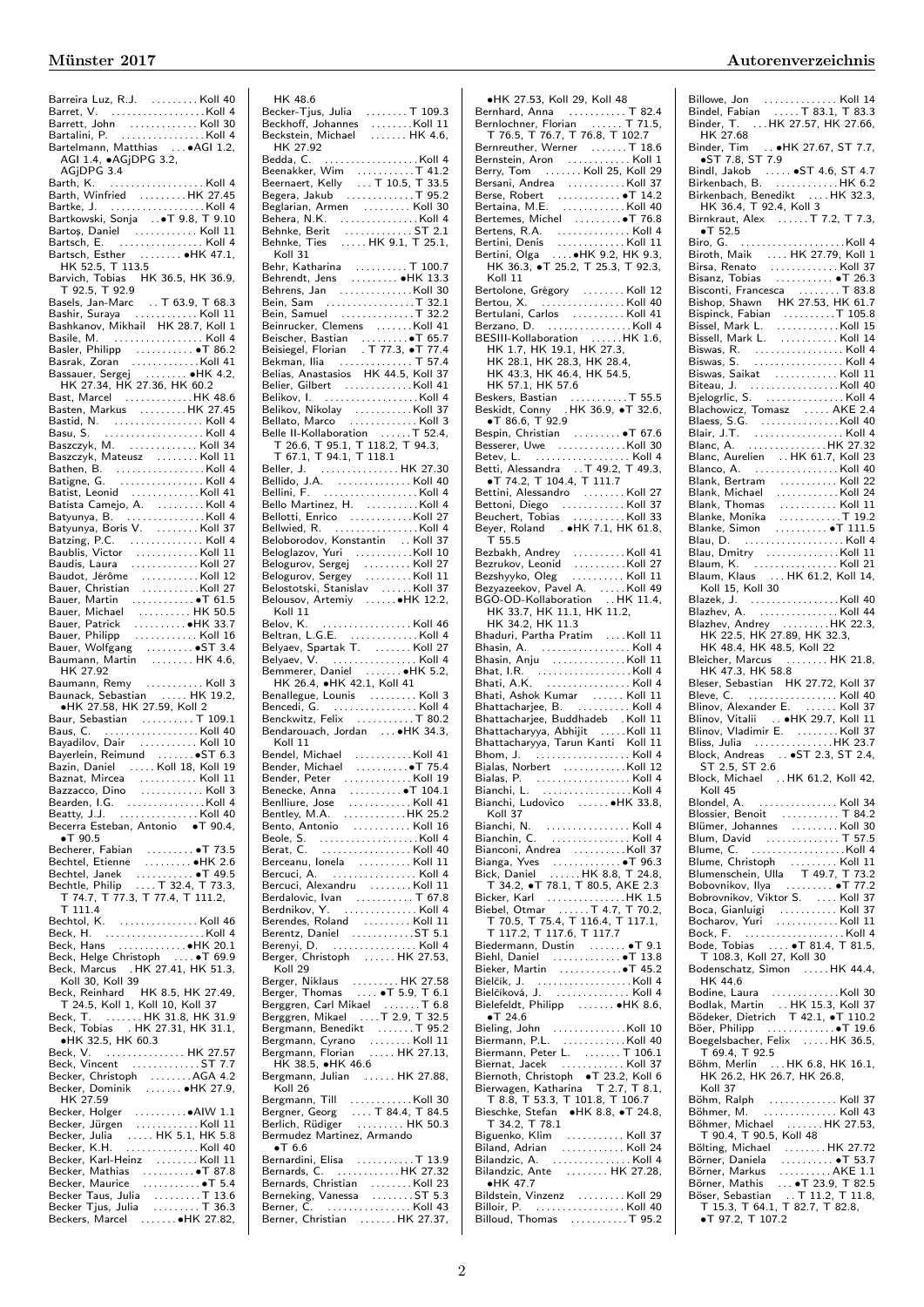Barreira Luz, R.J. Koll 40
Barret, V. Koll 4
Barrett, John Koll 30
Bartalini, P. Koll 4
Bartelmann, Matthias •AGI 1.2, AGI 1.4, •AGjDPG 3.2, AGjDPG 3.4
Barth, K. Koll 4
Barth, Winfried HK 27.45
Bartke, J. Koll 4
Bartkowski, Sonja •T 9.8, T 9.10
Bartoş, Daniel Koll 11
Bartsch, E. Koll 4
Bartsch, Esther •HK 47.1, HK 52.5, T 113.5
Barvich, Tobias HK 36.5, HK 36.9, T 92.5, T 92.9
Basels, Jan-Marc T 63.9, T 68.3
Bashir, Suraya Koll 11
Bashkanov, Mikhail HK 28.7, Koll 1
Basile, M. Koll 4
Basler, Philipp •T 86.2
Basrak, Zoran Koll 41
Bassauer, Sergej •HK 4.2, HK 27.34, HK 27.36, HK 60.2
Bast, Marcel HK 48.6
Basten, Markus HK 27.45
Bastid, N. Koll 4
Basu, S. Koll 4
Baszczyk, M. Koll 34
Baszczyk, Mateusz Koll 11
Bathen, B. Koll 4
Batigne, G. Koll 4
Batist, Leonid Koll 41
Batista Camejo, A. Koll 4
Batyunya, B. Koll 4
Batyunya, Boris V. Koll 37
Batzing, P.C. Koll 4
Baublis, Victor Koll 11
Baudis, Laura Koll 27
Baudot, Jérôme Koll 12
Bauer, Christian Koll 27
Bauer, Martin •T 61.5
Bauer, Michael HK 50.5
Bauer, Patrick •HK 33.7
Bauer, Philipp Koll 16
Bauer, Wolfgang •ST 3.4
Baumann, Martin HK 4.6, HK 27.92
Baumann, Remy Koll 3
Baunack, Sebastian HK 19.2, •HK 27.58, HK 27.59, Koll 2
Baur, Sebastian T 109.1
Baus, C. Koll 40
Bayadilov, Dair Koll 10
Bayerlein, Reimund •ST 6.3
Bazin, Daniel Koll 18, Koll 19
Baznat, Mircea Koll 11
Bazzacco, Dino Koll 3
Bearden, I.G. Koll 4
Beatty, J.J. Koll 40
Becerra Esteban, Antonio •T 90.4, •T 90.5
Becherer, Fabian •T 73.5
Bechtel, Etienne •HK 2.6
Bechtel, Janek •T 49.5
Bechtle, Philip T 32.4, T 73.3, T 74.7, T 77.3, T 77.4, T 111.2, T 111.4
Bechtol, K. Koll 46
Beck, H. Koll 4
Beck, Hans •HK 20.1
Beck, Helge Christoph •T 69.9
Beck, Marcus HK 27.41, HK 51.3, Koll 30, Koll 39
Beck, Reinhard HK 8.5, HK 27.49, T 24.5, Koll 1, Koll 10, Koll 37
Beck, T. HK 31.8, HK 31.9
Beck, Tobias HK 27.31, HK 31.1, •HK 32.5, HK 60.3
Beck, V. HK 27.57
Beck, Vincent ST 7.7
Becker, Christoph AGA 4.2
Becker, Dominik •HK 27.9, HK 27.59
Becker, Holger •AIW 1.1
Becker, Jürgen Koll 11
Becker, Julia HK 5.1, HK 5.8
Becker, K.H. Koll 40
Becker, Karl-Heinz Koll 11
Becker, Mathias •T 87.8
Becker, Maurice •T 5.4
Becker Taus, Julia T 13.6
Becker Tjus, Julia T 36.3
Beckers, Marcel •HK 27.82, HK 48.6
Becker-Tjus, Julia T 109.3
Beckhoff, Johannes Koll 30
Beckstein, Michael HK 4.6, HK 27.92
Bedda, C. Koll 4
Beenakker, Wim T 41.2
Beernaert, Kelly T 10.5, T 33.5
Begera, Jakub T 95.2
Beglarian, Armen Koll 30
Behera, N.K. Koll 4
Behnke, Berit ST 2.1
Behnke, Ties HK 9.1, T 25.1, Koll 31
Behr, Katharina T 100.7
Behrendt, Jens •HK 13.3
Behrens, Jan Koll 30
Bein, Sam T 32.1
Bein, Samuel T 32.2
Beinrucker, Clemens Koll 41
Beischer, Bastian •T 65.7
Beisiegel, Florian T 77.3, •T 77.4
Bekman, Ilia T 57.4
Belias, Anastasios HK 44.5, Koll 37
Belier, Gilbert Koll 41
Belikov, I. Koll 4
Belikov, Nikolay Koll 37
Bellato, Marco Koll 3
Belle II-Kollaboration T 52.4, T 26.6, T 95.1, T 118.2, T 94.3, T 67.1, T 94.1, T 118.1
Beller, J. HK 27.30
Bellido, J.A. Koll 40
Bellini, F. Koll 4
Bello Martinez, H. Koll 4
Bellotti, Enrico Koll 27
Bellwied, R. Koll 4
Beloborodov, Konstantin Koll 37
Beloglazov, Yuri Koll 10
Belogurov, Sergej Koll 27
Belogurov, Sergey Koll 11
Belostotski, Stanislav Koll 37
Belousov, Artemiy •HK 12.2, Koll 11
Belov, K. Koll 46
Beltran, L.G.E. Koll 4
Belyaev, Spartak T. Koll 27
Belyaev, V. Koll 4
Bemmerer, Daniel •HK 5.2, HK 26.4, •HK 42.1, Koll 41
Benallegue, Lounis Koll 3
Bencedi, G. Koll 4
Benckwitz, Felix T 80.2
Bendarouach, Jordan •HK 34.3, Koll 11
Bendel, Michael Koll 41
Bender, Michael •T 75.4
Bender, Peter Koll 19
Benecke, Anna •T 104.1
Benlliure, Jose Koll 41
Bentley, M.A. HK 25.2
Bento, Antonio Koll 16
Beole, S. Koll 4
Berat, C. Koll 40
Berceanu, Ionela Koll 11
Bercuci, A. Koll 4
Bercuci, Alexandru Koll 11
Berdalovic, Ivan T 67.8
Berdnikov, Y. Koll 4
Berendes, Roland Koll 11
Berentz, Daniel ST 5.1
Berenyi, D. Koll 4
Berger, Christoph HK 27.53, Koll 29
Berger, Niklaus HK 27.58
Berger, Thomas •T 5.9, T 6.1
Berggren, Carl Mikael T 6.8
Berggren, Mikael T 2.9, T 32.5
Bergmann, Benedikt T 95.2
Bergmann, Cyrano Koll 11
Bergmann, Florian HK 27.13, HK 38.5, •HK 46.6
Bergmann, Julian HK 27.88, Koll 26
Bergmann, Till Koll 30
Bergner, Georg T 84.4, T 84.5
Berlich, Rüdiger HK 50.3
Bermudez Martinez, Armando •T 6.6
Bernardini, Elisa T 13.9
Bernards, C. HK 27.32
Bernards, Christian Koll 23
Berneking, Vanessa ST 5.3
Berner, C. Koll 43
Berner, Christian HK 27.37, •HK 27.53, Koll 29, Koll 48
Bernhard, Anna T 82.4
Bernlochner, Florian T 71.5, T 76.5, T 76.7, T 76.8, T 102.7
Bernreuther, Werner T 18.6
Bernstein, Aron Koll 1
Berry, Tom Koll 25, Koll 29
Bersani, Andrea Koll 37
Berse, Robert •T 14.2
Bertaina, M.E. Koll 40
Bertemes, Michel •T 76.8
Bertens, R.A. Koll 4
Bertini, Denis Koll 11
Bertini, Olga •HK 9.2, HK 9.3, HK 36.3, •T 25.2, T 25.3, T 92.3, Koll 11
Bertolone, Grégory Koll 12
Bertou, X. Koll 40
Bertulani, Carlos Koll 41
Berzano, D. Koll 4
BESIII-Kollaboration HK 1.6, HK 1.7, HK 19.1, HK 27.3, HK 28.1, HK 28.3, HK 28.4, HK 43.3, HK 46.4, HK 54.5, HK 57.1, HK 57.6
Beskers, Bastian T 55.5
Beskidt, Conny HK 36.9, •T 32.6, •T 86.6, T 92.9
Bespin, Christian •T 67.6
Besserer, Uwe Koll 30
Betev, L. Koll 4
Betti, Alessandra T 49.2, T 49.3, •T 74.2, T 104.4, T 111.7
Bettini, Alessandro Koll 27
Bettoni, Diego Koll 37
Beuchert, Tobias Koll 33
Beyer, Roland •HK 7.1, HK 61.8, T 55.5
Bezbakh, Andrey Koll 41
Bezrukov, Leonid Koll 27
Bezshyyko, Oleg Koll 11
Bezyazeekov, Pavel A. Koll 49
BGO-OD-Kollaboration HK 11.4, HK 33.7, HK 11.1, HK 11.2, HK 34.2, HK 11.3
Bhaduri, Partha Pratim Koll 11
Bhasin, A. Koll 4
Bhasin, Anju Koll 11
Bhat, I.R. Koll 4
Bhati, A.K. Koll 4
Bhati, Ashok Kumar Koll 11
Bhattacharjee, B. Koll 4
Bhattacharjee, Buddhadeb Koll 11
Bhattacharyya, Abhijit Koll 11
Bhattacharyya, Tarun Kanti Koll 11
Bhom, J. Koll 4
Bialas, Norbert Koll 12
Bialas, P. Koll 4
Bianchi, L. Koll 4
Bianchi, Ludovico •HK 33.8, Koll 37
Bianchi, N. Koll 4
Bianchin, C. Koll 4
Bianconi, Andrea Koll 37
Bianga, Yves •T 96.3
Bick, Daniel HK 8.8, T 24.8, T 34.2, •T 78.1, T 80.5, AKE 2.3
Bicker, Karl HK 1.5
Biebel, Otmar T 4.7, T 70.2, T 70.5, T 75.4, T 116.4, T 117.1, T 117.2, T 117.6, T 117.7
Biedermann, Dustin •T 9.1
Biehl, Daniel •T 13.8
Bieker, Martin •T 45.2
Bielčík, J. Koll 4
Bielčíková, J. Koll 4
Bielefeldt, Philipp •HK 8.6, •T 24.6
Bieling, John Koll 10
Biermann, P.L. Koll 40
Biermann, Peter L. T 106.1
Biernat, Jacek Koll 37
Biernoth, Christoph •T 23.2, Koll 6
Bierwagen, Katharina T 2.7, T 8.1, T 8.8, T 53.3, T 101.8, T 106.7
Bieschke, Stefan •HK 8.8, •T 24.8, T 34.2, T 78.1
Biguenko, Klim Koll 37
Biland, Adrian Koll 24
Bilandzic, A. Koll 4
Bilandzic, Ante HK 27.28, •HK 47.7
Bildstein, Vinzenz Koll 29
Billoir, P. Koll 40
Billoud, Thomas T 95.2
Billowe, Jon Koll 14
Bindel, Fabian T 83.1, T 83.3
Binder, T. HK 27.57, HK 27.66, HK 27.68
Binder, Tim •HK 27.67, ST 7.7, •ST 7.8, ST 7.9
Bindl, Jakob •ST 4.6, ST 4.7
Birkenbach, B. HK 6.2
Birkenbach, Benedikt HK 32.3, HK 36.4, T 92.4, Koll 3
Birnkraut, Alex T 7.2, T 7.3, •T 52.5
Biro, G. Koll 4
Biroth, Maik HK 27.79, Koll 1
Birsa, Renato Koll 37
Bisanz, Tobias •T 26.3
Bisconti, Francesca T 83.8
Bishop, Shawn HK 27.53, HK 61.7
Bispinck, Fabian T 105.8
Bissel, Mark L. Koll 15
Bissell, Mark L. Koll 14
Biswas, R. Koll 4
Biswas, S. Koll 4
Biswas, Saikat Koll 11
Biteau, J. Koll 40
Bjelogrlic, S. Koll 4
Blachowicz, Tomasz AKE 2.4
Blaess, S.G. Koll 40
Blair, J.T. Koll 4
Blanc, A. HK 27.32
Blanc, Aurelien HK 61.7, Koll 23
Blanco, A. Koll 40
Blank, Bertram Koll 22
Blank, Michael Koll 24
Blank, Thomas Koll 11
Blanke, Monika T 19.2
Blanke, Simon •T 111.5
Blau, D. Koll 4
Blau, Dmitry Koll 11
Blaum, K. Koll 21
Blaum, Klaus HK 61.2, Koll 14, Koll 15, Koll 30
Blazek, J. Koll 40
Blazhev, A. Koll 44
Blazhev, Andrey HK 22.3, HK 22.5, HK 27.89, HK 32.3, HK 48.4, HK 48.5, Koll 22
Bleicher, Marcus HK 21.8, HK 47.3, HK 58.8
Bleser, Sebastian HK 27.72, Koll 37
Bleve, C. Koll 40
Blinov, Alexander E. Koll 37
Blinov, Vitalii •HK 29.7, Koll 11
Blinov, Vladimir E. Koll 37
Bliss, Julia HK 23.7
Block, Andreas •ST 2.3, ST 2.4, ST 2.5, ST 2.6
Block, Michael HK 61.2, Koll 42, Koll 45
Blondel, A. Koll 34
Blossier, Benoit T 84.2
Blümer, Johannes Koll 30
Blum, David T 57.5
Blume, C. Koll 4
Blume, Christoph Koll 11
Blumenschein, Ulla T 49.7, T 73.2
Bobovnikov, Ilya •T 77.2
Bobrovnikov, Viktor S. Koll 37
Boca, Gianluigi Koll 37
Bocharov, Yuri Koll 11
Bock, F. Koll 4
Bode, Tobias •T 81.4, T 81.5, T 108.3, Koll 27, Koll 30
Bodenschatz, Simon HK 44.4, HK 44.6
Bodine, Laura Koll 30
Bodlak, Martin HK 15.3, Koll 37
Bödeker, Dietrich T 42.1, •T 110.2
Böer, Philipp •T 19.6
Boegelsbacher, Felix HK 36.5, T 69.4, T 92.5
Böhm, Merlin HK 6.8, HK 16.1, HK 26.2, HK 26.7, HK 26.8, Koll 37
Böhm, Ralph Koll 37
Böhmer, M. Koll 43
Böhmer, Michael HK 27.53, T 90.4, T 90.5, Koll 48
Bölting, Michael HK 27.72
Börner, Daniela •T 53.7
Börner, Markus AKE 1.1
Börner, Mathis •T 23.9, T 82.5
Böser, Sebastian T 11.2, T 11.8, T 15.3, T 64.1, T 82.7, T 82.8, •T 97.2, T 107.2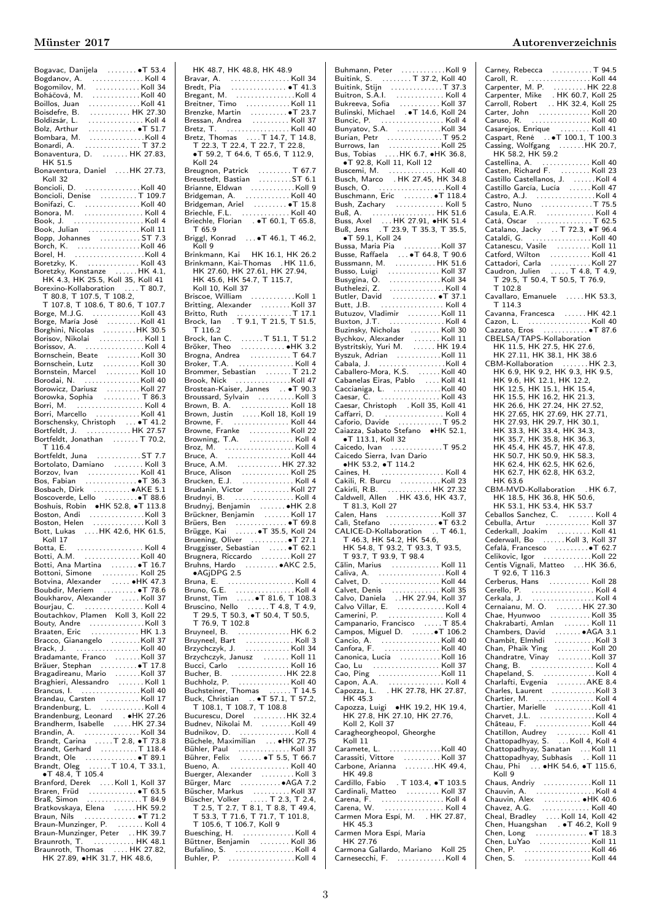Bogavac, Danijela ........•T 53.4
Bogdanov, A. ............. Koll 4
Bogomilov, M. ............ Koll 34
Boháčová, M. ............ Koll 40
Boillos, Juan ............. Koll 41
Boisdefre, B. ........... HK 27.30
Boldizsár, L. ............. Koll 4
Bolz, Arthur .............•T 51.7
Bombara, M. .............. Koll 4
Bonardi, A. ............... T 37.2
Bonaventura, D. ....... HK 27.83, HK 51.5
Bonaventura, Daniel ....HK 27.73, Koll 32
Bonciolі, D. ............... Koll 40
Bonciolі, Denise ..........T 109.7
Bonifazi, C. ............... Koll 40
Bonora, M. ................ Koll 4
Book, J. ................... Koll 4
Book, Julian .............. Koll 11
Bopp, Johannes ........... ST 7.3
Borch, K. ................. Koll 46
Borel, H. .................. Koll 4
Boretzky, K. .............. Koll 43
Boretzky, Konstanze ...... HK 4.1, HK 4.3, HK 25.5, Koll 35, Koll 41
Borexino-Kollaboration .... T 80.7, T 80.8, T 107.5, T 108.2, T 107.8, T 108.6, T 80.6, T 107.7
Borge, M.J.G. ............ Koll 43
Borge, María José ........ Koll 41
Borghini, Nicolas ......... HK 30.5
Borisov, Nikolai ........... Koll 1
Borissov, A. ............... Koll 4
Bornschein, Beate ........ Koll 30
Bornschein, Lutz .......... Koll 30
Bornstein, Marcel ......... Koll 10
Borodai, N. ............... Koll 40
Borowicz, Dariusz ........ Koll 27
Borowka, Sophia .......... T 86.3
Borri, M. .................. Koll 4
Borri, Marcello ............ Koll 41
Borschensky, Christoph ...•T 41.2
Bortfeldt, J. ............. HK 27.57
Bortfeldt, Jonathan ....... T 70.2, T 116.4
Bortfeldt, Juna ........... ST 7.7
Bortolato, Damiano ........ Koll 3
Borzov, Ivan .............. Koll 41
Bos, Fabian ...............•T 36.3
Bosbach, Dirk ...........•AKE 5.1
Boscoverde, Lello ........•T 88.6
Boshuis, Robin •HK 52.8, •T 113.8
Boston, Andi ............... Koll 3
Boston, Helen ............. Koll 3
Bott, Lukas .... HK 42.6, HK 61.5, Koll 17
Botta, E. .................. Koll 4
Botti, A.M. ............... Koll 40
Botti, Ana Martina .......•T 16.7
Bottoni, Simone .......... Koll 25
Botvina, Alexander .....•HK 47.3
Boubdir, Meriem .........•T 78.6
Boukharov, Alexander ..... Koll 37
Bourjau, C. ................ Koll 4
Boutachkov, Plamen Koll 3, Koll 22
Bouty, Andre ............... Koll 3
Braaten, Eric ............. HK 1.3
Bracco, Gianangelo ....... Koll 37
Brack, J. ................. Koll 40
Bradamante, Franco ....... Koll 37
Bräuer, Stephan ..........•T 17.8
Bragadireanu, Mario ...... Koll 37
Braghieri, Alessandro ...... Koll 1
Brancus, I. ............... Koll 40
Brandau, Carsten ......... Koll 17
Brandenburg, L. ............ Koll 4
Brandenburg, Leonard . •HK 27.26
Brandherm, Isabelle ..... HK 27.34
Brandin, A. ............... Koll 34
Brandt, Carina .....T 2.8, •T 73.8
Brandt, Gerhard ......... T 118.4
Brandt, Ole .............•T 89.1
Brandt, Oleg ......T 10.4, T 33.1, •T 48.4, T 105.4
Branford, Derek ....Koll 1, Koll 37
Braren, Früd .............•T 63.5
Braß, Simon .............. T 84.9
Bratkovskaya, Elena ...... HK 59.2
Braun, Nils ..............•T 71.2
Braun-Munzinger, P. ....... Koll 4
Braun-Munzinger, Peter ...HK 39.7
Braunroth, T. ............ HK 48.1
Braunroth, Thomas ..... HK 27.82, HK 27.89, •HK 31.7, HK 48.6, HK 48.7, HK 48.8, HK 48.9
Bravar, A. ................ Koll 34
Bredt, Pia ................•T 41.3
Bregant, M. ................ Koll 4
Breitner, Timo ............ Koll 11
Brenzke, Martin ..........•T 23.7
Bressan, Andrea .......... Koll 37
Bretz, T. ................. Koll 40
Bretz, Thomas ....T 14.7, T 14.8, T 22.3, T 22.4, T 22.7, T 22.8, •T 59.2, T 64.6, T 65.6, T 112.9, Koll 24
Breugnon, Patrick ......... T 67.7
Breustedt, Bastian ......... ST 6.1
Brianne, Eldwan ............ Koll 9
Bridgeman, A. ............ Koll 40
Bridgeman, Ariel .........•T 15.8
Briechle, F.L. ............ Koll 40
Briechle, Florian . •T 60.1, T 65.8, T 65.9
Briggl, Konrad ...•T 46.1, T 46.2, Koll 9
Brinkmann, Kai HK 16.1, HK 26.2
Brinkmann, Kai-Thomas . HK 11.6, HK 27.60, HK 27.61, HK 27.94, HK 45.6, HK 54.7, T 115.7, Koll 10, Koll 37
Briscoe, William ............ Koll 1
Britting, Alexander ........ Koll 37
Britto, Ruth ............... T 17.1
Brock, Ian . T 9.1, T 21.5, T 51.5, T 116.2
Brock, Ian C. ...... T 51.1, T 51.2
Bröker, Theo ............•HK 3.2
Brogna, Andrea ........... T 64.7
Broker, T.A. ............... Koll 4
Brommer, Sebastian ....... T 21.2
Brook, Nick .............. Koll 47
Brostean-Kaiser, Jannes ..•T 90.3
Broussard, Sylvain ......... Koll 3
Brown, B. A. ............. Koll 18
Brown, Justin ....Koll 18, Koll 19
Browne, F. ............... Koll 44
Browne, Franke ........... Koll 22
Browning, T.A. ............ Koll 4
Broz, M. ................... Koll 4
Bruce, A. ................. Koll 44
Bruce, A.M. ............ HK 27.32
Bruce, Alison ............. Koll 25
Brucken, E.J. .............. Koll 4
Brudanin, Victor .......... Koll 27
Brudnyi, B. ................ Koll 4
Brudnyj, Benjamin .......•HK 2.8
Brückner, Benjamin ....... Koll 17
Brüers, Ben ...............•T 69.8
Brügge, Kai ......•T 35.5, Koll 24
Bruening, Oliver ..........•T 27.1
Bruggisser, Sebastian .....•T 62.1
Brugnera, Riccardo ....... Koll 27
Bruhns, Hardo ..........•AKC 2.5, •AGjDPG 2.5
Bruna, E. .................. Koll 4
Bruno, G.E. ................ Koll 4
Brunst, Tim .....•T 81.6, T 108.3
Bruscino, Nello ......T 4.8, T 4.9, T 29.5, T 50.3, •T 50.4, T 50.5, T 76.9, T 102.8
Bruyneel, B. .............. HK 6.2
Bruyneel, Bart ............. Koll 3
Brzychczyk, J. ............ Koll 34
Brzychczyk, Janusz ....... Koll 11
Bucci, Carlo .............. Koll 16
Bucher, B. ............... HK 22.8
Buchholz, P. .............. Koll 40
Buchsteiner, Thomas ...... T 14.5
Buck, Christian ...•T 57.1, T 57.2, T 108.1, T 108.7, T 108.8
Bucurescu, Dorel ........ HK 32.4
Budnev, Nikolai M. ....... Koll 49
Budnikov, D. ............... Koll 4
Büchele, Maximilian .....•HK 27.75
Bühler, Paul .............. Koll 37
Bührer, Felix .......•T 5.5, T 66.7
Bueno, A. ................ Koll 40
Buerger, Alexander ......... Koll 3
Bürger, Marc ...........•AGA 7.2
Büscher, Markus .......... Koll 37
Büscher, Volker ......T 2.3, T 2.4, T 2.5, T 2.7, T 8.1, T 8.8, T 49.4, T 53.3, T 71.6, T 71.7, T 101.8, T 105.6, T 106.7, Koll 9
Buesching, H. .............. Koll 4
Büttner, Benjamin ........ Koll 36
Bufalino, S. ............... Koll 4
Buhler, P. .................. Koll 4
Buhmann, Peter ............ Koll 9
Buitink, S. ........T 37.2, Koll 40
Buitink, Stijn ............. T 37.3
Buitron, S.A.I. ............. Koll 4
Bukreeva, Sofia ........... Koll 37
Bulinski, Michael .•T 14.6, Koll 24
Buncic, P. ................. Koll 4
Bunyatov, S.A. ............ Koll 34
Burian, Petr ............... T 95.2
Burrows, Ian .............. Koll 25
Bus, Tobias ....HK 6.7, •HK 36.8, •T 92.8, Koll 11, Koll 12
Buscemi, M. .............. Koll 40
Busch, Marco . HK 27.45, HK 34.8
Busch, O. .................. Koll 4
Buschmann, Eric .........•T 118.4
Bush, Zachary .............. Koll 5
Buß, A. .................. HK 51.6
Buss, Axel ...HK 27.91, •HK 51.4
Buß, Jens . T 23.9, T 35.3, T 35.5, •T 59.1, Koll 24
Bussa, Maria Pia .......... Koll 37
Busse, Raffaela ....•T 64.8, T 90.6
Bussmann, M. ........... HK 51.6
Busso, Luigi .............. Koll 37
Busygina, O. .............. Koll 34
Buthelezi, Z. ............... Koll 4
Butler, David ............•T 37.1
Butt, J.B. ................. Koll 4
Butuzov, Vladimir ......... Koll 11
Buxton, J.T. ............... Koll 4
Buzinsky, Nicholas ........ Koll 30
Bychkov, Alexander ....... Koll 11
Bystritskiy, Yuri M. ...... HK 19.4
Byszuk, Adrian ............ Koll 11
Cabala, J. ................. Koll 4
Caballero-Mora, K.S. ...... Koll 40
Cabanelas Eiras, Pablo .... Koll 41
Caccianiga, L. ............ Koll 40
Caesar, C. ................ Koll 43
Caesar, Christoph . Koll 35, Koll 41
Caffarri, D. ................ Koll 4
Caforio, Davide ........... T 95.2
Caiazza, Sabato Stefano •HK 52.1, •T 113.1, Koll 32
Caicedo, Ivan ............. T 95.2
Caicedo Sierra, Ivan Dario •HK 53.2, •T 114.2
Caines, H. ................. Koll 4
Cakili, R. Burcu .......... Koll 23
Cakirli, R.B. ............ HK 27.32
Caldwell, Allen . HK 43.6, HK 43.7, T 81.3, Koll 27
Calen, Hans .............. Koll 37
Calì, Stefano .............•T 63.2
CALICE-D-Kollaboration .. T 46.1, T 46.3, HK 54.2, HK 54.6, HK 54.8, T 93.2, T 93.3, T 93.5, T 93.7, T 93.9, T 98.4
Călin, Marius ............. Koll 11
Caliva, A. ................. Koll 4
Calvet, D. ................ Koll 44
Calvet, Denis ............. Koll 35
Calvo, Daniela ..HK 27.94, Koll 37
Calvo Villar, E. ............ Koll 4
Camerini, P. ............... Koll 4
Campanario, Francisco ..... T 85.4
Campos, Miguel D. ......•T 106.2
Cancio, A. ................ Koll 40
Canfora, F. ............... Koll 40
Canonica, Lucia ........... Koll 16
Cao, Lu .................. Koll 37
Cao, Ping ................ Koll 11
Capon, A.A. ............... Koll 4
Capozza, L. . HK 27.78, HK 27.87, HK 45.3
Capozza, Luigi •HK 19.2, HK 19.4, HK 27.8, HK 27.10, HK 27.76, Koll 2, Koll 37
Caragheorgheopol, Gheorghe Koll 11
Caramete, L. .............. Koll 40
Carassiti, Vittore .......... Koll 37
Carbone, Arianna ........ HK 49.4, HK 49.8
Cardillo, Fabio . T 103.4, •T 103.5
Cardinali, Matteo ......... Koll 37
Carena, F. ................. Koll 4
Carena, W. ................ Koll 4
Carmen Mora Espí, M. . HK 27.87, HK 45.3
Carmen Mora Espí, Maria HK 27.76
Carmona Gallardo, Mariano Koll 25
Carnesecchi, F. ............. Koll 4
Carney, Rebecca .......... T 94.5
Caroll, R. ................ Koll 44
Carpenter, M. P. ......... HK 22.8
Carpenter, Mike . HK 60.7, Koll 25
Carroll, Robert .. HK 32.4, Koll 25
Carter, John .............. Koll 20
Caruso, R. ................ Koll 40
Casarejos, Enrique ........ Koll 41
Caspart, René ..•T 100.1, T 100.3
Cassing, Wolfgang ....... HK 20.7, HK 58.2, HK 59.2
Castellina, A. ............. Koll 40
Casten, Richard F. ........ Koll 23
Castillo Castellanos, J. ..... Koll 4
Castillo García, Lucía ..... Koll 47
Castro, A.J. ................ Koll 4
Castro, Nuno .............. T 75.5
Casula, E.A.R. ............. Koll 4
Català, Oscar ............. T 62.5
Catalano, Jacky .. T 72.3, •T 96.4
Cataldi, G. ................ Koll 40
Catanescu, Vasile ......... Koll 11
Catford, Wilton ........... Koll 41
Cattadori, Carla .......... Koll 27
Caudron, Julien .... T 4.8, T 4.9, T 29.5, T 50.4, T 50.5, T 76.9, T 102.8
Cavallaro, Emanuele ..... HK 53.3, T 114.3
Cavanna, Francesca ...... HK 42.1
Cazon, L. ................. Koll 40
Cazzato, Eros ............•T 87.6
CBELSA/TAPS-Kollaboration HK 11.5, HK 27.5, HK 27.6, HK 27.11, HK 38.1, HK 38.6
CBM-Kollaboration ....... HK 2.3, HK 6.9, HK 9.2, HK 9.3, HK 9.5, HK 9.6, HK 12.1, HK 12.2, HK 12.5, HK 15.1, HK 15.4, HK 15.5, HK 16.2, HK 21.3, HK 26.6, HK 27.24, HK 27.52, HK 27.65, HK 27.69, HK 27.71, HK 27.93, HK 29.7, HK 30.1, HK 33.3, HK 33.4, HK 34.3, HK 35.7, HK 35.8, HK 36.3, HK 45.4, HK 45.7, HK 47.8, HK 50.7, HK 50.9, HK 58.3, HK 62.4, HK 62.5, HK 62.6, HK 62.7, HK 62.8, HK 63.2, HK 63.6
CBM-MVD-Kollaboration . HK 6.7, HK 18.5, HK 36.8, HK 50.6, HK 53.1, HK 53.4, HK 53.7
Ceballos Sanchez, C. ....... Koll 4
Cebulla, Artur ............ Koll 37
Cederkall, Joakim ......... Koll 41
Cederwall, Bo ......Koll 3, Koll 37
Cefalà, Francesco .........•T 62.7
Celikovic, Igor ............ Koll 22
Centis Vignali, Matteo ...HK 36.6, T 92.6, T 116.3
Cerberus, Hans ........... Koll 28
Cerello, P. ................. Koll 4
Cerkala, J. ................. Koll 4
Cernaianu, M. O. ....... HK 27.30
Chae, Hyunwoo ........... Koll 35
Chakrabarti, Amlan ....... Koll 11
Chambers, David .......•AGA 3.1
Chambit, Elmhdi ........... Koll 3
Chan, Phaik Ying ......... Koll 20
Chandratre, Vinay ........ Koll 37
Chang, B. .................. Koll 4
Chapeland, S. .............. Koll 4
Charlafti, Evgenia ........ AKE 8.4
Charles, Laurent ........... Koll 3
Chartier, M. ................ Koll 4
Chartier, Marielle ......... Koll 41
Charvet, J.L. ............... Koll 4
Château, F. ............... Koll 44
Chatillon, Audrey ......... Koll 41
Chattopadhyay, S. ....Koll 4, Koll 4
Chattopadhyay, Sanatan ... Koll 11
Chattopadhyay, Subhasis .. Koll 11
Chau, Phi ...•HK 54.6, •T 115.6, Koll 9
Chaus, Andriy ............ Koll 11
Chauvin, A. ................ Koll 4
Chauvin, Alex ..........•HK 40.6
Chavez, A.G. .............. Koll 40
Cheal, Bradley ....Koll 14, Koll 42
Chen, Huangshan . •T 46.2, Koll 9
Chen, Long ...............•T 18.3
Chen, LuYao .............. Koll 11
Chen, P. .................. Koll 46
Chen, S. .................. Koll 44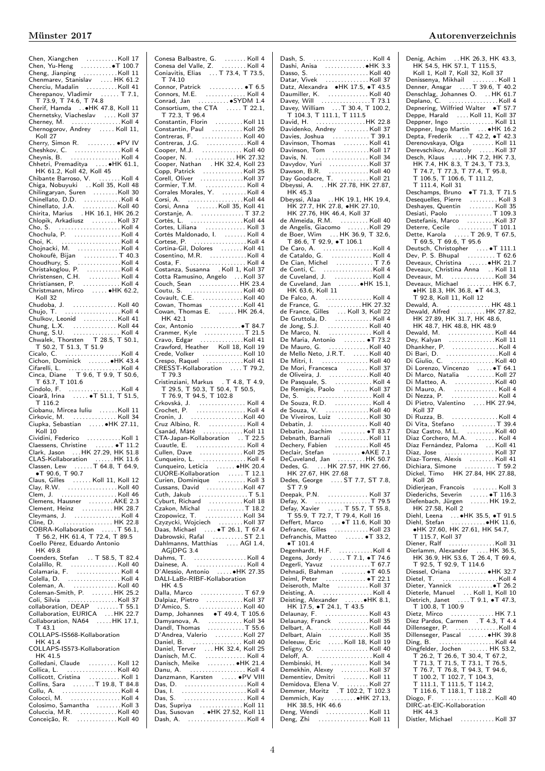Chen, Xiangchen . . . . . . . . . . Koll 17
Chen, Yu-Heng . . . . . . . . . . •T 100.7
Cheng, Jianping . . . . . . . . . . Koll 11
Chenmarev, Stanislav . . . . HK 61.2
Cherciu, Madalin . . . . . . . . . . Koll 41
Cherepanov, Vladimir . . . . . . T 7.1, T 73.9, T 74.6, T 74.8
Cherif, Hamda . . •HK 47.8, Koll 11
Chernetsky, Viacheslav . . . . . Koll 37
Cherney, M. . . . . . . . . . . . . . . . Koll 4
Chernogorov, Andrey . . . . . Koll 11, Koll 27
Cherry, Simon R. . . . . . . . . . •PV IV
Cheshkov, C. . . . . . . . . . . . . . . Koll 4
Cheynis, B. . . . . . . . . . . . . . . . Koll 4
Chhetri, Premaditya . . . . . •HK 61.1, HK 61.2, Koll 42, Koll 45
Chibante Barroso, V. . . . . . . . Koll 4
Chiga, Nobuyuki . . Koll 35, Koll 48
Chilingaryan, Suren . . . . . . . . Koll 30
Chinellato, D.D. . . . . . . . . . . . Koll 4
Chinellato, J.A. . . . . . . . . . . . Koll 40
Chirita, Marius . HK 16.1, HK 26.2
Chlopik, Arkadiusz . . . . . . . . Koll 37
Cho, S. . . . . . . . . . . . . . . . . . . . Koll 4
Chochula, P. . . . . . . . . . . . . . . Koll 4
Choi, K. . . . . . . . . . . . . . . . . . . Koll 4
Chojnacki, M. . . . . . . . . . . . . . Koll 4
Chokoufé, Bijan . . . . . . . . . . . T 40.3
Choudhury, S. . . . . . . . . . . . . . Koll 4
Christakoglou, P. . . . . . . . . . . Koll 4
Christensen, C.H. . . . . . . . . . . Koll 4
Christiansen, P. . . . . . . . . . . . Koll 4
Christmann, Mirco . . . . . •HK 62.2, Koll 32
Chudoba, J. . . . . . . . . . . . . . . Koll 40
Chujo, T. . . . . . . . . . . . . . . . . . Koll 4
Chulkov, Leonid . . . . . . . . . . Koll 41
Chung, L.X. . . . . . . . . . . . . . . Koll 44
Chung, S.U. . . . . . . . . . . . . . . . Koll 4
Chwalek, Thorsten T 28.5, T 50.1, T 50.2, T 51.3, T 51.9
Cicalo, C. . . . . . . . . . . . . . . . . . Koll 4
Cichon, Dominick . . . . . . . •HK 43.4
Cifarelli, L. . . . . . . . . . . . . . . . Koll 4
Cinca, Diane T 9.6, T 9.9, T 50.6, T 63.7, T 101.6
Cindolo, F. . . . . . . . . . . . . . . . . Koll 4
Cioară, Irina . . . . . •T 51.1, T 51.5, T 116.2
Ciobanu, Mircea Iuliu . . . . . . Koll 11
Cirkovic, M. . . . . . . . . . . . . . . Koll 34
Ciupka, Sebastian . . . . . •HK 27.11, Koll 10
Cividini, Federico . . . . . . . . . . Koll 11
Claessens, Christine . . . . . . . •T 11.2
Clark, Jason . . . HK 27.29, HK 51.8
CLAS-Kollaboration . . . . . . HK 11.6
Classen, Lew . . . . . . T 64.8, T 64.9, •T 90.6, T 90.7
Claus, Gilles . . . . . . Koll 11, Koll 12
Clay, R.W. . . . . . . . . . . . . . . . Koll 40
Clem, J. . . . . . . . . . . . . . . . . . . Koll 46
Clemens, Hausner . . . . . . . . AKE 2.3
Clement, Heinz . . . . . . . . . . HK 28.7
Cleymans, J. . . . . . . . . . . . . . . . Koll 4
Cline, D. . . . . . . . . . . . . . . . . HK 22.8
COBRA-Kollaboration . . . . . T 56.1, T 56.2, HK 61.4, T 72.4, T 89.5
Coello Pérez, Eduardo Antonio HK 49.8
Coenders, Stefan . . T 58.5, T 82.4
Colalillo, R. . . . . . . . . . . . . . . Koll 40
Colamaria, F. . . . . . . . . . . . . . . Koll 4
Colella, D. . . . . . . . . . . . . . . . . Koll 4
Coleman, A. . . . . . . . . . . . . . . Koll 40
Coleman-Smith, P. . . . . . . . HK 25.2
Coli, Silvia . . . . . . . . . . . . . . . Koll 37
collaboration, DEAP . . . . . . . T 55.1
Collaboration, EURICA . . . HK 22.7
Collaboration, NA64 . . . . . HK 17.1, T 43.1
COLLAPS-IS568-Kollaboration HK 41.4
COLLAPS-IS573-Kollaboration HK 41.5
Colledani, Claude . . . . . . . . . Koll 12
Collica, L. . . . . . . . . . . . . . . . . Koll 40
Collicott, Cristina . . . . . . . . . . Koll 1
Collins, Sara . . . . . . . T 19.8, T 84.8
Collu, A. . . . . . . . . . . . . . . . . . . Koll 4
Colocci, M. . . . . . . . . . . . . . . . . Koll 4
Colosimo, Samantha . . . . . . . . Koll 3
Coluccia, M.R. . . . . . . . . . . . Koll 40
Conceição, R. . . . . . . . . . . . . . Koll 40
Conesa Balbastre, G. . . . . . . . Koll 4
Conesa del Valle, Z. . . . . . . . . Koll 4
Coniavitis, Elias . . . T 73.4, T 73.5, T 74.10
Connor, Patrick . . . . . . . . . . . •T 6.5
Connors, M.E. . . . . . . . . . . . . . Koll 4
Conrad, Jan . . . . . . . . . . •SYDM 1.4
Consortium, the CTA . . . . . T 22.1, T 72.3, T 96.4
Constantin, Florin . . . . . . . . . Koll 11
Constantin, Paul . . . . . . . . . . Koll 26
Contreras, F. . . . . . . . . . . . . . . Koll 40
Contreras, J.G. . . . . . . . . . . . . Koll 4
Cooper, M.J. . . . . . . . . . . . . . Koll 40
Cooper, N. . . . . . . . . . . . . . HK 27.32
Cooper, Nathan . HK 32.4, Koll 23
Copp, Patrick . . . . . . . . . . . . Koll 25
Corell, Oliver . . . . . . . . . . . . . Koll 37
Cormier, T.M. . . . . . . . . . . . . . Koll 4
Corrales Morales, Y. . . . . . . . . Koll 4
Corsi, A. . . . . . . . . . . . . . . . . . Koll 44
Corsi, Anna . . . . . . . Koll 35, Koll 41
Corstanje, A. . . . . . . . . . . . . . T 37.2
Cortés, L. . . . . . . . . . . . . . . . . Koll 44
Cortes, Liliana . . . . . . . . . . . . Koll 3
Cortés Maldonado, I. . . . . . . Koll 4
Cortese, P. . . . . . . . . . . . . . . . . Koll 4
Cortina-Gil, Dolores . . . . . . . Koll 41
Cosentino, M.R. . . . . . . . . . . . Koll 4
Costa, F. . . . . . . . . . . . . . . . . . Koll 4
Costanza, Susanna . Koll 1, Koll 37
Cotta Ramusino, Angelo . . . Koll 37
Couch, Sean . . . . . . . . . . . . HK 23.4
Coutu, S. . . . . . . . . . . . . . . . . Koll 40
Covault, C.E. . . . . . . . . . . . . . Koll 40
Cowan, Thomas . . . . . . . . . . Koll 41
Cowan, Thomas E. . . . . . HK 26.4, HK 42.1
Cox, Antonio . . . . . . . . . . . . •T 84.7
Cranmer, Kyle . . . . . . . . . . . . T 21.5
Cravo, Edgar . . . . . . . . . . . . . Koll 41
Crawford, Heather Koll 18, Koll 19
Crede, Volker . . . . . . . . . . . . . Koll 10
Crespo, Raquel . . . . . . . . . . . Koll 41
CRESST-Kollaboration . . . . T 79.2, T 79.3
Cristinziani, Markus . T 4.8, T 4.9, T 29.5, T 50.3, T 50.4, T 50.5, T 76.9, T 94.5, T 102.8
Crkovská, J. . . . . . . . . . . . . . . Koll 4
Crochet, P. . . . . . . . . . . . . . . . Koll 4
Cronin, J. . . . . . . . . . . . . . . . . Koll 40
Cruz Albino, R. . . . . . . . . . . . Koll 4
Csanád, Máté . . . . . . . . . . . . . Koll 11
CTA-Japan-Kollaboration . . T 22.5
Cuautle, E. . . . . . . . . . . . . . . . Koll 4
Cullen, Dave . . . . . . . . . . . . . Koll 25
Cunqueiro, L. . . . . . . . . . . . . . Koll 4
Cunqueiro, Leticia . . . . . . •HK 20.4
CUORE-Kollaboration . . . . . T 12.1
Curien, Dominique . . . . . . . . . Koll 3
Cussans, David . . . . . . . . . . . Koll 47
Cuth, Jakub . . . . . . . . . . . . . . . T 5.1
Cyburt, Richard . . . . . . . . . . Koll 18
Czakon, Michal . . . . . . . . . . . T 18.2
Czopowicz, T. . . . . . . . . . . . . Koll 34
Czyzycki, Wojciech . . . . . . . Koll 37
Daas, Michael . . . . •T 26.1, T 67.4
Dabrowski, Rafal . . . . . . . . . . ST 2.1
Dahlmanns, Matthias . . . . AGI 1.4, AGjDPG 3.4
Dahms, T. . . . . . . . . . . . . . . . . Koll 4
Dainese, A. . . . . . . . . . . . . . . . Koll 4
D'Alessio, Antonio . . . . . •HK 27.35
DALI-LaBr-RIBF-Kollaboration HK 4.5
Dalla, Marco . . . . . . . . . . . . . T 67.9
Dalpiaz, Pietro . . . . . . . . . . . Koll 37
D'Amico, S. . . . . . . . . . . . . . . Koll 40
Damp, Johannes •T 49.4, T 105.6
Damyanova, A. . . . . . . . . . . . Koll 34
Dandl, Thomas . . . . . . . . . . . T 55.6
D'Andrea, Valerio . . . . . . . . . Koll 27
Daniel, B. . . . . . . . . . . . . . . . . Koll 40
Daniel, Terver . . . HK 32.4, Koll 25
Danisch, M.C. . . . . . . . . . . . . . Koll 4
Danisch, Meike . . . . . . . . . •HK 21.4
Danu, A. . . . . . . . . . . . . . . . . . Koll 4
Danzmann, Karsten . . . . . •PV VIII
Das, D. . . . . . . . . . . . . . . . . . . . Koll 4
Das, I. . . . . . . . . . . . . . . . . . . . . Koll 4
Das, S. . . . . . . . . . . . . . . . . . . . Koll 4
Das, Supriya . . . . . . . . . . . . . Koll 11
Das, Susovan . •HK 27.52, Koll 11
Dash, A. . . . . . . . . . . . . . . . . . . Koll 4
Dash, S. . . . . . . . . . . . . . . . . . . Koll 4
Dashi, Anisa . . . . . . . . . . . . •HK 3.3
Dasso, S. . . . . . . . . . . . . . . . . Koll 40
Datar, Vivek . . . . . . . . . . . . . Koll 37
Datz, Alexandra •HK 17.5, •T 43.5
Daumiller, K. . . . . . . . . . . . . . Koll 40
Davey, Will . . . . . . . . . . . . . . . T 73.1
Davey, William . . . T 30.4, T 100.2, T 104.3, T 111.1, T 111.5
David, H. . . . . . . . . . . . . . . . HK 22.8
Davidenko, Andrey . . . . . . . . Koll 37
Davies, Joshua . . . . . . . . . . . . T 39.1
Davinson, Thomas . . . . . . . . Koll 41
Davinson, Tom . . . . . . . . . . . Koll 17
Davis, N. . . . . . . . . . . . . . . . . Koll 34
Davydov, Yuri . . . . . . . . . . . . Koll 37
Dawson, B.R. . . . . . . . . . . . . . Koll 40
Day Goodacre, T. . . . . . . . . . Koll 21
Dbeyssi, A. . . HK 27.78, HK 27.87, HK 45.3
Dbeyssi, Alaa . . HK 19.1, HK 19.4, HK 27.7, HK 27.8, •HK 27.10, HK 27.76, HK 46.4, Koll 37
de Almeida, R.M. . . . . . . . . . Koll 40
de Angelis, Giacomo . . . . . . . Koll 29
de Boer, Wim . . . HK 36.9, T 32.6, T 86.6, T 92.9, •T 106.1
De Caro, A. . . . . . . . . . . . . . . . Koll 4
de Cataldo, G. . . . . . . . . . . . . . Koll 4
De Cian, Michel . . . . . . . . . . . . T 7.6
de Conti, C. . . . . . . . . . . . . . . . Koll 4
de Cuveland, J. . . . . . . . . . . . . Koll 4
de Cuveland, Jan . . . . . . . •HK 15.1, HK 63.6, Koll 11
De Falco, A. . . . . . . . . . . . . . . . Koll 4
de France, G. . . . . . . . . . . . HK 27.32
de France, Gilles . . . Koll 3, Koll 22
De Gruttola, D. . . . . . . . . . . . . Koll 4
de Jong, S.J. . . . . . . . . . . . . . Koll 40
De Marco, N. . . . . . . . . . . . . . . Koll 4
De Maria, Antonio . . . . . . . . •T 73.2
De Mauro, G. . . . . . . . . . . . . Koll 40
de Mello Neto, J.R.T. . . . . . Koll 40
De Mitri, I. . . . . . . . . . . . . . . Koll 40
De Mori, Francesca . . . . . . . Koll 37
de Oliveira, J. . . . . . . . . . . . . Koll 40
De Pasquale, S. . . . . . . . . . . . . Koll 4
De Remigis, Paolo . . . . . . . . Koll 37
De, S. . . . . . . . . . . . . . . . . . . . . Koll 4
De Souza, R.D. . . . . . . . . . . . . Koll 4
de Souza, V. . . . . . . . . . . . . . Koll 40
De Viveiros, Luiz . . . . . . . . . Koll 30
Debatin, J. . . . . . . . . . . . . . . . Koll 40
Debatin, Joachim . . . . . . . . . •T 83.7
Debnath, Barnali . . . . . . . . . . Koll 11
Dechery, Fabien . . . . . . . . . . Koll 45
Declair, Stefan . . . . . . . . . . . •AKE 7.1
DeCuveland, Jan . . . . . . . . . HK 50.7
Dedes, G. . . . HK 27.57, HK 27.66, HK 27.67, HK 27.68
Dedes, George . . . . ST 7.7, ST 7.8, ST 7.9
Deepak, P.N. . . . . . . . . . . . . . Koll 37
Defay, X. . . . . . . . . . . . . . . . . . T 79.5
Defay, Xavier . . . . . T 55.7, T 55.8, T 55.9, T 72.7, T 79.4, Koll 16
Deffert, Marco . . . •T 11.6, Koll 30
Defrance, Gilles . . . . . . . . . . . Koll 23
Defranchis, Matteo . . . . . . . •T 33.2, •T 101.4
Degenhardt, H.F. . . . . . . . . . Koll 44
Degens, Jordy . . . . . T 7.1, •T 74.6
Degerli, Yavuz . . . . . . . . . . . . T 67.7
Dehnadi, Bahman . . . . . . . . •T 40.5
Deiml, Peter . . . . . . . . . . . . . •T 22.1
Deiseroth, Malte . . . . . . . . . . Koll 37
Deisting, A. . . . . . . . . . . . . . . . Koll 4
Deisting, Alexander . . . . . . •HK 8.1, HK 17.5, •T 24.1, T 43.5
Delaunay, F. . . . . . . . . . . . . . . Koll 43
Delaunay, Franck . . . . . . . . . . Koll 35
Delbart, A. . . . . . . . . . . . . . . . Koll 44
Delbart, Alain . . . . . . . . . . . . . Koll 35
Deleeuw, Eric . . . . . Koll 18, Koll 19
Deligny, O. . . . . . . . . . . . . . . . Koll 40
Deloff, A. . . . . . . . . . . . . . . . . . Koll 4
Dembinski, H. . . . . . . . . . . . . Koll 34
Demekhin, Alexey . . . . . . . . . Koll 37
Dementiev, Dmitri . . . . . . . . . Koll 11
Demidova, Elena V. . . . . . . . . Koll 27
Demmer, Moritz . T 102.2, T 102.3
Demmich, Kay . . . . . . . . •HK 27.13, HK 38.5, HK 46.6
Deng, Wendi . . . . . . . . . . . . . Koll 11
Deng, Zhi . . . . . . . . . . . . . . . . Koll 11
Denig, Achim . . HK 26.3, HK 43.3, HK 54.5, HK 57.1, T 115.5, Koll 1, Koll 7, Koll 32, Koll 37
Denissenya, Mikhail . . . . . . . . Koll 1
Denner, Ansgar . . . . T 39.6, T 40.2
Denschlag, Johannes O. . . HK 61.7
Deplano, C. . . . . . . . . . . . . . . . Koll 4
Depnering, Wilfried Walter •T 57.7
Deppe, Harald . . . . Koll 11, Koll 37
Deppner, Ingo . . . . . . . . . . . . Koll 11
Deppner, Ingo Martin . . . •HK 16.2
Depta, Frederik . . . T 42.2, •T 42.3
Derenovskaya, Olga . . . . . . . Koll 11
Derevschikov, Anatoly . . . . . Koll 37
Desch, Klaus . . . . . HK 7.2, HK 7.3, HK 7.4, HK 8.3, T 24.3, T 73.3, T 74.7, T 77.3, T 77.4, T 95.8, T 106.5, T 106.6, T 111.2, T 111.4, Koll 31
Deschamps, Bruno •T 71.3, T 71.5
Desequelles, Pierre . . . . . . . . . Koll 3
Deshayes, Quentin . . . . . . . . Koll 35
Desiati, Paolo . . . . . . . . . . . . T 109.3
Destefanis, Marco . . . . . . . . . Koll 37
Deterre, Cecile . . . . . . . . . . . T 101.1
Dette, Karola . . . . . T 26.9, T 67.5, T 69.5, T 69.6, T 95.6
Deutsch, Christopher . . . . •T 111.1
Dev, P. S. Bhupal . . . . . . . . . T 62.6
Deveaux, Christina . . . . . . •HK 21.7
Deveaux, Christina Anna . . Koll 11
Deveaux, M. . . . . . . . . . . . . . Koll 34
Deveaux, Michael . . . . . . . . HK 6.7, •HK 18.3, HK 36.8, •T 44.3, T 92.8, Koll 11, Koll 12
Dewald, A. . . . . . . . . . . . . . . HK 48.1
Dewald, Alfred . . . . . . . . . HK 27.82, HK 27.89, HK 31.7, HK 48.6, HK 48.7, HK 48.8, HK 48.9
Dewald, M. . . . . . . . . . . . . . . Koll 44
Dey, Kalyan . . . . . . . . . . . . . . Koll 11
Dhankher, P. . . . . . . . . . . . . . . Koll 4
Di Bari, D. . . . . . . . . . . . . . . . . Koll 4
Di Giulio, C. . . . . . . . . . . . . . . Koll 40
Di Lorenzo, Vincenzo . . . . . •T 64.1
Di Marco, Natalia . . . . . . . . . Koll 27
Di Matteo, A. . . . . . . . . . . . . . Koll 40
Di Mauro, A. . . . . . . . . . . . . . . Koll 4
Di Nezza, P. . . . . . . . . . . . . . . . Koll 4
Di Pietro, Valentino . . . . HK 27.94, Koll 37
Di Ruzza, B. . . . . . . . . . . . . . . Koll 4
Di Vita, Stefano . . . . . . . . . . . T 39.4
Díaz Castro, M.L. . . . . . . . . . Koll 40
Díaz Corchero, M.A. . . . . . . . Koll 4
Díaz Fernández, Paloma . . . Koll 41
Diaz, Jose . . . . . . . . . . . . . . . Koll 37
Diaz-Torres, Alexis . . . . . . . . Koll 41
Dichiara, Simone . . . . . . . . . . T 59.2
Dickel, Timo HK 27.84, HK 27.88, Koll 26
Didierjean, Francois . . . . . . . . Koll 3
Diederichs, Severin . . . . . . •T 116.3
Diefenbach, Jürgen . . . . . . HK 19.2, HK 27.58, Koll 2
Diehl, Leena . . . •HK 35.5, •T 91.5
Diehl, Stefan . . . . . . . . . . . •HK 11.6, •HK 27.60, HK 27.61, HK 54.7, T 115.7, Koll 37
Diener, Ralf . . . . . . . . . . . . . . Koll 31
Dierlamm, Alexander . . . . HK 36.5, HK 36.9, HK 53.6, T 26.4, T 69.4, T 92.5, T 92.9, T 114.6
Diessel, Oriana . . . . . . . . . •HK 32.7
Dietel, T. . . . . . . . . . . . . . . . . . Koll 4
Dieter, Yannick . . . . . . . . . . . •T 26.2
Dieterle, Manuel . . . Koll 1, Koll 10
Dietrich, Janet . . . . T 9.1, •T 47.3, T 100.8, T 100.9
Dietz, Mirco . . . . . . . . . . . . . HK 7.1
Diez Pardos, Carmen . T 4.3, T 4.4
Dillenseger, P. . . . . . . . . . . . . . Koll 4
Dillenseger, Pascal . . . . . . •HK 39.8
Ding, B. . . . . . . . . . . . . . . . . . Koll 44
Dingfelder, Jochen . . . . . . HK 53.2, T 26.2, T 26.6, T 30.4, T 67.2, T 71.3, T 71.5, T 73.1, T 76.5, T 76.7, T 76.8, T 94.3, T 94.6, T 100.2, T 102.7, T 104.3, T 111.1, T 111.5, T 114.2, T 116.6, T 118.1, T 118.2
Diogo, F. . . . . . . . . . . . . . . . . Koll 40
DIRC-at-EIC-Kollaboration HK 44.3
Distler, Michael . . . . . . . . . . Koll 37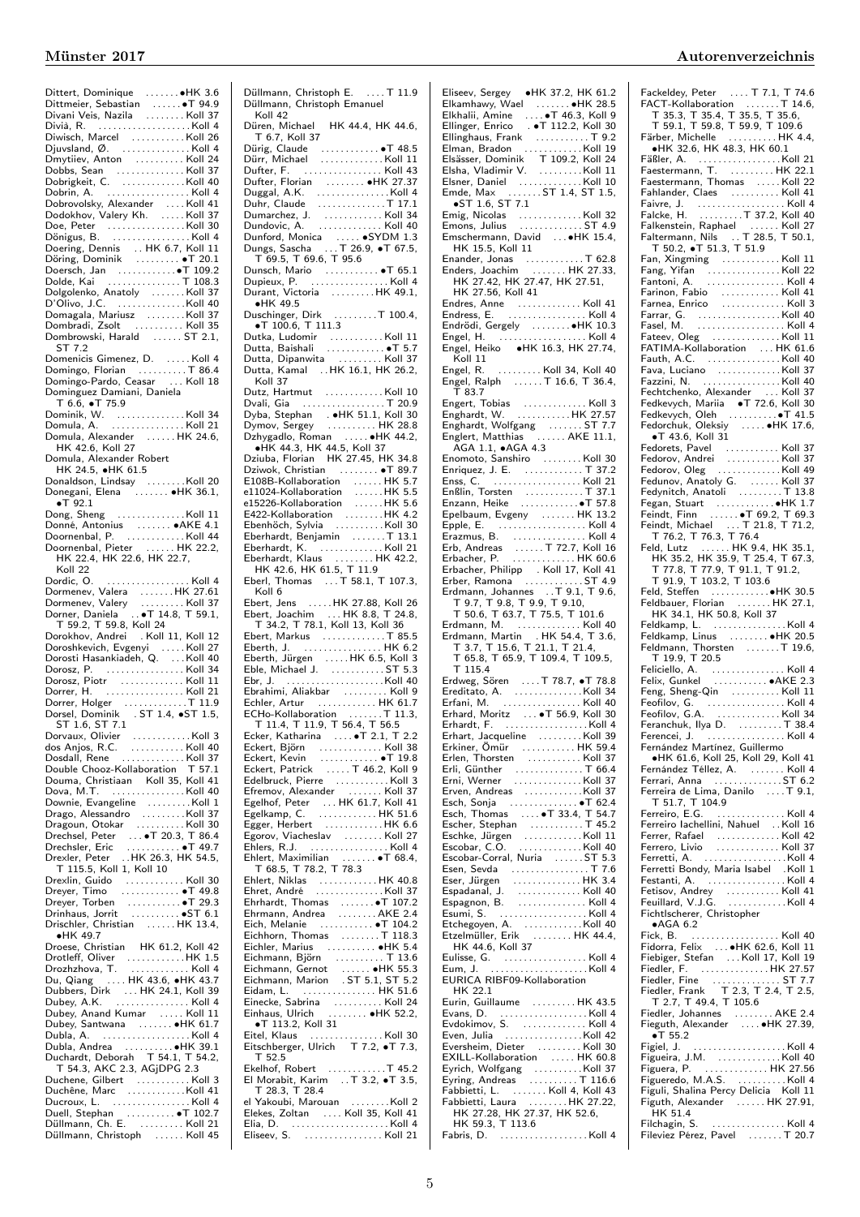Dittert, Dominique ●HK 3.6
Dittmeier, Sebastian ●T 94.9
Divani Veis, Nazila Koll 37
Divià, R. Koll 4
Diwisch, Marcel Koll 26
Djuvsland, Ø. Koll 4
Dmytiiev, Anton Koll 24
Dobbs, Sean Koll 37
Dobrigkeit, C. Koll 40
Dobrin, A. Koll 4
Dobrovolsky, Alexander Koll 41
Dodokhov, Valery Kh. Koll 37
Doe, Peter Koll 30
Dönigus, B. Koll 4
Doering, Dennis HK 6.7, Koll 11
Döring, Dominik ●T 20.1
Doersch, Jan ●T 109.2
Dolde, Kai T 108.3
Dolgolenko, Anatoly Koll 37
D'Olivo, J.C. Koll 40
Domagala, Mariusz Koll 37
Dombradi, Zsolt Koll 35
Dombrowski, Harald ST 2.1, ST 7.2
Domenicis Gimenez, D. Koll 4
Domingo, Florian T 86.4
Domingo-Pardo, Ceasar Koll 18
Dominguez Damiani, Daniela T 6.6, ●T 75.9
Dominik, W. Koll 34
Domula, A. Koll 21
Domula, Alexander HK 24.6, HK 42.6, Koll 27
Domula, Alexander Robert HK 24.5, ●HK 61.5
Donaldson, Lindsay Koll 20
Donegani, Elena ●HK 36.1, ●T 92.1
Dong, Sheng Koll 11
Donné, Antonius ●AKE 4.1
Doornenbal, P. Koll 44
Doornenbal, Pieter HK 22.2, HK 22.4, HK 22.6, HK 22.7, Koll 22
Dordic, O. Koll 4
Dormenev, Valera HK 27.61
Dormenev, Valery Koll 37
Dorner, Daniela ●T 14.8, T 59.1, T 59.2, T 59.8, Koll 24
Dorokhov, Andrei Koll 11, Koll 12
Doroshkevich, Evgenyi Koll 27
Dorosti Hasankiadeh, Q. Koll 40
Dorosz, P. Koll 34
Dorosz, Piotr Koll 11
Dorrer, H. Koll 21
Dorrer, Holger T 11.9
Dorsel, Dominik ST 1.4, ●ST 1.5, ST 1.6, ST 7.1
Dorvaux, Olivier Koll 3
dos Anjos, R.C. Koll 40
Dosdall, Rene Koll 37
Double Chooz-Kollaboration T 57.1
Douma, Christiaan Koll 35, Koll 41
Dova, M.T. Koll 40
Downie, Evangeline Koll 1
Drago, Alessandro Koll 37
Dragoun, Otokar Koll 30
Drechsel, Peter ●T 20.3, T 86.4
Drechsler, Eric ●T 49.7
Drexler, Peter HK 26.3, HK 54.5, T 115.5, Koll 1, Koll 10
Drexlin, Guido Koll 30
Dreyer, Timo ●T 49.8
Dreyer, Torben ●T 29.3
Drinhaus, Jorrit ●ST 6.1
Drischler, Christian HK 13.4, ●HK 49.7
Droese, Christian HK 61.2, Koll 42
Drotleff, Oliver HK 1.5
Drozhzhova, T. Koll 4
Du, Qiang HK 43.6, ●HK 43.7
Dubbers, Dirk HK 24.1, Koll 39
Dubey, A.K. Koll 4
Dubey, Anand Kumar Koll 11
Dubey, Santwana ●HK 61.7
Dubla, A. Koll 4
Dubla, Andrea ●HK 39.1
Duchardt, Deborah T 54.1, T 54.2, T 54.3, AKC 2.3, AGjDPG 2.3
Duchene, Gilbert Koll 3
Duchêne, Marc Koll 41
Ducroux, L. Koll 4
Duell, Stephan ●T 102.7
Düllmann, Ch. E. Koll 21
Düllmann, Christoph Koll 45
Düllmann, Christoph E. T 11.9
Düllmann, Christoph Emanuel Koll 42
Düren, Michael HK 44.4, HK 44.6, T 6.7, Koll 37
Dürig, Claude ●T 48.5
Dürr, Michael Koll 11
Dufter, F. Koll 43
Dufter, Florian ●HK 27.37
Duggal, A.K. Koll 4
Duhr, Claude T 17.1
Dumarchez, J. Koll 34
Dundovic, A. Koll 40
Dunford, Monica ●SYDM 1.3
Dungs, Sascha T 26.9, ●T 67.5, T 69.5, T 69.6, T 95.6
Dunsch, Mario ●T 65.1
Dupieux, P. Koll 4
Durant, Victoria HK 49.1, ●HK 49.5
Duschinger, Dirk T 100.4, ●T 100.6, T 111.3
Dutka, Ludomir Koll 11
Dutta, Baishali ●T 5.7
Dutta, Dipanwita Koll 37
Dutta, Kamal HK 16.1, HK 26.2, Koll 37
Dutz, Hartmut Koll 10
Dvali, Gia T 20.9
Dyba, Stephan ●HK 51.1, Koll 30
Dymov, Sergey HK 28.8
Dzhygadlo, Roman ●HK 44.2, ●HK 44.3, HK 44.5, Koll 37
Dziuba, Florian HK 27.45, HK 34.8
Dziwok, Christian ●T 89.7
E108B-Kollaboration HK 5.7
e11024-Kollaboration HK 5.5
e15226-Kollaboration HK 5.6
E422-Kollaboration HK 4.2
Ebenhöch, Sylvia Koll 30
Eberhardt, Benjamin T 13.1
Eberhardt, K. Koll 21
Eberhardt, Klaus HK 42.2, HK 42.6, HK 61.5, T 11.9
Eberl, Thomas T 58.1, T 107.3, Koll 6
Ebert, Jens HK 27.88, Koll 26
Ebert, Joachim HK 8.8, T 24.8, T 34.2, T 78.1, Koll 13, Koll 36
Ebert, Markus T 85.5
Eberth, J. HK 6.2
Eberth, Jürgen HK 6.5, Koll 3
Eble, Michael J. ST 5.3
Ebr, J. Koll 40
Ebrahimi, Aliakbar Koll 9
Echler, Artur HK 61.7
ECHo-Kollaboration T 11.3, T 11.4, T 11.9, T 56.4, T 56.5
Ecker, Katharina ●T 2.1, T 2.2
Eckert, Björn Koll 38
Eckert, Kevin ●T 19.8
Eckert, Patrick T 46.2, Koll 9
Edelbruck, Pierre Koll 3
Efremov, Alexander Koll 37
Egelhof, Peter HK 61.7, Koll 41
Egelkamp, C. HK 51.6
Egger, Herbert HK 6.6
Egorov, Viacheslav Koll 27
Ehlers, R.J. Koll 4
Ehlert, Maximilian ●T 68.4, T 68.5, T 78.2, T 78.3
Ehlert, Niklas HK 40.8
Ehret, André Koll 37
Ehrhardt, Thomas ●T 107.2
Ehrmann, Andrea AKE 2.4
Eich, Melanie ●T 104.2
Eichhorn, Thomas T 118.3
Eichler, Marius ●HK 5.4
Eichmann, Björn T 13.6
Eichmann, Gernot ●HK 55.3
Eichmann, Marion ST 5.1, ST 5.2
Eidam, L. HK 51.6
Einecke, Sabrina Koll 24
Einhaus, Ulrich ●HK 52.2, ●T 113.2, Koll 31
Eitel, Klaus Koll 30
Eitschberger, Ulrich T 7.2, ●T 7.3, T 52.5
Ekelhof, Robert T 45.2
El Morabit, Karim T 3.2, ●T 3.5, T 28.3, T 28.4
el Yakoubi, Marouan Koll 2
Elekes, Zoltan Koll 35, Koll 41
Elia, D. Koll 4
Eliseev, S. Koll 21
Eliseev, Sergey ●HK 37.2, HK 61.2
Elkamhawy, Wael ●HK 28.5
Elkhalii, Amine ●T 46.3, Koll 9
Ellinger, Enrico ●T 112.2, Koll 30
Ellinghaus, Frank T 9.2
Elman, Bradon Koll 19
Elsässer, Dominik T 109.2, Koll 24
Elsha, Vladimir V. Koll 11
Elsner, Daniel Koll 10
Emde, Max ST 1.4, ST 1.5, ●ST 1.6, ST 7.1
Emig, Nicolas Koll 32
Emons, Julius ST 4.9
Emschermann, David ●HK 15.4, HK 15.5, Koll 11
Enander, Jonas T 62.8
Enders, Joachim HK 27.33, HK 27.42, HK 27.47, HK 27.51, HK 27.56, Koll 41
Endres, Anne Koll 41
Endress, E. Koll 4
Endrődi, Gergely ●HK 10.3
Engel, H. Koll 4
Engel, Heiko ●HK 16.3, HK 27.74, Koll 11
Engel, R. Koll 34, Koll 40
Engel, Ralph T 16.6, T 36.4, T 83.7
Engert, Tobias Koll 3
Enghardt, W. HK 27.57
Enghardt, Wolfgang ST 7.7
Englert, Matthias AKE 11.1, AGA 1.1, ●AGA 4.3
Enomoto, Sanshiro Koll 30
Enriquez, J. E. T 37.2
Enss, C. Koll 21
Enßlin, Torsten T 37.1
Enzann, Heike ●T 57.8
Epelbaum, Evgeny HK 13.2
Epple, E. Koll 4
Erazmus, B. Koll 4
Erb, Andreas T 72.7, Koll 16
Erbacher, P. HK 60.6
Erbacher, Philipp Koll 17, Koll 41
Erber, Ramona ST 4.9
Erdmann, Johannes T 9.1, T 9.6, T 9.7, T 9.8, T 9.9, T 9.10, T 50.6, T 63.7, T 75.5, T 101.6
Erdmann, M. Koll 40
Erdmann, Martin HK 54.4, T 3.6, T 3.7, T 15.6, T 21.1, T 21.4, T 65.8, T 65.9, T 109.4, T 109.5, T 115.4
Erdweg, Sören T 78.7, ●T 78.8
Ereditato, A. Koll 34
Erfani, M. Koll 40
Erhard, Moritz ●T 56.9, Koll 30
Erhardt, F. Koll 4
Erhart, Jacqueline Koll 39
Erkiner, Ömür HK 59.4
Erlen, Thorsten Koll 37
Erli, Günther T 66.4
Erni, Werner Koll 37
Erven, Andreas Koll 37
Esch, Sonja ●T 62.4
Esch, Thomas ●T 33.4, T 54.7
Escher, Stephan T 45.2
Eschke, Jürgen Koll 11
Escobar, C.O. Koll 40
Escobar-Corral, Nuria ST 5.3
Esen, Sevda T 7.6
Eser, Jürgen HK 3.4
Espadanal, J. Koll 40
Espagnon, B. Koll 4
Esumi, S. Koll 4
Etchegoyen, A. Koll 40
Etzelmüller, Erik HK 44.4, HK 44.6, Koll 37
Eulisse, G. Koll 4
Eum, J. Koll 4
EURICA RIBF09-Kollaboration HK 22.1
Eurin, Guillaume HK 43.5
Evans, D. Koll 4
Evdokimov, S. Koll 4
Even, Julia Koll 42
Eversheim, Dieter Koll 30
EXILL-Kollaboration HK 60.8
Eyrich, Wolfgang Koll 37
Eyring, Andreas T 116.6
Fabbietti, L. Koll 4, Koll 43
Fabbietti, Laura HK 27.22, HK 27.28, HK 27.37, HK 52.6, HK 59.3, T 113.6
Fabris, D. Koll 4
Fackeldey, Peter T 7.1, T 74.6
FACT-Kollaboration T 14.6, T 35.3, T 35.4, T 35.5, T 35.6, T 59.1, T 59.8, T 59.9, T 109.6
Färber, Michelle HK 4.4, ●HK 32.6, HK 48.3, HK 60.1
Fäßler, A. Koll 21
Faestermann, T. HK 22.1
Faestermann, Thomas Koll 22
Fahlander, Claes Koll 41
Faivre, J. Koll 4
Falcke, H. T 37.2, Koll 40
Falkenstein, Raphael Koll 27
Faltermann, Nils T 28.5, T 50.1, T 50.2, ●T 51.3, T 51.9
Fan, Xingming Koll 11
Fang, Yifan Koll 22
Fantoni, A. Koll 4
Farinon, Fabio Koll 41
Farnea, Enrico Koll 3
Farrar, G. Koll 40
Fasel, M. Koll 4
Fateev, Oleg Koll 11
FATIMA-Kollaboration HK 61.6
Fauth, A.C. Koll 40
Fava, Luciano Koll 37
Fazzini, N. Koll 40
Fechtchenko, Alexander Koll 37
Fedkevych, Mariia ●T 72.6, Koll 30
Fedkevych, Oleh ●T 41.5
Fedorchuk, Oleksiy ●HK 17.6, ●T 43.6, Koll 31
Fedorets, Pavel Koll 37
Fedorov, Andrei Koll 37
Fedorov, Oleg Koll 49
Fedunov, Anatoly G. Koll 37
Fedynitch, Anatoli T 13.8
Fegan, Stuart ●HK 1.7
Feindt, Finn ●T 69.2, T 69.3
Feindt, Michael T 21.8, T 71.2, T 76.2, T 76.3, T 76.4
Feld, Lutz HK 9.4, HK 35.1, HK 35.2, HK 35.9, T 25.4, T 67.3, T 77.8, T 77.9, T 91.1, T 91.2, T 91.9, T 103.2, T 103.6
Feld, Steffen ●HK 30.5
Feldbauer, Florian HK 27.1, HK 34.1, HK 50.8, Koll 37
Feldkamp, L. Koll 4
Feldkamp, Linus ●HK 20.5
Feldmann, Thorsten T 19.6, T 19.9, T 20.5
Feliciello, A. Koll 4
Felix, Gunkel ●AKE 2.3
Feng, Sheng-Qin Koll 11
Feofilov, G. Koll 4
Feofilov, G.A. Koll 34
Feranchuk, Ilya D. T 38.4
Ferencei, J. Koll 4
Fernández Martinez, Guillermo ●HK 61.6, Koll 25, Koll 29, Koll 41
Fernández Téllez, A. Koll 4
Ferrari, Anna ST 6.2
Ferreira de Lima, Danilo T 9.1, T 51.7, T 104.9
Ferreiro, E.G. Koll 4
Ferreiro Iachellini, Nahuel Koll 16
Ferrer, Rafael Koll 42
Ferrero, Livio Koll 37
Ferretti, A. Koll 4
Ferretti Bondy, Maria Isabel Koll 1
Festanti, A. Koll 4
Fetisov, Andrey Koll 41
Feuillard, V.J.G. Koll 4
Fichtlscherer, Christopher ●AGA 6.2
Fick, B. Koll 40
Fidorra, Felix ●HK 62.6, Koll 11
Fiebiger, Stefan Koll 17, Koll 19
Fiedler, F. HK 27.57
Fiedler, Fine ST 7.7
Fiedler, Frank T 2.3, T 2.4, T 2.5, T 2.7, T 49.4, T 105.6
Fiedler, Johannes AKE 2.4
Fieguth, Alexander ●HK 27.39, ●T 55.2
Figiel, J. Koll 4
Figueira, J.M. Koll 40
Figuera, P. HK 27.56
Figueredo, M.A.S. Koll 4
Figuli, Shalina Percy Delicia Koll 11
Figuth, Alexander HK 27.91, HK 51.4
Filchagin, S. Koll 4
Fileviez Pérez, Pavel T 20.7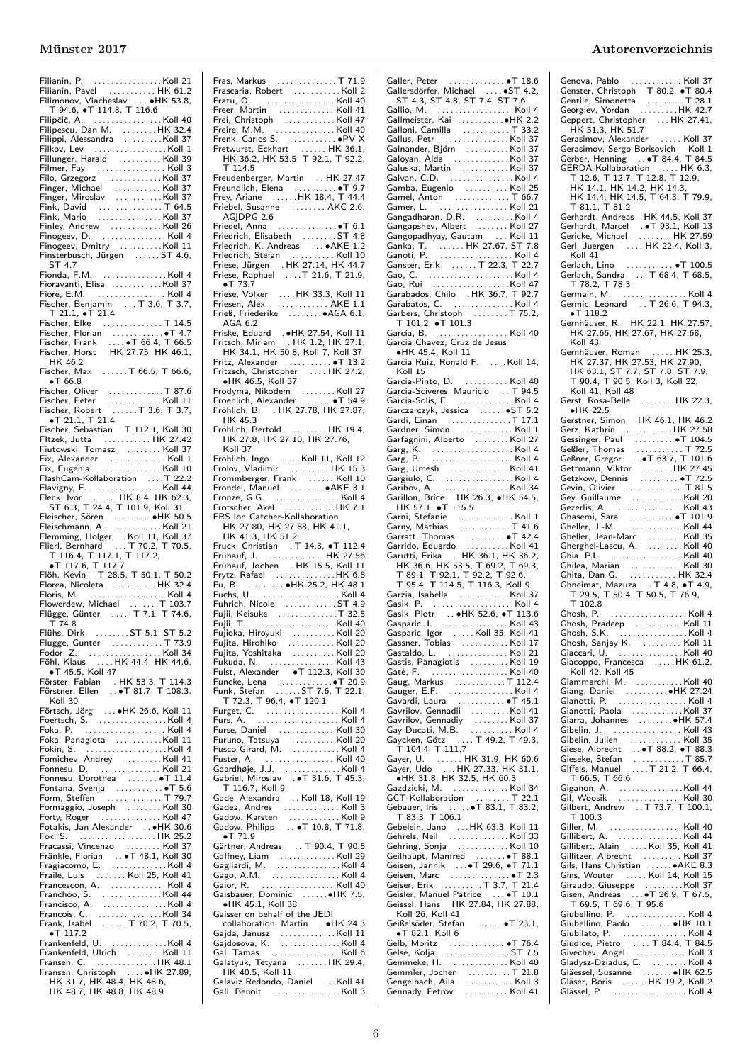Filianin, P. . . . . . . . . . . . . . . . Koll 21
Filianin, Pavel . . . . . . . . . . . HK 61.2
Filimonov, Viacheslav . . •HK 53.8, T 94.6, •T 114.8, T 116.6
Filipčič, A. . . . . . . . . . . . . . . . Koll 40
Filipescu, Dan M. . . . . . . . . HK 32.4
Filippi, Alessandra . . . . . . . . . Koll 37
Filkov, Lev . . . . . . . . . . . . . . . . . Koll 1
Fillunger, Harald . . . . . . . . . . Koll 39
Filmer, Fay . . . . . . . . . . . . . . . . Koll 3
Filo, Grzegorz . . . . . . . . . . . . . Koll 37
Finger, Michael . . . . . . . . . . . Koll 37
Finger, Miroslav . . . . . . . . . . . Koll 37
Fink, David . . . . . . . . . . . . . . T 64.5
Fink, Mario . . . . . . . . . . . . . . Koll 37
Finley, Andrew . . . . . . . . . . . . Koll 26
Finogeev, D. . . . . . . . . . . . . . . Koll 4
Finogeev, Dmitry . . . . . . . . . . Koll 11
Finsterbusch, Jürgen . . . . . . ST 4.6, ST 4.7
Fionda, F.M. . . . . . . . . . . . . . . Koll 4
Fioravanti, Elisa . . . . . . . . . . . Koll 37
Fiore, E.M. . . . . . . . . . . . . . . . Koll 4
Fischer, Benjamin . . . T 3.6, T 3.7, T 21.1, •T 21.4
Fischer, Elke . . . . . . . . . . . . . T 14.5
Fischer, Florian . . . . . . . . . . . •T 4.7
Fischer, Frank . . . . •T 66.4, T 66.5
Fischer, Horst HK 27.75, HK 46.1, HK 46.2
Fischer, Max . . . . . . T 66.5, T 66.6, •T 66.8
Fischer, Oliver . . . . . . . . . . . . . T 87.6
Fischer, Peter . . . . . . . . . . . . . Koll 11
Fischer, Robert . . . . . . T 3.6, T 3.7, •T 21.1, T 21.4
Fischer, Sebastian T 112.1, Koll 30
FItzek, Jutta . . . . . . . . . . . HK 27.42
Fiutowski, Tomasz . . . . . . . . Koll 37
Fix, Alexander . . . . . . . . . . . . . Koll 1
Fix, Eugenia . . . . . . . . . . . . . . Koll 10
FlashCam-Kollaboration . . . . T 22.2
Flavigny, F. . . . . . . . . . . . . . . Koll 44
Fleck, Ivor . . . . . . HK 8.4, HK 62.3, ST 6.3, T 24.4, T 101.9, Koll 31
Fleischer, Sören . . . . . . . . . •HK 50.5
Fleischmann, A. . . . . . . . . . . Koll 21
Flemming, Holger . Koll 11, Koll 37
Flierl, Bernhard . . . T 70.2, T 70.5, T 116.4, T 117.1, T 117.2, •T 117.6, T 117.7
Flöh, Kevin T 28.5, T 50.1, T 50.2
Florea, Nicoleta . . . . . . . . . . HK 32.4
Floris, M. . . . . . . . . . . . . . . . . Koll 4
Flowerdew, Michael . . . . . . . T 103.7
Flügge, Günter . . . . . T 7.1, T 74.6, T 74.8
Flühs, Dirk . . . . . . . . ST 5.1, ST 5.2
Flugge, Gunter . . . . . . . . . . . . T 73.9
Fodor, Z. . . . . . . . . . . . . . . . . Koll 34
Föhl, Klaus . . . . HK 44.4, HK 44.6, •T 45.5, Koll 47
Förster, Fabian . HK 53.3, T 114.3
Förstner, Ellen . . •T 81.7, T 108.3, Koll 30
Förtsch, Jörg . . . •HK 26.6, Koll 11
Foertsch, S. . . . . . . . . . . . . . . . Koll 4
Foka, P. . . . . . . . . . . . . . . . . . . Koll 4
Foka, Panagiota . . . . . . . . . . . Koll 11
Fokin, S. . . . . . . . . . . . . . . . . . . Koll 4
Fomichev, Andrey . . . . . . . . . Koll 41
Fonnesu, D. . . . . . . . . . . . . . . Koll 21
Fonnesu, Dorothea . . . . . . . . •T 11.4
Fontana, Svenja . . . . . . . . . . . •T 5.6
Form, Steffen . . . . . . . . . . . . . T 79.7
Formaggio, Joseph . . . . . . . . Koll 30
Forty, Roger . . . . . . . . . . . . . . Koll 47
Fotakis, Jan Alexander . . •HK 30.6
Fox, S. . . . . . . . . . . . . . . . . . HK 25.2
Fracassi, Vincenzo . . . . . . . . Koll 37
Fränkle, Florian . . •T 48.1, Koll 30
Fragiacomo, E. . . . . . . . . . . . . Koll 4
Fraile, Luis . . . . . . . Koll 25, Koll 41
Francescon, A. . . . . . . . . . . . . Koll 4
Franchoo, S. . . . . . . . . . . . . . Koll 44
Francisco, A. . . . . . . . . . . . . . . Koll 4
Francois, C. . . . . . . . . . . . . . . Koll 34
Frank, Isabel . . . . . . T 70.2, T 70.5, •T 117.2
Frankenfeld, U. . . . . . . . . . . . . Koll 4
Frankenfeld, Ulrich . . . . . . . . Koll 11
Fransen, C. . . . . . . . . . . . . . HK 48.1
Fransen, Christoph . . . . •HK 27.89, HK 31.7, HK 48.4, HK 48.6, HK 48.7, HK 48.8, HK 48.9
Fras, Markus . . . . . . . . . . . . . T 71.9
Frascaria, Robert . . . . . . . . . . . Koll 2
Fratu, O. . . . . . . . . . . . . . . . . Koll 40
Freer, Martin . . . . . . . . . . . . Koll 41
Frei, Christoph . . . . . . . . . . . Koll 47
Freire, M.M. . . . . . . . . . . . . . Koll 40
Frenk, Carlos S. . . . . . . . . . . . •PV X
Fretwurst, Eckhart . . . . . . HK 36.1, HK 36.2, HK 53.5, T 92.1, T 92.2, T 114.5
Freudenberger, Martin . . HK 27.47
Freundlich, Elena . . . . . . . . . . •T 9.7
Frey, Ariane . . . . . . HK 18.4, T 44.4
Friebel, Susanne . . . . . . . . AKC 2.6, AGjDPG 2.6
Friedel, Anna . . . . . . . . . . . . . . •T 6.1
Friedrich, Elisabeth . . . . . . . . ST 4.8
Friedrich, K. Andreas . . . •AKE 1.2
Friedrich, Stefan . . . . . . . . . . Koll 10
Friese, Jürgen . HK 27.14, HK 44.7
Friese, Raphael . . . . T 21.6, T 21.9, •T 73.7
Friese, Volker . . . . HK 33.3, Koll 11
Friesen, Alex . . . . . . . . . . . . AKE 1.1
Frieß, Friederike . . . . . . . . •AGA 6.1, AGA 6.2
Friske, Eduard . •HK 27.54, Koll 11
Fritsch, Miriam . HK 1.2, HK 27.1, HK 34.1, HK 50.8, Koll 7, Koll 37
Fritz, Alexander . . . . . . . . . . •T 13.2
Fritzsch, Christopher . . . . HK 27.2, •HK 46.5, Koll 37
Frodyma, Nikodem . . . . . . . . Koll 27
Froehlich, Alexander . . . . . . •T 54.9
Fröhlich, B. . HK 27.78, HK 27.87, HK 45.3
Fröhlich, Bertold . . . . . . . . HK 19.4, HK 27.8, HK 27.10, HK 27.76, Koll 37
Fröhlich, Ingo . . . . . Koll 11, Koll 12
Frolov, Vladimir . . . . . . . . . HK 15.3
Frommberger, Frank . . . . . . Koll 10
Frondel, Manuel . . . . . . . . •AKE 3.1
Fronze, G.G. . . . . . . . . . . . . . . Koll 4
Frotscher, Axel . . . . . . . . . . . HK 7.1
FRS Ion Catcher-Kollaboration HK 27.80, HK 27.88, HK 41.1, HK 41.3, HK 51.2
Fruck, Christian . T 14.3, •T 112.4
Frühauf, J. . . . . . . . . . . . . HK 27.56
Frühauf, Jochen . HK 15.5, Koll 11
Frytz, Rafael . . . . . . . . . . . . . HK 6.8
Fu, B. . . . . . . . •HK 25.2, HK 48.1
Fuchs, U. . . . . . . . . . . . . . . . . . Koll 4
Fuhrich, Nicole . . . . . . . . . . . ST 4.9
Fujii, Keisuke . . . . . . . . . . . . T 32.5
Fujii, T. . . . . . . . . . . . . . . . . . Koll 40
Fujioka, Hiroyuki . . . . . . . . . Koll 20
Fujita, Hirohiko . . . . . . . . . . Koll 20
Fujita, Yoshitaka . . . . . . . . . Koll 20
Fukuda, N. . . . . . . . . . . . . . . Koll 43
Fulst, Alexander •T 112.3, Koll 30
Funcke, Lena . . . . . . . . . . . . . •T 20.9
Funk, Stefan . . . . . . ST 7.6, T 22.1, T 72.3, T 96.4, •T 120.1
Furget, C. . . . . . . . . . . . . . . . . Koll 4
Furs, A. . . . . . . . . . . . . . . . . . . Koll 4
Furse, Daniel . . . . . . . . . . . . Koll 30
Furuno, Tatsuya . . . . . . . . . Koll 20
Fusco Girard, M. . . . . . . . . . . Koll 4
Fuster, A. . . . . . . . . . . . . . . . Koll 40
Gaardhøje, J.J. . . . . . . . . . . . . Koll 4
Gabriel, Miroslav . •T 31.6, T 45.3, T 116.7, Koll 9
Gade, Alexandra . . Koll 18, Koll 19
Gadea, Andres . . . . . . . . . . . . Koll 3
Gadow, Karsten . . . . . . . . . . . Koll 9
Gadow, Philipp . . •T 10.8, T 71.8, •T 71.9
Gärtner, Andreas . . T 90.4, T 90.5
Gaffney, Liam . . . . . . . . . . . . Koll 29
Gagliardi, M. . . . . . . . . . . . . . Koll 4
Gago, A.M. . . . . . . . . . . . . . . . Koll 40
Gaior, R. . . . . . . . . . . . . . . . . Koll 40
Gaisbauer, Dominic . . . . . . •HK 7.5, •HK 45.1, Koll 38
Gaisser on behalf of the JEDI collaboration, Martin . •HK 24.3
Gajda, Janusz . . . . . . . . . . . . Koll 11
Gajdosova, K. . . . . . . . . . . . . . Koll 4
Gal, Tamas . . . . . . . . . . . . . . . Koll 6
Galatyuk, Tetyana . . . . . . . HK 29.4, HK 40.5, Koll 11
Galaviz Redondo, Daniel . . . Koll 41
Gall, Benoit . . . . . . . . . . . . . . . Koll 3
Galler, Peter . . . . . . . . . . . . . •T 18.6
Gallersdörfer, Michael . . . . •ST 4.2, ST 4.3, ST 4.8, ST 7.4, ST 7.6
Gallio, M. . . . . . . . . . . . . . . . . . Koll 4
Gallmeister, Kai . . . . . . . . . . •HK 2.2
Galloni, Camilla . . . . . . . . . . T 33.2
Gallus, Petr . . . . . . . . . . . . . . Koll 37
Galnander, Björn . . . . . . . . . . Koll 37
Galoyan, Aida . . . . . . . . . . . . Koll 37
Galuska, Martin . . . . . . . . . . . Koll 37
Galvan, C.D. . . . . . . . . . . . . . . Koll 4
Gamba, Eugenio . . . . . . . . . . Koll 25
Gamel, Anton . . . . . . . . . . . . . T 66.7
Gamer, L. . . . . . . . . . . . . . . . . Koll 21
Gangadharan, D.R. . . . . . . . . . Koll 4
Gangapshev, Albert . . . . . . . . Koll 27
Gangopadhyay, Gautam . . . Koll 11
Ganka, T. . . . . . . HK 27.67, ST 7.8
Ganoti, P. . . . . . . . . . . . . . . . . . Koll 4
Ganster, Erik . . . . . . T 22.3, T 22.7
Gao, C. . . . . . . . . . . . . . . . . . . . Koll 4
Gao, Rui . . . . . . . . . . . . . . . . . Koll 47
Garabados, Chilo . HK 36.7, T 92.7
Garabatos, C. . . . . . . . . . . . . . . Koll 4
Garbers, Christoph . . . . . . . . T 75.2, T 101.2, •T 101.3
García, B. . . . . . . . . . . . . . . . Koll 40
Garcia Chavez, Cruz de Jesus •HK 45.4, Koll 11
Garcia Ruiz, Ronald F. . . . . Koll 14, Koll 15
Garcia-Pinto, D. . . . . . . . . . . Koll 40
Garcia-Sciveres, Mauricio . . T 94.5
Garcia-Solis, E. . . . . . . . . . . . . Koll 4
Garczarczyk, Jessica . . . . . . •ST 5.2
Gardi, Einan . . . . . . . . . . . . . . T 17.1
Gardner, Simon . . . . . . . . . . . . Koll 1
Garfagnini, Alberto . . . . . . . . Koll 27
Garg, K. . . . . . . . . . . . . . . . . . . Koll 4
Garg, P. . . . . . . . . . . . . . . . . . . Koll 4
Garg, Umesh . . . . . . . . . . . . . Koll 41
Gargiulo, C. . . . . . . . . . . . . . . . Koll 4
Garibov, A. . . . . . . . . . . . . . . . Koll 34
Garillon, Brice HK 26.3, •HK 54.5, HK 57.1, •T 115.5
Garni, Stefanie . . . . . . . . . . . . Koll 1
Garny, Mathias . . . . . . . . . . . T 41.6
Garratt, Thomas . . . . . . . . . . •T 42.4
Garrido, Eduardo . . . . . . . . . Koll 41
Garutti, Erika . . HK 36.1, HK 36.2, HK 36.6, HK 53.5, T 69.2, T 69.3, T 89.1, T 92.1, T 92.2, T 92.6, T 95.4, T 114.5, T 116.3, Koll 9
Garzia, Isabella . . . . . . . . . . . Koll 37
Gasik, P. . . . . . . . . . . . . . . . . . . Koll 4
Gasik, Piotr . . •HK 52.6, •T 113.6
Gasparic, I. . . . . . . . . . . . . . . Koll 43
Gasparic, Igor . . . . Koll 35, Koll 41
Gassner, Tobias . . . . . . . . . . . Koll 17
Gastaldo, L. . . . . . . . . . . . . . . Koll 21
Gastis, Panagiotis . . . . . . . . . Koll 19
Gaté, F. . . . . . . . . . . . . . . . . . . Koll 40
Gaug, Markus . . . . . . . . . . . . T 112.4
Gauger, E.F. . . . . . . . . . . . . . . Koll 4
Gavardi, Laura . . . . . . . . . . . •T 45.1
Gavrilov, Gennadii . . . . . . . . Koll 41
Gavrilov, Gennadiy . . . . . . . . Koll 37
Gay Ducati, M.B. . . . . . . . . . . Koll 4
Gaycken, Götz . . . . T 49.2, T 49.3, T 104.4, T 111.7
Gayer, U. . . . . . . HK 31.9, HK 60.6
Gayer, Udo . . . HK 27.33, HK 31.1, •HK 31.8, HK 32.5, HK 60.3
Gazdzicki, M. . . . . . . . . . . . . Koll 34
GCT-Kollaboration . . . . . . . . . T 22.1
Gebauer, Iris . . . . •T 83.1, T 83.2, T 83.3, T 106.1
Gebelein, Jano . . . HK 63.3, Koll 11
Gehrels, Neil . . . . . . . . . . . . . Koll 33
Gehring, Sonja . . . . . . . . . . . Koll 10
Geilhaupt, Manfred . . . . . . . •T 88.1
Geisen, Jannik . . . •T 29.6, •T 71.1
Geisen, Marc . . . . . . . . . . . . . . •T 2.3
Geiser, Erik . . . . . . . . . T 3.7, T 21.4
Geisler, Manuel Patrice . . . •T 10.1
Geissel, Hans HK 27.84, HK 27.88, Koll 26, Koll 41
Geißelsöder, Stefan . . . . . . •T 23.1, •T 82.1, Koll 6
Gelb, Moritz . . . . . . . . . . . . . •T 76.4
Gelse, Kolja . . . . . . . . . . . . . . ST 7.5
Gemmeke, H. . . . . . . . . . . . . . Koll 40
Gemmler, Jochen . . . . . . . . . . T 21.8
Gengelbach, Aila . . . . . . . . . . . Koll 3
Gennady, Petrov . . . . . . . . . . Koll 41
Genova, Pablo . . . . . . . . . . . . Koll 37
Genster, Christoph T 80.2, •T 80.4
Gentile, Simonetta . . . . . . . . . T 28.1
Georgiev, Yordan . . . . . . . . . HK 42.7
Geppert, Christopher . . . HK 27.41, HK 51.3, HK 51.7
Gerasimov, Alexander . . . . . Koll 37
Gerasimov, Sergo Borisovich Koll 1
Gerber, Henning . . •T 84.4, T 84.5
GERDA-Kollaboration . . . . . HK 6.3, T 12.6, T 12.7, T 12.8, T 12.9, HK 14.1, HK 14.2, HK 14.3, HK 14.4, HK 14.5, T 64.3, T 79.9, T 81.1, T 81.2
Gerhardt, Andreas HK 44.5, Koll 37
Gerhardt, Marcel . •T 93.1, Koll 13
Gericke, Michael . . . . . . . . HK 27.59
Gerl, Juergen . . . . HK 22.4, Koll 3, Koll 41
Gerlach, Lino . . . . . . . . . . . •T 100.5
Gerlach, Sandra . . . T 68.4, T 68.5, T 78.2, T 78.3
Germain, M. . . . . . . . . . . . . . . . Koll 4
Germic, Leonard . . T 26.6, T 94.3, •T 118.2
Gernhäuser, R. HK 22.1, HK 27.57, HK 27.66, HK 27.67, HK 27.68, Koll 43
Gernhäuser, Roman . . . . . HK 25.3, HK 27.37, HK 27.53, HK 27.90, HK 63.1, ST 7.7, ST 7.8, ST 7.9, T 90.4, T 90.5, Koll 3, Koll 22, Koll 41, Koll 48
Gerst, Rosa-Belle . . . . . . . . HK 22.3, •HK 22.5
Gerstner, Simon HK 46.1, HK 46.2
Gerz, Kathrin . . . . . . . . . . . HK 27.58
Gessinger, Paul . . . . . . . . . •T 104.5
Geßler, Thomas . . . . . . . . . . . T 72.5
Geßner, Gregor . . •T 63.7, T 101.6
Gettmann, Viktor . . . . . . . HK 27.45
Getzkow, Dennis . . . . . . . . . •T 72.5
Gevin, Olivier . . . . . . . . . . . . . T 81.5
Gey, Guillaume . . . . . . . . . . . Koll 20
Gezerlis, A. . . . . . . . . . . . . . . Koll 43
Ghasemi, Sara . . . . . . . . . . •T 101.9
Gheller, J.-M. . . . . . . . . . . . . Koll 44
Gheller, Jean-Marc . . . . . . . . Koll 35
Gherghel-Lascu, A. . . . . . . . . Koll 40
Ghia, P.L. . . . . . . . . . . . . . . . . Koll 40
Ghilea, Marian . . . . . . . . . . . Koll 30
Ghita, Dan G. . . . . . . . . . . . HK 32.4
Ghneimat, Mazuza . T 4.8, •T 4.9, T 29.5, T 50.4, T 50.5, T 76.9, T 102.8
Ghosh, P. . . . . . . . . . . . . . . . . . Koll 4
Ghosh, Pradeep . . . . . . . . . . Koll 11
Ghosh, S.K. . . . . . . . . . . . . . . . Koll 4
Ghosh, Sanjay K. . . . . . . . . . Koll 11
Giaccari, U. . . . . . . . . . . . . . . Koll 40
Giacoppo, Francesca . . . . . HK 61.2, Koll 42, Koll 45
Giammarchi, M. . . . . . . . . . . Koll 40
Giang, Daniel . . . . . . . . . . •HK 27.24
Gianotti, P. . . . . . . . . . . . . . . . Koll 4
Gianotti, Paola . . . . . . . . . . . Koll 37
Giarra, Johannes . . . . . . . . •HK 57.4
Gibelin, J. . . . . . . . . . . . . . . . Koll 43
Gibelin, Julien . . . . . . . . . . . . Koll 35
Giese, Albrecht . . •T 88.2, •T 88.3
Gieseke, Stefan . . . . . . . . . . . T 85.7
Giffels, Manuel . . . . T 21.2, T 66.4, T 66.5, T 66.6
Giganon, A. . . . . . . . . . . . . . . Koll 44
Gil, Woosik . . . . . . . . . . . . . . Koll 30
Gilbert, Andrew . . T 73.7, T 100.1, T 100.3
Giller, M. . . . . . . . . . . . . . . . . Koll 40
Gillibert, A. . . . . . . . . . . . . . . Koll 44
Gillibert, Alain . . . . Koll 35, Koll 41
Gillitzer, Albrecht . . . . . . . . . Koll 37
Gils, Hans Christian . . . . . •AKE 8.3
Gins, Wouter . . . . . Koll 14, Koll 15
Giraudo, Giuseppe . . . . . . . . Koll 37
Gisen, Andreas . . . •T 26.9, T 67.5, T 69.5, T 69.6, T 95.6
Giubellino, P. . . . . . . . . . . . . . Koll 4
Giubellino, Paolo . . . . . . . •HK 10.1
Giubilato, P. . . . . . . . . . . . . . . Koll 4
Giudice, Pietro . . . . T 84.4, T 84.5
Givechev, Angel . . . . . . . . . . . Koll 3
Gladysz-Dziadus, E. . . . . . . . . Koll 4
Gläessel, Susanne . . . . . . . •HK 62.5
Gläser, Boris . . . . . . HK 19.2, Koll 2
Glässel, P. . . . . . . . . . . . . . . . . Koll 4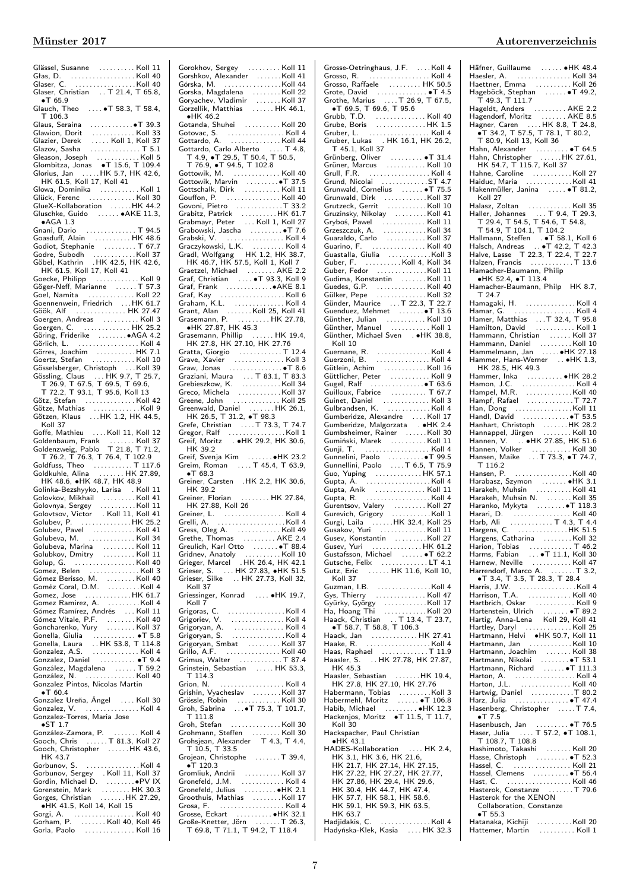Glässel, Susanne .......... Koll 11
Glas, D. .................. Koll 40
Glaser, C. ................. Koll 40
Glaser, Christian .. T 21.4, T 65.8, •T 65.9
Glauch, Theo .... •T 58.3, T 58.4, T 106.3
Glaus, Seraina ............ •T 39.3
Glawion, Dorit ............ Koll 33
Glazier, Derek ..... Koll 1, Koll 37
Glazov, Sasha .............. T 5.1
Gleason, Joseph ............ Koll 5
Glombitza, Jonas •T 15.6, T 109.4
Glorius, Jan ..... HK 5.7, HK 42.6, HK 61.5, Koll 17, Koll 41
Glowa, Dominika ........... Koll 1
Glück, Ferenc ............. Koll 30
GlueX-Kollaboration ....... HK 44.2
Gluschke, Guido ...... •AKE 11.3, •AGA 1.3
Gnani, Dario .............. T 94.5
Goasduff, Alain .......... HK 48.6
Godiot, Stephanie ......... T 57.7
Godre, Subodh ............ Koll 37
Göbel, Kathrin . HK 42.5, HK 42.6, HK 61.5, Koll 17, Koll 41
Goecke, Philipp ........... Koll 9
Göger-Neff, Marianne ...... T 57.3
Goel, Namita ............. Koll 22
Goennenwein, Friedrich ... HK 61.7
Göök, Alf ............... HK 27.47
Goergen, Andreas .......... Koll 3
Goergen, C. .............. HK 25.2
Göring, Friderike ........ •AGA 4.2
Görlich, L. ................ Koll 4
Görres, Joachim ........... HK 7.1
Goertz, Stefan ........... Koll 10
Gösselsberger, Christoph ... Koll 39
Gössling, Claus ... HK 9.7, T 25.7, T 26.9, T 67.5, T 69.5, T 69.6, T 72.2, T 93.1, T 95.6, Koll 13
Götz, Stefan ............. Koll 42
Götze, Mathias ............ Koll 9
Götzen, Klaus ... HK 1.2, HK 44.5, Koll 37
Goffe, Mathieu .... Koll 11, Koll 12
Goldenbaum, Frank ....... Koll 37
Goldenzweig, Pablo T 21.8, T 71.2, T 76.2, T 76.3, T 76.4, T 102.9
Goldfuss, Theo ........... T 117.6
Goldkuhle, Alina ....... HK 27.89, HK 48.6, •HK 48.7, HK 48.9
Golinka-Bezshyyko, Larisa . Koll 11
Golovkov, Mikhail ........ Koll 41
Golovnya, Sergey ......... Koll 11
Golovtsov, Victor . Koll 11, Koll 41
Golubev, P. .............. HK 25.2
Golubev, Pavel ........... Koll 41
Golubeva, M. ............. Koll 34
Golubeva, Marina ......... Koll 11
Golubkov, Dmitry ......... Koll 11
Golup, G. ................ Koll 40
Gomez, Belen .............. Koll 3
Gómez Berisso, M. ........ Koll 40
Goméz Coral, D.M. ......... Koll 4
Gomez, Jose .............. HK 61.7
Gomez Ramirez, A. ......... Koll 4
Gómez Ramírez, Andrés ... Koll 11
Gómez Vitale, P.F. ........ Koll 40
Goncharenko, Yury ........ Koll 37
Gonella, Giulia ............ •T 5.8
Gonella, Laura .. HK 53.8, T 114.8
Gonzalez, A.S. ............. Koll 4
Gonzalez, Daniel .......... •T 9.4
González, Magdalena ...... T 59.2
González, N. ............. Koll 40
Gonzalez Pintos, Nicolas Martin •T 60.4
Gonzalez Ureña, Ángel .... Koll 30
Gonzalez, V. ............... Koll 4
Gonzalez-Torres, Maria Jose •ST 1.7
González-Zamora, P. ....... Koll 4
Gooch, Chris ...... T 81.3, Koll 27
Gooch, Christopher ...... HK 43.6, HK 43.7
Gorbunov, S. ............... Koll 4
Gorbunov, Sergey . Koll 11, Koll 37
Gordin, Michael D. ........ •PV IX
Gorenstein, Mark ........ HK 30.3
Gorges, Christian ....... HK 27.29, •HK 41.5, Koll 14, Koll 15
Gorgi, A. ................ Koll 40
Gorham, P. ....... Koll 40, Koll 46
Gorla, Paolo ............. Koll 16
Gorokhov, Sergey ......... Koll 11
Gorshkov, Alexander ...... Koll 41
Górska, M. ............... Koll 44
Gorska, Magdalena ........ Koll 22
Goryachev, Vladimir ...... Koll 37
Gorzellik, Matthias ...... HK 46.1, •HK 46.2
Gotanda, Shuhei .......... Koll 20
Gotovac, S. ................ Koll 4
Gottardo, A. ............. Koll 44
Gottardo, Carlo Alberto .... T 4.8, T 4.9, •T 29.5, T 50.4, T 50.5, T 76.9, •T 94.5, T 102.8
Gottowik, M. ............. Koll 40
Gottowik, Marvin ......... •T 37.5
Gottschalk, Dirk ......... Koll 11
Gouffon, P. .............. Koll 40
Govoni, Pietro ............ T 33.2
Grabitz, Patrick ......... HK 61.7
Grabmayr, Peter ... Koll 1, Koll 27
Grabowski, Jascha ......... •T 7.6
Grabski, V. ................ Koll 4
Graczykowski, L.K. ......... Koll 4
Gradl, Wolfgang HK 1.2, HK 38.7, HK 46.7, HK 57.5, Koll 1, Koll 7
Graetzel, Michael ......... AKE 2.2
Graf, Christian .... •T 93.3, Koll 9
Graf, Frank ............. •AKE 8.1
Graf, Kay .................. Koll 6
Graham, K.L. ............... Koll 4
Grant, Alan ....... Koll 25, Koll 41
Grasemann, P. ......... HK 27.78, •HK 27.87, HK 45.3
Grasemann, Phillip ...... HK 19.4, HK 27.8, HK 27.10, HK 27.76
Gratta, Giorgio ........... T 12.4
Grave, Xavier .............. Koll 3
Graw, Jonas ................ •T 8.6
Graziani, Maura ... T 83.1, T 83.3
Grebieszkow, K. ........... Koll 34
Greco, Michela ........... Koll 37
Greene, John ............. Koll 25
Greenwald, Daniel ....... HK 26.1, HK 26.5, T 31.2, •T 98.3
Grefe, Christian .... T 73.3, T 74.7
Gregor, Ralf ............... Koll 1
Greif, Moritz . •HK 29.2, HK 30.6, HK 39.2
Greif, Svenja Kim ....... •HK 23.2
Greim, Roman .... T 45.4, T 63.9, •T 68.3
Greiner, Carsten . HK 2.2, HK 30.6, HK 39.2
Greiner, Florian ........ HK 27.84, HK 27.88, Koll 26
Greiner, L. ................ Koll 4
Grelli, A. ................. Koll 4
Gress, Oleg A. ........... Koll 49
Grethe, Thomas ........... AKE 2.4
Greulich, Karl Otto ....... •T 88.4
Gridnev, Anatoly ......... Koll 10
Grieger, Marcel . HK 26.4, HK 42.1
Grieser, S. .... HK 27.83, •HK 51.5
Grieser, Silke .. HK 27.73, Koll 32, Koll 37
Griessinger, Konrad .... •HK 19.7, Koll 7
Grigoras, C. ............... Koll 4
Grigoriev, V. .............. Koll 4
Grigoryan, A. ............. Koll 4
Grigoryan, S. ............. Koll 4
Grigoryan, Smbat ......... Koll 37
Grillo, A.F. .............. Koll 40
Grimus, Walter ............ T 87.4
Grinstein, Sebastian ..... HK 53.3, T 114.3
Grion, N. .................. Koll 4
Grishin, Vyacheslav ...... Koll 37
Grössle, Robin ........... Koll 30
Groh, Sabrina ... •T 75.3, T 101.7, T 111.8
Groh, Stefan ............. Koll 30
Grohmann, Steffen ........ Koll 30
Grohsjean, Alexander T 4.3, T 4.4, T 10.5, T 33.5
Grojean, Christophe ...... T 39.4, •T 120.3
Gromliuk, Andrii ......... Koll 37
Gronefeld, J.M. ............ Koll 4
Gronefeld, Julius ........ •HK 2.1
Groothuis, Mathias ....... Koll 17
Grosa, F. .................. Koll 4
Grosse, Eckart .......... •HK 32.1
Große-Knetter, Jörn ...... T 26.3, T 69.8, T 71.1, T 94.2, T 118.4
Grosse-Oetringhaus, J.F. .... Koll 4
Grosso, R. ................. Koll 4
Grosso, Raffaele ......... HK 50.5
Grote, David .............. •T 4.5
Grothe, Marius .... T 26.9, T 67.5, •T 69.5, T 69.6, T 95.6
Grubb, T.D. .............. Koll 40
Grube, Boris .............. HK 1.5
Gruber, L. ................. Koll 4
Gruber, Lukas . HK 16.1, HK 26.2, T 45.1, Koll 37
Grünberg, Oliver .......... •T 31.4
Grüner, Marcus ........... Koll 10
Grull, F.R. ................ Koll 4
Grund, Nicolai ............. ST 4.7
Grunwald, Cornelius ....... •T 75.5
Grunwald, Dirk ........... Koll 37
Grutzeck, Gerrit ......... Koll 10
Gruzinsky, Nikolay ....... Koll 41
Gryboś, Pawel ............ Koll 11
Grzeszczuk, A. ........... Koll 34
Guaraldo, Carlo .......... Koll 37
Guarino, F. .............. Koll 40
Guastalla, Giulia .......... Koll 3
Guber, F. ......... Koll 4, Koll 34
Guber, Fedor ............. Koll 11
Gudima, Konstantin ....... Koll 11
Guedes, G.P. ............. Koll 40
Gülker, Pepe ............. Koll 32
Günder, Maurice ... T 22.3, T 22.7
Guenduez, Mehmet ........ •T 13.6
Günther, Julian .......... Koll 10
Günther, Manuel ........... Koll 1
Günther, Michael Sven . •HK 38.8, Koll 10
Guernane, R. .............. Koll 4
Guerzoni, B. ............... Koll 4
Gütlein, Achim ........... Koll 16
Güttlicher, Peter .......... Koll 9
Gugel, Ralf ............... •T 63.6
Guilloux, Fabrice ......... T 67.7
Guinet, Daniel ............. Koll 3
Gulbrandsen, K. ............ Koll 4
Gumberidze, Alexandre .... Koll 17
Gumberidze, Malgorzata . •HK 2.4
Gumbsheimer, Rainer ...... Koll 30
Gumiński, Marek .......... Koll 11
Gunji, T. .................. Koll 4
Gunnelini, Paolo ......... •T 99.5
Gunnellini, Paolo .... T 6.5, T 75.9
Guo, Yuping ............. HK 57.1
Gupta, A. .................. Koll 4
Gupta, Anik .............. Koll 11
Gupta, R. ................. Koll 4
Gurentsov, Valery ........ Koll 27
Gurevich, Grigory .......... Koll 1
Gurgi, Laila ...... HK 32.4, Koll 25
Gusakov, Yuri ............ Koll 11
Gusev, Konstantin ........ Koll 27
Gusev, Yuri ............. HK 61.2
Gustafsson, Michael ...... •T 62.2
Gutsche, Felix ............ LT 4.1
Gutz, Eric ...... HK 11.6, Koll 10, Koll 37
Guzman, I.B. ............... Koll 4
Gys, Thierry ............. Koll 47
Gyürky, György ........... Koll 17
Ha, Hoang Thi ............ Koll 20
Haack, Christian .. T 13.4, T 23.7, •T 58.7, T 58.8, T 106.3
Haack, Jan .............. HK 27.41
Haake, R. .................. Koll 4
Haas, Raphael .............. T 11.9
Haasler, S. .. HK 27.78, HK 27.87, HK 45.3
Haasler, Sebastian ...... HK 19.4, HK 27.8, HK 27.10, HK 27.76
Habermann, Tobias ......... Koll 3
Habermehl, Moritz ...... •T 106.8
Habib, Michael ......... •HK 12.3
Hackenjos, Moritz •T 11.5, T 11.7, Koll 30
Hackspacher, Paul Christian •HK 43.1
HADES-Kollaboration .... HK 2.4, HK 3.1, HK 3.6, HK 21.6, HK 21.7, HK 27.14, HK 27.15, HK 27.22, HK 27.27, HK 27.77, HK 27.86, HK 29.4, HK 29.6, HK 30.4, HK 44.7, HK 47.4, HK 57.7, HK 58.1, HK 58.6, HK 59.1, HK 59.3, HK 63.5, HK 63.7
Hadjidakis, C. ............. Koll 4
Hadyńska-Klek, Kasia .... HK 32.3
Häfner, Guillaume ...... •HK 48.4
Haesler, A. ............... Koll 34
Haettner, Emma ........... Koll 26
Hageböck, Stephan ...... •T 49.2, T 49.3, T 111.7
Hageldt, Anders ......... AKE 2.2
Hagendorf, Moritz ....... AKE 8.5
Hagner, Caren .... HK 8.8, T 24.8, •T 34.2, T 57.5, T 78.1, T 80.2, T 80.9, Koll 13, Koll 36
Hahn, Alexander .......... •T 64.5
Hahn, Christopher ..... HK 27.61, HK 54.7, T 115.7, Koll 37
Hahne, Caroline .......... Koll 27
Haiduc, Maria ............ Koll 41
Hakenmüller, Janina ..... •T 81.2, Koll 27
Halasz, Zoltan ........... Koll 35
Haller, Johannes ... T 9.4, T 29.3, T 29.4, T 54.5, T 54.6, T 54.8, T 54.9, T 104.1, T 104.2
Hallmann, Steffen . •T 58.1, Koll 6
Halsch, Andreas .. •T 42.2, T 42.3
Halve, Lasse T 22.3, T 22.4, T 22.7
Halzen, Francis ........... T 13.6
Hamacher-Baumann, Philip •HK 52.4, •T 113.4
Hamacher-Baumann, Philp HK 8.7, T 24.7
Hamagaki, H. .............. Koll 4
Hamar, G. ................. Koll 4
Hamer, Matthias ... T 32.4, T 95.8
Hamilton, David ........... Koll 1
Hammann, Christian ....... Koll 37
Hammann, Daniel ......... Koll 10
Hammelmann, Jan ....... •HK 27.18
Hammer, Hans-Werner .. •HK 1.3, HK 28.5, HK 49.3
Hammer, Inka .......... •HK 28.2
Hamon, J.C. ............... Koll 4
Hampel, M.R. ............. Koll 40
Hampf, Rafael ............. T 72.7
Han, Dong ................ Koll 11
Handl, David ............. •T 53.5
Hanhart, Christoph ....... HK 28.2
Hannappel, Jürgen ........ Koll 10
Hannen, V. .. •HK 27.85, HK 51.6
Hannen, Volker ........... Koll 30
Hansen, Maike ... T 73.3, •T 74.7, T 116.2
Hansen, P. ............... Koll 40
Harabasz, Szymon ....... •HK 3.1
Harakeh, Muhsin .......... Koll 41
Harakeh, Muhsin N. ....... Koll 35
Haranko, Mykyta ......... •T 118.3
Harari, D. ............... Koll 40
Harb, Ali .......... T 43.3, T 4.4
Hargens, C. .............. HK 51.5
Hargens, Catharina ....... Koll 32
Harion, Tobias ............ T 46.2
Harms, Fabian ... •T 11.1, Koll 30
Harnew, Neville .......... Koll 47
Harrendorf, Marco A. ....... T 3.2, •T 3.4, T 3.5, T 28.3, T 28.4
Harris, J.W. ............... Koll 4
Harrison, T.A. ........... Koll 40
Hartbrich, Oskar .......... Koll 9
Hartenstein, Ulrich ...... •T 89.2
Hartig, Anna-Lena Koll 29, Koll 41
Hartley, Daryl ........... Koll 25
Hartmann, Helvi •HK 50.7, Koll 11
Hartmann, Jan ............ Koll 10
Hartmann, Joachim ........ Koll 38
Hartmann, Nikolai ....... •T 53.1
Hartmann, Richard ...... •T 111.3
Harton, A. ................ Koll 4
Harton, J.L. ............. Koll 40
Hartwig, Daniel ........... T 80.2
Harz, Julia .............. •T 47.4
Hasenberg, Christopher ..... T 7.4, •T 7.5
Hasenbusch, Jan ......... •T 76.5
Haser, Julia .... T 57.2, •T 108.1, T 108.7, T 108.8
Hashimoto, Takashi ....... Koll 20
Hasse, Christoph ......... •T 52.3
Hassel, C. ............... Koll 21
Hassel, Clemens ......... •T 56.4
Hast, C. ................. Koll 46
Hasterok, Constanze ...... T 79.6
Hasterok for the XENON Collaboration, Constanze •T 55.3
Hatanaka, Kichiji ........ Koll 20
Hattemer, Martin .......... Koll 1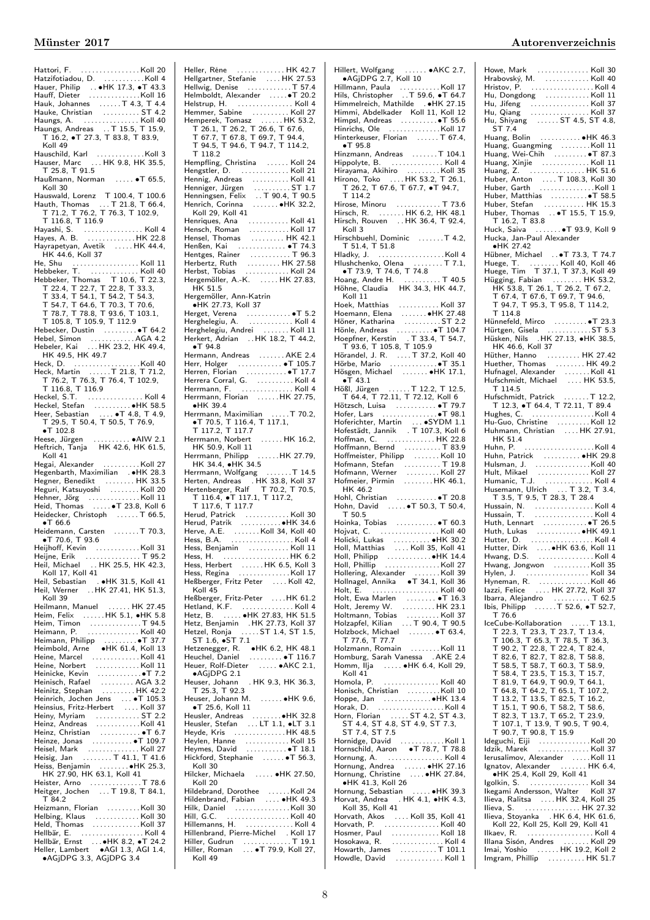Hattori, F. . . . . . . . . . . . . . . . Koll 20
Hatzifotiadou, D. . . . . . . . . . . Koll 4
Hauer, Philip . . •HK 17.3, •T 43.3
Hauff, Dieter . . . . . . . . . . . . . Koll 16
Hauk, Johannes . . . . . . T 4.3, T 4.4
Hauke, Christian . . . . . . . . . . ST 4.2
Haungs, A. . . . . . . . . . . . . . . Koll 40
Haungs, Andreas . . T 15.5, T 15.9, T 16.2, •T 27.3, T 83.8, T 83.9, Koll 49
Hauschild, Karl . . . . . . . . . . . . Koll 3
Hauser, Marc . . . HK 9.8, HK 35.5, T 25.8, T 91.5
Haußmann, Norman . . . . . •T 65.5, Koll 30
Hauswald, Lorenz T 100.4, T 100.6
Hauth, Thomas . . . T 21.8, T 66.4, T 71.2, T 76.2, T 76.3, T 102.9, T 116.8, T 116.9
Hayashi, S. . . . . . . . . . . . . . . . Koll 4
Hayes, A. B. . . . . . . . . . . . . HK 22.8
Hayrapetyan, Avetik . . . . . HK 44.4, HK 44.6, Koll 37
He, Shu . . . . . . . . . . . . . . . . . Koll 11
Hebbeker, T. . . . . . . . . . . . . . Koll 40
Hebbeker, Thomas T 10.6, T 22.3, T 22.4, T 22.7, T 22.8, T 33.3, T 33.4, T 54.1, T 54.2, T 54.3, T 54.7, T 64.6, T 70.3, T 70.6, T 78.7, T 78.8, T 93.6, T 103.1, T 105.8, T 105.9, T 112.9
Hebecker, Dustin . . . . . . . . . •T 64.2
Hebel, Simon . . . . . . . . . . . AGA 4.2
Hebeler, Kai . . . HK 23.2, HK 49.4, HK 49.5, HK 49.7
Heck, D. . . . . . . . . . . . . . . . . Koll 40
Heck, Martin . . . . . . T 21.8, T 71.2, T 76.2, T 76.3, T 76.4, T 102.9, T 116.8, T 116.9
Heckel, S.T. . . . . . . . . . . . . . . Koll 4
Heckel, Stefan . . . . . . . . . . •HK 58.5
Heer, Sebastian . . . . •T 4.8, T 4.9, T 29.5, T 50.4, T 50.5, T 76.9, •T 102.8
Heese, Jürgen . . . . . . . . . . •AIW 2.1
Heftrich, Tanja HK 42.6, HK 61.5, Koll 41
Hegai, Alexander . . . . . . . . . . Koll 27
Hegenbarth, Maximilian . •HK 28.3
Hegner, Benedikt . . . . . . . . HK 33.5
Heguri, Katsuyoshi . . . . . . . . Koll 20
Hehner, Jörg . . . . . . . . . . . . . Koll 11
Heid, Thomas . . . . . •T 23.8, Koll 6
Heidecker, Christoph . . . . . . T 66.5, •T 66.6
Heidemann, Carsten . . . . . . . T 70.3, •T 70.6, T 93.6
Heijhoff, Kevin . . . . . . . . . . . Koll 31
Heijne, Erik . . . . . . . . . . . . . . T 95.2
Heil, Michael . . HK 25.5, HK 42.3, Koll 17, Koll 41
Heil, Sebastian . •HK 31.5, Koll 41
Heil, Werner . . HK 27.41, HK 51.3, Koll 39
Heilmann, Manuel . . . . . . HK 27.45
Heim, Felix . . . . . . HK 5.1, •HK 5.8
Heim, Timon . . . . . . . . . . . . . T 94.5
Heimann, P. . . . . . . . . . . . . . Koll 40
Heimann, Philipp . . . . . . . . . •T 37.7
Heimbold, Arne •HK 61.4, Koll 13
Heine, Marcel . . . . . . . . . . . . Koll 41
Heine, Norbert . . . . . . . . . . . Koll 11
Heinicke, Kevin . . . . . . . . . . . •T 7.2
Heinisch, Rafael . . . . . . . . . AGA 3.2
Heinitz, Stephan . . . . . . . . . HK 42.2
Heinrich, Jochen Jens . . . •T 105.3
Heinsius, Fritz-Herbert . . . . Koll 37
Heiny, Myriam . . . . . . . . . . . . ST 2.2
Heinz, Andreas . . . . . . . . . . . Koll 41
Heinz, Christian . . . . . . . . . . . •T 6.7
Heinze, Jonas . . . . . . . . . . . •T 109.7
Heisel, Mark . . . . . . . . . . . . . Koll 27
Heisig, Jan . . . . . . . . T 41.1, T 41.6
Heiss, Benjamin . . . . . . . . •HK 25.3, HK 27.90, HK 63.1, Koll 41
Heister, Arno . . . . . . . . . . . . . T 78.6
Heitger, Jochen . . . T 19.8, T 84.1, T 84.2
Heizmann, Florian . . . . . . . . . Koll 30
Helbing, Klaus . . . . . . . . . . . . Koll 30
Held, Thomas . . . . . . . . . . . . Koll 37
Hellbär, E. . . . . . . . . . . . . . . . . Koll 4
Hellbär, Ernst . . . •HK 8.2, •T 24.2
Heller, Lambert •AGI 1.3, AGI 1.4, •AGjDPG 3.3, AGjDPG 3.4
Heller, Réne . . . . . . . . . . . . HK 42.7
Hellgartner, Stefanie . . . . HK 27.53
Hellwig, Denise . . . . . . . . . . . T 57.4
Helmboldt, Alexander . . . . . •T 20.2
Helstrup, H. . . . . . . . . . . . . . . Koll 4
Hemmer, Sabine . . . . . . . . . . Koll 27
Hemperek, Tomasz . . . . . . HK 53.2, T 26.1, T 26.2, T 26.6, T 67.6, T 67.7, T 67.8, T 69.7, T 94.4, T 94.5, T 94.6, T 94.7, T 114.2, T 118.2
Hempfling, Christina . . . . . . Koll 24
Hengstler, D. . . . . . . . . . . . . . Koll 21
Hennig, Andreas . . . . . . . . . . Koll 41
Henniger, Jürgen . . . . . . . . . . ST 1.7
Henningsen, Felix . . T 90.4, T 90.5
Henrich, Corinna . . . . . . . •HK 32.2, Koll 29, Koll 41
Henriques, Ana . . . . . . . . . . . Koll 41
Hensch, Roman . . . . . . . . . . . Koll 17
Hensel, Thomas . . . . . . . . . HK 42.1
Henßen, Kai . . . . . . . . . . . . . •T 74.3
Hentges, Rainer . . . . . . . . . . . T 96.3
Herbertz, Ruth . . . . . . . . . HK 27.58
Herbst, Tobias . . . . . . . . . . . . Koll 24
Hergemöller, A.-K. . . . . . . HK 27.83, HK 51.5
Hergemöller, Ann-Katrin •HK 27.73, Koll 37
Herget, Verena . . . . . . . . . . . . •T 5.2
Herghelegiu, A. . . . . . . . . . . . . Koll 4
Herghelegiu, Andrei . . . . . . . Koll 11
Herkert, Adrian . . HK 18.2, T 44.2, •T 94.8
Hermann, Andreas . . . . . . . AKE 2.4
Herr, Holger . . . . . . . . . . . . •T 105.7
Herren, Florian . . . . . . . . . . . •T 17.7
Herrera Corral, G. . . . . . . . . . Koll 4
Herrmann, F. . . . . . . . . . . . . . . Koll 4
Herrmann, Florian . . . . . . HK 27.75, •HK 39.4
Herrmann, Maximilian . . . . . T 70.2, •T 70.5, T 116.4, T 117.1, T 117.2, T 117.7
Herrmann, Norbert . . . . . . HK 16.2, HK 50.9, Koll 11
Herrmann, Philipp . . . . . . HK 27.79, HK 34.4, •HK 34.5
Herrmann, Wolfgang . . . . . . . T 14.5
Herten, Andreas . HK 33.8, Koll 37
Hertenberger, Ralf T 70.2, T 70.5, T 116.4, •T 117.1, T 117.2, T 117.6, T 117.7
Herud, Patrick . . . . . . . . . . . . Koll 30
Herud, Patrik . . . . . . . . . . . •HK 34.6
Herve, A.E. . . . . . . Koll 34, Koll 40
Hess, B.A. . . . . . . . . . . . . . . . . Koll 4
Hess, Benjamin . . . . . . . . . . . Koll 11
Hess, H. . . . . . . . . . . . . . . . . . HK 6.2
Hess, Herbert . . . . . . HK 6.5, Koll 3
Hess, Regina . . . . . . . . . . . . . Koll 17
Heßberger, Fritz Peter . . . . Koll 42, Koll 45
Heßberger, Fritz-Peter . . . . HK 61.2
Hetland, K.F. . . . . . . . . . . . . . . Koll 4
Hetz, B. . . . . •HK 27.83, HK 51.5
Hetz, Benjamin . HK 27.73, Koll 37
Hetzel, Ronja . . . . . ST 1.4, ST 1.5, ST 1.6, •ST 7.1
Hetzenegger, R. •HK 6.2, HK 48.1
Heuchel, Daniel . . . . . . . . . •T 116.7
Heuer, Rolf-Dieter . . . . . •AKC 2.1, •AGjDPG 2.1
Heuser, Johann . HK 9.3, HK 36.3, T 25.3, T 92.3
Heuser, Johann M. . . . . . . •HK 9.6, •T 25.6, Koll 11
Heusler, Andreas . . . . . . . . •HK 32.8
Heusler, Stefan . . . . LT 1.1, •LT 3.1
Heyde, Kris . . . . . . . . . . . . . HK 48.5
Heylen, Hanne . . . . . . . . . . . Koll 15
Heymes, David . . . . . . . . . . . •T 18.1
Hickford, Stephanie . . . . . . •T 56.3, Koll 30
Hilcker, Michaela . . . . . •HK 27.50, Koll 20
Hildebrand, Dorothee . . . . . . Koll 24
Hildenbrand, Fabian . . . . •HK 49.3
Hilk, Daniel . . . . . . . . . . . . . . Koll 30
Hill, G.C. . . . . . . . . . . . . . . . . Koll 40
Hillemanns, H. . . . . . . . . . . . . . Koll 4
Hillenbrand, Pierre-Michel . Koll 17
Hiller, Gudrun . . . . . . . . . . . . T 19.1
Hiller, Roman . . . •T 79.9, Koll 27, Koll 49
Hillert, Wolfgang . . . . . . •AKC 2.7, •AGjDPG 2.7, Koll 10
Hillmann, Paula . . . . . . . . . . Koll 17
Hils, Christopher . . T 59.6, •T 64.7
Himmelreich, Mathilde . •HK 27.15
Himmi, Abdelkader Koll 11, Koll 12
Himpsl, Andreas . . . . . . . . . . •T 55.6
Hinrichs, Ole . . . . . . . . . . . . . Koll 17
Hinterkeuser, Florian . . . . . . T 67.4, •T 95.8
Hinzmann, Andreas . . . . . . . T 104.1
Hippolyte, B. . . . . . . . . . . . . . . Koll 4
Hirayama, Akihiro . . . . . . . . . Koll 35
Hirono, Toko . . . . HK 53.2, T 26.1, T 26.2, T 67.6, T 67.7, •T 94.7, T 114.2
Hirose, Minoru . . . . . . . . . . . . T 73.6
Hirsch, R. . . . . . . . HK 6.2, HK 48.1
Hirsch, Rouven . . HK 36.4, T 92.4, Koll 3
Hirschbuehl, Dominic . . . . . . . T 4.2, T 51.4, T 51.8
Hladky, J. . . . . . . . . . . . . . . . . . Koll 4
Hlushchenko, Olena . . . . . . . . T 7.1, •T 73.9, T 74.6, T 74.8
Hoang, Andre H. . . . . . . . . . . T 40.5
Höhne, Claudia HK 34.3, HK 44.7, Koll 11
Hoek, Matthias . . . . . . . . . . . Koll 37
Hoemann, Elena . . . . . . . •HK 27.48
Höner, Katharina . . . . . . . . . . ST 2.2
Hönle, Andreas . . . . . . . . . . •T 104.7
Hoepfner, Kerstin . T 33.4, T 54.7, T 93.6, T 105.8, T 105.9
Hörandel, J. R. . . . . T 37.2, Koll 40
Hörbe, Mario . . . . . . . . . . . . . •T 35.1
Hösgen, Michael . . . . . . . •HK 17.1, •T 43.1
Hößl, Jürgen . . . . . . T 12.2, T 12.5, T 64.4, T 72.11, T 72.12, Koll 6
Hötzsch, Luisa . . . . . . . . . . . •T 79.7
Hofer, Lars . . . . . . . . . . . . . . . •T 98.1
Hoferichter, Martin . . . •SYDM 1.1
Hofestädt, Jannik . . T 107.3, Koll 6
Hoffman, C. . . . . . . . . . . . . HK 22.8
Hoffmann, Bernd . . . . . . . . . . T 83.9
Hoffmeister, Philipp . . . . . . . Koll 10
Hofmann, Stefan . . . . . . . . . . T 19.8
Hofmann, Werner . . . . . . . . . Koll 27
Hofmeier, Pirmin . . . . . . . . HK 46.1, HK 46.2
Hohl, Christian . . . . . . . . . . . •T 20.8
Hohn, David . . . . . •T 50.3, T 50.4, T 50.5
Hoinka, Tobias . . . . . . . . . . . •T 60.3
Hojvat, C. . . . . . . . . . . . . . . . . Koll 40
Holicki, Lukas . . . . . . . . . . •HK 30.2
Holl, Matthias . . . . Koll 35, Koll 41
Holl, Philipp . . . . . . . . . . . . •HK 14.4
Holl, Phillip . . . . . . . . . . . . . . Koll 27
Hollering, Alexander . . . . . . . Koll 39
Hollnagel, Annika •T 34.1, Koll 36
Holt, E. . . . . . . . . . . . . . . . . . . Koll 40
Holt, Ewa Marlen . . . . . . . . . •T 16.3
Holt, Jeremy W. . . . . . . . . . HK 23.1
Holtmann, Tobias . . . . . . . . . Koll 37
Holzapfel, Kilian . . . T 90.4, T 90.5
Holzbock, Michael . . . . . . . •T 63.4, T 77.6, T 77.7
Holzmann, Romain . . . . . . . . Koll 11
Homburg, Sarah Vanessa . AKE 2.4
Homm, Ilja . . . . . •HK 6.4, Koll 29, Koll 41
Homola, P. . . . . . . . . . . . . . . . Koll 40
Honisch, Christian . . . . . . . . Koll 10
Hoppe, Jan . . . . . . . . . . . . . •HK 13.4
Horak, D. . . . . . . . . . . . . . . . . . Koll 4
Horn, Florian . . . . . ST 4.2, ST 4.3, ST 4.4, ST 4.8, ST 4.9, ST 7.3, ST 7.4, ST 7.5
Hornidge, David . . . . . . . . . . . Koll 1
Hornschild, Aaron •T 78.7, T 78.8
Hornung, A. . . . . . . . . . . . . . . . Koll 4
Hornung, Andrea . . . . . . . •HK 27.16
Hornung, Christine . . . . . •HK 27.84, •HK 41.3, Koll 26
Hornung, Sebastian . . . . . •HK 39.3
Horvat, Andrea . HK 4.1, •HK 4.3, Koll 35, Koll 41
Horvath, Akos . . . . Koll 35, Koll 41
Horvath, P. . . . . . . . . . . . . . . Koll 40
Hosmer, Paul . . . . . . . . . . . . Koll 18
Hosokawa, R. . . . . . . . . . . . . . Koll 4
Howarth, James . . . . . . . . . . T 101.1
Howdle, David . . . . . . . . . . . . . Koll 1
Howe, Mark . . . . . . . . . . . . . . Koll 30
Hrabovský, M. . . . . . . . . . . . Koll 40
Hristov, P. . . . . . . . . . . . . . . . . Koll 4
Hu, Dongdong . . . . . . . . . . . . Koll 11
Hu, Jifeng . . . . . . . . . . . . . . . Koll 37
Hu, Qiang . . . . . . . . . . . . . . . Koll 37
Hu, Shiyang . . . . . . ST 4.5, ST 4.8, ST 7.4
Huang, Bolin . . . . . . . . . . . •HK 46.3
Huang, Guangming . . . . . . . . Koll 11
Huang, Wei-Chih . . . . . . . . . •T 87.3
Huang, Xinjie . . . . . . . . . . . . Koll 11
Huang, Z. . . . . . . . . . . . . . . HK 51.6
Huber, Anton . . . . T 108.3, Koll 30
Huber, Garth . . . . . . . . . . . . . . Koll 1
Huber, Matthias . . . . . . . . . . •T 58.5
Huber, Stefan . . . . . . . . . . . HK 15.3
Huber, Thomas . . •T 15.5, T 15.9, T 16.2, T 83.8
Huck, Saiva . . . . . . . •T 93.9, Koll 9
Hucka, Jan-Paul Alexander •HK 27.42
Hübner, Michael . . •T 73.3, T 74.7
Huege, T. . . . . . . . Koll 40, Koll 46
Huege, Tim T 37.1, T 37.3, Koll 49
Hügging, Fabian . . . . . . . . HK 53.2, HK 53.8, T 26.1, T 26.2, T 67.2, T 67.4, T 67.6, T 69.7, T 94.6, T 94.7, T 95.3, T 95.8, T 114.2, T 114.8
Hünnefeld, Mirco . . . . . . . . . •T 23.3
Hürtgen, Gisela . . . . . . . . . . . ST 5.3
Hüsken, Nils . HK 27.13, •HK 38.5, HK 46.6, Koll 37
Hüther, Hanno . . . . . . . . . HK 27.42
Huether, Thomas . . . . . . . . HK 49.2
Hufnagel, Alexander . . . . . . . Koll 41
Hufschmidt, Michael . . . . HK 53.5, T 114.5
Hufschmidt, Patrick . . . . . . . T 12.2, T 12.3, •T 64.4, T 72.11, T 89.4
Hughes, C. . . . . . . . . . . . . . . . . Koll 4
Hu-Guo, Christine . . . . . . . . . Koll 12
Huhmann, Christian . . . . HK 27.91, HK 51.4
Huhn, P. . . . . . . . . . . . . . . . . . . Koll 4
Huhn, Patrick . . . . . . . . . . •HK 29.8
Hulsman, J. . . . . . . . . . . . . . . Koll 40
Hult, Mikael . . . . . . . . . . . . . . Koll 27
Humanic, T.J. . . . . . . . . . . . . . Koll 4
Husemann, Ulrich . . . . T 3.2, T 3.4, T 3.5, T 9.5, T 28.3, T 28.4
Hussain, N. . . . . . . . . . . . . . . . Koll 4
Hussain, T. . . . . . . . . . . . . . . . . Koll 4
Huth, Lennart . . . . . . . . . . . . •T 26.5
Huth, Lukas . . . . . . . . . . . . •HK 49.1
Hutter, D. . . . . . . . . . . . . . . . . . Koll 4
Hutter, Dirk . . . . . •HK 63.6, Koll 11
Hwang, D.S. . . . . . . . . . . . . . . . Koll 4
Hwang, Jongwon . . . . . . . . . . Koll 35
Hylen, J. . . . . . . . . . . . . . . . . . Koll 34
Hyneman, R. . . . . . . . . . . . . . Koll 46
Iazzi, Felice . . . . HK 27.72, Koll 37
Ibarra, Alejandro . . . . . . . . . . T 62.5
Ibis, Philipp . . . . . . T 52.6, •T 52.7, T 76.6
IceCube-Kollaboration . . . . . T 13.1, T 22.3, T 23.3, T 23.7, T 13.4, T 106.3, T 65.3, T 78.5, T 36.3, T 90.2, T 22.8, T 22.4, T 82.4, T 82.6, T 82.7, T 82.8, T 58.8, T 58.5, T 58.7, T 60.3, T 58.9, T 58.4, T 23.5, T 15.3, T 15.7, T 81.9, T 64.9, T 90.9, T 64.1, T 64.8, T 64.2, T 65.1, T 107.2, T 13.2, T 13.5, T 82.5, T 16.2, T 15.1, T 90.6, T 58.2, T 58.6, T 82.3, T 13.7, T 65.2, T 23.9, T 107.1, T 13.9, T 90.5, T 90.4, T 90.7, T 90.8, T 15.9
Ideguchi, Eiji . . . . . . . . . . . . . Koll 20
Idzik, Marek . . . . . . . . . . . . . Koll 37
Ierusalimov, Alexander . . . . . Koll 11
Ignatov, Alexander . . . . . . . HK 6.4, •HK 25.4, Koll 29, Koll 41
Igolkin, S. . . . . . . . . . . . . . . . . Koll 34
Ikegami Andersson, Walter Koll 37
Ilieva, Ralitsa . . . . HK 32.4, Koll 25
Ilieva, S. . . . . . . . . . . . . . . HK 27.32
Ilieva, Stoyanka . HK 6.4, HK 61.6, Koll 22, Koll 25, Koll 29, Koll 41
Ilkaev, R. . . . . . . . . . . . . . . . . . Koll 4
Illana Sisón, Andres . . . . . . . Koll 29
Imai, Yoshio . . . . . . HK 19.2, Koll 2
Imgram, Phillip . . . . . . . . . . HK 51.7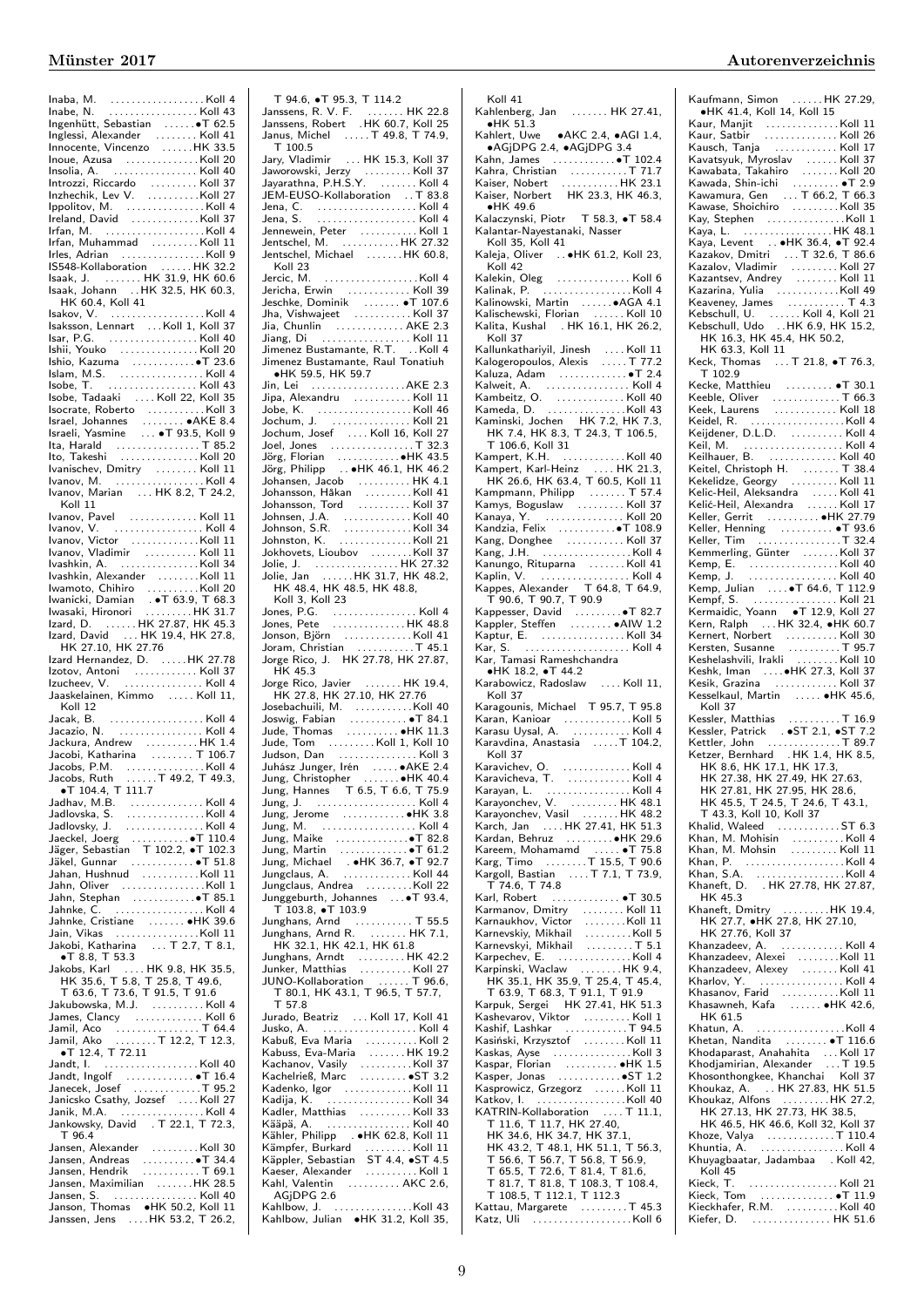Inaba, M. . . . . . . . . . . . . . . . . . Koll 4
Inabe, N. . . . . . . . . . . . . . . . . . Koll 43
Ingenhütt, Sebastian . . . . . . •T 62.5
Inglessi, Alexander . . . . . . . . Koll 41
Innocente, Vincenzo . . . . . . HK 33.5
Inoue, Azusa . . . . . . . . . . . . . Koll 20
Insolia, A. . . . . . . . . . . . . . . . Koll 40
Introzzi, Riccardo . . . . . . . . . Koll 37
Inzhechik, Lev V. . . . . . . . . . . Koll 27
Ippolitov, M. . . . . . . . . . . . . . . Koll 4
Ireland, David . . . . . . . . . . . . Koll 37
Irfan, M. . . . . . . . . . . . . . . . . . Koll 4
Irfan, Muhammad . . . . . . . . . Koll 11
Irles, Adrian . . . . . . . . . . . . . . . Koll 9
IS548-Kollaboration . . . . . . HK 32.2
Isaak, J. . . . . . . HK 31.9, HK 60.6
Isaak, Johann . . HK 32.5, HK 60.3, HK 60.4, Koll 41
Isakov, V. . . . . . . . . . . . . . . . . . Koll 4
Isaksson, Lennart . . . Koll 1, Koll 37
Isar, P.G. . . . . . . . . . . . . . . . . Koll 40
Ishii, Youko . . . . . . . . . . . . . . Koll 20
Ishio, Kazuma . . . . . . . . . . . . •T 23.6
Islam, M.S. . . . . . . . . . . . . . . . Koll 4
Isobe, T. . . . . . . . . . . . . . . . . Koll 43
Isobe, Tadaaki . . . . Koll 22, Koll 35
Isocrate, Roberto . . . . . . . . . . . Koll 3
Israel, Johannes . . . . . . . . •AKE 8.4
Israeli, Yasmine . . . •T 93.5, Koll 9
Ita, Harald . . . . . . . . . . . . . . . T 85.2
Ito, Takeshi . . . . . . . . . . . . . . Koll 20
Ivanischev, Dmitry . . . . . . . . Koll 11
Ivanov, M. . . . . . . . . . . . . . . . . Koll 4
Ivanov, Marian . . . HK 8.2, T 24.2, Koll 11
Ivanov, Pavel . . . . . . . . . . . . . Koll 11
Ivanov, V. . . . . . . . . . . . . . . . . Koll 4
Ivanov, Victor . . . . . . . . . . . . Koll 11
Ivanov, Vladimir . . . . . . . . . . Koll 11
Ivashkin, A. . . . . . . . . . . . . . . Koll 34
Ivashkin, Alexander . . . . . . . . Koll 11
Iwamoto, Chihiro . . . . . . . . . . Koll 20
Iwanicki, Damian . •T 63.9, T 68.3
Iwasaki, Hironori . . . . . . . . . HK 31.7
Izard, D. . . . . . HK 27.87, HK 45.3
Izard, David . . . HK 19.4, HK 27.8, HK 27.10, HK 27.76
Izard Hernandez, D. . . . . . HK 27.78
Izotov, Antoni . . . . . . . . . . . . Koll 37
Izucheev, V. . . . . . . . . . . . . . . . Koll 4
Jaaskelainen, Kimmo . . . . . Koll 11, Koll 12
Jacak, B. . . . . . . . . . . . . . . . . . Koll 4
Jacazio, N. . . . . . . . . . . . . . . . . Koll 4
Jackura, Andrew . . . . . . . . . . HK 1.4
Jacobi, Katharina . . . . . . . . . T 106.7
Jacobs, P.M. . . . . . . . . . . . . . . . Koll 4
Jacobs, Ruth . . . . . T 49.2, T 49.3, •T 104.4, T 111.7
Jadhav, M.B. . . . . . . . . . . . . . Koll 4
Jadlovska, S. . . . . . . . . . . . . . . Koll 4
Jadlovsky, J. . . . . . . . . . . . . . . Koll 4
Jaeckel, Joerg . . . . . . . . . . •T 110.4
Jäger, Sebastian T 102.2, •T 102.3
Jäkel, Gunnar . . . . . . . . . . . . •T 51.8
Jahan, Hushnud . . . . . . . . . . . Koll 11
Jahn, Oliver . . . . . . . . . . . . . . . Koll 1
Jahn, Stephan . . . . . . . . . . . . •T 85.1
Jahnke, C. . . . . . . . . . . . . . . . . Koll 4
Jahnke, Cristiane . . . . . . . •HK 39.6
Jain, Vikas . . . . . . . . . . . . . . . Koll 11
Jakobi, Katharina . . . T 2.7, T 8.1, •T 8.8, T 53.3
Jakobs, Karl . . . . HK 9.8, HK 35.5, HK 35.6, T 5.8, T 25.8, T 49.6, T 63.6, T 73.6, T 91.5, T 91.6
Jakubowska, M.J. . . . . . . . . . . Koll 4
James, Clancy . . . . . . . . . . . . . Koll 6
Jamil, Aco . . . . . . . . . . . . . . . . T 64.4
Jamil, Ako . . . . . . . . T 12.2, T 12.3, •T 12.4, T 72.11
Jandt, I. . . . . . . . . . . . . . . . . . Koll 40
Jandt, Ingolf . . . . . . . . . . . . . •T 16.4
Janecek, Josef . . . . . . . . . . . . . T 95.2
Janicsko Csathy, Jozsef . . . . Koll 27
Janik, M.A. . . . . . . . . . . . . . . . . Koll 4
Jankowsky, David . T 22.1, T 72.3, T 96.4
Jansen, Alexander . . . . . . . . . Koll 30
Jansen, Andreas . . . . . . . . . . •T 34.4
Jansen, Hendrik . . . . . . . . . . . T 69.1
Jansen, Maximilian . . . . . . . HK 28.5
Jansen, S. . . . . . . . . . . . . . . . Koll 40
Janson, Thomas •HK 50.2, Koll 11
Janssen, Jens . . . . HK 53.2, T 26.2, T 94.6, •T 95.3, T 114.2
Janssens, R. V. F. . . . . . . . HK 22.8
Janssens, Robert . HK 60.7, Koll 25
Janus, Michel . . . . . T 49.8, T 74.9, T 100.5
Jary, Vladimir . . . HK 15.3, Koll 37
Jaworowski, Jerzy . . . . . . . . . Koll 37
Jayarathna, P.H.S.Y. . . . . . . . Koll 4
JEM-EUSO-Kollaboration . . T 83.8
Jena, C. . . . . . . . . . . . . . . . . . . Koll 4
Jena, S. . . . . . . . . . . . . . . . . . . Koll 4
Jennewein, Peter . . . . . . . . . . . Koll 1
Jentschel, M. . . . . . . . . . . . HK 27.32
Jentschel, Michael . . . . . . . HK 60.8, Koll 23
Jercic, M. . . . . . . . . . . . . . . . . . Koll 4
Jericha, Erwin . . . . . . . . . . . . Koll 39
Jeschke, Dominik . . . . . . . . •T 107.6
Jha, Vishwajeet . . . . . . . . . . . Koll 37
Jia, Chunlin . . . . . . . . . . . . . AKE 2.3
Jiang, Di . . . . . . . . . . . . . . . . Koll 11
Jimenez Bustamante, R.T. . . Koll 4
Jimenez Bustamante, Raul Tonatiuh •HK 59.5, HK 59.7
Jin, Lei . . . . . . . . . . . . . . . . . AKE 2.3
Jipa, Alexandru . . . . . . . . . . . Koll 11
Jobe, K. . . . . . . . . . . . . . . . . . Koll 46
Jochum, J. . . . . . . . . . . . . . . . Koll 21
Jochum, Josef . . . . Koll 16, Koll 27
Joel, Jones . . . . . . . . . . . . . . . . T 32.3
Jörg, Florian . . . . . . . . . . . . •HK 43.5
Jörg, Philipp . . •HK 46.1, HK 46.2
Johansen, Jacob . . . . . . . . . . . HK 4.1
Johansson, Håkan . . . . . . . . . Koll 41
Johansson, Tord . . . . . . . . . . Koll 37
Johnsen, J.A. . . . . . . . . . . . . . Koll 40
Johnson, S.R. . . . . . . . . . . . . . Koll 34
Johnston, K. . . . . . . . . . . . . . Koll 21
Jokhovets, Lioubov . . . . . . . . Koll 37
Jolie, J. . . . . . . . . . . . . . . . . HK 27.32
Jolie, Jan . . . . . . HK 31.7, HK 48.2, HK 48.4, HK 48.5, HK 48.8, Koll 3, Koll 23
Jones, P.G. . . . . . . . . . . . . . . . . Koll 4
Jones, Pete . . . . . . . . . . . . . . HK 48.8
Jonson, Björn . . . . . . . . . . . . Koll 41
Joram, Christian . . . . . . . . . . . T 45.1
Jorge Rico, J. HK 27.78, HK 27.87, HK 45.3
Jorge Rico, Javier . . . . . . . HK 19.4, HK 27.8, HK 27.10, HK 27.76
Josebachuili, M. . . . . . . . . . . Koll 40
Joswig, Fabian . . . . . . . . . . . •T 84.1
Jude, Thomas . . . . . . . . . . . •HK 11.3
Jude, Tom . . . . . . . . . Koll 1, Koll 10
Judson, Dan . . . . . . . . . . . . . . Koll 3
Juhász Junger, Irén . . . . . . . •AKE 2.4
Jung, Christopher . . . . . . . . •HK 40.4
Jung, Hannes T 6.5, T 6.6, T 75.9
Jung, J. . . . . . . . . . . . . . . . . . . Koll 4
Jung, Jerome . . . . . . . . . . . . •HK 3.8
Jung, M. . . . . . . . . . . . . . . . . . Koll 4
Jung, Maike . . . . . . . . . . . . . •T 82.8
Jung, Martin . . . . . . . . . . . . . •T 61.2
Jung, Michael . •HK 36.7, •T 92.7
Jungclaus, A. . . . . . . . . . . . . Koll 44
Jungclaus, Andrea . . . . . . . . . Koll 22
Junggeburth, Johannes . . . •T 93.4, T 103.8, •T 103.9
Junghans, Arnd . . . . . . . . . . . T 55.5
Junghans, Arnd R. . . . . . . . HK 7.1, HK 32.1, HK 42.1, HK 61.8
Junghans, Arndt . . . . . . . . . HK 42.2
Junker, Matthias . . . . . . . . . Koll 27
JUNO-Kollaboration . . . . . . . T 96.6, T 80.1, HK 43.1, T 96.5, T 57.7, T 57.8
Jurado, Beatriz . . . Koll 17, Koll 41
Jusko, A. . . . . . . . . . . . . . . . . . . Koll 4
Kabuß, Eva Maria . . . . . . . . . Koll 2
Kabuss, Eva-Maria . . . . . . . HK 19.2
Kachanov, Vasily . . . . . . . . . Koll 37
Kachelrieß, Marc . . . . . . . . . •ST 3.2
Kadenko, Igor . . . . . . . . . . . . Koll 11
Kadija, K. . . . . . . . . . . . . . . . . Koll 34
Kadler, Matthias . . . . . . . . . . Koll 33
Kääpä, A. . . . . . . . . . . . . . . . Koll 40
Kähler, Philipp . •HK 62.8, Koll 11
Kämpfer, Burkard . . . . . . . . . Koll 11
Käppler, Sebastian ST 4.4, •ST 4.5
Kaeser, Alexander . . . . . . . . . . Koll 1
Kahl, Valentin . . . . . . . . . . AKC 2.6, AGjDPG 2.6
Kahlbow, J. . . . . . . . . . . . . . . Koll 43
Kahlbow, Julian •HK 31.2, Koll 35, Koll 41
Kahlenberg, Jan . . . . . . . HK 27.41, •HK 51.3
Kahlert, Uwe •AKC 2.4, •AGI 1.4, •AGjDPG 2.4, •AGjDPG 3.4
Kahn, James . . . . . . . . . . . •T 102.4
Kahra, Christian . . . . . . . . . . . T 71.7
Kaiser, Nobert . . . . . . . . . . . HK 23.1
Kaiser, Norbert HK 23.3, HK 46.3, •HK 49.6
Kalaczynski, Piotr T 58.3, •T 58.4
Kalantar-Nayestanaki, Nasser Koll 35, Koll 41
Kaleja, Oliver . . •HK 61.2, Koll 23, Koll 42
Kalekin, Oleg . . . . . . . . . . . . . Koll 6
Kalinak, P. . . . . . . . . . . . . . . . . Koll 4
Kalinowski, Martin . . . . . . •AGA 4.1
Kalischewski, Florian . . . . . . Koll 10
Kalita, Kushal . HK 16.1, HK 26.2, Koll 37
Kallunkathariyil, Jinesh . . . . Koll 11
Kalogeropoulos, Alexis . . . . . T 77.2
Kaluza, Adam . . . . . . . . . . . . •T 2.4
Kalweit, A. . . . . . . . . . . . . . . . . Koll 4
Kambeitz, O. . . . . . . . . . . . . . Koll 40
Kameda, D. . . . . . . . . . . . . . . Koll 43
Kaminski, Jochen HK 7.2, HK 7.3, HK 7.4, HK 8.3, T 24.3, T 106.5, T 106.6, Koll 31
Kampert, K.H. . . . . . . . . . . . Koll 40
Kampert, Karl-Heinz . . . . HK 21.3, HK 26.6, HK 63.4, T 60.5, Koll 11
Kampmann, Philipp . . . . . . . T 57.4
Kamys, Boguslaw . . . . . . . . . Koll 37
Kanaya, Y. . . . . . . . . . . . . . . Koll 20
Kandzia, Felix . . . . . . . . . . •T 108.9
Kang, Donghee . . . . . . . . . . . Koll 37
Kang, J.H. . . . . . . . . . . . . . . . . Koll 4
Kanungo, Rituparna . . . . . . . Koll 41
Kaplin, V. . . . . . . . . . . . . . . . . Koll 4
Kappes, Alexander T 64.8, T 64.9, T 90.6, T 90.7, T 90.9
Kappesser, David . . . . . . . . . •T 82.7
Kappler, Steffen . . . . . . . . •AIW 1.2
Kaptur, E. . . . . . . . . . . . . . . . Koll 34
Kar, S. . . . . . . . . . . . . . . . . . . Koll 4
Kar, Tamasi Rameshchandra •HK 18.2, •T 44.2
Karabowicz, Radoslaw . . . . Koll 11, Koll 37
Karagounis, Michael T 95.7, T 95.8
Karan, Kanioar . . . . . . . . . . . . Koll 5
Karasu Uysal, A. . . . . . . . . . . Koll 4
Karavdina, Anastasia . . . . . T 104.2, Koll 37
Karavichev, O. . . . . . . . . . . . . Koll 4
Karavicheva, T. . . . . . . . . . . . . Koll 4
Karayan, L. . . . . . . . . . . . . . . . Koll 4
Karayonchev, V. . . . . . . . . . HK 48.1
Karayonchev, Vasil . . . . . . . HK 48.2
Karch, Jan . . . . HK 27.41, HK 51.3
Kardan, Behruz . . . . . . . . . •HK 29.6
Kareem, Mohamamd . . . . . •T 75.8
Karg, Timo . . . . . . . . T 15.5, T 90.6
Kargoll, Bastian . . . . T 7.1, T 73.9, T 74.6, T 74.8
Karl, Robert . . . . . . . . . . . . . •T 30.5
Karmanov, Dmitry . . . . . . . . Koll 11
Karnaukhov, Victor . . . . . . . . Koll 11
Karnevskiy, Mikhail . . . . . . . . Koll 5
Karnevskyi, Mikhail . . . . . . . . . T 5.1
Karpechev, E. . . . . . . . . . . . . . Koll 4
Karpinski, Waclaw . . . . . . . . HK 9.4, HK 35.1, HK 35.9, T 25.4, T 45.4, T 63.9, T 68.3, T 91.1, T 91.9
Karpuk, Sergei HK 27.41, HK 51.3
Kashevarov, Viktor . . . . . . . . . Koll 1
Kashif, Lashkar . . . . . . . . . . . . T 94.5
Kasiński, Krzysztof . . . . . . . . Koll 11
Kaskas, Ayse . . . . . . . . . . . . . . Koll 3
Kaspar, Florian . . . . . . . . . . •HK 1.5
Kasper, Jonas . . . . . . . . . . . . •ST 1.2
Kasprowicz, Grzegorz . . . . . . Koll 11
Katkov, I. . . . . . . . . . . . . . . . . Koll 40
KATRIN-Kollaboration . . . . T 11.1, T 11.6, T 11.7, HK 27.40, HK 34.6, HK 34.7, HK 37.1, HK 43.2, T 48.1, HK 51.1, T 56.3, T 56.6, T 56.7, T 56.8, T 56.9, T 65.5, T 72.6, T 81.4, T 81.6, T 81.7, T 81.8, T 108.3, T 108.4, T 108.5, T 112.1, T 112.3
Kattau, Margarete . . . . . . . . . T 45.3
Katz, Uli . . . . . . . . . . . . . . . . . Koll 6
Kaufmann, Simon . . . . . . HK 27.29, •HK 41.4, Koll 14, Koll 15
Kaur, Manjit . . . . . . . . . . . . . Koll 11
Kaur, Satbir . . . . . . . . . . . . . . Koll 26
Kausch, Tanja . . . . . . . . . . . . Koll 17
Kavatsyuk, Myroslav . . . . . . Koll 37
Kawabata, Takahiro . . . . . . . Koll 20
Kawada, Shin-ichi . . . . . . . . . •T 2.9
Kawamura, Gen . . . T 66.2, T 66.3
Kawase, Shoichiro . . . . . . . . . Koll 35
Kay, Stephen . . . . . . . . . . . . . . Koll 1
Kaya, L. . . . . . . . . . . . . . . . . . HK 48.1
Kaya, Levent . . •HK 36.4, •T 92.4
Kazakov, Dmitri . . . T 32.6, T 86.6
Kazalov, Vladimir . . . . . . . . . Koll 27
Kazantsev, Andrey . . . . . . . . Koll 11
Kazarina, Yulia . . . . . . . . . . . Koll 49
Keaveney, James . . . . . . . . . . . T 4.3
Kebschull, U. . . . . . Koll 4, Koll 21
Kebschull, Udo . . HK 6.9, HK 15.2, HK 16.3, HK 45.4, HK 50.2, HK 63.3, Koll 11
Keck, Thomas . . . T 21.8, •T 76.3, T 102.9
Kecke, Matthieu . . . . . . . . . •T 30.1
Keeble, Oliver . . . . . . . . . . . . T 66.3
Keek, Laurens . . . . . . . . . . . . Koll 18
Keidel, R. . . . . . . . . . . . . . . . . Koll 4
Keijdener, D.L.D. . . . . . . . . . . Koll 4
Keil, M. . . . . . . . . . . . . . . . . . . Koll 4
Keilhauer, B. . . . . . . . . . . . . Koll 40
Keitel, Christoph H. . . . . . . . T 38.4
Kekelidze, Georgy . . . . . . . . . Koll 11
Kelic-Heil, Aleksandra . . . . . Koll 41
Kelić-Heil, Alexandra . . . . . . Koll 17
Keller, Gerrit . . . . . . . . . . •HK 27.79
Keller, Henning . . . . . . . . . . •T 93.6
Keller, Tim . . . . . . . . . . . . . . . T 32.4
Kemmerling, Günter . . . . . . . Koll 37
Kemp, E. . . . . . . . . . . . . . . . . Koll 40
Kemp, J. . . . . . . . . . . . . . . . . Koll 40
Kemp, Julian . . . . •T 64.6, T 112.9
Kempf, S. . . . . . . . . . . . . . . . Koll 21
Kermaidic, Yoann •T 12.9, Koll 27
Kern, Ralph . . . HK 32.4, •HK 60.7
Kernert, Norbert . . . . . . . . . . Koll 30
Kersten, Susanne . . . . . . . . . . T 95.7
Keshelashvili, Irakli . . . . . . . . Koll 10
Keshk, Iman . . . . •HK 27.3, Koll 37
Kesik, Grazina . . . . . . . . . . . . Koll 37
Kesselkaul, Martin . . . . . •HK 45.6, Koll 37
Kessler, Matthias . . . . . . . . . . T 16.9
Kessler, Patrick . •ST 2.1, •ST 7.2
Kettler, John . . . . . . . . . . . . . . T 89.7
Ketzer, Bernhard . HK 1.4, HK 8.5, HK 8.6, HK 17.1, HK 17.3, HK 27.38, HK 27.49, HK 27.63, HK 27.81, HK 27.95, HK 28.6, HK 45.5, T 24.5, T 24.6, T 43.1, T 43.3, Koll 10, Koll 37
Khalid, Waleed . . . . . . . . . . . ST 6.3
Khan, M. Mohisin . . . . . . . . . . Koll 4
Khan, M. Mohsin . . . . . . . . . Koll 11
Khan, P. . . . . . . . . . . . . . . . . . . Koll 4
Khan, S.A. . . . . . . . . . . . . . . . . Koll 4
Khaneft, D. . HK 27.78, HK 27.87, HK 45.3
Khaneft, Dmitry . . . . . . . . . HK 19.4, HK 27.7, •HK 27.8, HK 27.10, HK 27.76, Koll 37
Khanzadeev, A. . . . . . . . . . . . . Koll 4
Khanzadeev, Alexei . . . . . . . . Koll 11
Khanzadeev, Alexey . . . . . . . Koll 41
Kharlov, Y. . . . . . . . . . . . . . . . Koll 4
Khasanov, Farid . . . . . . . . . . . Koll 11
Khasawneh, Kafa . . . . . . •HK 42.6, HK 61.5
Khatun, A. . . . . . . . . . . . . . . . . Koll 4
Khetan, Nandita . . . . . . . . •T 116.6
Khodaparast, Anahahita . . . Koll 17
Khodjamirian, Alexander . . . T 19.5
Khosonthongkee, Khanchai Koll 37
Khoukaz, A. . . HK 27.83, HK 51.5
Khoukaz, Alfons . . . . . . . . . HK 27.2, HK 27.13, HK 27.73, HK 38.5, HK 46.5, HK 46.6, Koll 32, Koll 37
Khoze, Valya . . . . . . . . . . . . T 110.4
Khuntia, A. . . . . . . . . . . . . . . . Koll 4
Khuyagbaatar, Jadambaa . Koll 42, Koll 45
Kieck, T. . . . . . . . . . . . . . . . . Koll 21
Kieck, Tom . . . . . . . . . . . . . •T 11.9
Kieckhafer, R.M. . . . . . . . . . Koll 40
Kiefer, D. . . . . . . . . . . . . . . HK 51.6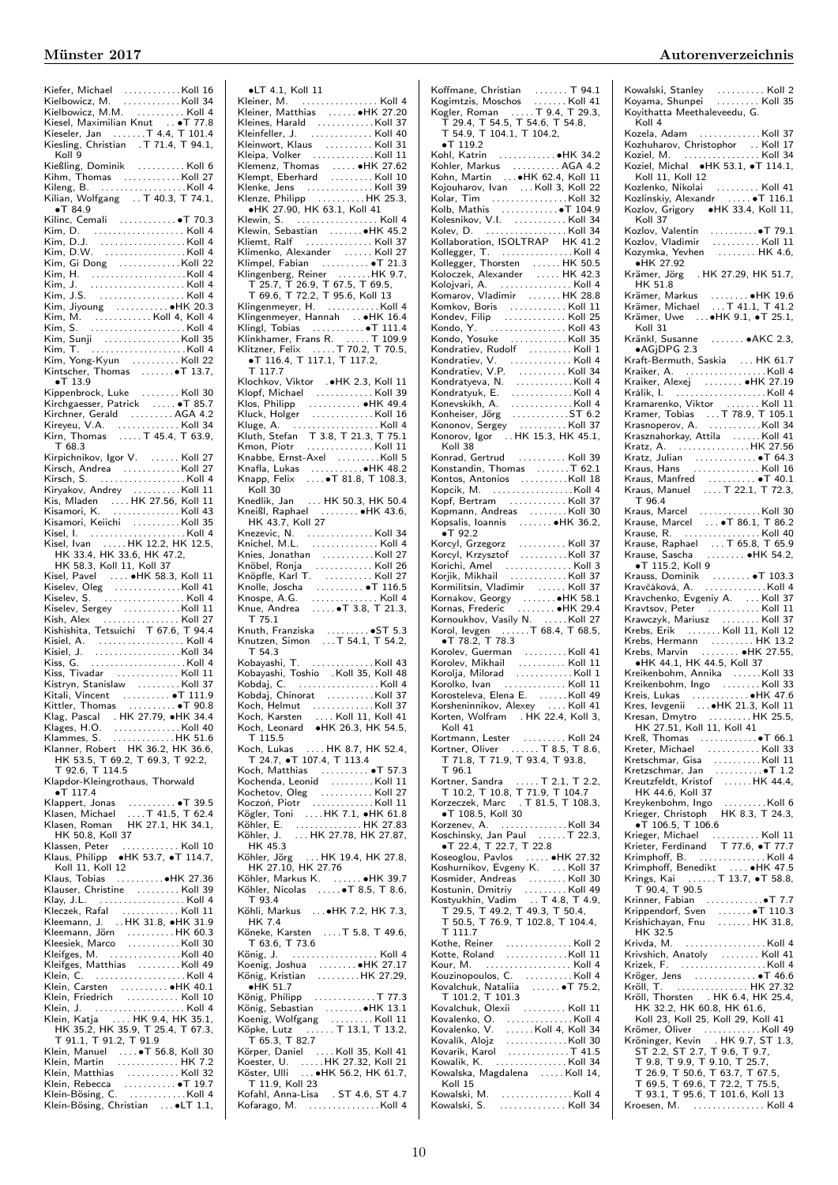Kiefer, Michael ............ Koll 16
Kielbowicz, M. ............ Koll 34
Kielbowicz, M.M. .......... Koll 4
Kiesel, Maximilian Knut .. •T 77.8
Kieseler, Jan ....... T 4.4, T 101.4
Kiesling, Christian . T 71.4, T 94.1, Koll 9
Kießling, Dominik .......... Koll 6
Kihm, Thomas ............ Koll 27
Kileng, B. ................. Koll 4
Kilian, Wolfgang .. T 40.3, T 74.1, •T 84.9
Kilinc, Cemali ............ •T 70.3
Kim, D. ................... Koll 4
Kim, D.J. ................. Koll 4
Kim, D.W. ................. Koll 4
Kim, Gi Dong ............ Koll 22
Kim, H. ................... Koll 4
Kim, J. ................... Koll 4
Kim, J.S. ................. Koll 4
Kim, Jiyoung ........... •HK 20.3
Kim, M. ............ Koll 4, Koll 4
Kim, S. ................... Koll 4
Kim, Sunji ............... Koll 35
Kim, T. ................... Koll 4
Kim, Yong-Kyun .......... Koll 22
Kintscher, Thomas ....... •T 13.7, •T 13.9
Kippenbrock, Luke ........ Koll 30
Kirchgaesser, Patrick ..... •T 85.7
Kirchner, Gerald ......... AGA 4.2
Kireyeu, V.A. ............ Koll 34
Kirn, Thomas ..... T 45.4, T 63.9, T 68.3
Kirpichnikov, Igor V. ...... Koll 27
Kirsch, Andrea ........... Koll 27
Kirsch, S. ................ Koll 4
Kiryakov, Andrey ......... Koll 11
Kis, Mladen .... HK 27.56, Koll 11
Kisamori, K. ............. Koll 43
Kisamori, Keiichi ......... Koll 35
Kisel, I. .................. Koll 4
Kisel, Ivan ..... HK 12.2, HK 12.5, HK 33.4, HK 33.6, HK 47.2, HK 58.3, Koll 11, Koll 37
Kisel, Pavel .... •HK 58.3, Koll 11
Kiselev, Oleg ............. Koll 41
Kiselev, S. ................ Koll 4
Kiselev, Sergey ........... Koll 11
Kish, Alex ............... Koll 27
Kishishita, Tetsuichi T 67.6, T 94.4
Kisiel, A. ................. Koll 4
Kisiel, J. ................. Koll 34
Kiss, G. ................... Koll 4
Kiss, Tivadar ............. Koll 11
Kistryn, Stanislaw ........ Koll 37
Kitali, Vincent ........... •T 111.9
Kittler, Thomas .......... •T 90.8
Klag, Pascal . HK 27.79, •HK 34.4
Klages, H.O. ............. Koll 40
Klammes, S. ............. HK 51.6
Klanner, Robert HK 36.2, HK 36.6, HK 53.5, T 69.2, T 69.3, T 92.2, T 92.6, T 114.5
Klapdor-Kleingrothaus, Thorwald •T 117.4
Klappert, Jonas .......... •T 39.5
Klasen, Michael .... T 41.5, T 62.4
Klasen, Roman HK 27.1, HK 34.1, HK 50.8, Koll 37
Klassen, Peter ............ Koll 10
Klaus, Philipp •HK 53.7, •T 114.7, Koll 11, Koll 12
Klaus, Tobias .......... •HK 27.36
Klauser, Christine ......... Koll 39
Klay, J.L. ................. Koll 4
Kleczek, Rafal ............ Koll 11
Kleemann, J. .. HK 31.8, •HK 31.9
Kleemann, Jörn .......... HK 60.3
Kleesiek, Marco .......... Koll 30
Kleifges, M. .............. Koll 40
Kleifges, Matthias ........ Koll 49
Klein, C. .................. Koll 4
Klein, Carsten .......... •HK 40.1
Klein, Friedrich ........... Koll 10
Klein, J. .................. Koll 4
Klein, Katja .... HK 9.4, HK 35.1, HK 35.2, HK 35.9, T 25.4, T 67.3, T 91.1, T 91.2, T 91.9
Klein, Manuel .... •T 56.8, Koll 30
Klein, Martin ............ HK 7.2
Klein, Matthias ........... Koll 32
Klein, Rebecca .......... •T 19.7
Klein-Bösing, C. ........... Koll 4
Klein-Bösing, Christian ... •LT 1.1, •LT 4.1, Koll 11
Kleiner, M. ................ Koll 4
Kleiner, Matthias ...... •HK 27.20
Kleines, Harald ........... Koll 37
Kleinfeller, J. ............ Koll 40
Kleinwort, Thomas ........ Koll 31
Kleipa, Volker ............ Koll 11
Klemenz, Thomas ..... •HK 27.62
Klempt, Eberhard ......... Koll 10
Klenke, Jens ............. Koll 39
Klenze, Philipp ......... HK 25.3, •HK 27.90, HK 63.1, Koll 41
Klewin, S. ................. Koll 4
Klewin, Sebastian ....... •HK 45.2
Kliemt, Ralf .............. Koll 37
Klimenko, Alexander ...... Koll 27
Klimpel, Fabian .......... •T 21.3
Klingenberg, Reiner ....... HK 9.7, T 25.7, T 26.9, T 67.5, T 69.5, T 69.6, T 72.2, T 95.6, Koll 13
Klingenmeyer, H. .......... Koll 4
Klingenmeyer, Hannah .. •HK 16.4
Klingl, Tobias ........... •T 111.4
Klinkhamer, Frans R. ..... T 109.9
Klitzner, Felix ..... T 70.2, T 70.5, •T 116.4, T 117.1, T 117.2, T 117.7
Klochkov, Viktor . •HK 2.3, Koll 11
Klopf, Michael ............ Koll 39
Klos, Philipp ........... •HK 49.4
Kluck, Holger ............ Koll 16
Kluge, A. ................. Koll 4
Kluth, Stefan T 3.8, T 21.3, T 75.1
Kmon, Piotr .............. Koll 11
Knabbe, Ernst-Axel ......... Koll 5
Knafla, Lukas ........... •HK 48.2
Knapp, Felix .... •T 81.8, T 108.3, Koll 30
Knedlik, Jan ... HK 50.3, HK 50.4
Kneißl, Raphael ........ •HK 43.6, HK 43.7, Koll 27
Knezevic, N. .............. Koll 34
Knichel, M.L. .............. Koll 4
Knies, Jonathan ........... Koll 27
Knöbel, Ronja ............ Koll 26
Knöpfle, Karl T. .......... Koll 27
Knolle, Joscha .......... •T 116.5
Knospe, A.G. .............. Koll 4
Knue, Andrea ..... •T 3.8, T 21.3, T 75.1
Knuth, Franziska ......... •ST 5.3
Knutzen, Simon ... T 54.1, T 54.2, T 54.3
Kobayashi, T. ............. Koll 43
Kobayashi, Toshio . Koll 35, Koll 48
Kobdaj, C. ................ Koll 4
Kobdaj, Chinorat ......... Koll 37
Koch, Helmut ............. Koll 37
Koch, Karsten ..... Koll 11, Koll 41
Koch, Leonard •HK 26.3, HK 54.5, T 115.5
Koch, Lukas .... HK 8.7, HK 52.4, T 24.7, •T 107.4, T 113.4
Koch, Matthias .......... •T 57.3
Kochenda, Leonid ......... Koll 11
Kochetov, Oleg ........... Koll 27
Koczoń, Piotr ............. Koll 11
Kögler, Toni .... HK 7.1, •HK 61.8
Köhler, E. ............... HK 27.83
Köhler, J. ... HK 27.78, HK 27.87, HK 45.3
Köhler, Jörg ... HK 19.4, HK 27.8, HK 27.10, HK 27.76
Köhler, Markus K. ...... •HK 39.7
Köhler, Nicolas ..... •T 8.5, T 8.6, T 93.4
Köhli, Markus ... •HK 7.2, HK 7.3, HK 7.4
Köneke, Karsten .... T 5.8, T 49.6, T 63.6, T 73.6
König, J. .................. Koll 4
Koenig, Joshua ........ •HK 27.17
König, Kristian ......... HK 27.29, •HK 51.7
König, Philipp ........... T 77.3
König, Sebastian ........ •HK 13.1
Koenig, Wolfgang ......... Koll 11
Köpke, Lutz ...... T 13.1, T 13.2, T 65.3, T 82.7
Körper, Daniel .... Koll 35, Koll 41
Koester, U. ..... HK 27.32, Koll 21
Köster, Ulli ... •HK 56.2, HK 61.7, T 11.9, Koll 23
Kofahl, Anna-Lisa . ST 4.6, ST 4.7
Kofarago, M. .............. Koll 4
Koffmane, Christian ....... T 94.1
Kogimtzis, Moschos ....... Koll 41
Kogler, Roman ..... T 9.4, T 29.3, T 29.4, T 54.5, T 54.6, T 54.8, T 54.9, T 104.1, T 104.2, •T 119.2
Kohl, Katrin ............ •HK 34.2
Kohler, Markus .......... AGA 4.2
Kohn, Martin ... •HK 62.4, Koll 11
Kojouharov, Ivan ... Koll 3, Koll 22
Kolar, Tim ............... Koll 32
Kolb, Mathis ............ •T 104.9
Kolesnikov, V.I. ........... Koll 34
Kolev, D. ................ Koll 34
Kollaboration, ISOLTRAP HK 41.2
Kollegger, T. .............. Koll 4
Kollegger, Thorsten ...... HK 50.5
Koloczek, Alexander ..... HK 42.3
Kolojvari, A. .............. Koll 4
Komarov, Vladimir ....... HK 28.8
Komkov, Boris ............ Koll 11
Kondev, Filip ............. Koll 25
Kondo, Y. ................ Koll 43
Kondo, Yosuke ........... Koll 35
Kondratiev, Rudolf ......... Koll 1
Kondratiev, V. ............. Koll 4
Kondratiev, V.P. .......... Koll 34
Kondratyeva, N. ............ Koll 4
Kondratyuk, E. ............ Koll 4
Konevskikh, A. ............ Koll 4
Konheiser, Jörg ........... ST 6.2
Kononov, Sergey .......... Koll 37
Konorov, Igor .. HK 15.3, HK 45.1, Koll 38
Konrad, Gertrud .......... Koll 39
Konstandin, Thomas ....... T 62.1
Kontos, Antonios .......... Koll 18
Kopcik, M. ................ Koll 4
Kopf, Bertram ............ Koll 37
Kopmann, Andreas ........ Koll 30
Kopsalis, Ioannis ....... •HK 36.2, •T 92.2
Korcyl, Grzegorz .......... Koll 37
Korcyl, Krzysztof ......... Koll 37
Korichi, Amel .............. Koll 3
Korjik, Mikhail ........... Koll 37
Kormilitsin, Vladimir ...... Koll 37
Kornakov, Georgy ....... •HK 58.1
Kornas, Frederic ........ •HK 29.4
Kornoukhov, Vasily N. ..... Koll 27
Korol, Ievgen ...... T 68.4, T 68.5, •T 78.2, T 78.3
Korolev, Guerman ......... Koll 41
Korolev, Mikhail .......... Koll 11
Korolija, Milorad ........... Koll 1
Korolko, Ivan ............. Koll 11
Korosteleva, Elena E. ..... Koll 49
Korsheninnikov, Alexey .... Koll 41
Korten, Wolfram . HK 22.4, Koll 3, Koll 41
Kortmann, Lester ......... Koll 24
Kortner, Oliver ...... T 8.5, T 8.6, T 71.8, T 71.9, T 93.4, T 93.8, T 96.1
Kortner, Sandra ..... T 2.1, T 2.2, T 10.2, T 10.8, T 71.9, T 104.7
Korzeczek, Marc . T 81.5, T 108.3, •T 108.5, Koll 30
Korzenev, A. ............. Koll 34
Koschinsky, Jan Paul ...... T 22.3, •T 22.4, T 22.7, T 22.8
Koseoglou, Pavlos ..... •HK 27.32
Koshurnikov, Evgeny K. ... Koll 37
Kosmider, Andreas ........ Koll 30
Kostunin, Dmitriy ......... Koll 49
Kostyukhin, Vadim .. T 4.8, T 4.9, T 29.5, T 49.2, T 49.3, T 50.4, T 50.5, T 76.9, T 102.8, T 104.4, T 111.7
Kothe, Reiner ............. Koll 2
Kotte, Roland ............ Koll 11
Kour, M. .................. Koll 4
Kouzinopoulos, C. ......... Koll 4
Kovalchuk, Nataliia ...... •T 75.2, T 101.2, T 101.3
Kovalchuk, Olexii ......... Koll 11
Kovalenko, O. ............. Koll 4
Kovalenko, V. ...... Koll 4, Koll 34
Kovalik, Alojz ............ Koll 30
Kovarik, Karol ............ T 41.5
Kowalik, K. .............. Koll 34
Kowalska, Magdalena ..... Koll 14, Koll 15
Kowalski, M. .............. Koll 4
Kowalski, S. .............. Koll 34
Kowalski, Stanley .......... Koll 2
Koyama, Shunpei ......... Koll 35
Koyithatta Meethaleveedu, G. Koll 4
Kozela, Adam ............ Koll 37
Kozhuharov, Christophor .. Koll 17
Koziel, M. ............... Koll 34
Koziel, Michal •HK 53.1, •T 114.1, Koll 11, Koll 12
Kozlenko, Nikolai ......... Koll 41
Kozlinskiy, Alexandr ..... •T 116.1
Kozlov, Grigory •HK 33.4, Koll 11, Koll 37
Kozlov, Valentin .......... •T 79.1
Kozlov, Vladimir .......... Koll 11
Kozymka, Yevhen ........ HK 4.6, •HK 27.92
Krämer, Jörg . HK 27.29, HK 51.7, HK 51.8
Krämer, Markus ........ •HK 19.6
Krämer, Michael ... T 41.1, T 41.2
Krämer, Uwe ... •HK 9.1, •T 25.1, Koll 31
Kränkl, Susanne ....... •AKC 2.3, •AGjDPG 2.3
Kraft-Bermuth, Saskia ... HK 61.7
Kraiker, A. ................ Koll 4
Kraiker, Alexej ......... •HK 27.19
Králik, I. .................. Koll 4
Kramarenko, Viktor ....... Koll 11
Kramer, Tobias ... T 78.9, T 105.1
Krasnoperov, A. ........... Koll 34
Krasznahorkay, Attila ...... Koll 41
Kratz, A. .............. HK 27.56
Kratz, Julian ............ •T 64.3
Kraus, Hans .............. Koll 16
Kraus, Manfred .......... •T 40.1
Kraus, Manuel .... T 22.1, T 72.3, T 96.4
Kraus, Marcel ............ Koll 30
Krause, Marcel ... •T 86.1, T 86.2
Krause, R. ............... Koll 40
Krause, Raphael ... T 65.8, T 65.9
Krause, Sascha ........ •HK 54.2, •T 115.2, Koll 9
Krauss, Dominik ........ •T 103.3
Kravčáková, A. ............ Koll 4
Kravchenko, Evgeniy A. ... Koll 37
Kravtsov, Peter ........... Koll 11
Krawczyk, Mariusz ........ Koll 37
Krebs, Erik ....... Koll 11, Koll 12
Krebs, Hermann .......... HK 13.2
Krebs, Marvin ......... •HK 27.55, •HK 44.1, HK 44.5, Koll 37
Kreikenbohm, Annika ...... Koll 33
Kreikenbohm, Ingo ........ Koll 33
Kreis, Lukas ........... •HK 47.6
Kres, Ievgenii .... •HK 21.3, Koll 11
Kresan, Dmytro ......... HK 25.5, HK 27.51, Koll 11, Koll 41
Kreß, Thomas ............ •T 66.1
Kreter, Michael ........... Koll 33
Kretschmar, Sina ......... Koll 11
Kretzschmar, Jan ......... •T 1.2
Kreutzfeldt, Kristof ...... HK 44.4, HK 44.6, Koll 37
Kreykenbohm, Ingo ......... Koll 6
Krieger, Christoph HK 8.3, T 24.3, •T 106.5, T 106.6
Krieger, Michael .......... Koll 11
Krieter, Ferdinand T 77.6, •T 77.7
Krimphoff, B. .............. Koll 4
Krimphoff, Benedikt .... •HK 47.5
Krings, Kai ...... T 13.7, •T 58.8, T 90.4, T 90.5
Krinner, Fabian ........... •T 7.7
Krippendorf, Sven ....... •T 110.3
Krishichayan, Fnu ....... HK 31.8, HK 32.5
Krivda, M. ................ Koll 4
Krivshich, Anatoly ........ Koll 41
Krizek, F. ................. Koll 4
Kröger, Jens ............ •T 46.6
Kröll, T. ............... HK 27.32
Kröll, Thorsten . HK 6.4, HK 25.4, HK 32.2, HK 60.8, HK 61.6, Koll 23, Koll 25, Koll 29, Koll 41
Krömer, Oliver ............ Koll 49
Kröninger, Kevin . HK 9.7, ST 1.3, ST 2.2, ST 2.7, T 9.6, T 9.7, T 9.8, T 9.9, T 9.10, T 25.7, T 26.9, T 50.6, T 63.7, T 67.5, T 69.5, T 69.6, T 72.2, T 75.5, T 93.1, T 95.6, T 101.6, Koll 13
Kroesen, M. ............... Koll 4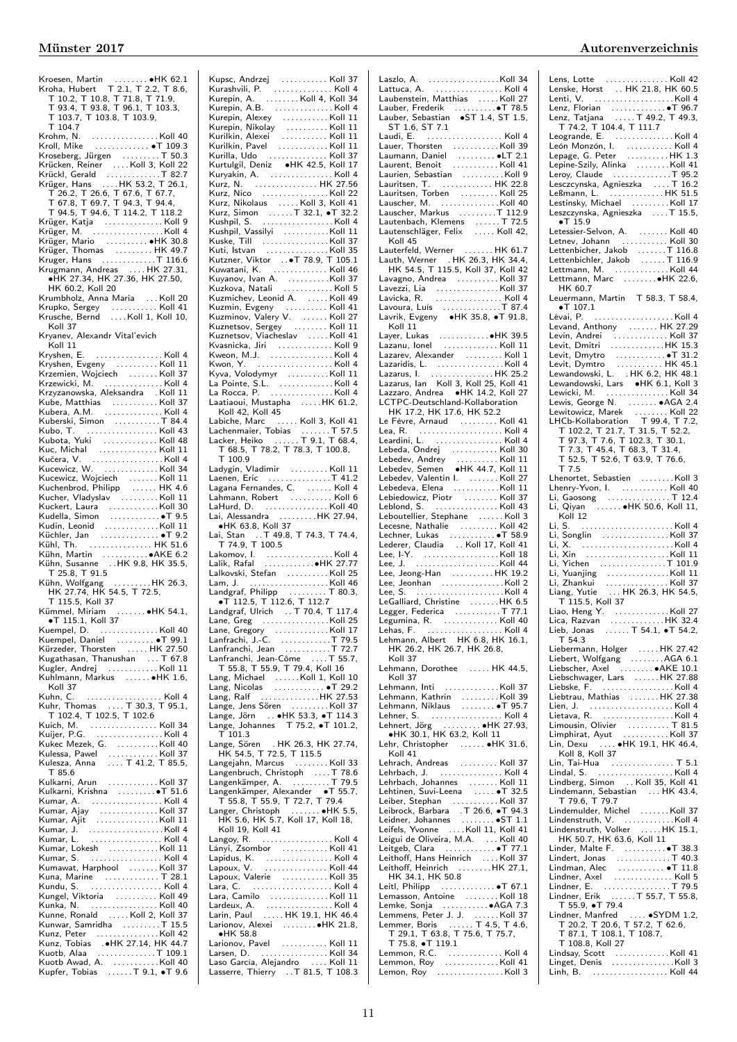Kroesen, Martin ........•HK 62.1
Kroha, Hubert T 2.1, T 2.2, T 8.6, T 10.2, T 10.8, T 71.8, T 71.9, T 93.4, T 93.8, T 96.1, T 103.3, T 103.7, T 103.8, T 103.9, T 104.7
Krohn, N. ................Koll 40
Kroll, Mike .............•T 109.3
Kroseberg, Jürgen ...........T 50.3
Krücken, Reiner .....Koll 3, Koll 22
Krückl, Gerald ..............T 82.7
Krüger, Hans .....HK 53.2, T 26.1, T 26.2, T 26.6, T 67.6, T 67.7, T 67.8, T 69.7, T 94.3, T 94.4, T 94.5, T 94.6, T 114.2, T 118.2
Krüger, Katja ..............Koll 9
Krüger, M. ..................Koll 4
Krüger, Mario ...........•HK 30.8
Krüger, Thomas ..........HK 49.7
Kruger, Hans ..............T 116.6
Krugmann, Andreas .....HK 27.31, •HK 27.34, HK 27.36, HK 27.50, HK 60.2, Koll 20
Krumbholz, Anna Maria ....Koll 20
Krupko, Sergey ............Koll 11
Krusche, Bernd .....Koll 1, Koll 10, Koll 37
Kryanev, Alexandr Vital'evich Koll 11
Kryshen, E. .................Koll 4
Kryshen, Evgeny ...........Koll 11
Krzemien, Wojciech ........Koll 37
Krzewicki, M. ...............Koll 4
Krzyzanowska, Aleksandra ..Koll 11
Kube, Matthias ............Koll 37
Kubera, A.M. ...............Koll 4
Kuberski, Simon ............T 84.4
Kubo, T. ...................Koll 43
Kubota, Yuki ..............Koll 48
Kuc, Michal ...............Koll 11
Kučera, V. ..................Koll 4
Kucewicz, W. ..............Koll 34
Kucewicz, Wojciech ........Koll 11
Kuchenbrod, Philipp .......HK 4.6
Kucher, Vladyslav .........Koll 11
Kuckert, Laura ............Koll 30
Kudella, Simon .............•T 9.5
Kudin, Leonid .............Koll 11
Küchler, Jan ...............•T 9.2
Kühl, Th. ..................HK 51.6
Kühn, Martin .............•AKE 6.2
Kühn, Susanne ...HK 9.8, HK 35.5, T 25.8, T 91.5
Kühn, Wolfgang ...........HK 26.3, HK 27.74, HK 54.5, T 72.5, T 115.5, Koll 37
Kümmel, Miriam ........•HK 54.1, •T 115.1, Koll 37
Kuempel, D. ...............Koll 40
Kuempel, Daniel ..........•T 99.1
Kürzeder, Thorsten ......HK 27.50
Kugathasan, Thanushan ....T 67.8
Kugler, Andrej ............Koll 11
Kuhlmann, Markus .......•HK 1.6, Koll 37
Kuhn, C. ....................Koll 4
Kuhr, Thomas .....T 30.3, T 95.1, T 102.4, T 102.5, T 102.6
Kuich, M. ..................Koll 34
Kuijer, P.G. ................Koll 4
Kukec Mezek, G. ...........Koll 40
Kulessa, Pawel ............Koll 37
Kulesza, Anna .....T 41.2, T 85.5, T 85.6
Kulkarni, Arun ............Koll 37
Kulkarni, Krishna .........•T 51.6
Kumar, A. ...................Koll 4
Kumar, Ajay ...............Koll 37
Kumar, Ajit ................Koll 11
Kumar, J. ...................Koll 4
Kumar, L. ...................Koll 4
Kumar, Lokesh .............Koll 11
Kumar, S. ...................Koll 4
Kumawat, Harphool ........Koll 37
Kuna, Marine ...............T 28.1
Kundu, S. ...................Koll 4
Kungel, Viktoria ...........Koll 49
Kunka, N. ..................Koll 40
Kunne, Ronald ......Koll 2, Koll 37
Kunwar, Samridha ..........T 15.5
Kunz, Peter ................Koll 42
Kunz, Tobias ..•HK 27.14, HK 44.7
Kuotb, Alaa ...............T 109.1
Kuotb Awad, A. ............Koll 40
Kupfer, Tobias ......T 9.1, •T 9.6
Kupsc, Andrzej ............Koll 37
Kurashvili, P. ...............Koll 4
Kurepin, A. .........Koll 4, Koll 34
Kurepin, A.B. ...............Koll 4
Kurepin, Alexey ...........Koll 11
Kurepin, Nikolay ..........Koll 11
Kurilkin, Alexei ...........Koll 11
Kurilkin, Pavel ............Koll 11
Kurilla, Udo ...............Koll 37
Kurtulgil, Deniz ..•HK 42.5, Koll 17
Kuryakin, A. ................Koll 4
Kurz, N. ..................HK 27.56
Kurz, Nico ................Koll 22
Kurz, Nikolaus ......Koll 3, Koll 41
Kurz, Simon ......T 32.1, •T 32.2
Kushpil, S. ..................Koll 4
Kushpil, Vassilyi ..........Koll 11
Kuske, Till ................Koll 37
Kuti, Istvan ...............Koll 35
Kutzner, Viktor ...•T 78.9, T 105.1
Kuwatani, K. ...............Koll 46
Kuyanov, Ivan A. ..........Koll 37
Kuzkova, Natali .............Koll 5
Kuzmichev, Leonid A. ......Koll 49
Kuzmin, Evgeny ............Koll 41
Kuzminov, Valery V. .......Koll 27
Kuznetsov, Sergey .........Koll 11
Kuznetsov, Viacheslav .....Koll 41
Kvasnicka, Jiri .............Koll 9
Kweon, M.J. .................Koll 4
Kwon, Y. ....................Koll 4
Kyva, Volodymyr ...........Koll 11
La Pointe, S.L. ..............Koll 4
La Rocca, P. .................Koll 4
Laatiaoui, Mustapha .....HK 61.2, Koll 42, Koll 45
Labiche, Marc ......Koll 3, Koll 41
Lachenmaier, Tobias ........T 57.5
Lacker, Heiko ......T 9.1, T 68.4, T 68.5, T 78.2, T 78.3, T 100.8, T 100.9
Ladygin, Vladimir .........Koll 11
Laenen, Eric ................T 41.2
Lagana Fernandes, C. .......Koll 4
Lahmann, Robert ............Koll 6
LaHurd, D. .................Koll 40
Lai, Alessandra .........HK 27.94, •HK 63.8, Koll 37
Lai, Stan ..T 49.8, T 74.3, T 74.4, T 74.9, T 100.5
Lakomov, I. .................Koll 4
Lalik, Rafal ............•HK 27.77
Lalkovski, Stefan ..........Koll 25
Lam, J. ....................Koll 46
Landgraf, Philipp ..........T 80.3, •T 112.5, T 112.6, T 112.7
Landgraf, Ulrich ...T 70.4, T 117.4
Lane, Greg .................Koll 25
Lane, Gregory ..............Koll 17
Lanfrachi, J.-C. ............T 79.5
Lanfranchi, Jean ...........T 72.7
Lanfranchi, Jean-Côme .....T 55.7, T 55.8, T 55.9, T 79.4, Koll 16
Lang, Michael .......Koll 1, Koll 10
Lang, Nicolas ..............•T 29.2
Lang, Ralf ................HK 27.53
Lange, Jens Sören .........Koll 37
Lange, Jörn ...•HK 53.3, •T 114.3
Lange, Johannes ..T 75.2, •T 101.2, T 101.3
Lange, Sören ...HK 26.3, HK 27.74, HK 54.5, T 72.5, T 115.5
Langejahn, Marcus .........Koll 33
Langenbruch, Christoph .....T 78.6
Langenkämper, A. ..........T 79.5
Langenkämper, Alexander ..•T 55.7, T 55.8, T 55.9, T 72.7, T 79.4
Langer, Christoph .........•HK 5.5, HK 5.6, HK 5.7, Koll 17, Koll 18, Koll 19, Koll 41
Langoy, R. ..................Koll 4
Lányi, Zsombor ............Koll 41
Lapidus, K. .................Koll 4
Lapoux, V. .................Koll 44
Lapoux, Valerie ............Koll 35
Lara, C. .....................Koll 4
Lara, Camilo ...............Koll 11
Lardeux, A. .................Koll 4
Larin, Paul .......HK 19.1, HK 46.4
Larionov, Alexei .........•HK 21.8, •HK 58.8
Larionov, Pavel ............Koll 11
Larsen, D. .................Koll 34
Laso García, Alejandro .....Koll 11
Lasserre, Thierry ...T 81.5, T 108.3
Laszlo, A. .................Koll 34
Lattuca, A. .................Koll 4
Laubenstein, Matthias .....Koll 27
Lauber, Frederik ...........•T 78.5
Lauber, Sebastian ..•ST 1.4, ST 1.5, ST 1.6, ST 7.1
Laudi, E. ...................Koll 4
Lauer, Thorsten ...........Koll 39
Laumann, Daniel ...........•LT 2.1
Laurent, Benoit ...........Koll 41
Laurien, Sebastian ..........Koll 9
Lauritsen, T. .............HK 22.8
Lauritsen, Torben .........Koll 25
Lauscher, M. ...............Koll 40
Lauscher, Markus .........T 112.9
Lautenbach, Klemens ........T 72.5
Lautenschläger, Felix ......Koll 42, Koll 45
Lauterfeld, Werner ........HK 61.7
Lauth, Werner ..HK 26.3, HK 34.4, HK 54.5, T 115.5, Koll 37, Koll 42
Lavagno, Andrea ...........Koll 37
Lavezzi, Lia ...............Koll 37
Lavicka, R. .................Koll 4
Lavoura, Luis ..............T 87.4
Lavrik, Evgeny ...•HK 35.8, •T 91.8, Koll 11
Layer, Lukas ............•HK 39.5
Lazanu, Ionel .............Koll 11
Lazarev, Alexander ..........Koll 1
Lazaridis, L. ...............Koll 4
Lazarus, I. ................HK 25.2
Lazarus, Ian ..Koll 3, Koll 25, Koll 41
Lazzaro, Andrea ...•HK 14.2, Koll 27
LCTPC-Deutschland-Kollaboration HK 17.2, HK 17.6, HK 52.2
Le Fèvre, Arnaud ..........Koll 41
Lea, R. .....................Koll 4
Leardini, L. ................Koll 4
Lebeda, Ondrej ............Koll 30
Lebedev, Andrey ...........Koll 11
Lebedev, Semen ...•HK 44.7, Koll 11
Lebedev, Valentin I. ......Koll 27
Lebedeva, Elena ...........Koll 11
Lebiedowicz, Piotr ........Koll 37
Leblond, S. ...............Koll 43
Leboutellier, Stephane .....Koll 3
Lecesne, Nathalie .........Koll 42
Lechner, Lukas ............•T 58.9
Lederer, Claudia ...Koll 17, Koll 41
Lee, I-Y. ..................Koll 18
Lee, J. ....................Koll 44
Lee, Jeong-Han ............HK 19.2
Lee, Jeonhan ...............Koll 2
Lee, S. .....................Koll 4
LeGalliard, Christine ......HK 6.5
Legger, Federica ...........T 77.1
Legumina, R. ..............Koll 40
Lehas, F. ...................Koll 4
Lehmann, Albert ..HK 6.8, HK 16.1, HK 26.2, HK 26.7, HK 26.8, Koll 37
Lehmann, Dorothee ........HK 44.5, Koll 37
Lehmann, Inti .............Koll 37
Lehmann, Kathrin ..........Koll 39
Lehmann, Niklaus ..........•T 95.7
Lehner, S. ..................Koll 4
Lehnert, Jörg ..........•HK 27.93, •HK 30.1, HK 63.2, Koll 11
Lehr, Christopher ........•HK 31.6, Koll 41
Lehrach, Andreas ..........Koll 37
Lehrbach, J. ................Koll 4
Lehrbach, Johannes ........Koll 11
Lehtinen, Suvi-Leena ......•T 32.5
Leiber, Stephan ............Koll 37
Leibrock, Barbara ..T 26.6, •T 94.3
Leidner, Johannes ..........•ST 1.1
Leifels, Yvonne .....Koll 11, Koll 41
Leigui de Oliveira, M.A. ...Koll 40
Leitgeb, Clara .............•T 77.1
Leithoff, Hans Heinrich ....Koll 37
Leithoff, Heinrich .........HK 27.1, HK 34.1, HK 50.8
Leitl, Philipp ..............•T 67.1
Lemasson, Antoine .........Koll 18
Lemke, Sonja ............•AGA 7.3
Lemmens, Peter J. J. ......Koll 37
Lemmer, Boris ......T 4.5, T 4.6, T 29.1, T 63.8, T 75.6, T 75.7, T 75.8, •T 119.1
Lemmon, R.C. ...............Koll 4
Lemmon, Roy ..............Koll 41
Lemon, Roy .................Koll 3
Lens, Lotte ................Koll 42
Lenske, Horst ...HK 21.8, HK 60.5
Lenti, V. ...................Koll 4
Lenz, Florian ..............•T 96.7
Lenz, Tatjana .....T 49.2, T 49.3, T 74.2, T 104.4, T 111.7
Leogrande, E. ...............Koll 4
León Monzón, I. .............Koll 4
Lepage, G. Peter ...........HK 1.3
Lepine-Szily, Alinka .......Koll 41
Leroy, Claude ...............T 95.2
Lesczcynska, Agnieszka .....T 16.2
Leßmann, L. ...............HK 51.5
Lestinsky, Michael ........Koll 17
Leszczynska, Agnieszka .....T 15.5, •T 15.9
Letessier-Selvon, A. ......Koll 40
Letnev, Johann ............Koll 30
Lettenbicher, Jakob .......T 116.8
Lettenbichler, Jakob ......T 116.9
Lettmann, M. ..............Koll 44
Lettmann, Marc .........•HK 22.6, HK 60.7
Leuermann, Martin ..T 58.3, T 58.4, •T 107.1
Lévai, P. ...................Koll 4
Levand, Anthony ..........HK 27.29
Levin, Andrei ..............Koll 37
Levit, Dmitri ..............HK 15.3
Levit, Dmytro .............•T 31.2
Levit, Dymtro .............HK 45.1
Lewandowski, L. ...HK 6.2, HK 48.1
Lewandowski, Lars ..•HK 6.1, Koll 3
Lewicki, M. ................Koll 34
Lewis, George N. ........•AGA 2.4
Lewitowicz, Marek .........Koll 22
LHCb-Kollaboration ..T 99.4, T 7.2, T 102.2, T 21.7, T 31.5, T 52.2, T 97.3, T 7.6, T 102.3, T 30.1, T 7.3, T 45.4, T 68.3, T 31.4, T 52.5, T 52.6, T 63.9, T 76.6, T 7.5
Lhenortet, Sebastien .......Koll 3
Lhenry-Yvon, I. ............Koll 40
Li, Gaosong ................T 12.4
Li, Qiyan .......•HK 50.6, Koll 11, Koll 12
Li, S. ......................Koll 4
Li, Songlin ................Koll 37
Li, X. ......................Koll 4
Li, Xin ....................Koll 11
Li, Yichen .................T 101.9
Li, Yuanjing ...............Koll 11
Li, Zhankui ................Koll 37
Liang, Yutie ....HK 26.3, HK 54.5, T 115.5, Koll 37
Liao, Heng Y. .............Koll 27
Lica, Razvan ..............HK 32.4
Lieb, Jonas .......T 54.1, •T 54.2, T 54.3
Liebermann, Holger ........HK 27.42
Liebert, Wolfgang .........AGA 6.1
Liebscher, Axel ..........•AKE 10.1
Liebschwager, Lars .......HK 27.88
Liebske, F. ................Koll 4
Liebtrau, Mathias ........HK 27.38
Lien, J. ....................Koll 4
Lietava, R. .................Koll 4
Limousin, Olivier ..........T 81.5
Limphirat, Ayut ...........Koll 37
Lin, Dexu .....•HK 19.1, HK 46.4, Koll 8, Koll 37
Lin, Tai-Hua ................T 5.1
Lindal, S. ..................Koll 4
Lindberg, Simon ...Koll 35, Koll 41
Lindemann, Sebastian ....HK 43.4, T 79.6, T 79.7
Lindemulder, Michel .......Koll 37
Lindenstruth, V. ............Koll 4
Lindenstruth, Volker ......HK 15.1, HK 50.7, HK 63.6, Koll 11
Linder, Malte F. ..........•T 38.3
Lindert, Jonas .............T 40.3
Lindman, Alec .............•T 11.8
Lindner, Axel ...............Koll 5
Lindner, E. .................T 79.5
Lindner, Erik .......T 55.7, T 55.8, T 55.9, •T 79.4
Lindner, Manfred ......•SYDM 1.2, T 20.2, T 20.6, T 57.2, T 62.6, T 87.1, T 108.1, T 108.7, T 108.8, Koll 27
Lindsay, Scott ............Koll 41
Linget, Denis ...............Koll 3
Linh, B. ...................Koll 44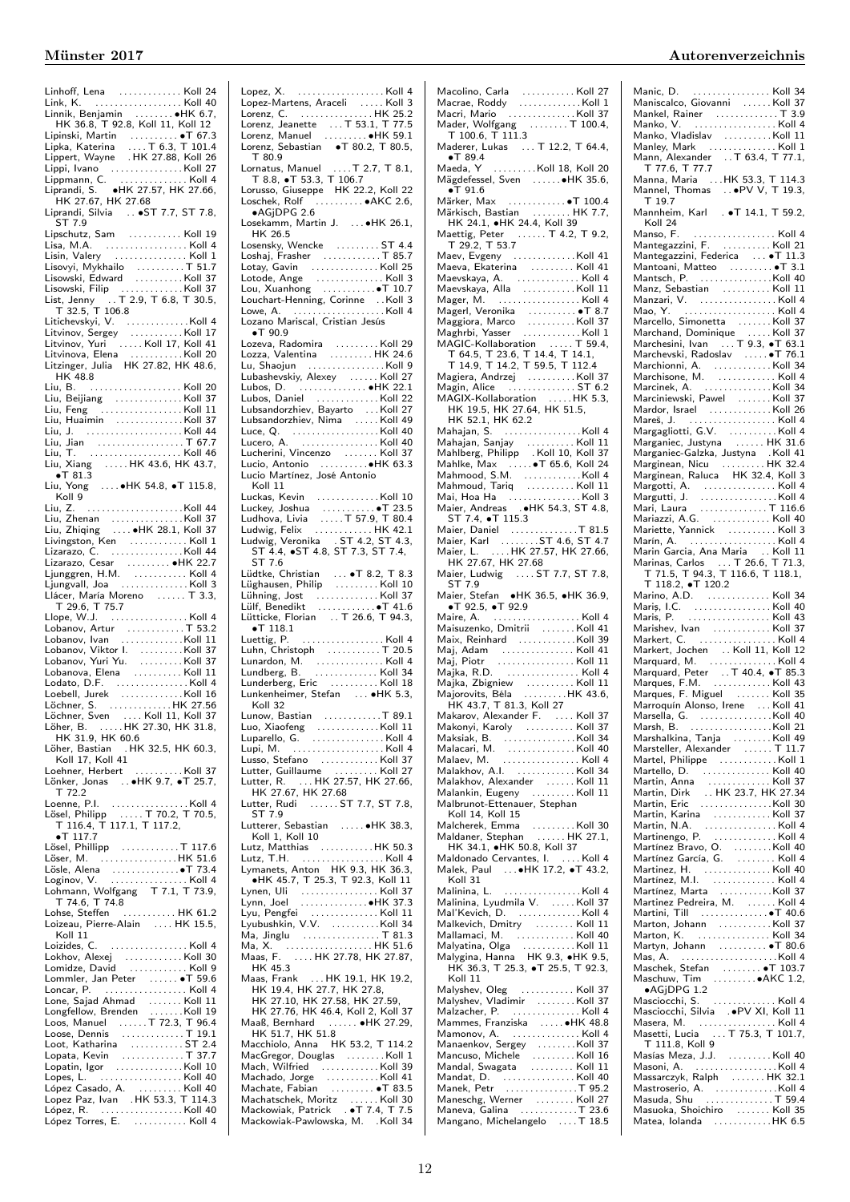Linhoff, Lena . . . . . . . . . . . . . Koll 24
Link, K. . . . . . . . . . . . . . . . . . Koll 40
Linnik, Benjamin . . . . . . . . •HK 6.7, HK 36.8, T 92.8, Koll 11, Koll 12
Lipinski, Martin . . . . . . . . . . •T 67.3
Lipka, Katerina . . . . T 6.3, T 101.4
Lippert, Wayne . HK 27.88, Koll 26
Lippi, Ivano . . . . . . . . . . . . . . Koll 27
Lippmann, C. . . . . . . . . . . . . . Koll 4
Liprandi, S. •HK 27.57, HK 27.66, HK 27.67, HK 27.68
Liprandi, Silvia . . •ST 7.7, ST 7.8, ST 7.9
Lipschutz, Sam . . . . . . . . . . . Koll 19
Lisa, M.A. . . . . . . . . . . . . . . . . Koll 4
Lisin, Valery . . . . . . . . . . . . . . Koll 1
Lisovyi, Mykhailo . . . . . . . . . . T 51.7
Lisowski, Edward . . . . . . . . . . Koll 37
Lisowski, Filip . . . . . . . . . . . . Koll 37
List, Jenny . . T 2.9, T 6.8, T 30.5, T 32.5, T 106.8
Litichevskyi, V. . . . . . . . . . . . . Koll 4
Litvinov, Sergey . . . . . . . . . . . Koll 17
Litvinov, Yuri . . . . . Koll 17, Koll 41
Litvinova, Elena . . . . . . . . . . . Koll 20
Litzinger, Julia HK 27.82, HK 48.6, HK 48.8
Liu, B. . . . . . . . . . . . . . . . . . . Koll 20
Liu, Beijiang . . . . . . . . . . . . . Koll 37
Liu, Feng . . . . . . . . . . . . . . . . Koll 11
Liu, Huaimin . . . . . . . . . . . . . Koll 37
Liu, J. . . . . . . . . . . . . . . . . . . . Koll 44
Liu, Jian . . . . . . . . . . . . . . . . . T 67.7
Liu, T. . . . . . . . . . . . . . . . . . . Koll 46
Liu, Xiang . . . . . HK 43.6, HK 43.7, •T 81.3
Liu, Yong . . . . •HK 54.8, •T 115.8, Koll 9
Liu, Z. . . . . . . . . . . . . . . . . . . . Koll 44
Liu, Zhenan . . . . . . . . . . . . . . Koll 37
Liu, Zhiqing . . . . •HK 28.1, Koll 37
Livingston, Ken . . . . . . . . . . . Koll 1
Lizarazo, C. . . . . . . . . . . . . . . Koll 44
Lizarazo, Cesar . . . . . . . . . •HK 22.7
Ljunggren, H.M. . . . . . . . . . . Koll 4
Ljungvall, Joa . . . . . . . . . . . . . Koll 3
Llácer, María Moreno . . . . . . T 3.3, T 29.6, T 75.7
Llope, W.J. . . . . . . . . . . . . . . . Koll 4
Lobanov, Artur . . . . . . . . . . . T 53.2
Lobanov, Ivan . . . . . . . . . . . . Koll 11
Lobanov, Viktor I. . . . . . . . . . Koll 37
Lobanov, Yuri Yu. . . . . . . . . . Koll 37
Lobanova, Elena . . . . . . . . . . Koll 11
Lodato, D.F. . . . . . . . . . . . . . . Koll 4
Loebell, Jurek . . . . . . . . . . . . Koll 16
Löchner, S. . . . . . . . . . . . . HK 27.56
Löchner, Sven . . . . Koll 11, Koll 37
Löher, B. . . . . HK 27.30, HK 31.8, HK 31.9, HK 60.6
Löher, Bastian . HK 32.5, HK 60.3, Koll 17, Koll 41
Loehner, Herbert . . . . . . . . . . Koll 37
Lönker, Jonas . . •HK 9.7, •T 25.7, T 72.2
Loenne, P.I. . . . . . . . . . . . . . . . Koll 4
Lösel, Philipp . . . . . T 70.2, T 70.5, T 116.4, T 117.1, T 117.2, •T 117.7
Lösel, Phillipp . . . . . . . . . . . . T 117.6
Löser, M. . . . . . . . . . . . . . . . HK 51.6
Lösle, Alena . . . . . . . . . . . . . •T 73.4
Loginov, V. . . . . . . . . . . . . . . . Koll 4
Lohmann, Wolfgang T 7.1, T 73.9, T 74.6, T 74.8
Lohse, Steffen . . . . . . . . . . . HK 61.2
Loizeau, Pierre-Alain . . . . HK 15.5, Koll 11
Loizides, C. . . . . . . . . . . . . . . . Koll 4
Lokhov, Alexej . . . . . . . . . . . . Koll 30
Lomidze, David . . . . . . . . . . . . Koll 9
Lommler, Jan Peter . . . . . . •T 59.6
Loncar, P. . . . . . . . . . . . . . . . . Koll 4
Lone, Sajad Ahmad . . . . . . . Koll 11
Longfellow, Brenden . . . . . . . Koll 19
Loos, Manuel . . . . . . T 72.3, T 96.4
Loose, Dennis . . . . . . . . . . . . T 19.1
Loot, Katharina . . . . . . . . . . . ST 2.4
Lopata, Kevin . . . . . . . . . . . . . T 37.7
Lopatin, Igor . . . . . . . . . . . . . Koll 10
Lopes, L. . . . . . . . . . . . . . . . . Koll 40
López Casado, A. . . . . . . . . . Koll 40
Lopez Paz, Ivan . HK 53.3, T 114.3
López, R. . . . . . . . . . . . . . . . . Koll 40
López Torres, E. . . . . . . . . . . Koll 4
Lopez, X. . . . . . . . . . . . . . . . . . Koll 4
Lopez-Martens, Araceli . . . . . Koll 3
Lorenz, C. . . . . . . . . . . . . . . HK 25.2
Lorenz, Jeanette . . . T 53.1, T 77.5
Lorenz, Manuel . . . . . . . . . •HK 59.1
Lorenz, Sebastian •T 80.2, T 80.5, T 80.9
Lornatus, Manuel . . . . T 2.7, T 8.1, T 8.8, •T 53.3, T 106.7
Lorusso, Giuseppe HK 22.2, Koll 22
Loschek, Rolf . . . . . . . . . . •AKC 2.6, •AGjDPG 2.6
Losekamm, Martin J. . . . •HK 26.1, HK 26.5
Losensky, Wencke . . . . . . . . . ST 4.4
Loshaj, Frasher . . . . . . . . . . . . T 85.7
Lotay, Gavin . . . . . . . . . . . . . Koll 25
Lotode, Ange . . . . . . . . . . . . . Koll 3
Lou, Xuanhong . . . . . . . . . . . •T 10.7
Louchart-Henning, Corinne . . Koll 3
Lowe, A. . . . . . . . . . . . . . . . . . Koll 4
Lozano Mariscal, Cristian Jesús •T 90.9
Lozeva, Radomira . . . . . . . . . Koll 29
Lozza, Valentina . . . . . . . . . HK 24.6
Lu, Shaojun . . . . . . . . . . . . . . Koll 9
Lubashevskiy, Alexey . . . . . . Koll 27
Lubos, D. . . . . . . . . . . . . . . •HK 22.1
Lubos, Daniel . . . . . . . . . . . . Koll 22
Lubsandorzhiev, Bayarto . . . Koll 27
Lubsandorzhiev, Nima . . . . . Koll 49
Luce, Q. . . . . . . . . . . . . . . . . . Koll 40
Lucero, A. . . . . . . . . . . . . . . . Koll 40
Lucherini, Vincenzo . . . . . . . Koll 37
Lucio, Antonio . . . . . . . . . . •HK 63.3
Lucio Martínez, José Antonio Koll 11
Luckas, Kevin . . . . . . . . . . . . Koll 10
Luckey, Joshua . . . . . . . . . . . •T 23.5
Ludhova, Livia . . . . . T 57.9, T 80.4
Ludwig, Felix . . . . . . . . . . . . HK 42.1
Ludwig, Veronika . ST 4.2, ST 4.3, ST 4.4, •ST 4.8, ST 7.3, ST 7.4, ST 7.6
Lüdtke, Christian . . . •T 8.2, T 8.3
Lüghausen, Philip . . . . . . . . . Koll 10
Lühning, Jost . . . . . . . . . . . . Koll 37
Lülf, Benedikt . . . . . . . . . . . •T 41.6
Lütticke, Florian . . T 26.6, T 94.3, •T 118.1
Luettig, P. . . . . . . . . . . . . . . . . Koll 4
Luhn, Christoph . . . . . . . . . . . T 20.5
Lunardon, M. . . . . . . . . . . . . . Koll 4
Lundberg, B. . . . . . . . . . . . . . Koll 34
Lunderberg, Eric . . . . . . . . . . Koll 18
Lunkenheimer, Stefan . . . •HK 5.3, Koll 32
Lunow, Bastian . . . . . . . . . . . T 89.1
Luo, Xiaofeng . . . . . . . . . . . . Koll 11
Luparello, G. . . . . . . . . . . . . . Koll 4
Lupi, M. . . . . . . . . . . . . . . . . . Koll 4
Lusso, Stefano . . . . . . . . . . . Koll 37
Lutter, Guillaume . . . . . . . . . Koll 27
Lutter, R. . . . HK 27.57, HK 27.66, HK 27.67, HK 27.68
Lutter, Rudi . . . . . . ST 7.7, ST 7.8, ST 7.9
Lutterer, Sebastian . . . . . •HK 38.3, Koll 1, Koll 10
Lutz, Matthias . . . . . . . . . . . HK 50.3
Lutz, T.H. . . . . . . . . . . . . . . . . Koll 4
Lymanets, Anton HK 9.3, HK 36.3, •HK 45.7, T 25.3, T 92.3, Koll 11
Lynen, Uli . . . . . . . . . . . . . . . Koll 37
Lynn, Joel . . . . . . . . . . . . . •HK 37.3
Lyu, Pengfei . . . . . . . . . . . . . Koll 11
Lyubushkin, V.V. . . . . . . . . . Koll 34
Ma, Jinglu . . . . . . . . . . . . . . . T 81.3
Ma, X. . . . . . . . . . . . . . . . . . HK 51.6
Maas, F. . . . . HK 27.78, HK 27.87, HK 45.3
Maas, Frank . . . HK 19.1, HK 19.2, HK 19.4, HK 27.7, HK 27.8, HK 27.10, HK 27.58, HK 27.59, HK 27.76, HK 46.4, Koll 2, Koll 37
Maaß, Bernhard . . . . . . •HK 27.29, HK 51.7, HK 51.8
Macchiolo, Anna HK 53.2, T 114.2
MacGregor, Douglas . . . . . . . Koll 1
Mach, Wilfried . . . . . . . . . . . Koll 39
Machado, Jorge . . . . . . . . . . . Koll 41
Machate, Fabian . . . . . . . . . •T 83.5
Machatschek, Moritz . . . . . . Koll 30
Mackowiak, Patrick . •T 7.4, T 7.5
Mackowiak-Pawlowska, M. . Koll 34
Macolino, Carla . . . . . . . . . . . Koll 27
Macrae, Roddy . . . . . . . . . . . . Koll 1
Macri, Mario . . . . . . . . . . . . . Koll 37
Mader, Wolfgang . . . . . . . . T 100.4, T 100.6, T 111.3
Maderer, Lukas . . . T 12.2, T 64.4, •T 89.4
Maeda, Y . . . . . . . . . Koll 18, Koll 20
Mägdefessel, Sven . . . . . . •HK 35.6, •T 91.6
Märker, Max . . . . . . . . . . . . •T 100.4
Märkisch, Bastian . . . . . . . . HK 7.7, HK 24.1, •HK 24.4, Koll 39
Maettig, Peter . . . . . T 4.2, T 9.2, T 29.2, T 53.7
Maev, Evgeny . . . . . . . . . . . . . Koll 41
Maeva, Ekaterina . . . . . . . . . Koll 41
Maevskaya, A. . . . . . . . . . . . . Koll 4
Maevskaya, Alla . . . . . . . . . . Koll 11
Mager, M. . . . . . . . . . . . . . . . . Koll 4
Magerl, Veronika . . . . . . . . . . •T 8.7
Maggiora, Marco . . . . . . . . . . Koll 37
Maghrbi, Yasser . . . . . . . . . . . Koll 1
MAGIC-Kollaboration . . . . . T 59.4, T 64.5, T 23.6, T 14.4, T 14.1, T 14.9, T 14.2, T 59.5, T 112.4
Magiera, Andrzej . . . . . . . . . . Koll 37
Magin, Alice . . . . . . . . . . . . . . ST 6.2
MAGIX-Kollaboration . . . . . HK 5.3, HK 19.5, HK 27.64, HK 51.5, HK 52.1, HK 62.2
Mahajan, S. . . . . . . . . . . . . . . . Koll 4
Mahajan, Sanjay . . . . . . . . . . Koll 11
Mahlberg, Philipp . Koll 10, Koll 37
Mahlke, Max . . . . . •T 65.6, Koll 24
Mahmood, S.M. . . . . . . . . . . . Koll 4
Mahmoud, Tariq . . . . . . . . . . Koll 11
Mai, Hoa Ha . . . . . . . . . . . . . . Koll 3
Maier, Andreas . •HK 54.3, ST 4.8, ST 7.4, •T 115.3
Maier, Daniel . . . . . . . . . . . . . T 81.5
Maier, Karl . . . . . . . . ST 4.6, ST 4.7
Maier, L. . . . . HK 27.57, HK 27.66, HK 27.67, HK 27.68
Maier, Ludwig . . . . ST 7.7, ST 7.8, ST 7.9
Maier, Stefan •HK 36.5, •HK 36.9, •T 92.5, •T 92.9
Maire, A. . . . . . . . . . . . . . . . . . Koll 4
Maisuzenko, Dmitrii . . . . . . . Koll 41
Maix, Reinhard . . . . . . . . . . . Koll 39
Maj, Adam . . . . . . . . . . . . . . . Koll 41
Maj, Piotr . . . . . . . . . . . . . . . Koll 11
Majka, R.D. . . . . . . . . . . . . . . Koll 4
Majka, Zbigniew . . . . . . . . . . Koll 37
Majorovits, Béla . . . . . . . . . HK 43.6, HK 43.7, T 81.3, Koll 27
Makarov, Alexander F. . . . . . Koll 37
Makonyi, Karoly . . . . . . . . . . Koll 37
Maksiak, B. . . . . . . . . . . . . . . Koll 34
Malacari, M. . . . . . . . . . . . . . Koll 40
Malaev, M. . . . . . . . . . . . . . . . Koll 4
Malakhov, A.I. . . . . . . . . . . . . Koll 34
Malakhov, Alexander . . . . . . Koll 11
Malankin, Eugeny . . . . . . . . . Koll 11
Malbrunot-Ettenauer, Stephan Koll 14, Koll 15
Malcherek, Emma . . . . . . . . . Koll 30
Maldaner, Stephan . . . . . . HK 27.1, HK 34.1, •HK 50.8, Koll 37
Maldonado Cervantes, I. . . . . Koll 4
Malek, Paul . . . •HK 17.2, •T 43.2, Koll 31
Malinina, L. . . . . . . . . . . . . . . Koll 4
Malinina, Lyudmila V. . . . . . Koll 37
Mal'Kevich, D. . . . . . . . . . . . . Koll 4
Malkevich, Dmitry . . . . . . . . Koll 11
Mallamaci, M. . . . . . . . . . . . . Koll 40
Malyatina, Olga . . . . . . . . . . . Koll 11
Malygina, Hanna HK 9.3, •HK 9.5, HK 36.3, T 25.3, •T 25.5, T 92.3, Koll 11
Malyshev, Oleg . . . . . . . . . . . Koll 37
Malyshev, Vladimir . . . . . . . . Koll 37
Malzacher, P. . . . . . . . . . . . . . Koll 4
Mammes, Franziska . . . . . •HK 48.8
Mamonov, A. . . . . . . . . . . . . . Koll 4
Manaenkov, Sergey . . . . . . . . Koll 37
Mancuso, Michele . . . . . . . . . Koll 16
Mandal, Swagata . . . . . . . . . Koll 11
Mandat, D. . . . . . . . . . . . . . . Koll 40
Manek, Petr . . . . . . . . . . . . . . T 95.2
Maneschg, Werner . . . . . . . . Koll 27
Maneva, Galina . . . . . . . . . . . T 23.6
Mangano, Michelangelo . . . . T 18.5
Manic, D. . . . . . . . . . . . . . . . . Koll 34
Maniscalco, Giovanni . . . . . . Koll 37
Mankel, Rainer . . . . . . . . . . . . T 3.9
Manko, V. . . . . . . . . . . . . . . . . Koll 4
Manko, Vladislav . . . . . . . . . . Koll 11
Manley, Mark . . . . . . . . . . . . . Koll 1
Mann, Alexander . . T 63.4, T 77.1, T 77.6, T 77.7
Manna, Maria . . . HK 53.3, T 114.3
Mannel, Thomas . . •PV V, T 19.3, T 19.7
Mannheim, Karl . •T 14.1, T 59.2, Koll 24
Manso, F. . . . . . . . . . . . . . . . . Koll 4
Mantegazzini, F. . . . . . . . . . . Koll 21
Mantegazzini, Federica . . . •T 11.3
Mantoani, Matteo . . . . . . . . . •T 3.1
Mantsch, P. . . . . . . . . . . . . . . Koll 40
Manz, Sebastian . . . . . . . . . . Koll 11
Manzari, V. . . . . . . . . . . . . . . . Koll 4
Mao, Y. . . . . . . . . . . . . . . . . . . Koll 4
Marcello, Simonetta . . . . . . . Koll 37
Marchand, Dominique . . . . . Koll 37
Marchesini, Ivan . . . T 9.3, •T 63.1
Marchevski, Radoslav . . . . . •T 76.1
Marchionni, A. . . . . . . . . . . . Koll 34
Marchisone, M. . . . . . . . . . . . Koll 4
Marcinek, A. . . . . . . . . . . . . . Koll 34
Marciniewski, Pawel . . . . . . . Koll 37
Mardor, Israel . . . . . . . . . . . . Koll 26
Mareš, J. . . . . . . . . . . . . . . . . . Koll 4
Margagliotti, G.V. . . . . . . . . . Koll 4
Marganiec, Justyna . . . . . . HK 31.6
Marganiec-Galzka, Justyna . Koll 41
Marginean, Nicu . . . . . . . . . HK 32.4
Marginean, Raluca HK 32.4, Koll 3
Margotti, A. . . . . . . . . . . . . . . Koll 4
Margutti, J. . . . . . . . . . . . . . . Koll 4
Mari, Laura . . . . . . . . . . . . . T 116.6
Mariazzi, A.G. . . . . . . . . . . . Koll 40
Mariette, Yannick . . . . . . . . . Koll 3
Marín, A. . . . . . . . . . . . . . . . . Koll 4
Marin Garcia, Ana Maria . . Koll 11
Marinas, Carlos . . . T 26.6, T 71.3, T 71.5, T 94.3, T 116.6, T 118.1, T 118.2, •T 120.2
Marino, A.D. . . . . . . . . . . . . . Koll 34
Mariş, I.C. . . . . . . . . . . . . . . . Koll 40
Maris, P. . . . . . . . . . . . . . . . . Koll 43
Marishev, Ivan . . . . . . . . . . . Koll 37
Markert, C. . . . . . . . . . . . . . . . Koll 4
Markert, Jochen . . Koll 11, Koll 12
Marquard, M. . . . . . . . . . . . . . Koll 4
Marquard, Peter . . T 40.4, •T 85.3
Marques, F.M. . . . . . . . . . . . . Koll 43
Marques, F. Miguel . . . . . . . . Koll 35
Marroquín Alonso, Irene . . . Koll 41
Marsella, G. . . . . . . . . . . . . . . Koll 40
Marsh, B. . . . . . . . . . . . . . . . . Koll 21
Marshalkina, Tanja . . . . . . . . Koll 49
Marsteller, Alexander . . . . . . T 11.7
Martel, Philippe . . . . . . . . . . . Koll 1
Martello, D. . . . . . . . . . . . . . Koll 40
Martin, Anna . . . . . . . . . . . . Koll 37
Martin, Dirk . . HK 23.7, HK 27.34
Martin, Eric . . . . . . . . . . . . . . Koll 30
Martin, Karina . . . . . . . . . . . Koll 37
Martin, N.A. . . . . . . . . . . . . . . Koll 4
Martinengo, P. . . . . . . . . . . . . Koll 4
Martínez Bravo, O. . . . . . . . Koll 40
Martínez García, G. . . . . . . . Koll 4
Martinez, H. . . . . . . . . . . . . . Koll 40
Martínez, M.I. . . . . . . . . . . . . Koll 4
Martinez, Marta . . . . . . . . . . Koll 37
Martinez Pedreira, M. . . . . . Koll 4
Martini, Till . . . . . . . . . . . . . •T 40.6
Marton, Johann . . . . . . . . . . Koll 37
Marton, K. . . . . . . . . . . . . . . . Koll 34
Martyn, Johann . . . . . . . . . . •T 80.6
Mas, A. . . . . . . . . . . . . . . . . . . Koll 4
Maschek, Stefan . . . . . . . . •T 103.7
Maschuw, Tim . . . . . . . . . •AKC 1.2, •AGjDPG 1.2
Masciocchi, S. . . . . . . . . . . . . Koll 4
Masciocchi, Silvia . •PV XI, Koll 11
Masera, M. . . . . . . . . . . . . . . . Koll 4
Masetti, Lucia . . . T 75.3, T 101.7, T 111.8, Koll 9
Masías Meza, J.J. . . . . . . . . . Koll 40
Masoni, A. . . . . . . . . . . . . . . . Koll 4
Massarczyk, Ralph . . . . . . . HK 32.1
Mastroserio, A. . . . . . . . . . . . Koll 4
Masuda, Shu . . . . . . . . . . . . . T 59.4
Masuoka, Shoichiro . . . . . . . Koll 35
Matea, Iolanda . . . . . . . . . . . HK 6.5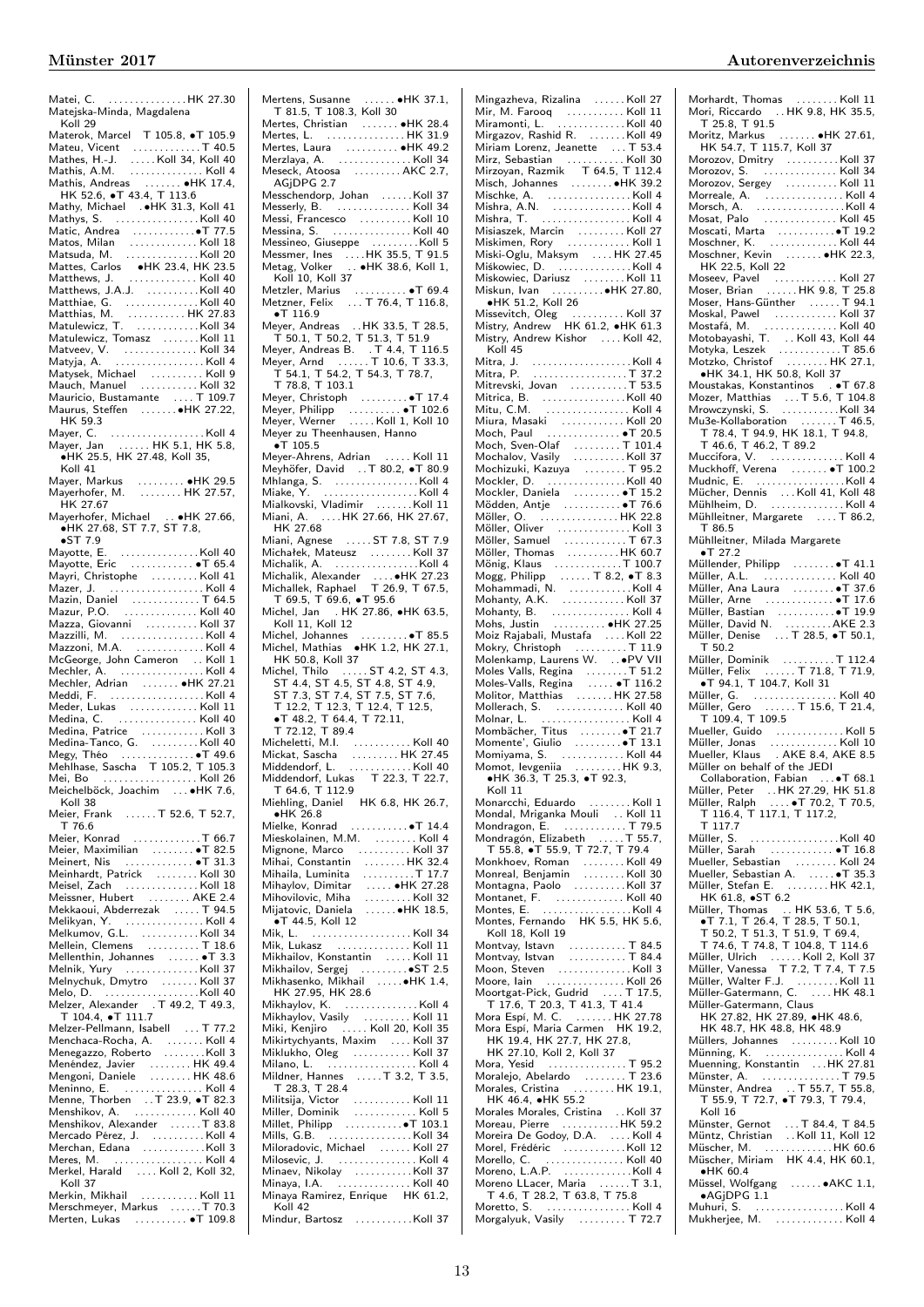Matei, C. . . . . . . . . . . . . . . HK 27.30
Matejska-Minda, Magdalena Koll 29
Materok, Marcel T 105.8, •T 105.9
Mateu, Vicent . . . . . . . . . . . . T 40.5
Mathes, H.-J. . . . . . Koll 34, Koll 40
Mathis, A.M. . . . . . . . . . . . . . Koll 4
Mathis, Andreas . . . . . . . •HK 17.4, HK 52.6, •T 43.4, T 113.6
Mathy, Michael . •HK 31.3, Koll 41
Mathys, S. . . . . . . . . . . . . . . . Koll 40
Matic, Andrea . . . . . . . . . . . . •T 77.5
Matos, Milan . . . . . . . . . . . . . Koll 18
Matsuda, M. . . . . . . . . . . . . . . Koll 20
Mattes, Carlos •HK 23.4, HK 23.5
Matthews, J. . . . . . . . . . . . . . Koll 40
Matthews, J.A.J. . . . . . . . . . . Koll 40
Matthiae, G. . . . . . . . . . . . . . Koll 40
Matthias, M. . . . . . . . . . . HK 27.83
Matulewicz, T. . . . . . . . . . . . Koll 34
Matulewicz, Tomasz . . . . . . . Koll 11
Matveev, V. . . . . . . . . . . . . . Koll 34
Matyja, A. . . . . . . . . . . . . . . . . Koll 4
Matysek, Michael . . . . . . . . . . Koll 9
Mauch, Manuel . . . . . . . . . . . Koll 32
Mauricio, Bustamante . . . . T 109.7
Maurus, Steffen . . . . . . . •HK 27.22, HK 59.3
Mayer, C. . . . . . . . . . . . . . . . . . Koll 4
Mayer, Jan . . . . . . HK 5.1, HK 5.8, •HK 25.5, HK 27.48, Koll 35, Koll 41
Mayer, Markus . . . . . . . . . •HK 29.5
Mayerhofer, M. . . . . . . . HK 27.57, HK 27.67
Mayerhofer, Michael . . •HK 27.66, •HK 27.68, ST 7.7, ST 7.8, •ST 7.9
Mayotte, E. . . . . . . . . . . . . . . Koll 40
Mayotte, Eric . . . . . . . . . . . . •T 65.4
Mayri, Christophe . . . . . . . . . Koll 41
Mazer, J. . . . . . . . . . . . . . . . . . Koll 4
Mazin, Daniel . . . . . . . . . . . . . T 64.5
Mazur, P.O. . . . . . . . . . . . . . . Koll 40
Mazza, Giovanni . . . . . . . . . . Koll 37
Mazzilli, M. . . . . . . . . . . . . . . . Koll 4
Mazzoni, M.A. . . . . . . . . . . . . . Koll 4
McGeorge, John Cameron . . Koll 1
Mechler, A. . . . . . . . . . . . . . . . Koll 4
Mechler, Adrian . . . . . . . •HK 27.21
Meddi, F. . . . . . . . . . . . . . . . . . Koll 4
Meder, Lukas . . . . . . . . . . . . . Koll 11
Medina, C. . . . . . . . . . . . . . . Koll 40
Medina, Patrice . . . . . . . . . . . Koll 3
Medina-Tanco, G. . . . . . . . . . Koll 40
Megy, Théo . . . . . . . . . . . . . . •T 49.6
Mehlhase, Sascha T 105.2, T 105.3
Mei, Bo . . . . . . . . . . . . . . . . . Koll 26
Meichelböck, Joachim . . . •HK 7.6, Koll 38
Meier, Frank . . . . . . T 52.6, T 52.7, T 76.6
Meier, Konrad . . . . . . . . . . . . T 66.7
Meier, Maximilian . . . . . . . . •T 82.5
Meinert, Nis . . . . . . . . . . . . . •T 31.3
Meinhardt, Patrick . . . . . . . . Koll 30
Meisel, Zach . . . . . . . . . . . . . Koll 18
Meissner, Hubert . . . . . . . . AKE 2.4
Mekkaoui, Abderrezak . . . . . T 94.5
Melikyan, Y. . . . . . . . . . . . . . . Koll 4
Melkumov, G.L. . . . . . . . . . . Koll 34
Mellein, Clemens . . . . . . . . . . T 18.6
Mellenthin, Johannes . . . . . . •T 3.3
Melnik, Yury . . . . . . . . . . . . . Koll 37
Melnychuk, Dmytro . . . . . . . Koll 37
Melo, D. . . . . . . . . . . . . . . . . Koll 40
Melzer, Alexander . T 49.2, T 49.3, T 104.4, •T 111.7
Melzer-Pellmann, Isabell . . . T 77.2
Menchaca-Rocha, A. . . . . . . . Koll 4
Menegazzo, Roberto . . . . . . . . Koll 3
Menéndez, Javier . . . . . . . . HK 49.4
Mengoni, Daniele . . . . . . . . HK 48.6
Meninno, E. . . . . . . . . . . . . . . Koll 4
Menne, Thorben . . T 23.9, •T 82.3
Menshikov, A. . . . . . . . . . . . Koll 40
Menshikov, Alexander . . . . . . T 83.8
Mercado Pérez, J. . . . . . . . . . Koll 4
Merchan, Edana . . . . . . . . . . . Koll 3
Meres, M. . . . . . . . . . . . . . . . . Koll 4
Merkel, Harald . . . . Koll 2, Koll 32, Koll 37
Merkin, Mikhail . . . . . . . . . . Koll 11
Merschmeyer, Markus . . . . . . T 70.3
Merten, Lukas . . . . . . . . . . •T 109.8
Mertens, Susanne . . . . . . •HK 37.1, T 81.5, T 108.3, Koll 30
Mertes, Christian . . . . . . . •HK 28.4
Mertes, L. . . . . . . . . . . . . . . HK 31.9
Mertes, Laura . . . . . . . . . . •HK 49.2
Merzlaya, A. . . . . . . . . . . . . Koll 34
Meseck, Atoosa . . . . . . . . . AKC 2.7, AGjDPG 2.7
Messchendorp, Johan . . . . . . Koll 37
Messerly, B. . . . . . . . . . . . . . Koll 34
Messi, Francesco . . . . . . . . . . Koll 10
Messina, S. . . . . . . . . . . . . . . Koll 40
Messineo, Giuseppe . . . . . . . . . Koll 5
Messmer, Ines . . . . HK 35.5, T 91.5
Metag, Volker . . •HK 38.6, Koll 1, Koll 10, Koll 37
Metzler, Marius . . . . . . . . . . •T 69.4
Metzner, Felix . . . T 76.4, T 116.8, •T 116.9
Meyer, Andreas . . HK 33.5, T 28.5, T 50.1, T 50.2, T 51.3, T 51.9
Meyer, Andreas B. . T 4.4, T 116.5
Meyer, Arnd . . . . . . T 10.6, T 33.3, T 54.1, T 54.2, T 54.3, T 78.7, T 78.8, T 103.1
Meyer, Christoph . . . . . . . . . •T 17.4
Meyer, Philipp . . . . . . . . . . •T 102.6
Meyer, Werner . . . . . Koll 1, Koll 10
Meyer zu Theenhausen, Hanno •T 105.5
Meyer-Ahrens, Adrian . . . . . Koll 11
Meyhöfer, David . . T 80.2, •T 80.9
Mhlanga, S. . . . . . . . . . . . . . . Koll 4
Miake, Y. . . . . . . . . . . . . . . . . . Koll 4
Mialkovski, Vladimir . . . . . . . Koll 11
Miani, A. . . . . HK 27.66, HK 27.67, HK 27.68
Miani, Agnese . . . . . ST 7.8, ST 7.9
Michałek, Mateusz . . . . . . . . Koll 37
Michalik, A. . . . . . . . . . . . . . . Koll 4
Michalik, Alexander . . . . •HK 27.23
Michallek, Raphael . T 26.9, T 67.5, T 69.5, T 69.6, •T 95.6
Michel, Jan . HK 27.86, •HK 63.5, Koll 11, Koll 12
Michel, Johannes . . . . . . . . . •T 85.5
Michel, Mathias •HK 1.2, HK 27.1, HK 50.8, Koll 37
Michel, Thilo . . . . . ST 4.2, ST 4.3, ST 4.4, ST 4.5, ST 4.8, ST 4.9, ST 7.3, ST 7.4, ST 7.5, ST 7.6, T 12.2, T 12.3, T 12.4, T 12.5, •T 48.2, T 64.4, T 72.11, T 72.12, T 89.4
Micheletti, M.I. . . . . . . . . . . Koll 40
Mickat, Sascha . . . . . . . . . HK 27.45
Middendorf, L. . . . . . . . . . . . Koll 40
Middendorf, Lukas T 22.3, T 22.7, T 64.6, T 112.9
Miehling, Daniel HK 6.8, HK 26.7, •HK 26.8
Mielke, Konrad . . . . . . . . . . . •T 14.4
Mieskolainen, M.M. . . . . . . . . Koll 4
Mignone, Marco . . . . . . . . . . Koll 37
Mihai, Constantin . . . . . . . . HK 32.4
Mihaila, Luminita . . . . . . . . . . T 17.7
Mihaylov, Dimitar . . . . . •HK 27.28
Mihovilovic, Miha . . . . . . . . . Koll 32
Mijatovic, Daniela . . . . . . •HK 18.5, •T 44.5, Koll 12
Mik, L. . . . . . . . . . . . . . . . . . Koll 34
Mik, Lukasz . . . . . . . . . . . . . Koll 11
Mikhailov, Konstantin . . . . . Koll 11
Mikhailov, Sergej . . . . . . . . . •ST 2.5
Mikhasenko, Mikhail . . . . . •HK 1.4, HK 27.95, HK 28.6
Mikhaylov, K. . . . . . . . . . . . . . Koll 4
Mikhaylov, Vasily . . . . . . . . . Koll 11
Miki, Kenjiro . . . . . Koll 20, Koll 35
Mikirtychyants, Maxim . . . . Koll 37
Miklukho, Oleg . . . . . . . . . . . Koll 37
Milano, L. . . . . . . . . . . . . . . . . Koll 4
Mildner, Hannes . . . . . T 3.2, T 3.5, T 28.3, T 28.4
Militsija, Victor . . . . . . . . . . . Koll 11
Miller, Dominik . . . . . . . . . . . . Koll 5
Millet, Philipp . . . . . . . . . . . •T 103.1
Mills, G.B. . . . . . . . . . . . . . . . Koll 34
Miloradovic, Michael . . . . . . Koll 27
Milosevic, J. . . . . . . . . . . . . . . Koll 4
Minaev, Nikolay . . . . . . . . . . Koll 37
Minaya, I.A. . . . . . . . . . . . . . Koll 40
Minaya Ramirez, Enrique HK 61.2, Koll 42
Mindur, Bartosz . . . . . . . . . . Koll 37
Mingazheva, Rizalina . . . . . . Koll 27
Mir, M. Farooq . . . . . . . . . . . Koll 11
Miramonti, L. . . . . . . . . . . . . Koll 40
Mirgazov, Rashid R. . . . . . . Koll 49
Miriam Lorenz, Jeanette . . . T 53.4
Mirz, Sebastian . . . . . . . . . . . Koll 30
Mirzoyan, Razmik T 64.5, T 112.4
Misch, Johannes . . . . . . . . •HK 39.2
Mischke, A. . . . . . . . . . . . . . . . Koll 4
Mishra, A.N. . . . . . . . . . . . . . . Koll 4
Mishra, T. . . . . . . . . . . . . . . . . Koll 4
Misiaszek, Marcin . . . . . . . . . Koll 27
Miskimen, Rory . . . . . . . . . . . . Koll 1
Miski-Oglu, Maksym . . . . HK 27.45
Miśkowiec, D. . . . . . . . . . . . . . Koll 4
Miskowiec, Dariusz . . . . . . . . Koll 11
Miskun, Ivan . . . . . . . . . . •HK 27.80, •HK 51.2, Koll 26
Missevitch, Oleg . . . . . . . . . . Koll 37
Mistry, Andrew HK 61.2, •HK 61.3
Mistry, Andrew Kishor . . . . Koll 42, Koll 45
Mitra, J. . . . . . . . . . . . . . . . . . . Koll 4
Mitra, P. . . . . . . . . . . . . . . . . . T 37.2
Mitrevski, Jovan . . . . . . . . . . . T 53.5
Mitrica, B. . . . . . . . . . . . . . . . Koll 40
Mitu, C.M. . . . . . . . . . . . . . . . Koll 4
Miura, Masaki . . . . . . . . . . . . Koll 20
Moch, Paul . . . . . . . . . . . . . •T 20.5
Moch, Sven-Olaf . . . . . . . . . T 101.4
Mochalov, Vasily . . . . . . . . . . Koll 37
Mochizuki, Kazuya . . . . . . . . T 95.2
Mockler, D. . . . . . . . . . . . . . . Koll 40
Mockler, Daniela . . . . . . . . . •T 15.2
Mödden, Antje . . . . . . . . . . . •T 76.6
Möller, O. . . . . . . . . . . . . . . HK 22.8
Möller, Oliver . . . . . . . . . . . . . Koll 3
Möller, Samuel . . . . . . . . . . . T 67.3
Möller, Thomas . . . . . . . . . . HK 60.7
Mönig, Klaus . . . . . . . . . . . . T 100.7
Mogg, Philipp . . . . . . T 8.2, •T 8.3
Mohammadi, N. . . . . . . . . . . . Koll 4
Mohanty, A.K. . . . . . . . . . . . Koll 37
Mohanty, B. . . . . . . . . . . . . . . Koll 4
Mohs, Justin . . . . . . . . . . •HK 27.25
Moiz Rajabali, Mustafa . . . . Koll 22
Mokry, Christoph . . . . . . . . . . T 11.9
Molenkamp, Laurens W. . . •PV VII
Moles Valls, Regina . . . . . . . . T 51.2
Moles-Valls, Regina . . . . . •T 116.2
Molitor, Matthias . . . . . . . HK 27.58
Mollerach, S. . . . . . . . . . . . . Koll 40
Molnar, L. . . . . . . . . . . . . . . . . Koll 4
Mombächer, Titus . . . . . . . . •T 21.7
Momente', Giulio . . . . . . . . . •T 13.1
Momiyama, S. . . . . . . . . . . . Koll 44
Momot, Ievgeniia . . . . . . . . . HK 9.3, •HK 36.3, T 25.3, •T 92.3, Koll 11
Monarchi, Eduardo . . . . . . . . Koll 1
Mondal, Mriganka Mouli . . Koll 11
Mondragon, E. . . . . . . . . . . . T 79.5
Mondragón, Elizabeth . . . . . T 55.7, T 55.8, •T 55.9, T 72.7, T 79.4
Monkhoev, Roman . . . . . . . . Koll 49
Monreal, Benjamin . . . . . . . . Koll 30
Montagna, Paolo . . . . . . . . . . Koll 37
Montanet, F. . . . . . . . . . . . . . Koll 40
Montes, E. . . . . . . . . . . . . . . . . Koll 4
Montes, Fernando HK 5.5, HK 5.6, Koll 18, Koll 19
Montvay, Istvan . . . . . . . . . . . T 84.5
Montvay, Istvan . . . . . . . . . . . T 84.4
Moon, Steven . . . . . . . . . . . . . Koll 3
Moore, Iain . . . . . . . . . . . . . . Koll 26
Moortgat-Pick, Gudrid . . . . T 17.5, T 17.6, T 20.3, T 41.3, T 41.4
Mora Espí, M. C. . . . . . . . HK 27.78
Mora Espí, Maria Carmen HK 19.2, HK 19.4, HK 27.7, HK 27.8, HK 27.10, Koll 2, Koll 37
Mora, Yesid . . . . . . . . . . . . . . T 95.2
Moralejo, Abelardo . . . . . . . . T 23.6
Morales, Cristina . . . . . . . . HK 19.1, HK 46.4, •HK 55.2
Morales Morales, Cristina . . Koll 37
Moreau, Pierre . . . . . . . . . . HK 59.2
Moreira De Godoy, D.A. . . . . Koll 4
Morel, Frédéric . . . . . . . . . . . Koll 12
Morello, C. . . . . . . . . . . . . . . Koll 40
Moreno, L.A.P. . . . . . . . . . . . . Koll 4
Moreno LLacer, Maria . . . . . . T 3.1, T 4.6, T 28.2, T 63.8, T 75.8
Moretto, S. . . . . . . . . . . . . . . . Koll 4
Morgalyuk, Vasily . . . . . . . . . T 72.7
Morhardt, Thomas . . . . . . . . Koll 11
Mori, Riccardo . . HK 9.8, HK 35.5, T 25.8, T 91.5
Moritz, Markus . . . . . . . •HK 27.61, HK 54.7, T 115.7, Koll 37
Morozov, Dmitry . . . . . . . . . . Koll 37
Morozov, S. . . . . . . . . . . . . . . Koll 34
Morozov, Sergey . . . . . . . . . . Koll 11
Morreale, A. . . . . . . . . . . . . . . Koll 4
Morsch, A. . . . . . . . . . . . . . . . . Koll 4
Mosat, Palo . . . . . . . . . . . . . Koll 45
Moscati, Marta . . . . . . . . . . •T 19.2
Moschner, K. . . . . . . . . . . . . . Koll 44
Moschner, Kevin . . . . . . . •HK 22.3, HK 22.5, Koll 22
Moseev, Pavel . . . . . . . . . . . Koll 27
Moser, Brian . . . . . . HK 9.8, T 25.8
Moser, Hans-Günther . . . . . . T 94.1
Moskal, Pawel . . . . . . . . . . . . Koll 37
Mostafá, M. . . . . . . . . . . . . . . Koll 40
Motobayashi, T. . . Koll 43, Koll 44
Motyka, Leszek . . . . . . . . . . . T 85.6
Motzko, Christof . . . . . . . . HK 27.1, •HK 34.1, HK 50.8, Koll 37
Moustakas, Konstantinos . . •T 67.8
Mozer, Matthias . . . T 5.6, T 104.8
Mrowczynski, S. . . . . . . . . . . Koll 34
Mu3e-Kollaboration . . . . . . . T 46.5, T 78.4, T 94.9, HK 18.1, T 94.8, T 46.6, T 46.2, T 89.2
Muccifora, V. . . . . . . . . . . . . . Koll 4
Muckhoff, Verena . . . . . . . •T 100.2
Mudnic, E. . . . . . . . . . . . . . . . Koll 4
Mücher, Dennis . . Koll 41, Koll 48
Mühlheim, D. . . . . . . . . . . . . . Koll 4
Mühlleitner, Margarete . . . . T 86.2, T 86.5
Mühlleitner, Milada Margarete •T 27.2
Müllender, Philipp . . . . . . . . •T 41.1
Müller, A.L. . . . . . . . . . . . . . Koll 40
Müller, Ana Laura . . . . . . . . •T 37.6
Müller, Arne . . . . . . . . . . . . •T 17.6
Müller, Bastian . . . . . . . . . . •T 19.9
Müller, David N. . . . . . . . . . AKE 2.3
Müller, Denise . . . T 28.5, •T 50.1, T 50.2
Müller, Dominik . . . . . . . . . T 112.4
Müller, Felix . . . . . . T 71.8, T 71.9, •T 94.1, T 104.7, Koll 31
Müller, G. . . . . . . . . . . . . . . . Koll 40
Müller, Gero . . . . . . T 15.6, T 21.4, T 109.4, T 109.5
Müller, Guido . . . . . . . . . . . . . Koll 5
Müller, Jonas . . . . . . . . . . . . Koll 10
Mueller, Klaus . AKE 8.4, AKE 8.5
Müller on behalf of the JEDI Collaboration, Fabian . . . •T 68.1
Müller, Peter . . HK 27.29, HK 51.8
Müller, Ralph . . . . •T 70.2, T 70.5, T 116.4, T 117.1, T 117.2, T 117.7
Müller, S. . . . . . . . . . . . . . . . Koll 40
Müller, Sarah . . . . . . . . . . . . •T 16.8
Mueller, Sebastian . . . . . . . . Koll 24
Mueller, Sebastian A. . . . . . •T 35.3
Müller, Stefan E. . . . . . . . . HK 42.1, HK 61.8, •ST 6.2
Müller, Thomas . . HK 53.6, T 5.6, •T 7.1, T 26.4, T 28.5, T 50.1, T 50.2, T 51.3, T 51.9, T 69.4, T 74.6, T 74.8, T 104.8, T 114.6
Müller, Ulrich . . . . . . Koll 2, Koll 37
Müller, Vanessa T 7.2, T 7.4, T 7.5
Müller, Walter F.J. . . . . . . . . Koll 11
Müller-Gatermann, C. . . . . HK 48.1
Müller-Gatermann, Claus HK 27.82, HK 27.89, •HK 48.6, HK 48.7, HK 48.8, HK 48.9
Müllers, Johannes . . . . . . . . . Koll 10
Münning, K. . . . . . . . . . . . . . . Koll 4
Muenning, Konstantin . . . HK 27.81
Münster, A. . . . . . . . . . . . . . . T 79.5
Münster, Andrea . . T 55.7, T 55.8, T 55.9, T 72.7, •T 79.3, T 79.4, Koll 16
Münster, Gernot . . . T 84.4, T 84.5
Müntz, Christian . . Koll 11, Koll 12
Müscher, M. . . . . . . . . . . . . HK 60.6
Müscher, Miriam HK 4.4, HK 60.1, •HK 60.4
Müssel, Wolfgang . . . . . . •AKC 1.1, •AGjDPG 1.1
Muhuri, S. . . . . . . . . . . . . . . . . Koll 4
Mukherjee, M. . . . . . . . . . . . . Koll 4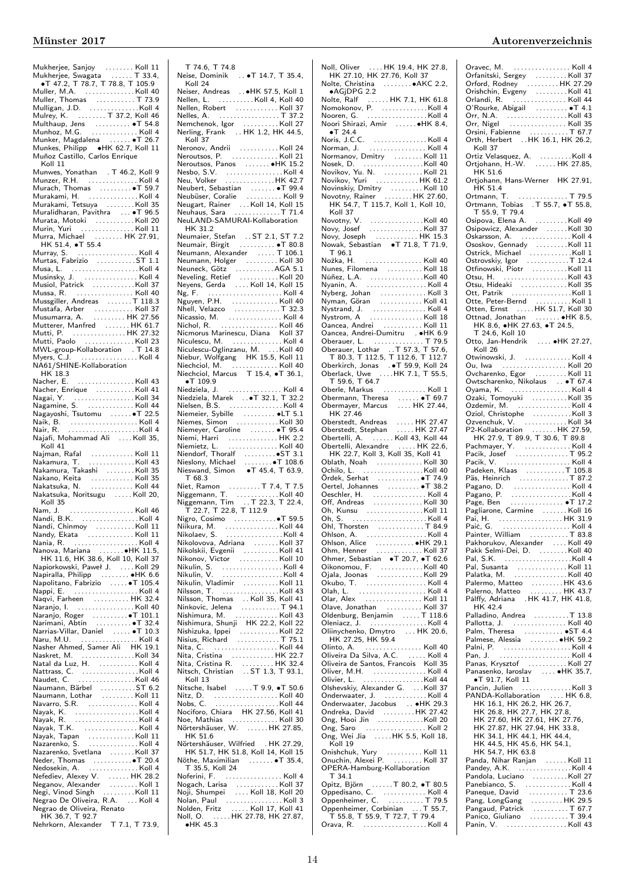Mukherjee, Sanjoy . . . . . . . . Koll 11
Mukherjee, Swagata . . . . . . T 33.4, •T 47.2, T 78.7, T 78.8, T 105.9
Muller, M.A. . . . . . . . . . . . . . Koll 40
Muller, Thomas . . . . . . . . . . . T 73.9
Mulligan, J.D. . . . . . . . . . . . . . Koll 4
Mulrey, K. . . . . . . . . T 37.2, Koll 46
Multhaup, Jens . . . . . . . . . . •T 54.8
Munhoz, M.G. . . . . . . . . . . . . Koll 4
Munker, Magdalena . . . . . . •T 26.7
Munkes, Philipp •HK 62.7, Koll 11
Muñoz Castillo, Carlos Enrique Koll 11
Munwes, Yonathan . T 46.2, Koll 9
Munzer, R.H. . . . . . . . . . . . . . Koll 4
Murach, Thomas . . . . . . . . . •T 59.7
Murakami, H. . . . . . . . . . . . . . Koll 4
Murakami, Tetsuya . . . . . . . . Koll 35
Muralidharan, Pavithra . . . •T 96.5
Murata, Motoki . . . . . . . . . . Koll 20
Murin, Yuri . . . . . . . . . . . . . . . Koll 11
Murra, Michael . . . . . . . . HK 27.91, HK 51.4, •T 55.4
Murray, S. . . . . . . . . . . . . . . . Koll 4
Murtas, Fabrizio . . . . . . . . . . ST 1.1
Musa, L. . . . . . . . . . . . . . . . . . Koll 4
Musinsky, J. . . . . . . . . . . . . . . Koll 4
Musiol, Patrick . . . . . . . . . . . Koll 37
Mussa, R. . . . . . . . . . . . . . . . Koll 40
Mussgiller, Andreas . . . . . . . T 118.3
Mustafa, Arber . . . . . . . . . . . Koll 37
Musumarra, A. . . . . . . . . . HK 27.56
Mutterer, Manfred . . . . . . . HK 61.7
Mutti, P. . . . . . . . . . . . . . . HK 27.32
Mutti, Paolo . . . . . . . . . . . . . Koll 23
MWL-group-Kollaboration . T 14.8
Myers, C.J. . . . . . . . . . . . . . . . Koll 4
NA61/SHINE-Kollaboration HK 18.3
Nacher, E. . . . . . . . . . . . . . . . Koll 43
Nacher, Enrique . . . . . . . . . . Koll 41
Nagai, Y. . . . . . . . . . . . . . . . . Koll 34
Nagamine, S. . . . . . . . . . . . . Koll 44
Nagayoshi, Tsutomu . . . . . . •T 22.5
Naik, B. . . . . . . . . . . . . . . . . . . Koll 4
Nair, R. . . . . . . . . . . . . . . . . . . Koll 4
Najafi, Mohammad Ali . . . . Koll 35, Koll 41
Najman, Rafal . . . . . . . . . . . Koll 11
Nakamura, T. . . . . . . . . . . . . Koll 43
Nakamura, Takashi . . . . . . . . Koll 35
Nakano, Keita . . . . . . . . . . . Koll 35
Nakatsuka, N. . . . . . . . . . . . Koll 44
Nakatsuka, Noritsugu . . . . . Koll 20, Koll 35
Nam, J. . . . . . . . . . . . . . . . . . Koll 46
Nandi, B.K. . . . . . . . . . . . . . . . Koll 4
Nandi, Chinmoy . . . . . . . . . . Koll 11
Nandy, Ekata . . . . . . . . . . . . Koll 11
Nania, R. . . . . . . . . . . . . . . . . . Koll 4
Nanova, Mariana . . . . . . . •HK 11.5, HK 11.6, HK 38.6, Koll 10, Koll 37
Napiorkowski, Paweł J. . . . . Koll 29
Napiralla, Philipp . . . . . . . . •HK 6.6
Napolitano, Fabrizio . . . . . •T 105.4
Nappi, E. . . . . . . . . . . . . . . . . . Koll 4
Naqvi, Farheen . . . . . . . . . . HK 32.4
Naranjo, I. . . . . . . . . . . . . . . . Koll 40
Naranjo, Roger . . . . . . . . . . •T 101.1
Narimani, Abtin . . . . . . . . . . •T 32.4
Narrias-Villar, Daniel . . . . . •T 10.3
Naru, M.U. . . . . . . . . . . . . . . . Koll 4
Nasher Ahmed, Samer Ali HK 19.1
Naskret, M. . . . . . . . . . . . . . . Koll 34
Natal da Luz, H. . . . . . . . . . . . Koll 4
Nattrass, C. . . . . . . . . . . . . . . . Koll 4
Naudet, C. . . . . . . . . . . . . . . . Koll 46
Naumann, Bärbel . . . . . . . . . . ST 6.2
Naumann, Lothar . . . . . . . . . Koll 11
Navarro, S.R. . . . . . . . . . . . . . Koll 4
Nayak, K. . . . . . . . . . . . . . . . . . Koll 4
Nayak, R. . . . . . . . . . . . . . . . . . Koll 4
Nayak, T.K. . . . . . . . . . . . . . . . Koll 4
Nayak, Tapan . . . . . . . . . . . . Koll 11
Nazarenko, S. . . . . . . . . . . . . . Koll 4
Nazarenko, Svetlana . . . . . . . Koll 37
Neder, Thomas . . . . . . . . . . . •T 20.4
Nedosekin, A. . . . . . . . . . . . . . Koll 4
Nefediev, Alexey V. . . . . . . HK 28.2
Neganov, Alexander . . . . . . . . Koll 1
Negi, Vinod Singh . . . . . . . . Koll 11
Negrao De Oliveira, R.A. . . . Koll 4
Negrao de Oliveira, Renato HK 36.7, T 92.7
Nehrkorn, Alexander T 7.1, T 73.9, T 74.6, T 74.8
Neise, Dominik . . •T 14.7, T 35.4, Koll 24
Neiser, Andreas . . •HK 57.5, Koll 1
Nellen, L. . . . . . . . . . Koll 4, Koll 40
Nellen, Robert . . . . . . . . . . . . Koll 37
Nelles, A. . . . . . . . . . . . . . . . . T 37.2
Nemchenok, Igor . . . . . . . . . Koll 27
Nerling, Frank . . HK 1.2, HK 44.5, Koll 37
Neronov, Andrii . . . . . . . . . . Koll 24
Neroutsos, P. . . . . . . . . . . . . Koll 21
Neroutsos, Panos . . . . . . . •HK 15.2
Nesbo, S.V. . . . . . . . . . . . . . . . Koll 4
Neu, Volker . . . . . . . . . . . . . HK 42.7
Neubert, Sebastian . . . . . . . •T 99.4
Neubüser, Coralie . . . . . . . . . Koll 9
Neugart, Rainer . . . Koll 14, Koll 15
Neuhaus, Sara . . . . . . . . . . . . T 71.4
NeuLAND-SAMURAI-Kollaboration HK 31.2
Neumaier, Stefan . . ST 2.1, ST 7.2
Neumair, Birgit . . . . . . . . . . •T 80.8
Neumann, Alexander . . . . . T 106.1
Neumann, Holger . . . . . . . . . Koll 30
Neuneck, Götz . . . . . . . . . . . AGA 5.1
Neveling, Retief . . . . . . . . . . . Koll 20
Neyens, Gerda . . . . Koll 14, Koll 15
Ng, F. . . . . . . . . . . . . . . . . . . . . Koll 4
Nguyen, P.H. . . . . . . . . . . . . Koll 40
Nhell, Velazco . . . . . . . . . . . . T 32.3
Nicassio, M. . . . . . . . . . . . . . . . Koll 4
Nichol, R. . . . . . . . . . . . . . . . Koll 46
Nicmorus Marinescu, Diana Koll 37
Niculescu, M. . . . . . . . . . . . . . Koll 4
Niculescu-Oglinzanu, M. . . . Koll 40
Niebur, Wolfgang HK 15.5, Koll 11
Niechciol, M. . . . . . . . . . . . . . Koll 40
Niechciol, Marcus T 15.4, •T 36.1, •T 109.9
Niedziela, J. . . . . . . . . . . . . . . Koll 4
Niedziela, Marek . . •T 32.1, T 32.2
Nielsen, B.S. . . . . . . . . . . . . . . Koll 4
Niemeier, Sybille . . . . . . . . . •LT 5.1
Niemes, Simon . . . . . . . . . . . Koll 30
Niemeyer, Caroline . . . . . . . •T 95.4
Niemi, Harri . . . . . . . . . . . . . HK 2.2
Niemietz, L. . . . . . . . . . . . . . . Koll 40
Niendorf, Thoralf . . . . . . . . . •ST 3.1
Nieslony, Michael . . . . . . . . •T 108.6
Nieswand, Simon •T 45.4, T 63.9, T 68.3
Niet, Ramon . . . . . . . . . T 7.4, T 7.5
Niggemann, T. . . . . . . . . . . . . Koll 40
Niggemann, Tim . . T 22.3, T 22.4, T 22.7, T 22.8, T 112.9
Nigro, Cosimo . . . . . . . . . . . •T 59.5
Niikura, M. . . . . . . . . . . . . . . Koll 44
Nikolaev, S. . . . . . . . . . . . . . . . Koll 4
Nikolovova, Adriana . . . . . . . Koll 37
Nikolskii, Evgenii . . . . . . . . . Koll 41
Nikonov, Victor . . . . . . . . . . . Koll 10
Nikulin, S. . . . . . . . . . . . . . . . . Koll 4
Nikulin, V. . . . . . . . . . . . . . . . . Koll 4
Nikulin, Vladimir . . . . . . . . . Koll 11
Nilsson, T. . . . . . . . . . . . . . . . Koll 43
Nilsson, Thomas . . Koll 35, Koll 41
Ninkovic, Jelena . . . . . . . . . . . T 94.1
Nishimura, M. . . . . . . . . . . . . Koll 43
Nishimura, Shunji HK 22.2, Koll 22
Nishizuka, Ippei . . . . . . . . . . Koll 22
Nisius, Richard . . . . . . . . . . . T 75.1
Nita, C. . . . . . . . . . . . . . . . . . Koll 44
Nita, Cristina . . . . . . . . . . . . HK 22.7
Nita, Cristina R. . . . . . . . . . HK 32.4
Nitsch, Christian . . ST 1.3, T 93.1, Koll 13
Nitsche, Isabel . . . . . T 9.9, •T 50.6
Nitz, D. . . . . . . . . . . . . . . . . . Koll 40
Nobs, C. . . . . . . . . . . . . . . . . . Koll 44
Nociforo, Chiara HK 27.56, Koll 41
Noe, Mathias . . . . . . . . . . . . . Koll 30
Nörtershäuser, W. . . . . . . HK 27.85, HK 51.6
Nörtershäuser, Wilfried . HK 27.29, HK 51.7, HK 51.8, Koll 14, Koll 15
Nöthe, Maximilian . . . . . . . •T 35.4, T 35.5, Koll 24
Noferini, F. . . . . . . . . . . . . . . . Koll 4
Nogach, Larisa . . . . . . . . . . . Koll 37
Noji, Shumpei . . . . Koll 18, Koll 20
Nolan, Paul . . . . . . . . . . . . . . . Koll 3
Nolden, Fritz . . . . . Koll 17, Koll 41
Noll, O. . . . . . HK 27.78, HK 27.87, •HK 45.3
Noll, Oliver . . . . HK 19.4, HK 27.8, HK 27.10, HK 27.76, Koll 37
Nolte, Christina . . . . . . . . •AKC 2.2, •AGjDPG 2.2
Nolte, Ralf . . . . . . HK 7.1, HK 61.8
Nomokonov, P. . . . . . . . . . . . . Koll 4
Nooren, G. . . . . . . . . . . . . . . . . Koll 4
Noori Shirazi, Amir . . . . . . •HK 8.4, •T 24.4
Noris, J.C.C. . . . . . . . . . . . . . . Koll 4
Norman, J. . . . . . . . . . . . . . . . Koll 4
Normanov, Dmitry . . . . . . . . Koll 11
Nosek, D. . . . . . . . . . . . . . . . . Koll 40
Novikov, Yu. N. . . . . . . . . . . . Koll 21
Novikov, Yuri . . . . . . . . . . . . HK 61.2
Novinskiy, Dmitry . . . . . . . . Koll 10
Novotny, Rainer . . . . . . . . HK 27.60, HK 54.7, T 115.7, Koll 1, Koll 10, Koll 37
Novotny, V. . . . . . . . . . . . . . . Koll 40
Novy, Josef . . . . . . . . . . . . . . . Koll 37
Novy, Joseph . . . . . . . . . . . . HK 15.3
Nowak, Sebastian •T 71.8, T 71.9, T 96.1
Nožka, H. . . . . . . . . . . . . . . . Koll 40
Nunes, Filomena . . . . . . . . . Koll 18
Núñez, L.A. . . . . . . . . . . . . . . Koll 40
Nyanin, A. . . . . . . . . . . . . . . . . Koll 4
Nyberg, Johan . . . . . . . . . . . . Koll 3
Nyman, Göran . . . . . . . . . . . . Koll 41
Nystrand, J. . . . . . . . . . . . . . . . Koll 4
Nystrom, A . . . . . . . . . . . . . . Koll 18
Oancea, Andrei . . . . . . . . . . . Koll 11
Oancea, Andrei-Dumitru . •HK 6.9
Oberauer, L. . . . . . . . . . . . . . T 79.5
Oberauer, Lothar . . T 57.3, T 57.6, T 80.3, T 112.5, T 112.6, T 112.7
Oberkirch, Jonas . •T 59.9, Koll 24
Oberlack, Uwe . . . . HK 7.1, T 55.5, T 59.6, T 64.7
Oberle, Markus . . . . . . . . . . . . Koll 1
Obermann, Theresa . . . . . . •T 69.7
Obermayer, Marcus . . . . HK 27.44, HK 27.46
Oberstedt, Andreas . . . . . HK 27.47
Oberstedt, Stephan . . . . . HK 27.47
Obertelli, A. . . . . . Koll 43, Koll 44
Obertelli, Alexandre . . . . . HK 22.6, HK 22.7, Koll 3, Koll 35, Koll 41
Oblath, Noah . . . . . . . . . . . . Koll 30
Ochilo, L. . . . . . . . . . . . . . . . . Koll 40
Ördek, Serhat . . . . . . . . . . . . •T 74.9
Oertel, Johannes . . . . . . . . . •T 38.2
Oeschler, H. . . . . . . . . . . . . . . . Koll 4
Off, Andreas . . . . . . . . . . . . . Koll 30
Oh, Kunsu . . . . . . . . . . . . . . Koll 11
Oh, S. . . . . . . . . . . . . . . . . . . . Koll 4
Ohl, Thorsten . . . . . . . . . . . . T 84.9
Ohlson, A. . . . . . . . . . . . . . . . . Koll 4
Ohlson, Alice . . . . . . . . . . . •HK 29.1
Ohm, Henner . . . . . . . . . . . . Koll 37
Ohmer, Sebastian •T 20.7, •T 62.6
Oikonomou, F. . . . . . . . . . . . Koll 40
Ojala, Joonas . . . . . . . . . . . . Koll 29
Okubo, T. . . . . . . . . . . . . . . . . Koll 4
Olah, L. . . . . . . . . . . . . . . . . . . Koll 4
Olar, Alex . . . . . . . . . . . . . . . Koll 11
Olave, Jonathan . . . . . . . . . . Koll 37
Oldenburg, Benjamin . . . . . T 118.6
Oleniacz, J. . . . . . . . . . . . . . . . Koll 4
Oliinychenko, Dmytro . . . HK 20.6, HK 27.25, HK 59.4
Olinto, A. . . . . . . . . . . . . . . . . Koll 40
Oliveira Da Silva, A.C. . . . . Koll 4
Oliveira de Santos, Francois Koll 35
Oliver, M.H. . . . . . . . . . . . . . . Koll 4
Olivier, L. . . . . . . . . . . . . . . . Koll 44
Olshevskiy, Alexander G. . . . Koll 37
Onderwaater, J. . . . . . . . . . . . Koll 4
Onderwaater, Jacobus . . •HK 29.3
Ondreka, David . . . . . . . . . HK 27.42
Ong, Hooi Jin . . . . . . . . . . . . Koll 20
Ong, Saro . . . . . . . . . . . . . . . . Koll 2
Ong, Wei Jia . . . . . HK 5.5, Koll 18, Koll 19
Onishchuk, Yury . . . . . . . . . . Koll 11
Onuchin, Alexei P. . . . . . . . . Koll 37
OPERA-Hamburg-Kollaboration T 34.1
Opitz, Björn . . . . . . T 80.2, •T 80.5
Oppedisano, C. . . . . . . . . . . . . Koll 4
Oppenheimer, C. . . . . . . . . . . T 79.5
Oppenheimer, Corbinian . . . T 55.7, T 55.8, T 55.9, T 72.7, T 79.4
Orava, R. . . . . . . . . . . . . . . . . . Koll 4
Oravec, M. . . . . . . . . . . . . . . . . Koll 4
Orfanitski, Sergey . . . . . . . . . Koll 37
Orford, Rodney . . . . . . . . . HK 27.29
Orishchin, Evgeny . . . . . . . . . Koll 41
Orlandi, R. . . . . . . . . . . . . . . . Koll 44
O'Rourke, Abigail . . . . . . . . . •T 4.1
Orr, N.A. . . . . . . . . . . . . . . . . Koll 43
Orr, Nigel . . . . . . . . . . . . . . . . Koll 35
Orsini, Fabienne . . . . . . . . . . . T 67.7
Orth, Herbert . . HK 16.1, HK 26.2, Koll 37
Ortiz Velasquez, A. . . . . . . . . Koll 4
Ortjohann, H.-W. . . . . . . HK 27.85, HK 51.6
Ortjohann, Hans-Werner HK 27.91, HK 51.4
Ortmann, T. . . . . . . . . . . . . . . T 79.5
Ortmann, Tobias . T 55.7, •T 55.8, T 55.9, T 79.4
Osipova, Elena A. . . . . . . . . Koll 49
Osipowicz, Alexander . . . . . . Koll 30
Oskarsson, A. . . . . . . . . . . . . . Koll 4
Ososkov, Gennady . . . . . . . . Koll 11
Ostrick, Michael . . . . . . . . . . . Koll 1
Ostrovskiy, Igor . . . . . . . . . . . T 12.4
Otfinowski, Piotr . . . . . . . . . Koll 11
Otsu, H. . . . . . . . . . . . . . . . . . Koll 43
Otsu, Hideaki . . . . . . . . . . . . Koll 35
Ott, Patrick . . . . . . . . . . . . . . . Koll 1
Otte, Peter-Bernd . . . . . . . . . . Koll 1
Otten, Ernst . . . . . HK 51.7, Koll 30
Ottnad, Jonathan . . . . . . . •HK 8.5, HK 8.6, •HK 27.63, •T 24.5, T 24.6, Koll 10
Otto, Jan-Hendrik . . . . •HK 27.27, Koll 26
Otwinowski, J. . . . . . . . . . . . . Koll 4
Ou, Iwa . . . . . . . . . . . . . . . . . Koll 20
Ovcharenko, Egor . . . . . . . . . Koll 11
Owtscharenko, Nikolaus . . •T 67.4
Oyama, K. . . . . . . . . . . . . . . . . Koll 4
Ozaki, Tomoyuki . . . . . . . . . . Koll 35
Ozdemir, M. . . . . . . . . . . . . . . . Koll 4
Oziol, Christophe . . . . . . . . . . Koll 3
Ozvenchuk, V. . . . . . . . . . . . Koll 34
P2-Kollaboration . . . . . . . HK 27.59, HK 27.9, T 89.9, T 30.6, T 89.8
Pachmayer, Y. . . . . . . . . . . . . . Koll 4
Pacik, Josef . . . . . . . . . . . . . . T 95.2
Pacik, V. . . . . . . . . . . . . . . . . . Koll 4
Padeken, Klaas . . . . . . . . . . T 105.8
Päs, Heinrich . . . . . . . . . . . . . T 87.2
Pagano, D. . . . . . . . . . . . . . . . . Koll 4
Pagano, P. . . . . . . . . . . . . . . . . Koll 4
Page, Ben . . . . . . . . . . . . . . . •T 17.2
Pagliarone, Carmine . . . . . . . Koll 16
Pai, H. . . . . . . . . . . . . . . . . . HK 31.9
Paić, G. . . . . . . . . . . . . . . . . . . Koll 4
Painter, William . . . . . . . . . . . T 83.8
Pakhorukov, Alexander . . . . Koll 49
Pakk Selmi-Dei, D. . . . . . . . . Koll 40
Pal, S.K. . . . . . . . . . . . . . . . . . . Koll 4
Pal, Susanta . . . . . . . . . . . . . Koll 11
Palatka, M. . . . . . . . . . . . . . . Koll 40
Palermo, Matteo . . . . . . . . . HK 43.6
Palerno, Matteo . . . . . . . . . HK 43.7
Pálffy, Adriana . HK 41.7, HK 41.8, HK 42.4
Palladino, Andrea . . . . . . . . . . T 13.8
Pallotta, J. . . . . . . . . . . . . . . . Koll 40
Palm, Theresa . . . . . . . . . . . •ST 4.4
Palmese, Alessia . . . . . . . . •HK 59.2
Palni, P. . . . . . . . . . . . . . . . . . . Koll 4
Pan, J. . . . . . . . . . . . . . . . . . . . Koll 4
Panas, Krysztof . . . . . . . . . . . Koll 27
Panasenko, Iaroslav . . . . •HK 35.7, •T 91.7, Koll 11
Pancin, Julien . . . . . . . . . . . . . Koll 3
PANDA-Kollaboration . . . . HK 6.8, HK 16.1, HK 26.2, HK 26.7, HK 26.8, HK 27.7, HK 27.8, HK 27.60, HK 27.61, HK 27.76, HK 27.87, HK 27.94, HK 33.8, HK 34.1, HK 44.1, HK 44.4, HK 44.5, HK 45.6, HK 54.1, HK 54.7, HK 63.8
Panda, Nihar Ranjan . . . . . . Koll 11
Pandey, A.K. . . . . . . . . . . . . . . Koll 4
Pandola, Luciano . . . . . . . . . . Koll 27
Panebianco, S. . . . . . . . . . . . . Koll 4
Paneque, David . . . . . . . . . . . T 23.6
Pang, LongGang . . . . . . . . . HK 29.5
Pangaud, Patrick . . . . . . . . . . T 67.7
Panico, Giuliano . . . . . . . . . . T 39.4
Panin, V. . . . . . . . . . . . . . . . . Koll 43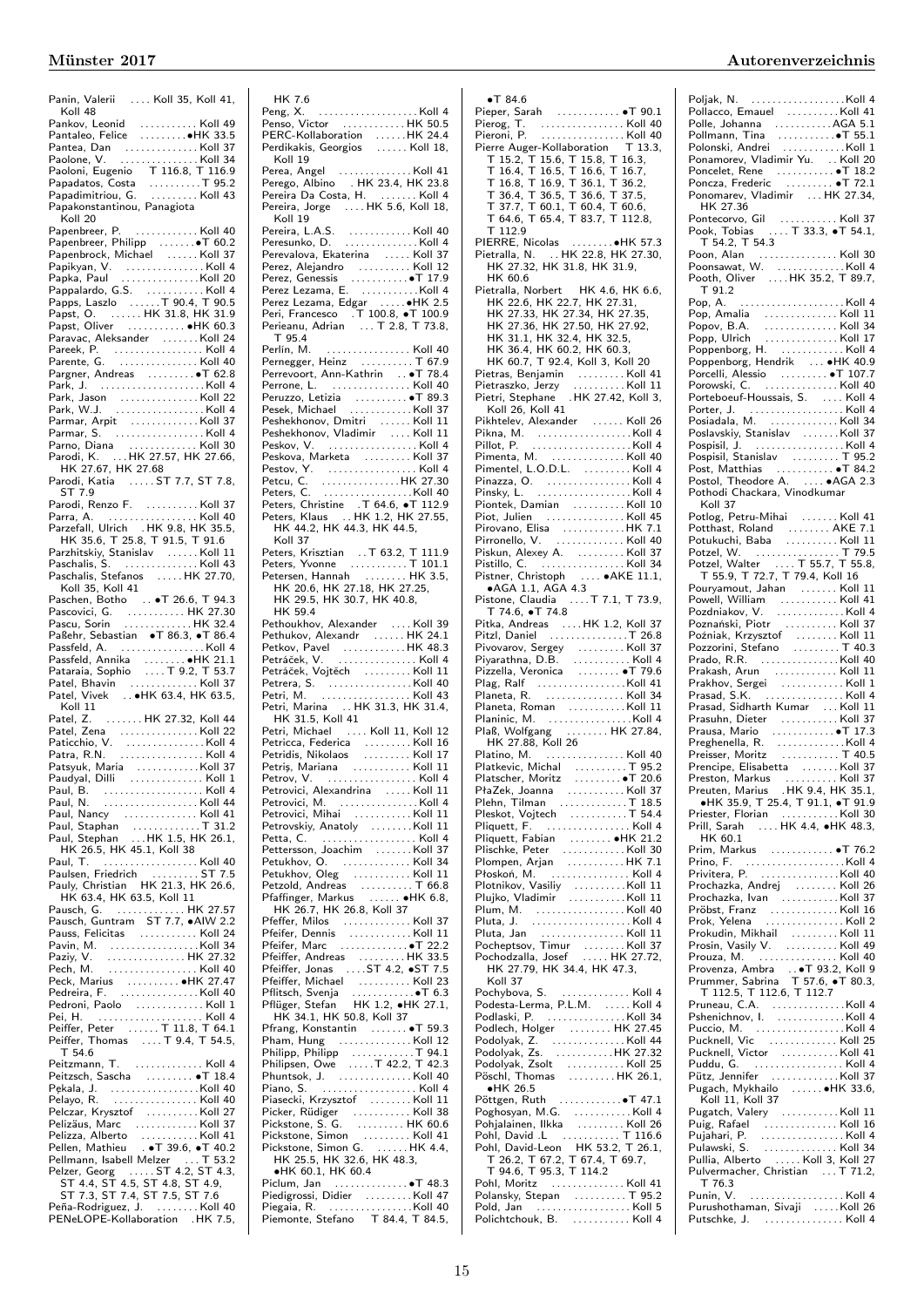Panin, Valerii . . . . Koll 35, Koll 41, Koll 48
Pankov, Leonid . . . . . . . . . . . Koll 49
Pantaleo, Felice . . . . . . . . . •HK 33.5
Pantea, Dan . . . . . . . . . . . . . . Koll 37
Paolone, V. . . . . . . . . . . . . . . Koll 34
Paoloni, Eugenio T 116.8, T 116.9
Papadatos, Costa . . . . . . . . . . T 95.2
Papadimitriou, G. . . . . . . . . . Koll 43
Papakonstantinou, Panagiota Koll 20
Papenbreer, P. . . . . . . . . . . . . Koll 40
Papenbreer, Philipp . . . . . . . •T 60.2
Papenbrock, Michael . . . . . . Koll 37
Papikyan, V. . . . . . . . . . . . . . . Koll 4
Papka, Paul . . . . . . . . . . . . . . Koll 20
Pappalardo, G.S. . . . . . . . . . . Koll 4
Papps, Laszlo . . . . . . T 90.4, T 90.5
Papst, O. . . . . . . HK 31.8, HK 31.9
Papst, Oliver . . . . . . . . . . . •HK 60.3
Paravac, Aleksander . . . . . . . Koll 24
Pareek, P. . . . . . . . . . . . . . . . . Koll 4
Parente, G. . . . . . . . . . . . . . . Koll 40
Pargner, Andreas . . . . . . . . . •T 62.8
Park, J. . . . . . . . . . . . . . . . . . . Koll 4
Park, Jason . . . . . . . . . . . . . . Koll 22
Park, W.J. . . . . . . . . . . . . . . . . Koll 4
Parmar, Arpit . . . . . . . . . . . . Koll 37
Parmar, S. . . . . . . . . . . . . . . . . Koll 4
Parno, Diana . . . . . . . . . . . . . Koll 30
Parodi, K. . . . HK 27.57, HK 27.66, HK 27.67, HK 27.68
Parodi, Katia . . . . . ST 7.7, ST 7.8, ST 7.9
Parodi, Renzo F. . . . . . . . . . Koll 37
Parra, A. . . . . . . . . . . . . . . . . Koll 40
Parzefall, Ulrich . HK 9.8, HK 35.5, HK 35.6, T 25.8, T 91.5, T 91.6
Parzhitskiy, Stanislav . . . . . . Koll 11
Paschalis, S. . . . . . . . . . . . . . Koll 43
Paschalis, Stefanos . . . . . HK 27.70, Koll 35, Koll 41
Paschen, Botho . . •T 26.6, T 94.3
Pascovici, G. . . . . . . . . . . HK 27.30
Pascu, Sorin . . . . . . . . . . . . HK 32.4
Paßehr, Sebastian •T 86.3, •T 86.4
Passfeld, A. . . . . . . . . . . . . . . . Koll 4
Passfeld, Annika . . . . . . . . •HK 21.1
Pataraia, Sophio . . . . T 9.2, T 53.7
Patel, Bhavin . . . . . . . . . . . . Koll 37
Patel, Vivek . . •HK 63.4, HK 63.5, Koll 11
Patel, Z. . . . . . . HK 27.32, Koll 44
Patel, Zena . . . . . . . . . . . . . . Koll 22
Paticchio, V. . . . . . . . . . . . . . . Koll 4
Patra, R.N. . . . . . . . . . . . . . . . Koll 4
Patsyuk, Maria . . . . . . . . . . . Koll 37
Paudyal, Dilli . . . . . . . . . . . . . Koll 1
Paul, B. . . . . . . . . . . . . . . . . . . Koll 4
Paul, N. . . . . . . . . . . . . . . . . . Koll 44
Paul, Nancy . . . . . . . . . . . . . . Koll 41
Paul, Staphan . . . . . . . . . . . . T 31.2
Paul, Stephan . . . HK 1.5, HK 26.1, HK 26.5, HK 45.1, Koll 38
Paul, T. . . . . . . . . . . . . . . . . . Koll 40
Paulsen, Friedrich . . . . . . . . . ST 7.5
Pauly, Christian HK 21.3, HK 26.6, HK 63.4, HK 63.5, Koll 11
Pausch, G. . . . . . . . . . . . . HK 27.57
Pausch, Guntram ST 7.7, •AIW 2.2
Pauss, Felicitas . . . . . . . . . . . Koll 24
Pavin, M. . . . . . . . . . . . . . . . . Koll 34
Paziy, V. . . . . . . . . . . . . . . HK 27.32
Pech, M. . . . . . . . . . . . . . . . . Koll 40
Peck, Marius . . . . . . . . . . •HK 27.47
Pedreira, F. . . . . . . . . . . . . . . Koll 40
Pedroni, Paolo . . . . . . . . . . . . Koll 1
Pei, H. . . . . . . . . . . . . . . . . . . . Koll 4
Peiffer, Peter . . . . . . T 11.8, T 64.1
Peiffer, Thomas . . . . T 9.4, T 54.5, T 54.6
Peitzmann, T. . . . . . . . . . . . . Koll 4
Peitzsch, Sascha . . . . . . . . . •T 18.4
Pękala, J. . . . . . . . . . . . . . . . . Koll 40
Pelayo, R. . . . . . . . . . . . . . . . Koll 40
Pelczar, Krysztof . . . . . . . . . Koll 27
Pelizäus, Marc . . . . . . . . . . . Koll 37
Pelizza, Alberto . . . . . . . . . . Koll 41
Pellen, Mathieu . •T 39.6, •T 40.2
Pellmann, Isabell Melzer . . . T 53.2
Pelzer, Georg . . . . . ST 4.2, ST 4.3, ST 4.4, ST 4.5, ST 4.8, ST 4.9, ST 7.3, ST 7.4, ST 7.5, ST 7.6
Peña-Rodriguez, J. . . . . . . . Koll 40
PENeLOPE-Kollaboration . HK 7.5, HK 7.6
Peng, X. . . . . . . . . . . . . . . . . . Koll 4
Penso, Victor . . . . . . . . . . . . HK 50.5
PERC-Kollaboration . . . . . . HK 24.4
Perdikakis, Georgios . . . . . . Koll 18, Koll 19
Perea, Angel . . . . . . . . . . . . . Koll 41
Perego, Albino . HK 23.4, HK 23.8
Pereira Da Costa, H. . . . . . . . Koll 4
Pereira, Jorge . . . . HK 5.6, Koll 18, Koll 19
Pereira, L.A.S. . . . . . . . . . . . Koll 40
Peresunko, D. . . . . . . . . . . . . . Koll 4
Perevalova, Ekaterina . . . . . Koll 37
Perez, Alejandro . . . . . . . . . Koll 12
Perez, Genessis . . . . . . . . . . •T 17.9
Perez Lezama, E. . . . . . . . . . . Koll 4
Perez Lezama, Edgar . . . . . •HK 2.5
Peri, Francesco . T 100.8, •T 100.9
Perieanu, Adrian . . . T 2.8, T 73.8, T 95.4
Perlin, M. . . . . . . . . . . . . . . . Koll 40
Pernegger, Heinz . . . . . . . . . . T 67.9
Perrevoort, Ann-Kathrin . . •T 78.4
Perrone, L. . . . . . . . . . . . . . . Koll 40
Peruzzo, Letizia . . . . . . . . . . •T 89.3
Pesek, Michael . . . . . . . . . . . Koll 37
Peshekhonov, Dmitri . . . . . . Koll 11
Peshekhonov, Vladimir . . . . Koll 11
Peskov, V. . . . . . . . . . . . . . . . . Koll 4
Peskova, Marketa . . . . . . . . . Koll 37
Pestov, Y. . . . . . . . . . . . . . . . . Koll 4
Petcu, C. . . . . . . . . . . . . . . HK 27.30
Peters, C. . . . . . . . . . . . . . . . Koll 40
Peters, Christine . T 64.6, •T 112.9
Peters, Klaus . . HK 1.2, HK 27.55, HK 44.2, HK 44.3, HK 44.5, Koll 37
Peters, Krisztian . . T 63.2, T 111.9
Peters, Yvonne . . . . . . . . . . . T 101.1
Petersen, Hannah . . . . . . . . HK 3.5, HK 20.6, HK 27.18, HK 27.25, HK 29.5, HK 30.7, HK 40.8, HK 59.4
Pethoukhov, Alexander . . . . Koll 39
Pethukov, Alexandr . . . . . . HK 24.1
Petkov, Pavel . . . . . . . . . . . HK 48.3
Petráček, V. . . . . . . . . . . . . . . . Koll 4
Petráček, Vojtěch . . . . . . . . . Koll 11
Petrera, S. . . . . . . . . . . . . . . . Koll 40
Petri, M. . . . . . . . . . . . . . . . . Koll 43
Petri, Marina . . HK 31.3, HK 31.4, HK 31.5, Koll 41
Petri, Michael . . . . Koll 11, Koll 12
Petricca, Federica . . . . . . . . . Koll 16
Petridis, Nikolaos . . . . . . . . . Koll 17
Petriş, Mariana . . . . . . . . . . . Koll 11
Petrov, V. . . . . . . . . . . . . . . . . . Koll 4
Petrovici, Alexandrina . . . . . Koll 11
Petrovici, M. . . . . . . . . . . . . . . Koll 4
Petrovici, Mihai . . . . . . . . . . . Koll 11
Petrovskiy, Anatoly . . . . . . . Koll 11
Petta, C. . . . . . . . . . . . . . . . . . . Koll 4
Pettersson, Joachim . . . . . . . Koll 37
Petukhov, O. . . . . . . . . . . . . . Koll 34
Petukhov, Oleg . . . . . . . . . . . Koll 11
Petzold, Andreas . . . . . . . . . . T 66.8
Pfaffinger, Markus . . . . . . •HK 6.8, HK 26.7, HK 26.8, Koll 37
Pfeffer, Milos . . . . . . . . . . . . Koll 37
Pfeifer, Dennis . . . . . . . . . . . Koll 11
Pfeifer, Marc . . . . . . . . . . . . •T 22.2
Pfeiffer, Andreas . . . . . . . . HK 33.5
Pfeiffer, Jonas . . . . ST 4.2, •ST 7.5
Pfeiffer, Michael . . . . . . . . . . Koll 23
Pflitsch, Svenja . . . . . . . . . . . •T 6.3
Pflüger, Stefan HK 1.2, •HK 27.1, HK 34.1, HK 50.8, Koll 37
Pfrang, Konstantin . . . . . . . •T 59.3
Pham, Hung . . . . . . . . . . . . . Koll 12
Philipp, Philipp . . . . . . . . . . . T 94.1
Philipsen, Owe . . . . . T 42.2, T 42.3
Phuntsok, J. . . . . . . . . . . . . . . Koll 40
Piano, S. . . . . . . . . . . . . . . . . . . Koll 4
Piasecki, Krzysztof . . . . . . . Koll 11
Picker, Rüdiger . . . . . . . . . . . Koll 38
Pickstone, S. G. . . . . . . . . . HK 60.6
Pickstone, Simon . . . . . . . . . Koll 41
Pickstone, Simon G. . . . . . HK 4.4, HK 25.5, HK 32.6, HK 48.3, •HK 60.1, HK 60.4
Piclum, Jan . . . . . . . . . . . . . •T 48.3
Piedigrossi, Didier . . . . . . . . Koll 47
Piegaia, R. . . . . . . . . . . . . . . . Koll 40
Piemonte, Stefano T 84.4, T 84.5, •T 84.6
Pieper, Sarah . . . . . . . . . . . . •T 90.1
Pierog, T. . . . . . . . . . . . . . . . . Koll 40
Pieroni, P. . . . . . . . . . . . . . . . Koll 40
Pierre Auger-Kollaboration T 13.3, T 15.2, T 15.6, T 15.8, T 16.3, T 16.4, T 16.5, T 16.6, T 16.7, T 16.8, T 16.9, T 36.1, T 36.2, T 36.4, T 36.5, T 36.6, T 37.5, T 37.7, T 60.1, T 60.4, T 60.6, T 64.6, T 65.4, T 83.7, T 112.8, T 112.9
PIERRE, Nicolas . . . . . . . . •HK 57.3
Pietralla, N. . . . HK 22.8, HK 27.30, HK 27.32, HK 31.8, HK 31.9, HK 60.6
Pietralla, Norbert HK 4.6, HK 6.6, HK 22.6, HK 22.7, HK 27.31, HK 27.33, HK 27.34, HK 27.35, HK 27.36, HK 27.50, HK 27.92, HK 31.1, HK 32.4, HK 32.5, HK 36.4, HK 60.2, HK 60.3, HK 60.7, T 92.4, Koll 3, Koll 20
Pietras, Benjamin . . . . . . . . . Koll 41
Pietraszko, Jerzy . . . . . . . . . . Koll 11
Pietri, Stephane . HK 27.42, Koll 3, Koll 26, Koll 41
Pikhtelev, Alexander . . . . . . Koll 26
Pikna, M. . . . . . . . . . . . . . . . . . Koll 4
Pillot, P. . . . . . . . . . . . . . . . . . . Koll 4
Pimenta, M. . . . . . . . . . . . . . Koll 40
Pimentel, L.O.D.L. . . . . . . . . Koll 4
Pinazza, O. . . . . . . . . . . . . . . . Koll 4
Pinsky, L. . . . . . . . . . . . . . . . . . Koll 4
Piontek, Damian . . . . . . . . . . Koll 10
Piot, Julien . . . . . . . . . . . . . . Koll 45
Pirovano, Elisa . . . . . . . . . . . HK 7.1
Pirronello, V. . . . . . . . . . . . . Koll 40
Piskun, Alexey A. . . . . . . . . . Koll 37
Pistillo, C. . . . . . . . . . . . . . . . Koll 34
Pistner, Christoph . . . . •AKE 11.1, •AGA 1.1, AGA 4.3
Pistone, Claudia . . . . T 7.1, T 73.9, T 74.6, •T 74.8
Pitka, Andreas . . . . HK 1.2, Koll 37
Pitzl, Daniel . . . . . . . . . . . . . . T 26.8
Pivovarov, Sergey . . . . . . . . . Koll 37
Piyarathna, D.B. . . . . . . . . . . Koll 4
Pizzella, Veronica . . . . . . . . •T 79.6
Plag, Ralf . . . . . . . . . . . . . . . . Koll 41
Planeta, R. . . . . . . . . . . . . . . . Koll 34
Planeta, Roman . . . . . . . . . . . Koll 11
Planinic, M. . . . . . . . . . . . . . . . Koll 4
Plaß, Wolfgang . . . . . . . . . HK 27.84, HK 27.88, Koll 26
Platino, M. . . . . . . . . . . . . . . . Koll 40
Platkevic, Michal . . . . . . . . . . T 95.2
Platscher, Moritz . . . . . . . . . •T 20.6
PłaZek, Joanna . . . . . . . . . . . Koll 37
Plehn, Tilman . . . . . . . . . . . . . T 18.5
Pleskot, Vojtech . . . . . . . . . . . T 54.4
Pliquett, F. . . . . . . . . . . . . . . . . Koll 4
Pliquett, Fabian . . . . . . . . •HK 21.2
Plischke, Peter . . . . . . . . . . . . Koll 30
Plompen, Arjan . . . . . . . . . . . HK 7.1
Płoskoń, M. . . . . . . . . . . . . . . . Koll 4
Plotnikov, Vasiliy . . . . . . . . . Koll 11
Plujko, Vladimir . . . . . . . . . . Koll 11
Plum, M. . . . . . . . . . . . . . . . . Koll 40
Pluta, J. . . . . . . . . . . . . . . . . . . Koll 4
Pluta, Jan . . . . . . . . . . . . . . . . Koll 11
Pocheptsov, Timur . . . . . . . . Koll 37
Pochodzalla, Josef . . . . . . HK 27.72, HK 27.79, HK 34.4, HK 47.3, Koll 37
Pochybova, S. . . . . . . . . . . . . . Koll 4
Podesta-Lerma, P.L.M. . . . . . Koll 4
Podlaski, P. . . . . . . . . . . . . . . Koll 34
Podlech, Holger . . . . . . . . HK 27.45
Podolyak, Z. . . . . . . . . . . . . . . Koll 44
Podolyak, Zs. . . . . . . . . . . HK 27.32
Podolyak, Zsolt . . . . . . . . . . . Koll 25
Pöschl, Thomas . . . . . . . . . HK 26.1, •HK 26.5
Pöttgen, Ruth . . . . . . . . . . . . •T 47.1
Poghosyan, M.G. . . . . . . . . . . Koll 4
Pohjalainen, Ilkka . . . . . . . . . Koll 26
Pohl, David .L . . . . . . . . . . . . T 116.6
Pohl, David-Leon HK 53.2, T 26.1, T 26.2, T 67.2, T 67.4, T 69.7, T 94.6, T 95.3, T 114.2
Pohl, Moritz . . . . . . . . . . . . . Koll 41
Polansky, Stepan . . . . . . . . . . T 95.2
Pold, Jan . . . . . . . . . . . . . . . . . Koll 5
Polichtchouk, B. . . . . . . . . . . . Koll 4
Poljak, N. . . . . . . . . . . . . . . . . . Koll 4
Pollacco, Emauel . . . . . . . . . . Koll 41
Polle, Johanna . . . . . . . . . . . AGA 5.1
Pollmann, Tina . . . . . . . . . . •T 55.1
Polonski, Andrei . . . . . . . . . . . Koll 1
Ponamorev, Vladimir Yu. . . Koll 20
Poncelet, Rene . . . . . . . . . . . •T 18.2
Poncza, Frederic . . . . . . . . . . •T 72.1
Ponomarev, Vladimir . . . HK 27.34, HK 27.36
Pontecorvo, Gil . . . . . . . . . . . Koll 37
Pook, Tobias . . . . T 33.3, •T 54.1, T 54.2, T 54.3
Poon, Alan . . . . . . . . . . . . . . . Koll 30
Poonsawat, W. . . . . . . . . . . . . Koll 4
Pooth, Oliver . . . . HK 35.2, T 89.7, T 91.2
Pop, A. . . . . . . . . . . . . . . . . . . . Koll 4
Pop, Amalia . . . . . . . . . . . . . . Koll 11
Popov, B.A. . . . . . . . . . . . . . . Koll 34
Popp, Ulrich . . . . . . . . . . . . . Koll 17
Poppenborg, H. . . . . . . . . . . . . Koll 4
Poppenborg, Hendrik . . . •HK 40.9
Porcelli, Alessio . . . . . . . . . •T 107.7
Porowski, C. . . . . . . . . . . . . . Koll 40
Porteboeuf-Houssais, S. . . . . Koll 4
Porter, J. . . . . . . . . . . . . . . . . . Koll 4
Posiadala, M. . . . . . . . . . . . . . Koll 34
Poslavskiy, Stanislav . . . . . . Koll 37
Pospisil, J. . . . . . . . . . . . . . . . . Koll 4
Pospisil, Stanislav . . . . . . . . . T 95.2
Post, Matthias . . . . . . . . . . . •T 84.2
Postol, Theodore A. . . . . •AGA 2.3
Pothodi Chackara, Vinodkumar Koll 37
Potlog, Petru-Mihai . . . . . . . Koll 41
Potthast, Roland . . . . . . . . AKE 7.1
Potukuchi, Baba . . . . . . . . . . Koll 11
Potzel, W. . . . . . . . . . . . . . . . . T 79.5
Potzel, Walter . . . . T 55.7, T 55.8, T 55.9, T 72.7, T 79.4, Koll 16
Pouryamout, Jahan . . . . . . . Koll 11
Powell, William . . . . . . . . . . . Koll 41
Pozdniakov, V. . . . . . . . . . . . . Koll 4
Poznański, Piotr . . . . . . . . . . Koll 37
Poźniak, Krzysztof . . . . . . . . Koll 11
Pozzorini, Stefano . . . . . . . . . T 40.3
Prado, R.R. . . . . . . . . . . . . . . Koll 40
Prakash, Arun . . . . . . . . . . . . Koll 11
Prakhov, Sergei . . . . . . . . . . . . Koll 1
Prasad, S.K. . . . . . . . . . . . . . . . Koll 4
Prasad, Sidharth Kumar . . . Koll 11
Prasuhn, Dieter . . . . . . . . . . . Koll 37
Prausa, Mario . . . . . . . . . . . •T 17.3
Preghenella, R. . . . . . . . . . . . . Koll 4
Preisser, Moritz . . . . . . . . . . . T 40.5
Prencipe, Elisabetta . . . . . . . Koll 37
Preston, Markus . . . . . . . . . . Koll 37
Preuten, Marius . HK 9.4, HK 35.1, •HK 35.9, T 25.4, T 91.1, •T 91.9
Priester, Florian . . . . . . . . . . Koll 30
Prill, Sarah . . . . HK 4.4, •HK 48.3, HK 60.1
Prim, Markus . . . . . . . . . . . . •T 76.2
Prino, F. . . . . . . . . . . . . . . . . . . Koll 4
Privitera, P. . . . . . . . . . . . . . . Koll 40
Prochazka, Andrej . . . . . . . . Koll 26
Prochazka, Ivan . . . . . . . . . . . Koll 37
Pröbst, Franz . . . . . . . . . . . . Koll 16
Prok, Yelena . . . . . . . . . . . . . . Koll 2
Prokudin, Mikhail . . . . . . . . Koll 11
Prosin, Vasily V. . . . . . . . . . . Koll 49
Prouza, M. . . . . . . . . . . . . . . . Koll 40
Provenza, Ambra . . •T 93.2, Koll 9
Prummer, Sabrina T 57.6, •T 80.3, T 112.5, T 112.6, T 112.7
Pruneau, C.A. . . . . . . . . . . . . . Koll 4
Pshenichnov, I. . . . . . . . . . . . . Koll 4
Puccio, M. . . . . . . . . . . . . . . . . Koll 4
Pucknell, Vic . . . . . . . . . . . . . Koll 25
Pucknell, Victor . . . . . . . . . . . Koll 41
Puddu, G. . . . . . . . . . . . . . . . . . Koll 4
Pütz, Jennifer . . . . . . . . . . . . Koll 37
Pugach, Mykhailo . . . . . . •HK 33.6, Koll 11, Koll 37
Pugatch, Valery . . . . . . . . . . . Koll 11
Puig, Rafael . . . . . . . . . . . . . . Koll 16
Pujahari, P. . . . . . . . . . . . . . . . Koll 4
Pulawski, S. . . . . . . . . . . . . . . Koll 34
Pullia, Alberto . . . . . Koll 3, Koll 27
Pulvermacher, Christian . . . T 71.2, T 76.3
Punin, V. . . . . . . . . . . . . . . . . . Koll 4
Purushothaman, Sivaji . . . . . Koll 26
Putschke, J. . . . . . . . . . . . . . . . Koll 4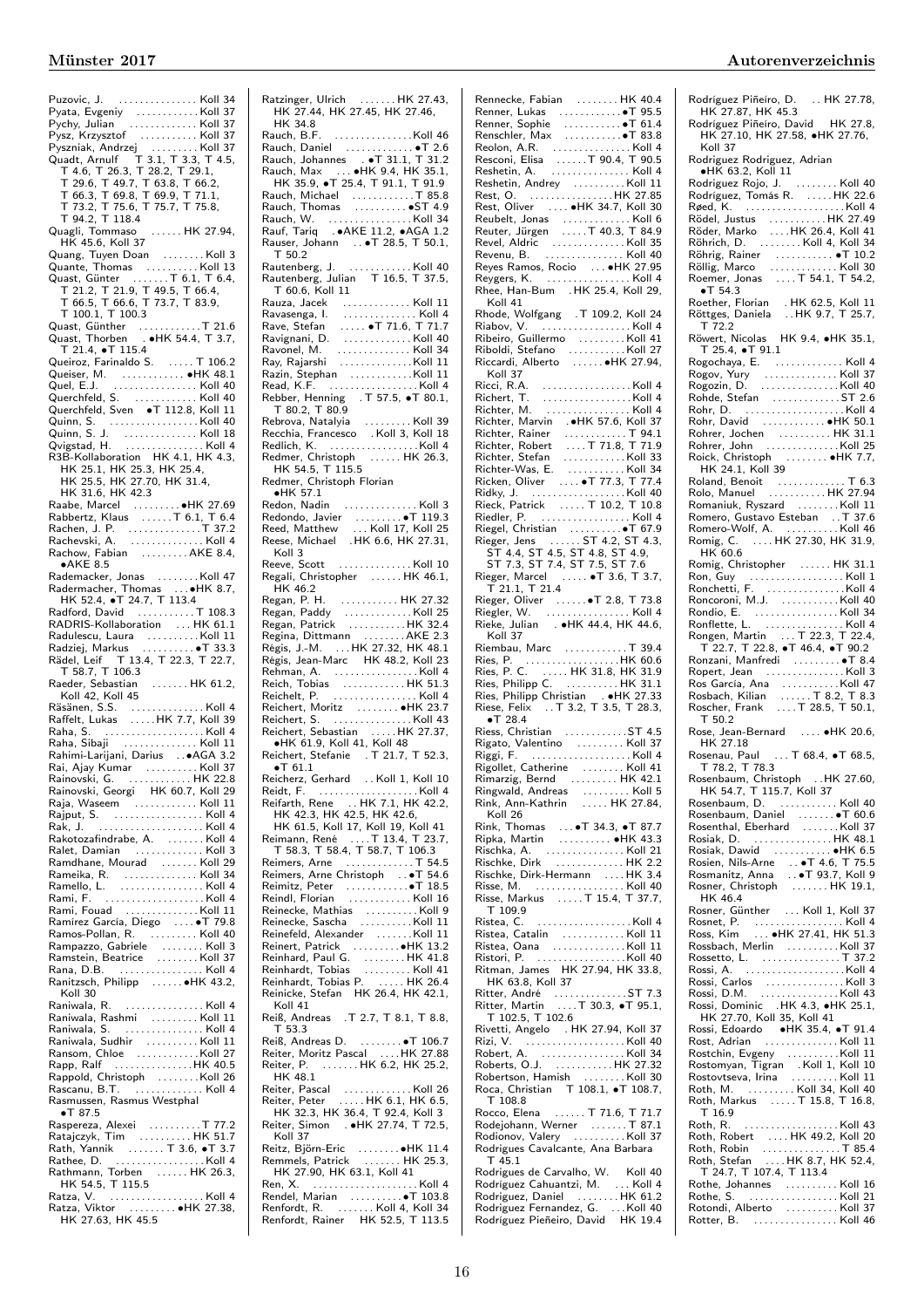Puzovic, J. . . . . . . . . . . . . . . Koll 34
Pyata, Evgeniy . . . . . . . . . . . Koll 37
Pychy, Julian . . . . . . . . . . . . Koll 37
Pysz, Krzysztof . . . . . . . . . . Koll 37
Pyszniak, Andrzej . . . . . . . . Koll 37
Quadt, Arnulf T 3.1, T 3.3, T 4.5, T 4.6, T 26.3, T 28.2, T 29.1, T 29.6, T 49.7, T 63.8, T 66.2, T 66.3, T 69.8, T 69.9, T 71.1, T 73.2, T 75.6, T 75.7, T 75.8, T 94.2, T 118.4
Quagli, Tommaso . . . . . . HK 27.94, HK 45.6, Koll 37
Quang, Tuyen Doan . . . . . . . . Koll 3
Quante, Thomas . . . . . . . . . . Koll 13
Quast, Günter . . . . . . . T 6.1, T 6.4, T 21.2, T 21.9, T 49.5, T 66.4, T 66.5, T 66.6, T 73.7, T 83.9, T 100.1, T 100.3
Quast, Günther . . . . . . . . . . . T 21.6
Quast, Thorben . •HK 54.4, T 3.7, T 21.4, •T 115.4
Queiroz, Farinaldo S. . . . . . T 106.2
Queiser, M. . . . . . . . . . . . •HK 48.1
Quel, E.J. . . . . . . . . . . . . . . . Koll 40
Querchfeld, S. . . . . . . . . . . . Koll 40
Querchfeld, Sven •T 112.8, Koll 11
Quinn, S. . . . . . . . . . . . . . . . . Koll 40
Quinn, S. J. . . . . . . . . . . . . . Koll 18
Qvigstad, H. . . . . . . . . . . . . . . Koll 4
R3B-Kollaboration HK 4.1, HK 4.3, HK 25.1, HK 25.3, HK 25.4, HK 25.5, HK 27.70, HK 31.4, HK 31.6, HK 42.3
Raabe, Marcel . . . . . . . . . •HK 27.69
Rabbertz, Klaus . . . . . . T 6.1, T 6.4
Rachen, J. P. . . . . . . . . . . . . . T 37.2
Rachevski, A. . . . . . . . . . . . . . Koll 4
Rachow, Fabian . . . . . . . . . AKE 8.4, •AKE 8.5
Rademacker, Jonas . . . . . . . . Koll 47
Radermacher, Thomas . . . •HK 8.7, HK 52.4, •T 24.7, T 113.4
Radford, David . . . . . . . . . . T 108.3
RADRIS-Kollaboration . . . HK 61.1
Radulescu, Laura . . . . . . . . . . Koll 11
Radziej, Markus . . . . . . . . . . •T 33.3
Rädel, Leif T 13.4, T 22.3, T 22.7, T 58.7, T 106.3
Raeder, Sebastian . . . . . . . HK 61.2, Koll 42, Koll 45
Räsänen, S.S. . . . . . . . . . . . . . Koll 4
Raffelt, Lukas . . . . . HK 7.7, Koll 39
Raha, S. . . . . . . . . . . . . . . . . . Koll 4
Raha, Sibaji . . . . . . . . . . . . . . Koll 11
Rahimi-Larijani, Darius . . •AGA 3.2
Rai, Ajay Kumar . . . . . . . . . . Koll 37
Rainovski, G. . . . . . . . . . . . HK 22.8
Rainovski, Georgi HK 60.7, Koll 29
Raja, Waseem . . . . . . . . . . . . Koll 11
Rajput, S. . . . . . . . . . . . . . . . . Koll 4
Rak, J. . . . . . . . . . . . . . . . . . . . Koll 4
Rakotozafindrabe, A. . . . . . . . Koll 4
Ralet, Damian . . . . . . . . . . . . . Koll 3
Ramdhane, Mourad . . . . . . . Koll 29
Rameika, R. . . . . . . . . . . . . . Koll 34
Ramello, L. . . . . . . . . . . . . . . . Koll 4
Rami, F. . . . . . . . . . . . . . . . . . . Koll 4
Rami, Fouad . . . . . . . . . . . . . . Koll 11
Ramírez García, Diego . . . . •T 79.8
Ramos-Pollan, R. . . . . . . . . . Koll 40
Rampazzo, Gabriele . . . . . . . . Koll 3
Ramstein, Beatrice . . . . . . . . Koll 37
Rana, D.B. . . . . . . . . . . . . . . . Koll 4
Ranitzsch, Philipp . . . . . . •HK 43.2, Koll 30
Raniwala, R. . . . . . . . . . . . . . . Koll 4
Raniwala, Rashmi . . . . . . . . . Koll 11
Raniwala, S. . . . . . . . . . . . . . . Koll 4
Raniwala, Sudhir . . . . . . . . . . Koll 11
Ransom, Chloe . . . . . . . . . . . . Koll 27
Rapp, Ralf . . . . . . . . . . . . . . HK 40.5
Rappold, Christoph . . . . . . . . Koll 26
Rascanu, B.T. . . . . . . . . . . . . . Koll 4
Rasmussen, Rasmus Westphal •T 87.5
Raspereza, Alexei . . . . . . . . . . T 77.2
Ratajczyk, Tim . . . . . . . . . . HK 51.7
Rath, Yannik . . . . . . . T 3.6, •T 3.7
Rathee, D. . . . . . . . . . . . . . . . . Koll 4
Rathmann, Torben . . . . . . HK 26.3, HK 54.5, T 115.5
Ratza, V. . . . . . . . . . . . . . . . . . Koll 4
Ratza, Viktor . . . . . . . . . •HK 27.38, HK 27.63, HK 45.5
Ratzinger, Ulrich . . . . . . . HK 27.43, HK 27.44, HK 27.45, HK 27.46, HK 34.8
Rauch, B.F. . . . . . . . . . . . . . . Koll 46
Rauch, Daniel . . . . . . . . . . . . •T 2.6
Rauch, Johannes . . •T 31.1, T 31.2
Rauch, Max . . . •HK 9.4, HK 35.1, HK 35.9, •T 25.4, T 91.1, T 91.9
Rauch, Michael . . . . . . . . . . . T 85.8
Rauch, Thomas . . . . . . . . . . •ST 4.9
Rauch, W. . . . . . . . . . . . . . . . Koll 34
Rauf, Tariq . •AKE 11.2, •AGA 1.2
Rauser, Johann . . •T 28.5, T 50.1, T 50.2
Rautenberg, J. . . . . . . . . . . . Koll 40
Rautenberg, Julian T 16.5, T 37.5, T 60.6, Koll 11
Rauza, Jacek . . . . . . . . . . . . . Koll 11
Ravasenga, I. . . . . . . . . . . . . . . Koll 4
Rave, Stefan . . . . . •T 71.6, T 71.7
Ravignani, D. . . . . . . . . . . . . Koll 40
Ravonel, M. . . . . . . . . . . . . . . Koll 34
Ray, Rajarshi . . . . . . . . . . . . . Koll 11
Razin, Stephan . . . . . . . . . . . . Koll 11
Read, K.F. . . . . . . . . . . . . . . . . Koll 4
Rebber, Henning . T 57.5, •T 80.1, T 80.2, T 80.9
Rebrova, Natalyia . . . . . . . . . Koll 39
Recchia, Francesco . Koll 3, Koll 18
Redlich, K. . . . . . . . . . . . . . . . . Koll 4
Redmer, Christoph . . . . . . HK 26.3, HK 54.5, T 115.5
Redmer, Christoph Florian •HK 57.1
Redon, Nadin . . . . . . . . . . . . . . Koll 3
Redondo, Javier . . . . . . . . . •T 119.3
Reed, Matthew . . . Koll 17, Koll 25
Reese, Michael . HK 6.6, HK 27.31, Koll 3
Reeve, Scott . . . . . . . . . . . . . Koll 10
Regali, Christopher . . . . . . HK 46.1, HK 46.2
Regan, P. H. . . . . . . . . . . . HK 27.32
Regan, Paddy . . . . . . . . . . . . Koll 25
Regan, Patrick . . . . . . . . . . . HK 32.4
Regina, Dittmann . . . . . . . . AKE 2.3
Régis, J.-M. . . . HK 27.32, HK 48.1
Régis, Jean-Marc HK 48.2, Koll 23
Rehman, A. . . . . . . . . . . . . . . . Koll 4
Reich, Tobias . . . . . . . . . . . . HK 51.3
Reichelt, P. . . . . . . . . . . . . . . . Koll 4
Reichert, Moritz . . . . . . . . •HK 23.7
Reichert, S. . . . . . . . . . . . . . . Koll 43
Reichert, Sebastian . . . . . . HK 27.37, •HK 61.9, Koll 41, Koll 48
Reichert, Stefanie . T 21.7, T 52.3, •T 61.1
Reicherz, Gerhard . . Koll 1, Koll 10
Reidt, F. . . . . . . . . . . . . . . . . . . Koll 4
Reifarth, Rene . . HK 7.1, HK 42.2, HK 42.3, HK 42.5, HK 42.6, HK 61.5, Koll 17, Koll 19, Koll 41
Reimann, René . . . . T 13.4, T 23.7, T 58.3, T 58.4, T 58.7, T 106.3
Reimers, Arne . . . . . . . . . . . . T 54.5
Reimers, Arne Christoph . . •T 54.6
Reimitz, Peter . . . . . . . . . . . •T 18.5
Reindl, Florian . . . . . . . . . . . Koll 16
Reinecke, Mathias . . . . . . . . . . Koll 9
Reinecke, Sascha . . . . . . . . . . Koll 11
Reinefeld, Alexander . . . . . . . Koll 11
Reinert, Patrick . . . . . . . . . •HK 13.2
Reinhard, Paul G. . . . . . . . . HK 41.8
Reinhardt, Tobias . . . . . . . . . Koll 41
Reinhardt, Tobias P. . . . . . HK 26.4
Reinicke, Stefan HK 26.4, HK 42.1, Koll 41
Reiß, Andreas . T 2.7, T 8.1, T 8.8, T 53.3
Reiß, Andreas D. . . . . . . . •T 106.7
Reiter, Moritz Pascal . . . . HK 27.88
Reiter, P. . . . . . . HK 6.2, HK 25.2, HK 48.1
Reiter, Pascal . . . . . . . . . . . . Koll 26
Reiter, Peter . . . . . HK 6.1, HK 6.5, HK 32.3, HK 36.4, T 92.4, Koll 3
Reiter, Simon . •HK 27.74, T 72.5, Koll 37
Reitz, Björn-Eric . . . . . . . •HK 11.4
Remmels, Patrick . . . . . . . HK 25.3, HK 27.90, HK 63.1, Koll 41
Ren, X. . . . . . . . . . . . . . . . . . . . Koll 4
Rendel, Marian . . . . . . . . . •T 103.8
Renfordt, R. . . . . . . Koll 4, Koll 34
Renfordt, Rainer HK 52.5, T 113.5
Rennecke, Fabian . . . . . . . . HK 40.4
Renner, Lukas . . . . . . . . . . . •T 95.5
Renner, Sophie . . . . . . . . . . •T 61.4
Renschler, Max . . . . . . . . . . •T 83.8
Reolon, A.R. . . . . . . . . . . . . . . Koll 4
Resconi, Elisa . . . . . . T 90.4, T 90.5
Reshetin, A. . . . . . . . . . . . . . . Koll 4
Reshetin, Andrey . . . . . . . . . . Koll 11
Rest, O. . . . . . . . . . . . . . . . HK 27.85
Rest, Oliver . . . . •HK 34.7, Koll 30
Reubelt, Jonas . . . . . . . . . . . . Koll 6
Reuter, Jürgen . . . . . T 40.3, T 84.9
Revel, Aldric . . . . . . . . . . . . . Koll 35
Revenu, B. . . . . . . . . . . . . . . . Koll 40
Reyes Ramos, Rocio . . . •HK 27.95
Reygers, K. . . . . . . . . . . . . . . . Koll 4
Rhee, Han-Bum . HK 25.4, Koll 29, Koll 41
Rhode, Wolfgang . T 109.2, Koll 24
Riabov, V. . . . . . . . . . . . . . . . . Koll 4
Ribeiro, Guillermo . . . . . . . . . Koll 41
Riboldi, Stefano . . . . . . . . . . . Koll 27
Riccardi, Alberto . . . . . . •HK 27.94, Koll 37
Ricci, R.A. . . . . . . . . . . . . . . . . Koll 4
Richert, T. . . . . . . . . . . . . . . . . Koll 4
Richter, M. . . . . . . . . . . . . . . . Koll 4
Richter, Marvin . •HK 57.6, Koll 37
Richter, Rainer . . . . . . . . . . . T 94.1
Richter, Robert . . . . T 71.8, T 71.9
Richter, Stefan . . . . . . . . . . . . Koll 33
Richter-Was, E. . . . . . . . . . . . Koll 34
Ricken, Oliver . . . . •T 77.3, T 77.4
Ridky, J. . . . . . . . . . . . . . . . . . Koll 40
Rieck, Patrick . . . . . T 10.2, T 10.8
Riedler, P. . . . . . . . . . . . . . . . . Koll 4
Riegel, Christian . . . . . . . . . . •T 67.9
Rieger, Jens . . . . . . ST 4.2, ST 4.3, ST 4.4, ST 4.5, ST 4.8, ST 4.9, ST 7.3, ST 7.4, ST 7.5, ST 7.6
Rieger, Marcel . . . . . •T 3.6, T 3.7, T 21.1, T 21.4
Rieger, Oliver . . . . . . •T 2.8, T 73.8
Riegler, W. . . . . . . . . . . . . . . . Koll 4
Rieke, Julian . •HK 44.4, HK 44.6, Koll 37
Riembau, Marc . . . . . . . . . . . . T 39.4
Ries, P. . . . . . . . . . . . . . . . . . HK 60.6
Ries, P. C. . . . . . HK 31.8, HK 31.9
Ries, Philipp C. . . . . . . . . . . HK 31.1
Ries, Philipp Christian . •HK 27.33
Riese, Felix . . T 3.2, T 3.5, T 28.3, •T 28.4
Riess, Christian . . . . . . . . . . . ST 4.5
Rigato, Valentino . . . . . . . . . Koll 37
Riggi, F. . . . . . . . . . . . . . . . . . . Koll 4
Rigollet, Catherine . . . . . . . . Koll 41
Rimarzig, Bernd . . . . . . . . . HK 42.1
Ringwald, Andreas . . . . . . . . . Koll 5
Rink, Ann-Kathrin . . . . . . HK 27.84, Koll 26
Rink, Thomas . . . •T 34.3, •T 87.7
Ripka, Martin . . . . . . . . . . •HK 43.3
Rischka, A. . . . . . . . . . . . . . . Koll 21
Rischke, Dirk . . . . . . . . . . . . . HK 2.2
Rischke, Dirk-Hermann . . . . HK 3.4
Risse, M. . . . . . . . . . . . . . . . . Koll 40
Risse, Markus . . . . . T 15.4, T 37.7, T 109.9
Ristea, C. . . . . . . . . . . . . . . . . . Koll 4
Ristea, Catalin . . . . . . . . . . . . Koll 11
Ristea, Oana . . . . . . . . . . . . . Koll 11
Ristori, P. . . . . . . . . . . . . . . . . Koll 40
Ritman, James HK 27.94, HK 33.8, HK 63.8, Koll 37
Ritter, André . . . . . . . . . . . . . ST 7.3
Ritter, Martin . . . . T 30.3, •T 95.1, T 102.5, T 102.6
Rivetti, Angelo . HK 27.94, Koll 37
Rizi, V. . . . . . . . . . . . . . . . . . Koll 40
Robert, A. . . . . . . . . . . . . . . . Koll 34
Roberts, O.J. . . . . . . . . . . . HK 27.32
Robertson, Hamish . . . . . . . . Koll 30
Roca, Christian T 108.1, •T 108.7, T 108.8
Rocco, Elena . . . . . . T 71.6, T 71.7
Rodejohann, Werner . . . . . . . T 87.1
Rodionov, Valery . . . . . . . . . Koll 37
Rodrigues Cavalcante, Ana Barbara T 45.1
Rodrigues de Carvalho, W. Koll 40
Rodriguez Cahuantzi, M. . . . Koll 4
Rodríguez, Daniel . . . . . . . HK 61.2
Rodríguez Fernandez, G. . . Koll 40
Rodríguez Pieñeiro, David HK 19.4
Rodríguez Piñeiro, D. . . HK 27.78, HK 27.87, HK 45.3
Rodríguez Piñeiro, David HK 27.8, HK 27.10, HK 27.58, •HK 27.76, Koll 37
Rodriguez Rodriguez, Adrian •HK 63.2, Koll 11
Rodriguez Rojo, J. . . . . . . . Koll 40
Rodriguez, Tomás R. . . . . HK 22.6
Rød, K. . . . . . . . . . . . . . . . . . . Koll 4
Rödel, Justus . . . . . . . . . . . HK 27.49
Röder, Marko . . . . HK 26.4, Koll 41
Röhrich, D. . . . . . . . Koll 4, Koll 34
Röhrig, Rainer . . . . . . . . . . . •T 10.2
Röllig, Marco . . . . . . . . . . . . . Koll 30
Roemer, Jonas . . . . T 54.1, T 54.2, •T 54.3
Roether, Florian . HK 62.5, Koll 11
Röttges, Daniela . . HK 9.7, T 25.7, T 72.2
Röwert, Nicolas HK 9.4, •HK 35.1, T 25.4, •T 91.1
Rogochaya, E. . . . . . . . . . . . . Koll 4
Rogov, Yury . . . . . . . . . . . . . Koll 37
Rogozin, D. . . . . . . . . . . . . . . Koll 40
Rohde, Stefan . . . . . . . . . . . . . ST 2.6
Rohr, D. . . . . . . . . . . . . . . . . . . Koll 4
Rohr, David . . . . . . . . . . . . •HK 50.1
Rohrer, Jochen . . . . . . . . . . HK 31.1
Rohrer, John . . . . . . . . . . . . . Koll 25
Roick, Christoph . . . . . . . . •HK 7.7, HK 24.1, Koll 39
Roland, Benoit . . . . . . . . . . . . T 6.3
Rolo, Manuel . . . . . . . . . . . HK 27.94
Romaniuk, Ryszard . . . . . . . . Koll 11
Romero, Gustavo Esteban . . T 37.6
Romero-Wolf, A. . . . . . . . . . . Koll 46
Romig, C. . . . . HK 27.30, HK 31.9, HK 60.6
Romig, Christopher . . . . . . HK 31.1
Ron, Guy . . . . . . . . . . . . . . . . . Koll 1
Ronchetti, F. . . . . . . . . . . . . . . Koll 4
Roncoroni, M.J. . . . . . . . . . . . Koll 40
Rondio, E. . . . . . . . . . . . . . . . Koll 34
Ronflette, L. . . . . . . . . . . . . . . Koll 4
Rongen, Martin . . . T 22.3, T 22.4, T 22.7, T 22.8, •T 46.4, •T 90.2
Ronzani, Manfredi . . . . . . . . . •T 8.4
Ropert, Jean . . . . . . . . . . . . . . Koll 3
Ros García, Ana . . . . . . . . . . . Koll 47
Rosbach, Kilian . . . . . . T 8.2, T 8.3
Roscher, Frank . . . . T 28.5, T 50.1, T 50.2
Rose, Jean-Bernard . . . . •HK 20.6, HK 27.18
Rosenau, Paul . . . T 68.4, •T 68.5, T 78.2, T 78.3
Rosenbaum, Christoph . .HK 27.60, HK 54.7, T 115.7, Koll 37
Rosenbaum, D. . . . . . . . . . . . Koll 40
Rosenbaum, Daniel . . . . . . . •T 60.6
Rosenthal, Eberhard . . . . . . . Koll 37
Rosiak, D. . . . . . . . . . . . . . . HK 48.1
Rosiak, Dawid . . . . . . . . . . . •HK 6.5
Rosien, Nils-Arne . . •T 4.6, T 75.5
Rosmanitz, Anna . . •T 93.7, Koll 9
Rosner, Christoph . . . . . . . HK 19.1, HK 46.4
Rosner, Günther . . . Koll 1, Koll 37
Rosnet, P. . . . . . . . . . . . . . . . . Koll 4
Ross, Kim . . . •HK 27.41, HK 51.3
Rossbach, Merlin . . . . . . . . . . Koll 37
Rossetto, L. . . . . . . . . . . . . . . T 37.2
Rossi, A. . . . . . . . . . . . . . . . . . Koll 4
Rossi, Carlos . . . . . . . . . . . . . . Koll 3
Rossi, D.M. . . . . . . . . . . . . . . Koll 43
Rossi, Dominic . HK 4.3, •HK 25.1, HK 27.70, Koll 35, Koll 41
Rossi, Edoardo •HK 35.4, •T 91.4
Rost, Adrian . . . . . . . . . . . . . Koll 11
Rostchin, Evgeny . . . . . . . . . . Koll 11
Rostomyan, Tigran . Koll 1, Koll 10
Rostovtseva, Irina . . . . . . . . . Koll 11
Roth, M. . . . . . . . . Koll 34, Koll 40
Roth, Markus . . . . . T 15.8, T 16.8, T 16.9
Roth, R. . . . . . . . . . . . . . . . . . Koll 43
Roth, Robert . . . . HK 49.2, Koll 20
Roth, Robin . . . . . . . . . . . . . . . T 85.4
Roth, Stefan . . . . HK 8.7, HK 52.4, T 24.7, T 107.4, T 113.4
Rothe, Johannes . . . . . . . . . . Koll 16
Rothe, S. . . . . . . . . . . . . . . . . Koll 21
Rotondi, Alberto . . . . . . . . . . Koll 37
Rotter, B. . . . . . . . . . . . . . . . Koll 46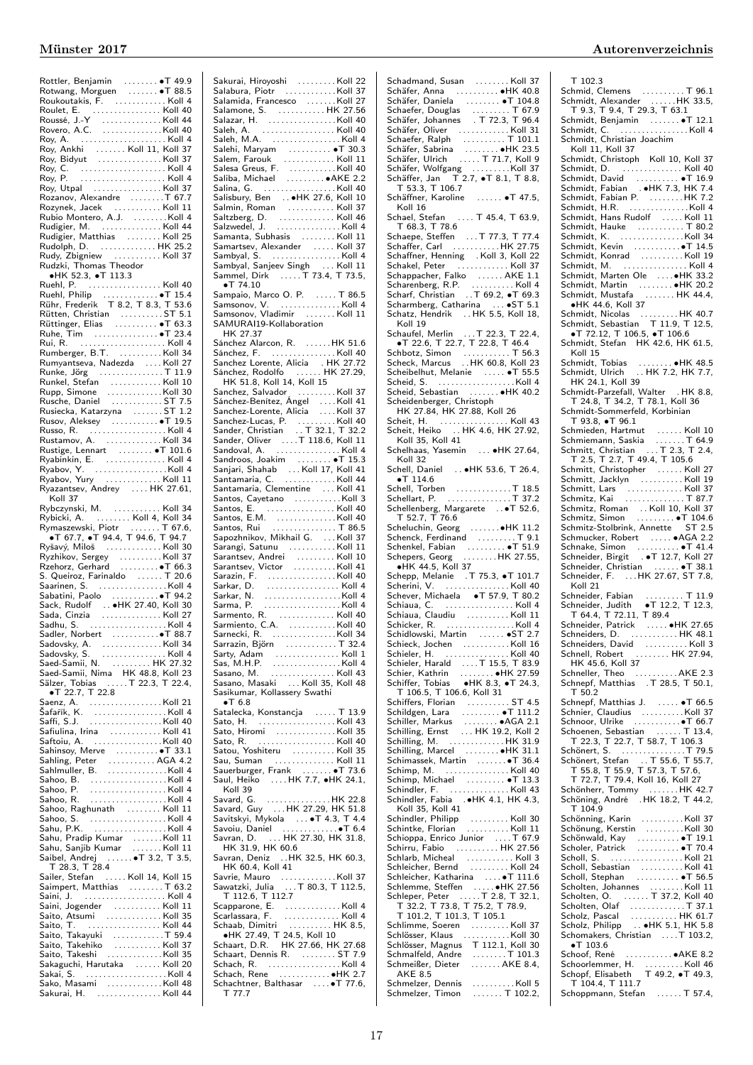Rottler, Benjamin . . . . . . . . •T 49.9
Rotwang, Morguen . . . . . . . •T 88.5
Roukoutakis, F. . . . . . . . . . . . . Koll 4
Roulet, E. . . . . . . . . . . . . . . . . Koll 40
Roussé, J.-Y . . . . . . . . . . . . . . Koll 44
Rovero, A.C. . . . . . . . . . . . . . Koll 40
Roy, A. . . . . . . . . . . . . . . . . . . . Koll 4
Roy, Ankhi . . . . . . . Koll 11, Koll 37
Roy, Bidyut . . . . . . . . . . . . . . Koll 37
Roy, C. . . . . . . . . . . . . . . . . . . . Koll 4
Roy, P. . . . . . . . . . . . . . . . . . . . Koll 4
Roy, Utpal . . . . . . . . . . . . . . . Koll 37
Rozanov, Alexandre . . . . . . . . T 67.7
Rozynek, Jacek . . . . . . . . . . . Koll 11
Rubio Montero, A.J. . . . . . . . . Koll 4
Rudigier, M. . . . . . . . . . . . . . . Koll 44
Rudigier, Matthias . . . . . . . . Koll 25
Rudolph, D. . . . . . . . . . . . . . HK 25.2
Rudy, Zbigniew . . . . . . . . . . . Koll 37
Rudzki, Thomas Theodor
•HK 52.3, •T 113.3
Ruehl, P. . . . . . . . . . . . . . . . . Koll 40
Ruehl, Philip . . . . . . . . . . . . . •T 15.4
Rühr, Frederik T 8.2, T 8.3, T 53.6
Rütten, Christian . . . . . . . . . . ST 5.1
Rüttinger, Elias . . . . . . . . . . •T 63.3
Ruhe, Tim . . . . . . . . . . . . . . . •T 23.4
Rui, R. . . . . . . . . . . . . . . . . . . . Koll 4
Rumberger, B.T. . . . . . . . . . . Koll 34
Rumyantseva, Nadezda . . . . Koll 27
Runke, Jörg . . . . . . . . . . . . . . . T 11.9
Runkel, Stefan . . . . . . . . . . . . Koll 10
Rupp, Simone . . . . . . . . . . . . Koll 30
Rusche, Daniel . . . . . . . . . . . . ST 7.5
Rusiecka, Katarzyna . . . . . . . ST 1.2
Rusov, Aleksey . . . . . . . . . . . •T 19.5
Russo, R. . . . . . . . . . . . . . . . . . Koll 4
Rustamov, A. . . . . . . . . . . . . Koll 34
Rustige, Lennart . . . . . . . . •T 101.6
Ryabinkin, E. . . . . . . . . . . . . . . Koll 4
Ryabov, Y. . . . . . . . . . . . . . . . . Koll 4
Ryabov, Yury . . . . . . . . . . . . . Koll 11
Ryazantsev, Andrey . . . . HK 27.61, Koll 37
Rybczynski, M. . . . . . . . . . . . Koll 34
Rybicki, A. . . . . . . . Koll 4, Koll 34
Rymaszewski, Piotr . . . . . . . T 67.6, •T 67.7, •T 94.4, T 94.6, T 94.7
Ryšavý, Miloš . . . . . . . . . . . . Koll 30
Ryzhikov, Sergey . . . . . . . . . Koll 37
Rzehorz, Gerhard . . . . . . . . . •T 66.3
S. Queiroz, Farinaldo . . . . . . T 20.6
Saarinen, S. . . . . . . . . . . . . . . . Koll 4
Sabatini, Paolo . . . . . . . . . . . •T 94.2
Sack, Rudolf . . •HK 27.40, Koll 30
Sada, Cinzia . . . . . . . . . . . . . . Koll 27
Sadhu, S. . . . . . . . . . . . . . . . . . Koll 4
Sadler, Norbert . . . . . . . . . . . •T 88.7
Sadovsky, A. . . . . . . . . . . . . . Koll 34
Sadovsky, S. . . . . . . . . . . . . . . Koll 4
Saed-Samii, N. . . . . . . . . . HK 27.32
Saed-Samii, Nima HK 48.8, Koll 23
Sälzer, Tobias . . . . . T 22.3, T 22.4, •T 22.7, T 22.8
Saenz, A. . . . . . . . . . . . . . . . . Koll 21
Šafařík, K. . . . . . . . . . . . . . . . . Koll 4
Saffi, S.J. . . . . . . . . . . . . . . . . Koll 40
Safiulina, Irina . . . . . . . . . . . . Koll 41
Saftoiu, A. . . . . . . . . . . . . . . . Koll 40
Sahinsoy, Merve . . . . . . . . . . •T 33.1
Sahling, Peter . . . . . . . . . . . . AGA 4.2
Sahlmuller, B. . . . . . . . . . . . . . Koll 4
Sahoo, B. . . . . . . . . . . . . . . . . . Koll 4
Sahoo, P. . . . . . . . . . . . . . . . . . Koll 4
Sahoo, R. . . . . . . . . . . . . . . . . . Koll 4
Sahoo, Raghunath . . . . . . . . Koll 11
Sahoo, S. . . . . . . . . . . . . . . . . . Koll 4
Sahu, P.K. . . . . . . . . . . . . . . . . Koll 4
Sahu, Pradip Kumar . . . . . . . Koll 11
Sahu, Sanjib Kumar . . . . . . . Koll 11
Saibel, Andrej . . . . . . •T 3.2, T 3.5, T 28.3, T 28.4
Sailer, Stefan . . . . . Koll 14, Koll 15
Saimpert, Matthias . . . . . . . . T 63.2
Saini, J. . . . . . . . . . . . . . . . . . . Koll 4
Saini, Jogender . . . . . . . . . . . Koll 11
Saito, Atsumi . . . . . . . . . . . . . Koll 35
Saito, T. . . . . . . . . . . . . . . . . . Koll 44
Saito, Takayuki . . . . . . . . . . . . T 59.4
Saito, Takehiko . . . . . . . . . . . Koll 37
Saito, Takeshi . . . . . . . . . . . . Koll 35
Sakaguchi, Harutaka . . . . . . Koll 20
Sakai, S. . . . . . . . . . . . . . . . . . . Koll 4
Sako, Masami . . . . . . . . . . . . Koll 48
Sakurai, H. . . . . . . . . . . . . . . . Koll 44
Sakurai, Hiroyoshi . . . . . . . . . Koll 22
Salabura, Piotr . . . . . . . . . . . Koll 37
Salamida, Francesco . . . . . . . Koll 27
Salamone, S. . . . . . . . . . . . HK 27.56
Salazar, H. . . . . . . . . . . . . . . . Koll 40
Saleh, A. . . . . . . . . . . . . . . . . . Koll 40
Saleh, M.A. . . . . . . . . . . . . . . . Koll 4
Salehi, Maryam . . . . . . . . . . •T 30.3
Salem, Farouk . . . . . . . . . . . . Koll 11
Salesa Greus, F. . . . . . . . . . . Koll 40
Saliba, Michael . . . . . . . . . •AKE 2.2
Salina, G. . . . . . . . . . . . . . . . . Koll 40
Salisbury, Ben . . •HK 27.6, Koll 10
Salmin, Roman . . . . . . . . . . . Koll 37
Saltzberg, D. . . . . . . . . . . . . . Koll 46
Salzwedel, J. . . . . . . . . . . . . . . Koll 4
Samanta, Subhasis . . . . . . . . Koll 11
Samartsev, Alexander . . . . . Koll 37
Sambyal, S. . . . . . . . . . . . . . . . Koll 4
Sambyal, Sanjeev Singh . . . Koll 11
Sammel, Dirk . . . . . T 73.4, T 73.5, •T 74.10
Sampaio, Marco O. P. . . . . . T 86.5
Samsonov, V. . . . . . . . . . . . . . . Koll 4
Samsonov, Vladimir . . . . . . . Koll 11
SAMURAI19-Kollaboration HK 27.37
Sánchez Alarcon, R. . . . . . . HK 51.6
Sánchez, F. . . . . . . . . . . . . . . Koll 40
Sanchez Lorente, Alicia . HK 27.72
Sánchez, Rodolfo . . . . . . HK 27.29, HK 51.8, Koll 14, Koll 15
Sanchez, Salvador . . . . . . . . . Koll 37
Sánchez-Benítez, Ángel . . . . Koll 41
Sanchez-Lorente, Alicia . . . . Koll 37
Sanchez-Lucas, P. . . . . . . . . . Koll 40
Sander, Christian . . T 32.1, T 32.2
Sander, Oliver . . . . T 118.6, Koll 11
Sandoval, A. . . . . . . . . . . . . . . . Koll 4
Sandroos, Joakim . . . . . . . . •T 15.3
Sanjari, Shahab . . . Koll 17, Koll 41
Santamaria, C. . . . . . . . . . . . Koll 44
Santamaria, Clementine . . . Koll 41
Santos, Cayetano . . . . . . . . . . Koll 3
Santos, E. . . . . . . . . . . . . . . . . Koll 40
Santos, E.M. . . . . . . . . . . . . . Koll 40
Santos, Rui . . . . . . . . . . . . . . . T 86.5
Sapozhnikov, Mikhail G. . . . Koll 37
Sarangi, Satunu . . . . . . . . . . Koll 11
Sarantsev, Andrei . . . . . . . . . Koll 10
Sarantsev, Victor . . . . . . . . . Koll 41
Sarazin, F. . . . . . . . . . . . . . . . Koll 40
Sarkar, D. . . . . . . . . . . . . . . . . . Koll 4
Sarkar, N. . . . . . . . . . . . . . . . . . Koll 4
Sarma, P. . . . . . . . . . . . . . . . . . Koll 4
Sarmento, R. . . . . . . . . . . . . . Koll 40
Sarmiento, C.A. . . . . . . . . . . Koll 40
Sarnecki, R. . . . . . . . . . . . . . . Koll 34
Sarrazin, Björn . . . . . . . . . . . . T 32.4
Sarty, Adam . . . . . . . . . . . . . . . Koll 1
Sas, M.H.P. . . . . . . . . . . . . . . . Koll 4
Sasano, M. . . . . . . . . . . . . . . . Koll 43
Sasano, Masaki . . . Koll 35, Koll 48
Sasikumar, Kollassery Swathi •T 6.8
Satalecka, Konstancja . . . . . T 13.9
Sato, H. . . . . . . . . . . . . . . . . . Koll 43
Sato, Hiromi . . . . . . . . . . . . . Koll 35
Sato, R. . . . . . . . . . . . . . . . . . Koll 40
Satou, Yoshiteru . . . . . . . . . . Koll 35
Sau, Suman . . . . . . . . . . . . . . Koll 11
Sauerburger, Frank . . . . . . . •T 73.6
Saul, Heiko . . . . HK 7.7, •HK 24.1, Koll 39
Savard, G. . . . . . . . . . . . . . . HK 22.8
Savard, Guy . . . HK 27.29, HK 51.8
Savitskyi, Mykola . . . •T 4.3, T 4.4
Savoiu, Daniel . . . . . . . . . . . . •T 6.4
Savran, D. . . . HK 27.30, HK 31.8, HK 31.9, HK 60.6
Savran, Deniz . . HK 32.5, HK 60.3, HK 60.4, Koll 41
Savrie, Mauro . . . . . . . . . . . . Koll 37
Sawatzki, Julia . . . T 80.3, T 112.5, T 112.6, T 112.7
Scapparone, E. . . . . . . . . . . . . Koll 4
Scarlassara, F. . . . . . . . . . . . . . Koll 4
Schaab, Dimitri . . . . . . . . . . HK 8.5, •HK 27.49, T 24.5, Koll 10
Schaart, D.R. HK 27.66, HK 27.68
Schaart, Dennis R. . . . . . . . . ST 7.9
Schach, R. . . . . . . . . . . . . . . . . Koll 4
Schach, Rene . . . . . . . . . . . . •HK 2.7
Schachtner, Balthasar . . . . •T 77.6, T 77.7
Schadmand, Susan . . . . . . . . Koll 37
Schäfer, Anna . . . . . . . . . . •HK 40.8
Schäfer, Daniela . . . . . . . . •T 104.8
Schaefer, Douglas . . . . . . . . . T 67.9
Schäfer, Johannes . T 72.3, T 96.4
Schäfer, Oliver . . . . . . . . . . . Koll 31
Schaefer, Ralph . . . . . . . . . . T 101.1
Schäfer, Sabrina . . . . . . . . •HK 23.5
Schäfer, Ulrich . . . . . T 71.7, Koll 9
Schäfer, Wolfgang . . . . . . . . . Koll 37
Schäffer, Jan T 2.7, •T 8.1, T 8.8, T 53.3, T 106.7
Schäffner, Karoline . . . . . . •T 47.5, Koll 16
Schael, Stefan . . . . T 45.4, T 63.9, T 68.3, T 78.6
Schaepe, Steffen . . . T 77.3, T 77.4
Schaffer, Carl . . . . . . . . . . . HK 27.75
Schaffner, Henning . Koll 3, Koll 22
Schakel, Peter . . . . . . . . . . . . Koll 37
Schappacher, Falko . . . . . . AKE 1.1
Scharenberg, R.P. . . . . . . . . . . Koll 4
Scharf, Christian . . T 69.2, •T 69.3
Scharmberg, Catharina . . . •ST 5.1
Schatz, Hendrik . . HK 5.5, Koll 18, Koll 19
Schaufel, Merlin . . . T 22.3, T 22.4, •T 22.6, T 22.7, T 22.8, T 46.4
Schbotz, Simon . . . . . . . . . . . T 56.3
Scheck, Marcus . . HK 60.8, Koll 23
Scheibelhut, Melanie . . . . . •T 55.5
Scheid, S. . . . . . . . . . . . . . . . . . Koll 4
Scheid, Sebastian . . . . . . . •HK 40.2
Scheidenberger, Christoph HK 27.84, HK 27.88, Koll 26
Scheit, H. . . . . . . . . . . . . . . . Koll 43
Scheit, Heiko . . HK 4.6, HK 27.92, Koll 35, Koll 41
Schelhaas, Yasemin . . . •HK 27.64, Koll 32
Schell, Daniel . . •HK 53.6, T 26.4, •T 114.6
Schell, Torben . . . . . . . . . . . . T 18.5
Schellart, P. . . . . . . . . . . . . . . T 37.2
Schellenberg, Margarete . . •T 52.6, T 52.7, T 76.6
Scheluchin, Georg . . . . . . . •HK 11.2
Schenck, Ferdinand . . . . . . . . . T 9.1
Schenkel, Fabian . . . . . . . . . •T 51.9
Schepers, Georg . . . . . . . . HK 27.55, •HK 44.5, Koll 37
Schepp, Melanie . T 75.3, •T 101.7
Scherini, V. . . . . . . . . . . . . . . Koll 40
Schever, Michaela •T 57.9, T 80.2
Schiaua, C. . . . . . . . . . . . . . . . Koll 4
Schiaua, Claudiu . . . . . . . . . . Koll 11
Schicker, R. . . . . . . . . . . . . . . . Koll 4
Schidlowski, Martin . . . . . . •ST 2.7
Schieck, Jochen . . . . . . . . . . Koll 16
Schieler, H. . . . . . . . . . . . . . . Koll 40
Schieler, Harald . . . . T 15.5, T 83.9
Schier, Kathrin . . . . . . . . •HK 27.59
Schiffer, Tobias •HK 8.3, •T 24.3, T 106.5, T 106.6, Koll 31
Schiffers, Florian . . . . . . . . . . ST 4.5
Schildgen, Lara . . . . . . . . . •T 111.2
Schiller, Markus . . . . . . . . •AGA 2.1
Schilling, Ernst . . . HK 19.2, Koll 2
Schilling, M. . . . . . . . . . . . . HK 31.9
Schilling, Marcel . . . . . . . . •HK 31.1
Schimassek, Martin . . . . . . . •T 36.4
Schimp, M. . . . . . . . . . . . . . . Koll 40
Schimp, Michael . . . . . . . . . •T 13.3
Schindler, F. . . . . . . . . . . . . . Koll 43
Schindler, Fabia . •HK 4.1, HK 4.3, Koll 35, Koll 41
Schindler, Philipp . . . . . . . . . Koll 30
Schintke, Florian . . . . . . . . . . Koll 11
Schioppa, Enrico Junior . . . . T 67.9
Schirru, Fabio . . . . . . . . . . HK 27.56
Schlarb, Micheal . . . . . . . . . . . Koll 3
Schleicher, Bernd . . . . . . . . . Koll 24
Schleicher, Katharina . . . . •T 111.6
Schlemme, Steffen . . . . . •HK 27.56
Schleper, Peter . . . . . T 2.8, T 32.1, T 32.2, T 73.8, T 75.2, T 78.9, T 101.2, T 101.3, T 105.1
Schlimme, Soeren . . . . . . . . . Koll 37
Schlösser, Klaus . . . . . . . . . . Koll 30
Schlösser, Magnus T 112.1, Koll 30
Schmalfeld, Andre . . . . . . . . T 101.3
Schmeißer, Dieter . . . . . . . AKE 8.4, AKE 8.5
Schmelzer, Dennis . . . . . . . . . Koll 5
Schmelzer, Timon . . . . . . . T 102.2, T 102.3
Schmid, Clemens . . . . . . . . . . T 96.1
Schmidt, Alexander . . . . . . HK 33.5, T 9.3, T 9.4, T 29.3, T 63.1
Schmidt, Benjamin . . . . . . . •T 12.1
Schmidt, C. . . . . . . . . . . . . . . . Koll 4
Schmidt, Christian Joachim Koll 11, Koll 37
Schmidt, Christoph Koll 10, Koll 37
Schmidt, D. . . . . . . . . . . . . . . Koll 40
Schmidt, David . . . . . . . . . . . •T 16.9
Schmidt, Fabian . •HK 7.3, HK 7.4
Schmidt, Fabian P. . . . . . . . . HK 7.2
Schmidt, H.R. . . . . . . . . . . . . . Koll 4
Schmidt, Hans Rudolf . . . . . Koll 11
Schmidt, Hauke . . . . . . . . . . . T 80.2
Schmidt, K. . . . . . . . . . . . . . . Koll 34
Schmidt, Kevin . . . . . . . . . . . •T 14.5
Schmidt, Konrad . . . . . . . . . . Koll 19
Schmidt, M. . . . . . . . . . . . . . . . Koll 4
Schmidt, Marten Ole . . . . •HK 33.2
Schmidt, Martin . . . . . . . . •HK 20.2
Schmidt, Mustafa . . . . . . . HK 44.4, •HK 44.6, Koll 37
Schmidt, Nicolas . . . . . . . . . HK 40.7
Schmidt, Sebastian T 11.9, T 12.5, •T 72.12, T 106.5, •T 106.6
Schmidt, Stefan HK 42.6, HK 61.5, Koll 15
Schmidt, Tobias . . . . . . . . •HK 48.5
Schmidt, Ulrich . . HK 7.2, HK 7.7, HK 24.1, Koll 39
Schmidt-Parzefall, Walter . HK 8.8, T 24.8, T 34.2, T 78.1, Koll 36
Schmidt-Sommerfeld, Korbinian T 93.8, •T 96.1
Schmieden, Hartmut . . . . . . Koll 10
Schmiemann, Saskia . . . . . . . T 64.9
Schmitt, Christian . . . T 2.3, T 2.4, T 2.5, T 2.7, T 49.4, T 105.6
Schmitt, Christopher . . . . . . Koll 27
Schmitt, Jacklyn . . . . . . . . . . Koll 19
Schmitt, Lars . . . . . . . . . . . . . Koll 37
Schmitz, Kai . . . . . . . . . . . . . . T 87.7
Schmitz, Roman . . Koll 10, Koll 37
Schmitz, Simon . . . . . . . . . •T 104.6
Schmitz-Stolbrink, Annette ST 2.5
Schmucker, Robert . . . . . •AGA 2.2
Schnake, Simon . . . . . . . . . . •T 41.4
Schneider, Birgit . •T 12.7, Koll 27
Schneider, Christian . . . . . . •T 38.1
Schneider, F. . . . HK 27.67, ST 7.8, Koll 21
Schneider, Fabian . . . . . . . . . T 11.9
Schneider, Judith •T 12.2, T 12.3, T 64.4, T 72.11, T 89.4
Schneider, Patrick . . . . . •HK 27.65
Schneiders, D. . . . . . . . . . . . HK 48.1
Schneiders, David . . . . . . . . . . Koll 3
Schnell, Robert . . . . . . . . HK 27.94, HK 45.6, Koll 37
Schneller, Theo . . . . . . . . . . AKE 2.3
Schnepf, Matthias . T 28.5, T 50.1, T 50.2
Schnepf, Matthias J. . . . . . . •T 66.5
Schnier, Claudius . . . . . . . . . Koll 37
Schnoor, Ulrike . . . . . . . . . . •T 66.7
Schoenen, Sebastian . . . . . . T 13.4, T 22.3, T 22.7, T 58.7, T 106.3
Schönert, S. . . . . . . . . . . . . . . T 79.5
Schönert, Stefan . . T 55.6, T 55.7, T 55.8, T 55.9, T 57.3, T 57.6, T 72.7, T 79.4, Koll 16, Koll 27
Schönherr, Tommy . . . . . . . HK 42.7
Schöning, André . HK 18.2, T 44.2, T 104.9
Schönning, Karin . . . . . . . . . Koll 37
Schönung, Kerstin . . . . . . . . Koll 30
Schönwald, Kay . . . . . . . . . . •T 19.1
Scholer, Patrick . . . . . . . . . . •T 70.4
Scholl, S. . . . . . . . . . . . . . . . . Koll 21
Scholl, Sebastian . . . . . . . . . Koll 41
Scholl, Stephan . . . . . . . . . . •T 56.5
Scholten, Johannes . . . . . . . . Koll 11
Scholten, O. . . . . . . T 37.2, Koll 40
Scholten, Olaf . . . . . . . . . . . . T 37.1
Scholz, Pascal . . . . . . . . . . . HK 61.7
Scholz, Philipp . . •HK 5.1, HK 5.8
Schomakers, Christian . . . . T 103.2, •T 103.6
Schoof, René . . . . . . . . . . . •AKE 8.2
Schoorlemmer, H. . . . . . . . . . Koll 46
Schopf, Elisabeth T 49.2, •T 49.3, T 104.4, T 111.7
Schoppmann, Stefan . . . . . . T 57.4,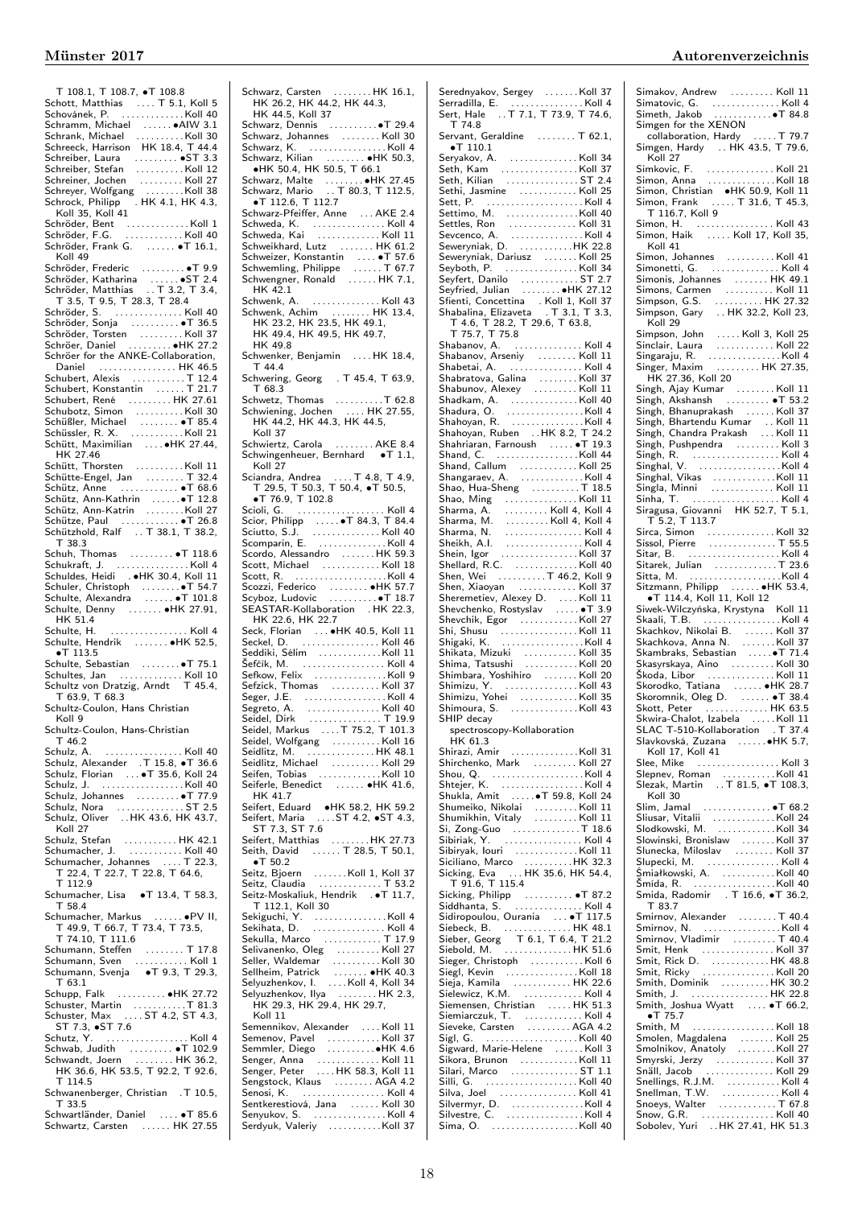T 108.1, T 108.7, •T 108.8
Schott, Matthias .... T 5.1, Koll 5
Schovánek, P. .............Koll 40
Schramm, Michael ......•AIW 3.1
Schrank, Michael ..........Koll 30
Schreeck, Harrison HK 18.4, T 44.4
Schreiber, Laura .........•ST 3.3
Schreiber, Stefan ..........Koll 12
Schreiner, Jochen ..........Koll 27
Schreyer, Wolfgang ........Koll 38
Schrock, Philipp . HK 4.1, HK 4.3, Koll 35, Koll 41
Schröder, Bent .............Koll 1
Schröder, F.G. ............Koll 40
Schröder, Frank G. ......•T 16.1, Koll 49
Schröder, Frederic .........•T 9.9
Schröder, Katharina ......•ST 2.4
Schröder, Matthias .. T 3.2, T 3.4, T 3.5, T 9.5, T 28.3, T 28.4
Schröder, S. ..............Koll 40
Schröder, Sonja ..........•T 36.5
Schröder, Torsten .........Koll 37
Schröer, Daniel .........•HK 27.2
Schröer for the ANKE-Collaboration, Daniel ................HK 46.5
Schubert, Alexis ...........T 12.4
Schubert, Konstantin ......T 21.7
Schubert, René .........HK 27.61
Schubotz, Simon ..........Koll 30
Schüßler, Michael ........•T 85.4
Schüssler, R. X. ...........Koll 21
Schütt, Maximilian ....•HK 27.44, HK 27.46
Schütt, Thorsten ..........Koll 11
Schütte-Engel, Jan ........T 32.4
Schütz, Anne ............•T 68.6
Schütz, Ann-Kathrin ......•T 12.8
Schütz, Ann-Katrin ........Koll 27
Schütze, Paul ............•T 26.8
Schützold, Ralf .. T 38.1, T 38.2, T 38.3
Schuh, Thomas .........•T 118.6
Schukraft, J. ..............Koll 4
Schuldes, Heidi . •HK 30.4, Koll 11
Schuler, Christoph ........•T 54.7
Schulte, Alexandra ......•T 101.8
Schulte, Denny .......•HK 27.91, HK 51.4
Schulte, H. ................Koll 4
Schulte, Hendrik .......•HK 52.5, •T 113.5
Schulte, Sebastian ........•T 75.1
Schultes, Jan ..............Koll 10
Schultz von Dratzig, Arndt T 45.4, T 63.9, T 68.3
Schultz-Coulon, Hans Christian Koll 9
Schultz-Coulon, Hans-Christian T 46.2
Schulz, A. ................Koll 40
Schulz, Alexander .T 15.8, •T 36.6
Schulz, Florian ...•T 35.6, Koll 24
Schulz, J. .................Koll 40
Schulz, Johannes .........•T 77.9
Schulz, Nora ..............ST 2.5
Schulz, Oliver ..HK 43.6, HK 43.7, Koll 27
Schulz, Stefan ...........HK 42.1
Schumacher, J. ...........Koll 40
Schumacher, Johannes .... T 22.3, T 22.4, T 22.7, T 22.8, T 64.6, T 112.9
Schumacher, Lisa •T 13.4, T 58.3, T 58.4
Schumacher, Markus ......•PV II, T 49.9, T 66.7, T 73.4, T 73.5, T 74.10, T 111.6
Schumann, Steffen ........T 17.8
Schumann, Sven ...........Koll 1
Schumann, Svenja •T 9.3, T 29.3, T 63.1
Schupp, Falk ..........•HK 27.72
Schuster, Martin ...........T 81.3
Schuster, Max ....ST 4.2, ST 4.3, ST 7.3, •ST 7.6
Schutz, Y. .................Koll 4
Schwab, Judith .........•T 102.9
Schwandt, Joern ........HK 36.2, HK 36.6, HK 53.5, T 92.2, T 92.6, T 114.5
Schwanenberger, Christian .T 10.5, T 33.5
Schwartländer, Daniel ....•T 85.6
Schwartz, Carsten ......HK 27.55
Schwarz, Carsten ........HK 16.1, HK 26.2, HK 44.2, HK 44.3, HK 44.5, Koll 37
Schwarz, Dennis ..........•T 29.4
Schwarz, Johannes ........Koll 30
Schwarz, K. ................Koll 4
Schwarz, Kilian ........•HK 50.3, •HK 50.4, HK 50.5, T 66.1
Schwarz, Malte ........•HK 27.45
Schwarz, Mario .. T 80.3, T 112.5, •T 112.6, T 112.7
Schwarz-Pfeiffer, Anne ....AKE 2.4
Schweda, K. ...............Koll 4
Schweda, Kai .............Koll 11
Schweikhard, Lutz .......HK 61.2
Schweizer, Konstantin ....•T 57.6
Schwemling, Philippe ......T 67.7
Schwengner, Ronald ......HK 7.1, HK 42.1
Schwenk, A. ..............Koll 43
Schwenk, Achim ........HK 13.4, HK 23.2, HK 23.5, HK 49.1, HK 49.4, HK 49.5, HK 49.7, HK 49.8
Schwenker, Benjamin ....HK 18.4, T 44.4
Schwering, Georg . T 45.4, T 63.9, T 68.3
Schwetz, Thomas ..........T 62.8
Schwiening, Jochen ....HK 27.55, HK 44.2, HK 44.3, HK 44.5, Koll 37
Schwiertz, Carola ........AKE 8.4
Schwingenheuer, Bernhard •T 1.1, Koll 27
Sciandra, Andrea ....T 4.8, T 4.9, T 29.5, T 50.3, T 50.4, •T 50.5, •T 76.9, T 102.8
Scioli, G. ..................Koll 4
Scior, Philipp .....•T 84.3, T 84.4
Sciutto, S.J. ..............Koll 40
Scomparin, E. ..............Koll 4
Scordo, Alessandro .......HK 59.3
Scott, Michael ............Koll 18
Scott, R. ...................Koll 4
Scozzi, Federico ........•HK 57.7
Scyboz, Ludovic ..........•T 18.7
SEASTAR-Kollaboration . HK 22.3, HK 22.6, HK 22.7
Seck, Florian ...•HK 40.5, Koll 11
Seckel, D. ................Koll 46
Seddiki, Sélim .............Koll 11
Šefčík, M. .................Koll 4
Sefkow, Felix ...............Koll 9
Sefzick, Thomas ..........Koll 37
Seger, J.E. .................Koll 4
Segreto, A. ...............Koll 40
Seidel, Dirk ................T 19.9
Seidel, Markus ....T 75.2, T 101.3
Seidel, Wolfgang ..........Koll 16
Seidlitz, M. ..............HK 48.1
Seidlitz, Michael ..........Koll 29
Seifen, Tobias .............Koll 10
Seiferle, Benedict ......•HK 41.6, HK 41.7
Seifert, Eduard •HK 58.2, HK 59.2
Seifert, Maria ....ST 4.2, •ST 4.3, ST 7.3, ST 7.6
Seifert, Matthias ........HK 27.73
Seith, David ......T 28.5, T 50.1, •T 50.2
Seitz, Bjoern .......Koll 1, Koll 37
Seitz, Claudia .............T 53.2
Seitz-Moskaliuk, Hendrik .•T 11.7, T 112.1, Koll 30
Sekiguchi, Y. ..............Koll 4
Sekihata, D. ...............Koll 4
Sekulla, Marco ............T 17.9
Selivanenko, Oleg .........Koll 27
Seller, Waldemar ..........Koll 30
Sellheim, Patrick .......•HK 40.3
Selyuzhenkov, I. ....Koll 4, Koll 34
Selyuzhenkov, Ilya ........HK 2.3, HK 29.3, HK 29.4, HK 29.7, Koll 11
Semennikov, Alexander ....Koll 11
Semenov, Pavel ...........Koll 37
Semmler, Diego ..........•HK 4.6
Senger, Anna .............Koll 11
Senger, Peter ....HK 58.3, Koll 11
Sengstock, Klaus ........AGA 4.2
Senosi, K. .................Koll 4
Sentkerestiová, Jana ......Koll 30
Senyukov, S. ..............Koll 4
Serdyuk, Valeriy ..........Koll 37
Serednyakov, Sergey .......Koll 37
Serradilla, E. ...............Koll 4
Sert, Hale ..T 7.1, T 73.9, T 74.6, T 74.8
Servant, Geraldine ........T 62.1, •T 110.1
Seryakov, A. ..............Koll 34
Seth, Kam ................Koll 37
Seth, Kilian ...............ST 2.4
Sethi, Jasmine ............Koll 25
Sett, P. ....................Koll 4
Settimo, M. ..............Koll 40
Settles, Ron ..............Koll 31
Sevcenco, A. ...............Koll 4
Seweryniak, D. ...........HK 22.8
Seweryniak, Dariusz .......Koll 25
Seyboth, P. ...............Koll 34
Seyfert, Danilo ............ST 2.7
Seyfried, Julian ........•HK 27.12
Sfienti, Concettina . Koll 1, Koll 37
Shabalina, Elizaveta . T 3.1, T 3.3, T 4.6, T 28.2, T 29.6, T 63.8, T 75.7, T 75.8
Shabanov, A. ...............Koll 4
Shabanov, Arseniy ........Koll 11
Shabetai, A. ...............Koll 4
Shabratova, Galina ........Koll 37
Shabunov, Alexey .........Koll 11
Shadkam, A. ..............Koll 40
Shadura, O. ................Koll 4
Shahoyan, R. ...............Koll 4
Shahoyan, Ruben ..HK 8.2, T 24.2
Shahriaran, Farnoush .....•T 19.3
Shand, C. .................Koll 44
Shand, Callum ............Koll 25
Shangaraev, A. .............Koll 4
Shao, Hua-Sheng ..........T 18.5
Shao, Ming ...............Koll 11
Sharma, A. .........Koll 4, Koll 4
Sharma, M. .........Koll 4, Koll 4
Sharma, N. ................Koll 4
Sheikh, A.I. ................Koll 4
Shein, Igor ................Koll 37
Shellard, R.C. .............Koll 40
Shen, Wei ..........T 46.2, Koll 9
Shen, Xiaoyan ............Koll 37
Sheremetiev, Alexey D. ....Koll 11
Shevchenko, Rostyslav .....•T 3.9
Shevchik, Egor ...........Koll 27
Shi, Shusu ...............Koll 11
Shigaki, K. .................Koll 4
Shikata, Mizuki ...........Koll 35
Shima, Tatsushi ...........Koll 20
Shimbara, Yoshihiro .......Koll 20
Shimizu, Y. ...............Koll 43
Shimizu, Yohei ............Koll 35
Shimoura, S. ..............Koll 43
SHIP decay spectroscopy-Kollaboration HK 61.3
Shirazi, Amir ..............Koll 31
Shirchenko, Mark .........Koll 27
Shou, Q. ...................Koll 4
Shtejer, K. .................Koll 4
Shukla, Amit .....•T 59.8, Koll 24
Shumeiko, Nikolai .........Koll 11
Shumikhin, Vitaly .........Koll 11
Si, Zong-Guo ..............T 18.6
Sibiriak, Y. .................Koll 4
Sibiryak, Iouri .............Koll 11
Siciliano, Marco ..........HK 32.3
Sicking, Eva ...HK 35.6, HK 54.4, T 91.6, T 115.4
Sicking, Philipp ..........•T 87.2
Siddhanta, S. ...............Koll 4
Sidiropoulou, Ourania ...•T 117.5
Siebeck, B. ..............HK 48.1
Sieber, Georg T 6.1, T 6.4, T 21.2
Siebold, M. ..............HK 51.6
Sieger, Christoph ...........Koll 6
Siegl, Kevin ...............Koll 18
Sieja, Kamila ............HK 22.6
Sielewicz, K.M. .............Koll 4
Siemensen, Christian ......HK 51.3
Siemiarczuk, T. .............Koll 4
Sieveke, Carsten .........AGA 4.2
Sigl, G. ...................Koll 40
Sigward, Marie-Helene ......Koll 3
Sikora, Brunon ............Koll 11
Silari, Marco ...............ST 1.1
Silli, G. ....................Koll 40
Silva, Joel ................Koll 41
Silvermyr, D. ...............Koll 4
Silvestre, C. ................Koll 4
Sima, O. ..................Koll 40
Simakov, Andrew .........Koll 11
Simatovic, G. ...............Koll 4
Simeth, Jakob ............•T 84.8
Simgen for the XENON collaboration, Hardy .....T 79.7
Simgen, Hardy .. HK 43.5, T 79.6, Koll 27
Simkovic, F. ..............Koll 21
Simon, Anna ..............Koll 18
Simon, Christian •HK 50.9, Koll 11
Simon, Frank ..... T 31.6, T 45.3, T 116.7, Koll 9
Simon, H. .................Koll 43
Simon, Haik ..... Koll 17, Koll 35, Koll 41
Simon, Johannes ..........Koll 41
Simonetti, G. ...............Koll 4
Simonis, Johannes ........HK 49.1
Simons, Carmen ..........Koll 11
Simpson, G.S. ...........HK 27.32
Simpson, Gary .. HK 32.2, Koll 23, Koll 29
Simpson, John .....Koll 3, Koll 25
Sinclair, Laura ............Koll 22
Singaraju, R. ...............Koll 4
Singer, Maxim .........HK 27.35, HK 27.36, Koll 20
Singh, Ajay Kumar ........Koll 11
Singh, Akshansh .........•T 53.2
Singh, Bhanuprakash ......Koll 37
Singh, Bhartendu Kumar ..Koll 11
Singh, Chandra Prakash ...Koll 11
Singh, Pushpendra .........Koll 3
Singh, R. ...................Koll 4
Singhal, V. .................Koll 4
Singhal, Vikas .............Koll 11
Singla, Minni .............Koll 11
Sinha, T. ...................Koll 4
Siragusa, Giovanni HK 52.7, T 5.1, T 5.2, T 113.7
Sirca, Simon ..............Koll 32
Sissol, Pierre ..............T 55.5
Sitar, B. ...................Koll 4
Sitarek, Julian .............T 23.6
Sitta, M. ...................Koll 4
Sitzmann, Philipp ......•HK 53.4, •T 114.4, Koll 11, Koll 12
Siwek-Wilczyńska, Krystyna Koll 11
Skaali, T.B. ................Koll 4
Skachkov, Nikolai B. ......Koll 37
Skachkova, Anna N. .......Koll 37
Skambraks, Sebastian .....•T 71.4
Skasyrskaya, Aino .........Koll 30
Škoda, Libor ..............Koll 11
Skorodko, Tatiana ......•HK 28.7
Skoromnik, Oleg D. .......•T 38.4
Skott, Peter ..............HK 63.5
Skwira-Chalot, Izabela .....Koll 11
SLAC T-510-Kollaboration . T 37.4
Slavkovská, Zuzana ......•HK 5.7, Koll 17, Koll 41
Slee, Mike .................Koll 3
Slepnev, Roman ...........Koll 41
Slezak, Martin ..T 81.5, •T 108.3, Koll 30
Slim, Jamal ..............•T 68.2
Sliusar, Vitalii .............Koll 24
Slodkowski, M. ............Koll 34
Slowinski, Bronislaw .......Koll 37
Slunecka, Miloslav ........Koll 37
Slupecki, M. ................Koll 4
Śmiałkowski, A. ...........Koll 40
Šmída, R. .................Koll 40
Smida, Radomir . T 16.6, •T 36.2, T 83.7
Smirnov, Alexander ........T 40.4
Smirnov, N. ................Koll 4
Smirnov, Vladimir .........T 40.4
Smit, Henk ...............Koll 37
Smit, Rick D. ............HK 48.8
Smit, Ricky ...............Koll 20
Smith, Dominik ..........HK 30.2
Smith, J. .................HK 22.8
Smith, Joshua Wyatt .....•T 66.2, •T 75.7
Smith, M .................Koll 18
Smolen, Magdalena .......Koll 25
Smolnikov, Anatoly ........Koll 27
Smyrski, Jerzy ............Koll 37
Snäll, Jacob ..............Koll 29
Snellings, R.J.M. ...........Koll 4
Snellman, T.W. .............Koll 4
Snoeys, Walter ............T 67.8
Snow, G.R. ...............Koll 40
Sobolev, Yuri ..HK 27.41, HK 51.3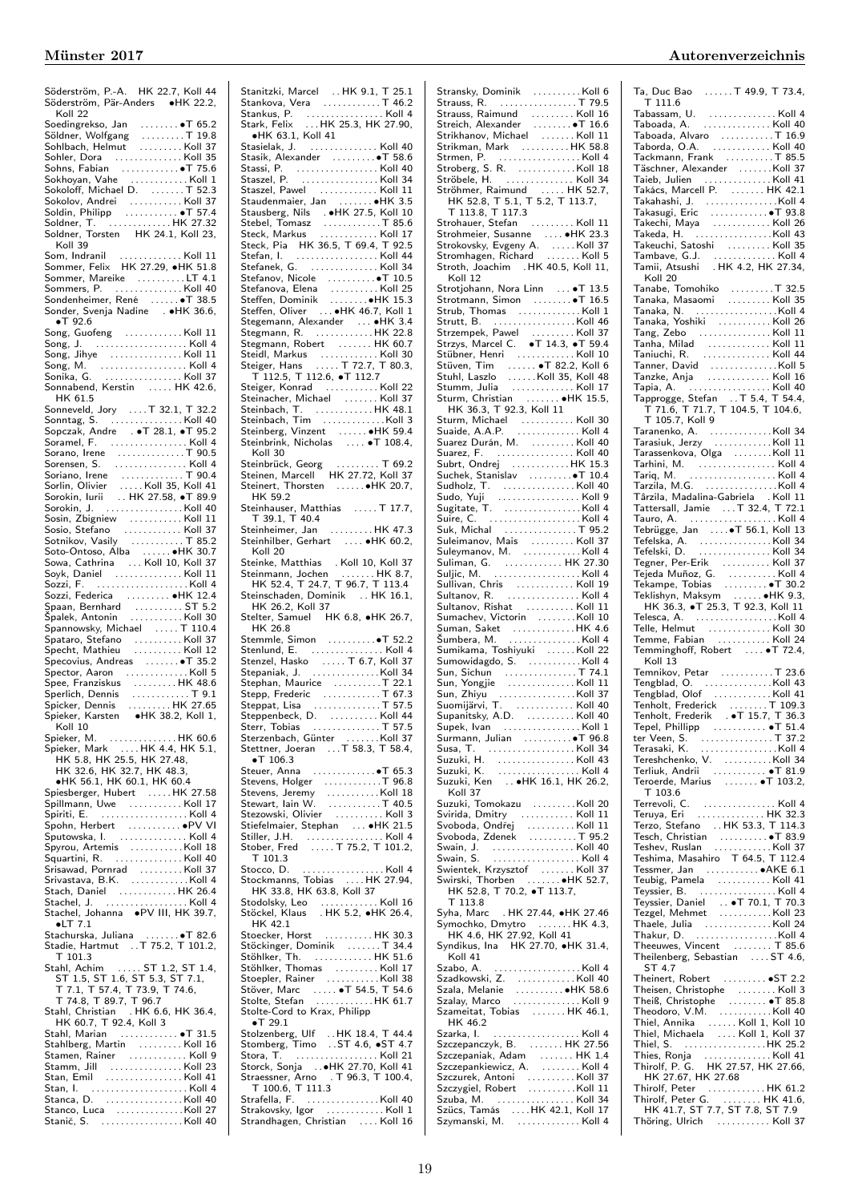Söderström, P.-A. HK 22.7, Koll 44
Söderström, Pär-Anders •HK 22.2, Koll 22
Soedingrekso, Jan •T 65.2
Söldner, Wolfgang T 19.8
Sohlbach, Helmut Koll 37
Sohler, Dora Koll 35
Sohns, Fabian •T 75.6
Sokhoyan, Vahe Koll 1
Sokoloff, Michael D. T 52.3
Sokolov, Andrei Koll 37
Soldin, Philipp •T 57.4
Soldner, T. HK 27.32
Soldner, Torsten HK 24.1, Koll 23, Koll 39
Som, Indranil Koll 11
Sommer, Felix HK 27.29, •HK 51.8
Sommer, Mareike LT 4.1
Sommers, P. Koll 40
Sondenheimer, René •T 38.5
Sonder, Svenja Nadine •HK 36.6, •T 92.6
Song, Guofeng Koll 11
Song, J. Koll 4
Song, Jihye Koll 11
Song, M. Koll 4
Sonika, G. Koll 37
Sonnabend, Kerstin HK 42.6, HK 61.5
Sonneveld, Jory T 32.1, T 32.2
Sonntag, S. Koll 40
Sopczak, Andre •T 28.1, •T 95.2
Soramel, F. Koll 4
Sorano, Irene T 90.5
Sorensen, S. Koll 4
Soriano, Irene T 90.4
Sorlin, Olivier Koll 35, Koll 41
Sorokin, Iurii HK 27.58, •T 89.9
Sorokin, J. Koll 40
Sosin, Zbigniew Koll 11
Sosio, Stefano Koll 37
Sotnikov, Vasily T 85.2
Soto-Ontoso, Alba •HK 30.7
Sowa, Cathrina Koll 10, Koll 37
Soyk, Daniel Koll 11
Sozzi, F. Koll 4
Sozzi, Federica •HK 12.4
Spaan, Bernhard ST 5.2
Spalek, Antonin Koll 30
Spannowsky, Michael T 110.4
Spataro, Stefano Koll 37
Specht, Mathieu Koll 12
Specovius, Andreas •T 35.2
Spector, Aaron Koll 5
Spee, Franziskus HK 48.6
Sperlich, Dennis T 9.1
Spicker, Dennis HK 27.65
Spieker, Karsten •HK 38.2, Koll 1, Koll 10
Spieker, M. HK 60.6
Spieker, Mark HK 4.4, HK 5.1, HK 5.8, HK 25.5, HK 27.48, HK 32.6, HK 32.7, HK 48.3, •HK 56.1, HK 60.1, HK 60.4
Spiesberger, Hubert HK 27.58
Spillmann, Uwe Koll 17
Spiriti, E. Koll 4
Spohn, Herbert •PV VI
Sputowska, I. Koll 4
Spyrou, Artemis Koll 18
Squartini, R. Koll 40
Srisawad, Pornrad Koll 37
Srivastava, B.K. Koll 4
Stach, Daniel HK 26.4
Stachel, J. Koll 4
Stachel, Johanna •PV III, HK 39.7, •LT 7.1
Stachurska, Juliana •T 82.6
Stadie, Hartmut T 75.2, T 101.2, T 101.3
Stahl, Achim ST 1.2, ST 1.4, ST 1.5, ST 1.6, ST 5.3, ST 7.1, T 7.1, T 57.4, T 73.9, T 74.6, T 74.8, T 89.7, T 96.7
Stahl, Christian HK 6.6, HK 36.4, HK 60.7, T 92.4, Koll 3
Stahl, Marian •T 31.5
Stahlberg, Martin Koll 16
Stamen, Rainer Koll 9
Stamm, Jill Koll 23
Stan, Emil Koll 41
Stan, I. Koll 4
Stanca, D. Koll 40
Stanco, Luca Koll 27
Stanič, S. Koll 40
Stanitzki, Marcel HK 9.1, T 25.1
Stankova, Vera T 46.2
Stankus, P. Koll 4
Stark, Felix HK 25.3, HK 27.90, •HK 63.1, Koll 41
Stasielak, J. Koll 40
Stasik, Alexander •T 58.6
Stassi, P. Koll 40
Staszel, P. Koll 34
Staszel, Pawel Koll 11
Staudenmaier, Jan •HK 3.5
Stausberg, Nils •HK 27.5, Koll 10
Stebel, Tomasz T 85.6
Steck, Markus Koll 17
Steck, Pia HK 36.5, T 69.4, T 92.5
Stefan, I. Koll 44
Stefanek, G. Koll 34
Stefanov, Nicole •T 10.5
Stefanova, Elena Koll 25
Steffen, Dominik •HK 15.3
Steffen, Oliver •HK 46.7, Koll 1
Stegemann, Alexander •HK 3.4
Stegmann, R. HK 22.8
Stegmann, Robert HK 60.7
Steidl, Markus Koll 30
Steiger, Hans T 72.7, T 80.3, T 112.5, T 112.6, •T 112.7
Steiger, Konrad Koll 22
Steinacher, Michael Koll 37
Steinbach, T. HK 48.1
Steinbach, Tim Koll 3
Steinberg, Vinzent •HK 59.4
Steinbrink, Nicholas •T 108.4, Koll 30
Steinbrück, Georg T 69.2
Steinen, Marcell HK 27.72, Koll 37
Steinert, Thorsten •HK 20.7, HK 59.2
Steinhauser, Matthias T 17.7, T 39.1, T 40.4
Steinheimer, Jan HK 47.3
Steinhilber, Gerhart •HK 60.2, Koll 20
Steinke, Matthias Koll 10, Koll 37
Steinmann, Jochen HK 8.7, HK 52.4, T 24.7, T 96.7, T 113.4
Steinschaden, Dominik HK 16.1, HK 26.2, Koll 37
Stelter, Samuel HK 6.8, •HK 26.7, HK 26.8
Stemmle, Simon •T 52.2
Stenlund, E. Koll 4
Stenzel, Hasko T 6.7, Koll 37
Stepaniak, J. Koll 34
Stephan, Maurice T 22.1
Stepp, Frederic T 67.3
Steppat, Lisa T 57.5
Steppenbeck, D. Koll 44
Sterr, Tobias T 57.5
Sterzenbach, Günter Koll 37
Stettner, Joeran T 58.3, T 58.4, •T 106.3
Steuer, Anna •T 65.3
Stevens, Holger T 96.8
Stevens, Jeremy Koll 18
Stewart, Iain W. T 40.5
Stezowski, Olivier Koll 3
Stiefelmaier, Stephan •HK 21.5
Stiller, J.H. Koll 4
Stober, Fred T 75.2, T 101.2, T 101.3
Stocco, D. Koll 4
Stockmanns, Tobias HK 27.94, HK 33.8, HK 63.8, Koll 37
Stodolsky, Leo Koll 16
Stöckel, Klaus HK 5.2, •HK 26.4, HK 42.1
Stoecker, Horst HK 30.3
Stöckinger, Dominik T 34.4
Stöhlker, Th. HK 51.6
Stöhlker, Thomas Koll 17
Stoepler, Rainer Koll 38
Stöver, Marc •T 54.5, T 54.6
Stolte, Stefan HK 61.7
Stolte-Cord to Krax, Philipp •T 29.1
Stolzenberg, Ulf HK 18.4, T 44.4
Stomberg, Timo ST 4.6, •ST 4.7
Stora, T. Koll 21
Storck, Sonja •HK 27.70, Koll 41
Straessner, Arno T 96.3, T 100.4, T 100.6, T 111.3
Strafella, F. Koll 40
Strakovsky, Igor Koll 1
Strandhagen, Christian Koll 16
Stransky, Dominik Koll 6
Strauss, R. T 79.5
Strauss, Raimund Koll 16
Streich, Alexander •T 16.6
Strikhanov, Michael Koll 11
Strikman, Mark HK 58.8
Strmen, P. Koll 4
Stroberg, S. R. Koll 18
Ströbele, H. Koll 34
Ströhmer, Raimund HK 52.7, HK 52.8, T 5.1, T 5.2, T 113.7, T 113.8, T 117.3
Strohauer, Stefan Koll 11
Strohmeier, Susanne •HK 23.3
Strokovsky, Evgeny A. Koll 37
Stromhagen, Richard Koll 5
Stroth, Joachim HK 40.5, Koll 11, Koll 12
Strotjohann, Nora Linn •T 13.5
Strotmann, Simon •T 16.5
Strub, Thomas Koll 1
Strutt, B. Koll 46
Strzempek, Pawel Koll 37
Strzys, Marcel C. •T 14.3, •T 59.4
Stübner, Henri Koll 10
Stüven, Tim •T 82.2, Koll 6
Stuhl, Laszlo Koll 35, Koll 48
Stumm, Julia Koll 17
Sturm, Christian •HK 15.5, HK 36.3, T 92.3, Koll 11
Sturm, Michael Koll 30
Suaide, A.A.P. Koll 4
Suarez Durán, M. Koll 40
Suarez, F. Koll 40
Subrt, Ondrej HK 15.3
Suchek, Stanislav •T 10.4
Sudholz, T. Koll 40
Sudo, Yuji Koll 9
Sugitate, T. Koll 4
Suire, C. Koll 4
Suk, Michal T 95.2
Suleimanov, Mais Koll 37
Suleymanov, M. Koll 4
Suliman, G. HK 27.30
Suljic, M. Koll 4
Sullivan, Chris Koll 19
Sultanov, R. Koll 4
Sultanov, Rishat Koll 11
Sumachev, Victorin Koll 10
Suman, Saket HK 4.6
Šumbera, M. Koll 4
Sumikama, Toshiyuki Koll 22
Sumowidagdo, S. Koll 4
Sun, Sichun T 74.1
Sun, Yongjie Koll 11
Sun, Zhiyu Koll 37
Suomijärvi, T. Koll 40
Supanitsky, A.D. Koll 40
Supek, Ivan Koll 1
Surmann, Julian •T 96.8
Susa, T. Koll 34
Suzuki, H. Koll 43
Suzuki, K. Koll 4
Suzuki, Ken •HK 16.1, HK 26.2, Koll 37
Suzuki, Tomokazu Koll 20
Svirida, Dmitry Koll 11
Svoboda, Ondřej Koll 11
Svoboda, Zdenek T 95.2
Swain, J. Koll 40
Swain, S. Koll 4
Swientek, Krzysztof Koll 37
Swirski, Thorben •HK 52.7, HK 52.8, T 70.2, •T 113.7, T 113.8
Syha, Marc HK 27.44, •HK 27.46
Symochko, Dmytro HK 4.3, HK 4.6, HK 27.92, Koll 41
Syndikus, Ina HK 27.70, •HK 31.4, Koll 41
Szabo, A. Koll 4
Szadkowski, Z. Koll 40
Szala, Melanie •HK 58.6
Szalay, Marco Koll 9
Szameitat, Tobias HK 46.1, HK 46.2
Szarka, I. Koll 4
Szczepanczyk, B. HK 27.56
Szczepaniak, Adam HK 1.4
Szczepankiewicz, A. Koll 4
Szczurek, Antoni Koll 37
Szczygiel, Robert Koll 11
Szuba, M. Koll 34
Szücs, Tamás HK 42.1, Koll 17
Szymanski, M. Koll 4
Ta, Duc Bao T 49.9, T 73.4, T 111.6
Tabassam, U. Koll 4
Taboada, A. Koll 40
Taboada, Alvaro T 16.9
Taborda, O.A. Koll 40
Tackmann, Frank T 85.5
Täschner, Alexander Koll 37
Taieb, Julien Koll 41
Takács, Marcell P. HK 42.1
Takahashi, J. Koll 4
Takasugi, Eric •T 93.8
Takechi, Maya Koll 26
Takeda, H. Koll 43
Takeuchi, Satoshi Koll 35
Tambave, G.J. Koll 4
Tamii, Atsushi HK 4.2, HK 27.34, Koll 20
Tanabe, Tomohiko T 32.5
Tanaka, Masaomi Koll 35
Tanaka, N. Koll 4
Tanaka, Yoshiki Koll 26
Tang, Zebo Koll 11
Tanha, Milad Koll 11
Taniuchi, R. Koll 44
Tanner, David Koll 5
Tanzke, Anja Koll 16
Tapia, A. Koll 40
Tapprogge, Stefan T 5.4, T 54.4, T 71.6, T 71.7, T 104.5, T 104.6, T 105.7, Koll 9
Taranenko, A. Koll 34
Tarasiuk, Jerzy Koll 11
Tarassenkova, Olga Koll 11
Tarhini, M. Koll 4
Tariq, M. Koll 4
Tarzila, M.G. Koll 4
Târzila, Madalina-Gabriela Koll 11
Tattersall, Jamie T 32.4, T 72.1
Tauro, A. Koll 4
Tebrügge, Jan •T 56.1, Koll 13
Tefelska, A. Koll 34
Tefelski, D. Koll 34
Tegner, Per-Erik Koll 37
Tejeda Muñoz, G. Koll 4
Tekampe, Tobias •T 30.2
Teklishyn, Maksym •HK 9.3, HK 36.3, •T 25.3, T 92.3, Koll 11
Telesca, A. Koll 4
Telle, Helmut Koll 30
Temme, Fabian Koll 24
Temminghoff, Robert •T 72.4, Koll 13
Temnikov, Petar T 23.6
Tengblad, O. Koll 43
Tengblad, Olof Koll 41
Tenholt, Frederick T 109.3
Tenholt, Frederik •T 15.7, T 36.3
Tepel, Phillipp •T 51.4
ter Veen, S. T 37.2
Terasaki, K. Koll 4
Tereshchenko, V. Koll 34
Terliuk, Andrii •T 81.9
Teroerde, Marius •T 103.2, T 103.6
Terrevoli, C. Koll 4
Teruya, Eri HK 32.3
Terzo, Stefano HK 53.3, T 114.3
Tesch, Christian •T 83.9
Teshev, Ruslan Koll 37
Teshima, Masahiro T 64.5, T 112.4
Tessmer, Jan •AKE 6.1
Teubig, Pamela Koll 41
Teyssier, B. Koll 4
Teyssier, Daniel •T 70.1, T 70.3
Tezgel, Mehmet Koll 23
Thaele, Julia Koll 24
Thakur, D. Koll 4
Theeuwes, Vincent T 85.6
Theilenberg, Sebastian ST 4.6, ST 4.7
Theinert, Robert •ST 2.2
Theisen, Christophe Koll 3
Theiß, Christophe •T 85.8
Theodoro, V.M. Koll 40
Thiel, Annika Koll 1, Koll 10
Thiel, Michaela Koll 1, Koll 37
Thiel, S. HK 25.2
Thies, Ronja Koll 41
Thirolf, P. G. HK 27.57, HK 27.66, HK 27.67, HK 27.68
Thirolf, Peter HK 61.2
Thirolf, Peter G. HK 41.6, HK 41.7, ST 7.7, ST 7.8, ST 7.9
Thöring, Ulrich Koll 37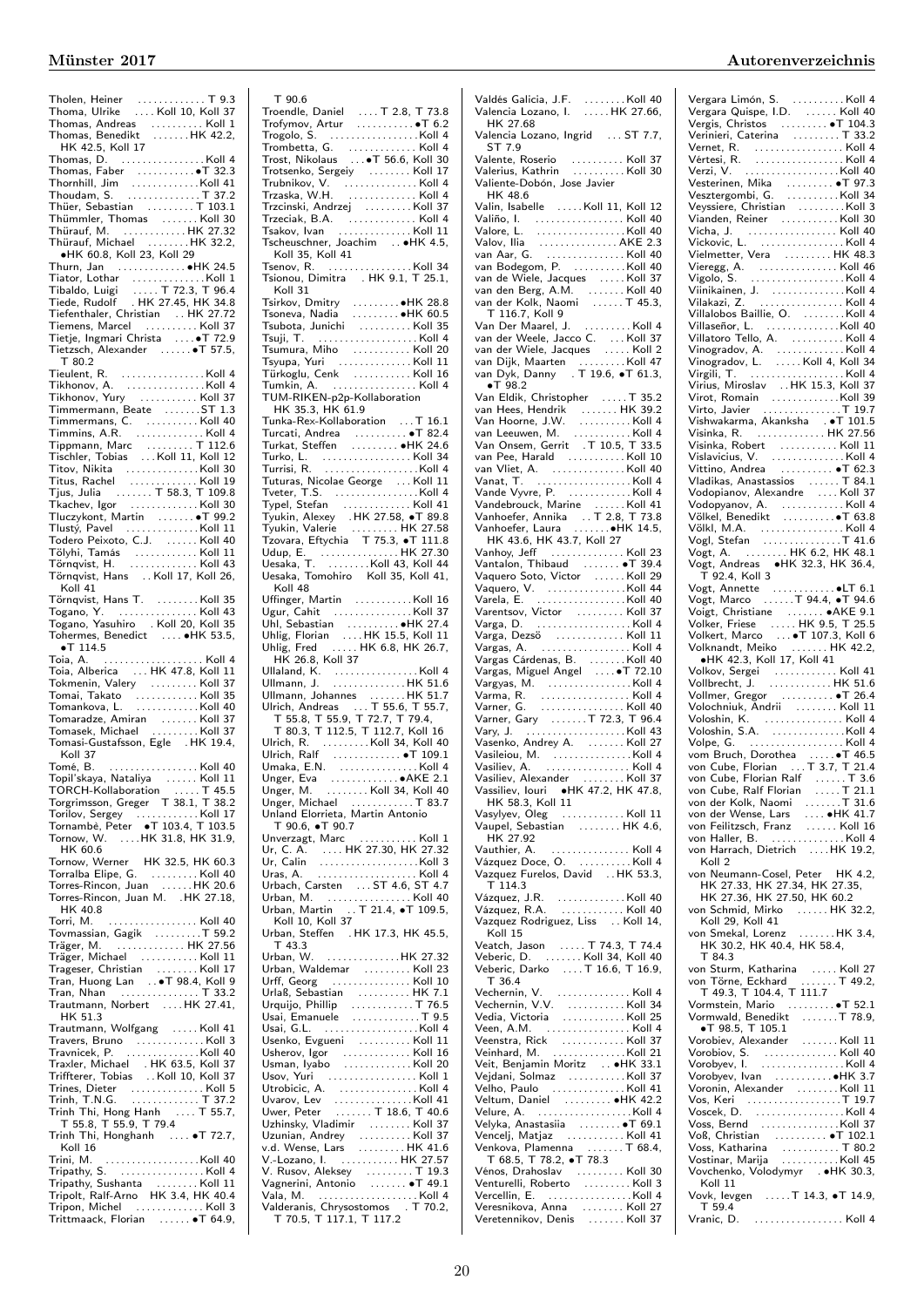Tholen, Heiner T 9.3
Thoma, Ulrike Koll 10, Koll 37
Thomas, Andreas Koll 1
Thomas, Benedikt HK 42.2, HK 42.5, Koll 17
Thomas, D. Koll 4
Thomas, Faber •T 32.3
Thornhill, Jim Koll 41
Thoudam, S. T 37.2
Thüer, Sebastian T 103.1
Thümmler, Thomas Koll 30
Thürauf, M. HK 27.32
Thürauf, Michael HK 32.2, •HK 60.8, Koll 23, Koll 29
Thurn, Jan •HK 24.5
Tiator, Lothar Koll 1
Tibaldo, Luigi T 72.3, T 96.4
Tiede, Rudolf HK 27.45, HK 34.8
Tiefenthaler, Christian HK 27.72
Tiemens, Marcel Koll 37
Tietje, Ingmari Christa •T 72.9
Tietzsch, Alexander •T 57.5, T 80.2
Tieulent, R. Koll 4
Tikhonov, A. Koll 4
Tikhonov, Yury Koll 37
Timmermann, Beate ST 1.3
Timmermans, C. Koll 40
Timmins, A.R. Koll 4
Tippmann, Marc T 112.6
Tischler, Tobias Koll 11, Koll 12
Titov, Nikita Koll 30
Titus, Rachel Koll 19
Tjus, Julia T 58.3, T 109.8
Tkachev, Igor Koll 30
Tluczykont, Martin •T 99.2
Tlustý, Pavel Koll 11
Todero Peixoto, C.J. Koll 40
Tölyhi, Tamás Koll 11
Törnqvist, H. Koll 43
Törnqvist, Hans Koll 17, Koll 26, Koll 41
Törnqvist, Hans T. Koll 35
Togano, Y. Koll 43
Togano, Yasuhiro Koll 20, Koll 35
Tohermes, Benedict •HK 53.5, •T 114.5
Toia, A. Koll 4
Toia, Alberica HK 47.8, Koll 11
Tokmenin, Valery Koll 37
Tomai, Takato Koll 35
Tomankova, L. Koll 40
Tomaradze, Amiran Koll 37
Tomasek, Michael Koll 37
Tomasi-Gustafsson, Egle HK 19.4, Koll 37
Tomé, B. Koll 40
Topil'skaya, Nataliya Koll 11
TORCH-Kollaboration T 45.5
Torgrimsson, Greger T 38.1, T 38.2
Torilov, Sergey Koll 17
Tornambè, Peter •T 103.4, T 103.5
Tornow, W. HK 31.8, HK 31.9, HK 60.6
Tornow, Werner HK 32.5, HK 60.3
Torralba Elipe, G. Koll 40
Torres-Rincon, Juan HK 20.6
Torres-Rincon, Juan M. HK 27.18, HK 40.8
Torri, M. Koll 40
Tovmassian, Gagik T 59.2
Träger, M. HK 27.56
Träger, Michael Koll 11
Trageser, Christian Koll 17
Tran, Huong Lan •T 98.4, Koll 9
Tran, Nhan T 33.2
Trautmann, Norbert HK 27.41, HK 51.3
Trautmann, Wolfgang Koll 41
Travers, Bruno Koll 3
Travnicek, P. Koll 40
Traxler, Michael HK 63.5, Koll 37
Triffterer, Tobias Koll 10, Koll 37
Trines, Dieter Koll 5
Trinh, T.N.G. T 37.2
Trinh Thi, Hong Hanh T 55.7, T 55.8, T 55.9, T 79.4
Trinh Thi, Honghanh •T 72.7, Koll 16
Trini, M. Koll 40
Tripathy, S. Koll 4
Tripathy, Sushanta Koll 11
Tripolt, Ralf-Arno HK 3.4, HK 40.4
Tripon, Michel Koll 3
Trittmaack, Florian •T 64.9, T 90.6
Troendle, Daniel T 2.8, T 73.8
Trofymov, Artur •T 6.2
Trogolo, S. Koll 4
Trombetta, G. Koll 4
Trost, Nikolaus •T 56.6, Koll 30
Trotsenko, Sergeiy Koll 17
Trubnikov, V. Koll 4
Trzaska, W.H. Koll 4
Trzcinski, Andrzej Koll 37
Trzeciak, B.A. Koll 4
Tsakov, Ivan Koll 11
Tscheuschner, Joachim •HK 4.5, Koll 35, Koll 41
Tsenov, R. Koll 34
Tsionou, Dimitra HK 9.1, T 25.1, Koll 31
Tsirkov, Dmitry •HK 28.8
Tsoneva, Nadia •HK 60.5
Tsubota, Junichi Koll 35
Tsuji, T. Koll 4
Tsumura, Miho Koll 20
Tsyupa, Yuri Koll 11
Türkoglu, Cenk Koll 16
Tumkin, A. Koll 4
TUM-RIKEN-p2p-Kollaboration HK 35.3, HK 61.9
Tunka-Rex-Kollaboration T 16.1
Turcati, Andrea •T 82.4
Turkat, Steffen •HK 24.6
Turko, L. Koll 34
Turrisi, R. Koll 4
Tuturas, Nicolae George Koll 11
Tveter, T.S. Koll 4
Typel, Stefan Koll 41
Tyukin, Alexey HK 27.58, •T 89.8
Tyukin, Valerie HK 27.58
Tzovara, Eftychia T 75.3, •T 111.8
Udup, E. HK 27.30
Uesaka, T. Koll 43, Koll 44
Uesaka, Tomohiro Koll 35, Koll 41, Koll 48
Uffinger, Martin Koll 16
Ugur, Cahit Koll 37
Uhl, Sebastian •HK 27.4
Uhlig, Florian HK 15.5, Koll 11
Uhlig, Fred HK 6.8, HK 26.7, HK 26.8, Koll 37
Ullaland, K. Koll 4
Ullmann, J. HK 51.6
Ullmann, Johannes HK 51.7
Ulrich, Andreas T 55.6, T 55.7, T 55.8, T 55.9, T 72.7, T 79.4, T 80.3, T 112.5, T 112.7, Koll 16
Ulrich, R. Koll 34, Koll 40
Ulrich, Ralf •T 109.1
Umaka, E.N. Koll 4
Unger, Eva •AKE 2.1
Unger, M. Koll 34, Koll 40
Unger, Michael T 83.7
Unland Elorrieta, Martin Antonio T 90.6, •T 90.7
Unverzagt, Marc Koll 1
Ur, C. A. HK 27.30, HK 27.32
Ur, Calin Koll 3
Uras, A. Koll 4
Urbach, Carsten ST 4.6, ST 4.7
Urban, M. Koll 40
Urban, Martin T 21.4, •T 109.5, Koll 10, Koll 37
Urban, Steffen HK 17.3, HK 45.5, T 43.3
Urban, W. HK 27.32
Urban, Waldemar Koll 23
Urff, Georg Koll 10
Urlaß, Sebastian HK 7.1
Urquijo, Phillip T 76.5
Usai, Emanuele T 9.5
Usai, G.L. Koll 4
Usenko, Evgueni Koll 11
Usherov, Igor Koll 16
Usman, Iyabo Koll 20
Usov, Yuri Koll 1
Utrobicic, A. Koll 4
Uvarov, Lev Koll 41
Uwer, Peter T 18.6, T 40.6
Uzhinsky, Vladimir Koll 37
Uzunian, Andrey Koll 37
v.d. Wense, Lars HK 41.6
V.-Lozano, I. HK 27.57
V. Rusov, Aleksey T 19.3
Vagnerini, Antonio •T 49.1
Vala, M. Koll 4
Valderanis, Chrysostomos T 70.2, T 70.5, T 117.1, T 117.2
Valdés Galicia, J.F. Koll 40
Valencia Lozano, I. HK 27.66, HK 27.68
Valencia Lozano, Ingrid ST 7.7, ST 7.9
Valente, Roserio Koll 37
Valerius, Kathrin Koll 30
Valiente-Dobón, Jose Javier HK 48.6
Valin, Isabelle Koll 11, Koll 12
Valiño, I. Koll 40
Valore, L. Koll 40
Valov, Ilia AKE 2.3
van Aar, G. Koll 40
van Bodegom, P. Koll 40
van de Wiele, Jacques Koll 37
van den Berg, A.M. Koll 40
van der Kolk, Naomi T 45.3, T 116.7, Koll 9
Van Der Maarel, J. Koll 4
van der Weele, Jacco C. Koll 37
van der Wiele, Jacques Koll 2
van Dijk, Maarten Koll 47
van Dyk, Danny T 19.6, •T 61.3, •T 98.2
Van Eldik, Christopher T 35.2
van Hees, Hendrik HK 39.2
Van Hoorne, J.W. Koll 4
van Leeuwen, M. Koll 4
Van Onsem, Gerrit T 10.5, T 33.5
van Pee, Harald Koll 10
van Vliet, A. Koll 40
Vanat, T. Koll 4
Vande Vyvre, P. Koll 4
Vandebrouck, Marine Koll 41
Vanhoefer, Annika T 2.8, T 73.8
Vanhoefer, Laura •HK 14.5, HK 43.6, HK 43.7, Koll 27
Vanhoy, Jeff Koll 23
Vantalon, Thibaud •T 39.4
Vaquero Soto, Victor Koll 29
Vaquero, V. Koll 44
Varela, E. Koll 40
Varentsov, Victor Koll 37
Varga, D. Koll 4
Varga, Dezsö Koll 11
Vargas, A. Koll 4
Vargas Cárdenas, B. Koll 40
Vargas, Miguel Angel •T 72.10
Vargyas, M. Koll 4
Varma, R. Koll 4
Varner, G. Koll 40
Varner, Gary T 72.3, T 96.4
Vary, J. Koll 43
Vasenko, Andrey A. Koll 27
Vasileiou, M. Koll 4
Vasiliev, A. Koll 4
Vasiliev, Alexander Koll 37
Vassiliev, Iouri •HK 47.2, HK 47.8, HK 58.3, Koll 11
Vasylyev, Oleg Koll 11
Vaupel, Sebastian HK 4.6, HK 27.92
Vauthier, A. Koll 4
Vázquez Doce, O. Koll 4
Vazquez Furelos, David HK 53.3, T 114.3
Vázquez, J.R. Koll 40
Vázquez, R.A. Koll 40
Vazquez Rodriguez, Liss Koll 14, Koll 15
Veatch, Jason T 74.3, T 74.4
Veberic, D. Koll 34, Koll 40
Veberic, Darko T 16.6, T 16.9, T 36.4
Vechernin, V. Koll 4
Vechernin, V.V. Koll 34
Vedia, Victoria Koll 25
Veen, A.M. Koll 4
Veenstra, Rick Koll 37
Veinhard, M. Koll 21
Veit, Benjamin Moritz •HK 33.1
Vejdani, Solmaz Koll 37
Velho, Paulo Koll 41
Veltum, Daniel •HK 42.2
Velure, A. Koll 4
Velyka, Anastasiia •T 69.1
Vencelj, Matjaz Koll 41
Venkova, Plamenna T 68.4, T 68.5, T 78.2, •T 78.3
Vénos, Drahoslav Koll 30
Venturelli, Roberto Koll 3
Vercellin, E. Koll 4
Veresnikova, Anna Koll 27
Veretennikov, Denis Koll 37
Vergara Limón, S. Koll 4
Vergara Quispe, I.D. Koll 40
Vergis, Christos •T 104.3
Verinieri, Caterina T 33.2
Vernet, R. Koll 4
Vértesi, R. Koll 4
Verzi, V. Koll 40
Vesterinen, Mika •T 97.3
Vesztergombi, G. Koll 34
Veyssiere, Christian Koll 3
Vianden, Reiner Koll 30
Vícha, J. Koll 40
Vickovic, L. Koll 4
Vielmetter, Vera HK 48.3
Vieregg, A. Koll 46
Vigolo, S. Koll 4
Viinikainen, J. Koll 4
Vilakazi, Z. Koll 4
Villalobos Baillie, O. Koll 4
Villaseñor, L. Koll 40
Villatoro Tello, A. Koll 4
Vinogradov, A. Koll 4
Vinogradov, L. Koll 4, Koll 34
Virgili, T. Koll 4
Virius, Miroslav HK 15.3, Koll 37
Virot, Romain Koll 39
Virto, Javier T 19.7
Vishwakarma, Akanksha •T 101.5
Visinka, R. HK 27.56
Visinka, Robert Koll 11
Vislavicius, V. Koll 4
Vittino, Andrea •T 62.3
Vladikas, Anastassios T 84.1
Vodopianov, Alexandre Koll 37
Vodopyanov, A. Koll 4
Völkel, Benedikt •T 63.8
Völkl, M.A. Koll 4
Vogl, Stefan T 41.6
Vogt, A. HK 6.2, HK 48.1
Vogt, Andreas •HK 32.3, HK 36.4, T 92.4, Koll 3
Vogt, Annette •LT 6.1
Vogt, Marco T 94.4, •T 94.6
Voigt, Christiane •AKE 9.1
Volker, Friese HK 9.5, T 25.5
Volkert, Marco •T 107.3, Koll 6
Volknandt, Meiko HK 42.2, •HK 42.3, Koll 17, Koll 41
Volkov, Sergei Koll 41
Vollbrecht, J. HK 51.6
Vollmer, Gregor •T 26.4
Volochniuk, Andrii Koll 11
Voloshin, K. Koll 4
Voloshin, S.A. Koll 4
Volpe, G. Koll 4
vom Bruch, Dorothea •T 46.5
von Cube, Florian T 3.7, T 21.4
von Cube, Florian Ralf T 3.6
von Cube, Ralf Florian T 21.1
von der Kolk, Naomi T 31.6
von der Wense, Lars •HK 41.7
von Feilitzsch, Franz Koll 16
von Haller, B. Koll 4
von Harrach, Dietrich HK 19.2, Koll 2
von Neumann-Cosel, Peter HK 4.2, HK 27.33, HK 27.34, HK 27.35, HK 27.36, HK 27.50, HK 60.2
von Schmid, Mirko HK 32.2, Koll 29, Koll 41
von Smekal, Lorenz HK 3.4, HK 30.2, HK 40.4, HK 58.4, T 84.3
von Sturm, Katharina Koll 27
von Törne, Eckhard T 49.2, T 49.3, T 104.4, T 111.7
Vormstein, Mario •T 52.1
Vormwald, Benedikt T 78.9, •T 98.5, T 105.1
Vorobiev, Alexander Koll 11
Vorobiov, S. Koll 40
Vorobyev, I. Koll 4
Vorobyev, Ivan •HK 3.7
Voronin, Alexander Koll 11
Vos, Keri T 19.7
Voscek, D. Koll 4
Voss, Bernd Koll 37
Voß, Christian •T 102.1
Voss, Katharina T 80.2
Vostinar, Marija Koll 45
Vovchenko, Volodymyr •HK 30.3, Koll 11
Vovk, Ievgen T 14.3, •T 14.9, T 59.4
Vranic, D. Koll 4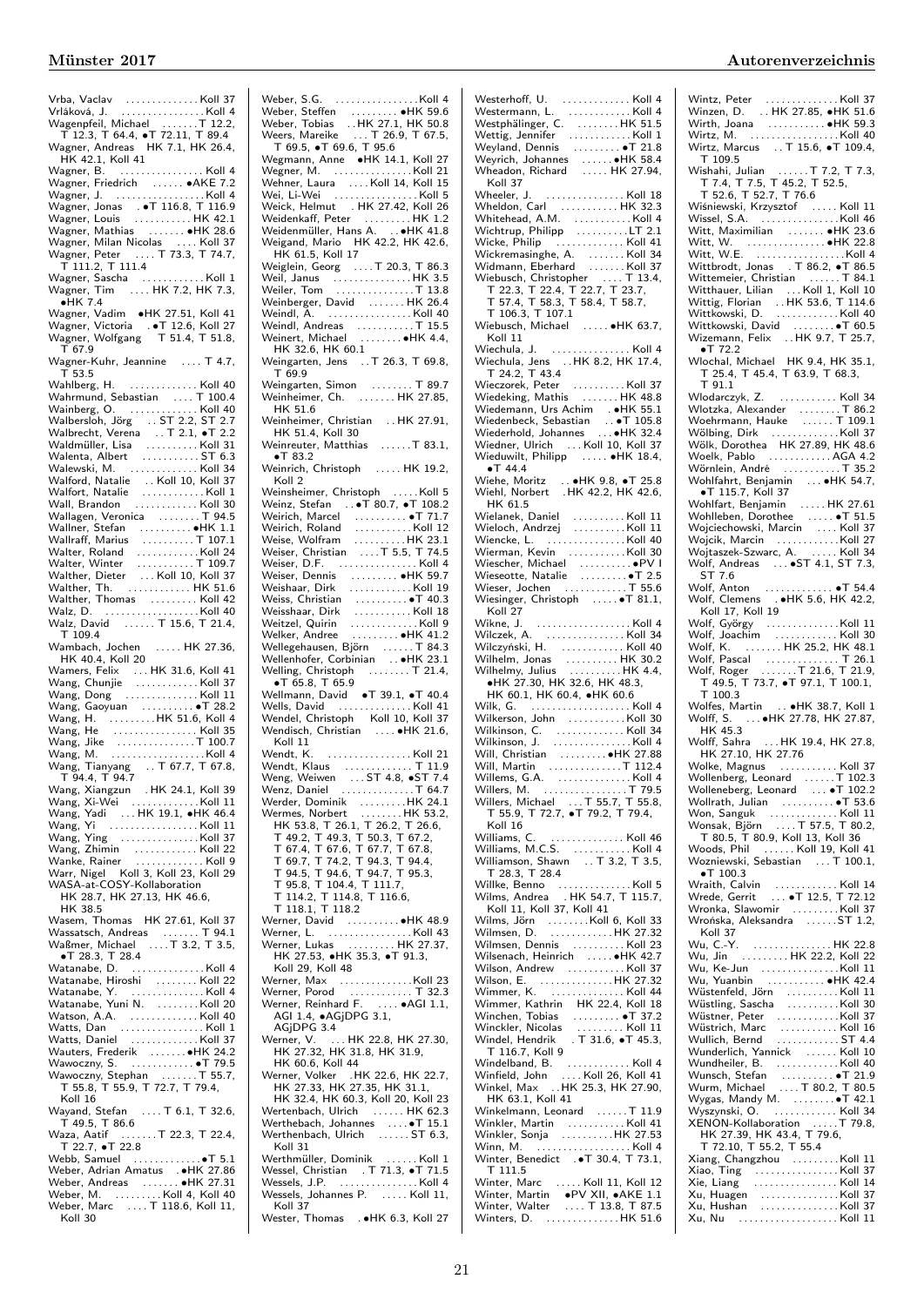Vrba, Vaclav . . . . . . . . . . . . . . Koll 37
Vrláková, J. . . . . . . . . . . . . . . . . Koll 4
Wagenpfeil, Michael . . . . . . . T 12.2, T 12.3, T 64.4, •T 72.11, T 89.4
Wagner, Andreas HK 7.1, HK 26.4, HK 42.1, Koll 41
Wagner, B. . . . . . . . . . . . . . . . . Koll 4
Wagner, Friedrich . . . . . . •AKE 7.2
Wagner, J. . . . . . . . . . . . . . . . . . Koll 4
Wagner, Jonas . •T 116.8, T 116.9
Wagner, Louis . . . . . . . . . . HK 42.1
Wagner, Mathias . . . . . . . •HK 28.6
Wagner, Milan Nicolas . . . . Koll 37
Wagner, Peter . . . . T 73.3, T 74.7, T 111.2, T 111.4
Wagner, Sascha . . . . . . . . . . . . Koll 1
Wagner, Tim . . . . HK 7.2, HK 7.3, •HK 7.4
Wagner, Vadim •HK 27.51, Koll 41
Wagner, Victoria . •T 12.6, Koll 27
Wagner, Wolfgang T 51.4, T 51.8, T 67.9
Wagner-Kuhr, Jeannine . . . . T 4.7, T 53.5
Wahlberg, H. . . . . . . . . . . . . Koll 40
Wahrmund, Sebastian . . . . T 100.4
Wainberg, O. . . . . . . . . . . . . Koll 40
Walbersloh, Jörg . . ST 2.2, ST 2.7
Walbrecht, Verena . . T 2.1, •T 2.2
Waldmüller, Lisa . . . . . . . . . Koll 31
Walenta, Albert . . . . . . . . . . . ST 6.3
Walewski, M. . . . . . . . . . . . . Koll 34
Walford, Natalie . . Koll 10, Koll 37
Walfort, Natalie . . . . . . . . . . . . Koll 1
Wall, Brandon . . . . . . . . . . . . Koll 30
Wallagen, Veronica . . . . . . . . T 94.5
Wallner, Stefan . . . . . . . . . . •HK 1.1
Wallraff, Marius . . . . . . . . . . T 107.1
Walter, Roland . . . . . . . . . . . Koll 24
Walter, Winter . . . . . . . . . . . T 109.7
Walther, Dieter . . . Koll 10, Koll 37
Walther, Th. . . . . . . . . . . . . HK 51.6
Walther, Thomas . . . . . . . . . Koll 42
Walz, D. . . . . . . . . . . . . . . . . Koll 40
Walz, David . . . . . . T 15.6, T 21.4, T 109.4
Wambach, Jochen . . . . . HK 27.36, HK 40.4, Koll 20
Wamers, Felix . . . HK 31.6, Koll 41
Wang, Chunjie . . . . . . . . . . . Koll 37
Wang, Dong . . . . . . . . . . . . . Koll 11
Wang, Gaoyuan . . . . . . . . . . •T 28.2
Wang, H. . . . . . . . . HK 51.6, Koll 4
Wang, He . . . . . . . . . . . . . . . Koll 35
Wang, Jike . . . . . . . . . . . . . . T 100.7
Wang, M. . . . . . . . . . . . . . . . . . Koll 4
Wang, Tianyang . . T 67.7, T 67.8, T 94.4, T 94.7
Wang, Xiangzun . HK 24.1, Koll 39
Wang, Xi-Wei . . . . . . . . . . . . Koll 11
Wang, Yadi . . . HK 19.1, •HK 46.4
Wang, Yi . . . . . . . . . . . . . . . . Koll 11
Wang, Ying . . . . . . . . . . . . . . Koll 37
Wang, Zhimin . . . . . . . . . . . Koll 22
Wanke, Rainer . . . . . . . . . . . . Koll 9
Warr, Nigel Koll 3, Koll 23, Koll 29
WASA-at-COSY-Kollaboration HK 28.7, HK 27.13, HK 46.6, HK 38.5
Wasem, Thomas HK 27.61, Koll 37
Wassatsch, Andreas . . . . . . . T 94.1
Waßmer, Michael . . . . T 3.2, T 3.5, •T 28.3, T 28.4
Watanabe, D. . . . . . . . . . . . . . Koll 4
Watanabe, Hiroshi . . . . . . . . Koll 22
Watanabe, Y. . . . . . . . . . . . . . Koll 4
Watanabe, Yuni N. . . . . . . . . Koll 20
Watson, A.A. . . . . . . . . . . . . Koll 40
Watts, Dan . . . . . . . . . . . . . . . Koll 1
Watts, Daniel . . . . . . . . . . . . Koll 37
Wauters, Frederik . . . . . . . •HK 24.2
Wawoczny, S. . . . . . . . . . . . •T 79.5
Wawoczny, Stephan . . . . . . . T 55.7, T 55.8, T 55.9, T 72.7, T 79.4, Koll 16
Wayand, Stefan . . . . T 6.1, T 32.6, T 49.5, T 86.6
Waza, Aatif . . . . . . . T 22.3, T 22.4, T 22.7, •T 22.8
Webb, Samuel . . . . . . . . . . . . •T 5.1
Weber, Adrian Amatus . •HK 27.86
Weber, Andreas . . . . . . . •HK 27.31
Weber, M. . . . . . . . . Koll 4, Koll 40
Weber, Marc . . . . T 118.6, Koll 11, Koll 30
Weber, S.G. . . . . . . . . . . . . . . . Koll 4
Weber, Steffen . . . . . . . . . •HK 59.6
Weber, Tobias . . HK 27.1, HK 50.8
Weers, Mareike . . . T 26.9, T 67.5, T 69.5, •T 69.6, T 95.6
Wegmann, Anne •HK 14.1, Koll 27
Wegner, M. . . . . . . . . . . . . . . Koll 21
Wehner, Laura . . . . Koll 14, Koll 15
Wei, Li-Wei . . . . . . . . . . . . . . . Koll 5
Weick, Helmut . . HK 27.42, Koll 26
Weidenkaff, Peter . . . . . . . . . HK 1.2
Weidenmüller, Hans A. . . •HK 41.8
Weigand, Mario HK 42.2, HK 42.6, HK 61.5, Koll 17
Weiglein, Georg . . . . T 20.3, T 86.3
Weil, Janus . . . . . . . . . . . . . . HK 3.5
Weiler, Tom . . . . . . . . . . . . . . . T 13.8
Weinberger, David . . . . . . . HK 26.4
Weindl, A. . . . . . . . . . . . . . . . Koll 40
Weindl, Andreas . . . . . . . . . . T 15.5
Weinert, Michael . . . . . . . . •HK 4.4, HK 32.6, HK 60.1
Weingarten, Jens . . T 26.3, T 69.8, T 69.9
Weingarten, Simon . . . . . . . . T 89.7
Weinheimer, Ch. . . . . . . . HK 27.85, HK 51.6
Weinheimer, Christian . . HK 27.91, HK 51.4, Koll 30
Weinreuter, Matthias . . . . . . T 83.1, •T 83.2
Weinrich, Christoph . . . . . HK 19.2, Koll 2
Weinsheimer, Christoph . . . . . Koll 5
Weinz, Stefan . . •T 80.7, •T 108.2
Weirich, Marcel . . . . . . . . . . •T 71.7
Weirich, Roland . . . . . . . . . . Koll 12
Weise, Wolfram . . . . . . . . . HK 23.1
Weiser, Christian . . . . T 5.5, T 74.5
Weiser, D.F. . . . . . . . . . . . . . . Koll 4
Weiser, Dennis . . . . . . . . . •HK 59.7
Weishaar, Dirk . . . . . . . . . . . Koll 19
Weiss, Christian . . . . . . . . . . •T 40.3
Weisshaar, Dirk . . . . . . . . . . Koll 18
Weitzel, Quirin . . . . . . . . . . . . Koll 9
Welker, Andree . . . . . . . . . •HK 41.2
Wellegehausen, Björn . . . . . . T 84.3
Wellenhofer, Corbinian . . •HK 23.1
Welling, Christoph . . . . . . . . T 21.4, •T 65.8, T 65.9
Wellmann, David •T 39.1, •T 40.4
Wells, David . . . . . . . . . . . . . Koll 41
Wendel, Christoph Koll 10, Koll 37
Wendisch, Christian . . . . •HK 21.6, Koll 11
Wendt, K. . . . . . . . . . . . . . . . Koll 21
Wendt, Klaus . . . . . . . . . . . . . T 11.9
Weng, Weiwen . . . ST 4.8, •ST 7.4
Wenz, Daniel . . . . . . . . . . . . . T 64.7
Werder, Dominik . . . . . . . . . HK 24.1
Wermes, Norbert . . . . . . . . HK 53.2, HK 53.8, T 26.1, T 26.2, T 26.6, T 49.2, T 49.3, T 50.3, T 67.2, T 67.4, T 67.6, T 67.7, T 67.8, T 69.7, T 74.2, T 94.3, T 94.4, T 94.5, T 94.6, T 94.7, T 95.3, T 95.8, T 104.4, T 111.7, T 114.2, T 114.8, T 116.6, T 118.1, T 118.2
Werner, David . . . . . . . . . . •HK 48.9
Werner, L. . . . . . . . . . . . . . . . Koll 43
Werner, Lukas . . . . . . . . . HK 27.37, HK 27.53, •HK 35.3, •T 91.3, Koll 29, Koll 48
Werner, Max . . . . . . . . . . . . . Koll 23
Werner, Porod . . . . . . . . . . . . T 32.3
Werner, Reinhard F. . . . . •AGI 1.1, AGI 1.4, •AGjDPG 3.1, AGjDPG 3.4
Werner, V. . . . HK 22.8, HK 27.30, HK 27.32, HK 31.8, HK 31.9, HK 60.6, Koll 44
Werner, Volker . HK 22.6, HK 22.7, HK 27.33, HK 27.35, HK 31.1, HK 32.4, HK 60.3, Koll 20, Koll 23
Wertenbach, Ulrich . . . . . . HK 62.3
Werthebach, Johannes . . . . •T 15.1
Werthenbach, Ulrich . . . . . . ST 6.3, Koll 31
Werthmüller, Dominik . . . . . . Koll 1
Wessel, Christian . . T 71.3, •T 71.5
Wessels, J.P. . . . . . . . . . . . . . Koll 4
Wessels, Johannes P. . . . . . Koll 11, Koll 37
Wester, Thomas . •HK 6.3, Koll 27
Westerhoff, U. . . . . . . . . . . . . Koll 4
Westermann, L. . . . . . . . . . . . Koll 4
Westphälinger, C. . . . . . . . HK 51.5
Wettig, Jennifer . . . . . . . . . . . Koll 1
Weyland, Dennis . . . . . . . . •T 21.8
Weyrich, Johannes . . . . . . •HK 58.4
Wheadon, Richard . . . . . HK 27.94, Koll 37
Wheeler, J. . . . . . . . . . . . . . . Koll 18
Wheldon, Carl . . . . . . . . . . HK 32.3
Whitehead, A.M. . . . . . . . . . . Koll 4
Wichtrup, Philipp . . . . . . . . . LT 2.1
Wicke, Philip . . . . . . . . . . . . Koll 41
Wickremasinghe, A. . . . . . . . Koll 34
Widmann, Eberhard . . . . . . . Koll 37
Wiebusch, Christopher . . . . T 13.4, T 22.3, T 22.4, T 22.7, T 23.7, T 57.4, T 58.3, T 58.4, T 58.7, T 106.3, T 107.1
Wiebusch, Michael . . . . . •HK 63.7, Koll 11
Wiechula, J. . . . . . . . . . . . . . . Koll 4
Wiechula, Jens . . HK 8.2, HK 17.4, T 24.2, T 43.4
Wieczorek, Peter . . . . . . . . . Koll 37
Wiedeking, Mathis . . . . . . . HK 48.8
Wiedemann, Urs Achim . •HK 55.1
Wiedenbeck, Sebastian . . •T 105.8
Wiederhold, Johannes . . . •HK 32.4
Wiedner, Ulrich . . . Koll 10, Koll 37
Wieduwilt, Philipp . . . . . •HK 18.4, •T 44.4
Wiehe, Moritz . . •HK 9.8, •T 25.8
Wiehl, Norbert . HK 42.2, HK 42.6, HK 61.5
Wielanek, Daniel . . . . . . . . . Koll 11
Wieloch, Andrzej . . . . . . . . . Koll 11
Wiencke, L. . . . . . . . . . . . . . Koll 40
Wierman, Kevin . . . . . . . . . . Koll 30
Wiescher, Michael . . . . . . . . . •PV I
Wieseotte, Natalie . . . . . . . . •T 2.5
Wieser, Jochen . . . . . . . . . . . T 55.6
Wiesinger, Christoph . . . . . •T 81.1, Koll 27
Wikne, J. . . . . . . . . . . . . . . . . Koll 4
Wilczek, A. . . . . . . . . . . . . . . Koll 34
Wilczyński, H. . . . . . . . . . . . Koll 40
Wilhelm, Jonas . . . . . . . . . . HK 30.2
Wilhelmy, Julius . . . . . . . . . HK 4.4, •HK 27.30, HK 32.6, HK 48.3, HK 60.1, HK 60.4, •HK 60.6
Wilk, G. . . . . . . . . . . . . . . . . . . Koll 4
Wilkerson, John . . . . . . . . . . Koll 30
Wilkinson, C. . . . . . . . . . . . . Koll 34
Wilkinson, J. . . . . . . . . . . . . . . Koll 4
Will, Christian . . . . . . . . . •HK 27.88
Will, Martin . . . . . . . . . . . . . T 112.4
Willems, G.A. . . . . . . . . . . . . . Koll 4
Willers, M. . . . . . . . . . . . . . . . T 79.5
Willers, Michael . . . T 55.7, T 55.8, T 55.9, T 72.7, •T 79.2, T 79.4, Koll 16
Williams, C. . . . . . . . . . . . . . Koll 46
Williams, M.C.S. . . . . . . . . . . Koll 4
Williamson, Shawn . . T 3.2, T 3.5, T 28.3, T 28.4
Willke, Benno . . . . . . . . . . . . . Koll 5
Wilms, Andrea . HK 54.7, T 115.7, Koll 11, Koll 37, Koll 41
Wilms, Jörn . . . . . . . . Koll 6, Koll 33
Wilmsen, D. . . . . . . . . . . . HK 27.32
Wilmsen, Dennis . . . . . . . . . Koll 23
Wilsenach, Heinrich . . . . . •HK 42.7
Wilson, Andrew . . . . . . . . . . Koll 37
Wilson, E. . . . . . . . . . . . . . HK 27.32
Wimmer, K. . . . . . . . . . . . . . Koll 44
Wimmer, Kathrin HK 22.4, Koll 18
Winchen, Tobias . . . . . . . . . •T 37.2
Winckler, Nicolas . . . . . . . . . Koll 11
Windel, Hendrik . T 31.6, •T 45.3, T 116.7, Koll 9
Windelband, B. . . . . . . . . . . . Koll 4
Winfield, John . . . . Koll 26, Koll 41
Winkel, Max . . HK 25.3, HK 27.90, HK 63.1, Koll 41
Winkelmann, Leonard . . . . . . T 11.9
Winkler, Martin . . . . . . . . . . Koll 41
Winkler, Sonja . . . . . . . . . . HK 27.53
Winn, M. . . . . . . . . . . . . . . . . . Koll 4
Winter, Benedict . •T 30.4, T 73.1, T 111.5
Winter, Marc . . . . . Koll 11, Koll 12
Winter, Martin •PV XII, •AKE 1.1
Winter, Walter . . . . T 13.8, T 87.5
Winters, D. . . . . . . . . . . . . HK 51.6
Wintz, Peter . . . . . . . . . . . . . Koll 37
Winzen, D. . . HK 27.85, •HK 51.6
Wirth, Joana . . . . . . . . . . . •HK 59.3
Wirtz, M. . . . . . . . . . . . . . . . . Koll 40
Wirtz, Marcus . . T 15.6, •T 109.4, T 109.5
Wishahi, Julian . . . . . . T 7.2, T 7.3, T 7.4, T 7.5, T 45.2, T 52.5, T 52.6, T 52.7, T 76.6
Wiśniewski, Krzysztof . . . . . Koll 11
Wissel, S.A. . . . . . . . . . . . . . Koll 46
Witt, Maximilian . . . . . . . . •HK 23.6
Witt, W. . . . . . . . . . . . . . . . •HK 22.8
Witt, W.E. . . . . . . . . . . . . . . . . Koll 4
Wittbrodt, Jonas . T 86.2, •T 86.5
Wittemeier, Christian . . . . . . T 84.1
Witthauer, Lilian . . . Koll 1, Koll 10
Wittig, Florian . . HK 53.6, T 114.6
Wittkowski, D. . . . . . . . . . . . Koll 40
Wittkowski, David . . . . . . . . •T 60.5
Wizemann, Felix . . HK 9.7, T 25.7, •T 72.2
Wlochal, Michael HK 9.4, HK 35.1, T 25.4, T 45.4, T 63.9, T 68.3, T 91.1
Wlodarczyk, Z. . . . . . . . . . . Koll 34
Wlotzka, Alexander . . . . . . . . T 86.2
Woehrmann, Hauke . . . . . . T 109.1
Wölbing, Dirk . . . . . . . . . . . . Koll 37
Wölk, Dorothea HK 27.89, HK 48.6
Woelk, Pablo . . . . . . . . . . . . AGA 4.2
Wörnlein, André . . . . . . . . . . . T 35.2
Wohlfahrt, Benjamin . . . •HK 54.7, •T 115.7, Koll 37
Wohlfart, Benjamin . . . . . HK 27.61
Wohlleben, Dorothee . . . . . •T 51.5
Wojciechowski, Marcin . . . . Koll 37
Wojcik, Marcin . . . . . . . . . . . Koll 27
Wojtaszek-Szwarc, A. . . . . . Koll 34
Wolf, Andreas . . . •ST 4.1, ST 7.3, ST 7.6
Wolf, Anton . . . . . . . . . . . . . •T 54.4
Wolf, Clemens . •HK 5.6, HK 42.2, Koll 17, Koll 19
Wolf, György . . . . . . . . . . . . . Koll 11
Wolf, Joachim . . . . . . . . . . . Koll 30
Wolf, K. . . . . . . HK 25.2, HK 48.1
Wolf, Pascal . . . . . . . . . . . . . . T 26.1
Wolf, Roger . . . . . . . T 21.6, T 21.9, T 49.5, T 73.7, •T 97.1, T 100.1, T 100.3
Wolfes, Martin . . •HK 38.7, Koll 1
Wolff, S. . . . •HK 27.78, HK 27.87, HK 45.3
Wolff, Sahra . . . HK 19.4, HK 27.8, HK 27.10, HK 27.76
Wolke, Magnus . . . . . . . . . . . Koll 37
Wollenberg, Leonard . . . . . . T 102.3
Wolleneberg, Leonard . . . . •T 102.2
Wollrath, Julian . . . . . . . . . . •T 53.6
Won, Sanguk . . . . . . . . . . . . Koll 11
Wonsak, Björn . . . . T 57.5, T 80.2, T 80.5, T 80.9, Koll 13, Koll 36
Woods, Phil . . . . . . Koll 19, Koll 41
Wozniewski, Sebastian . . . T 100.1, •T 100.3
Wraith, Calvin . . . . . . . . . . . Koll 14
Wrede, Gerrit . . . •T 12.5, T 72.12
Wronka, Slawomir . . . . . . . . Koll 37
Wrońska, Aleksandra . . . . . . ST 1.2, Koll 37
Wu, C.-Y. . . . . . . . . . . . . . . HK 22.8
Wu, Jin . . . . . . . . HK 22.2, Koll 22
Wu, Ke-Jun . . . . . . . . . . . . . . Koll 11
Wu, Yuanbin . . . . . . . . . . . •HK 42.4
Wüstenfeld, Jörn . . . . . . . . . Koll 11
Wüstling, Sascha . . . . . . . . . Koll 30
Wüstner, Peter . . . . . . . . . . . Koll 37
Wüstrich, Marc . . . . . . . . . . . Koll 16
Wullich, Bernd . . . . . . . . . . . ST 4.4
Wunderlich, Yannick . . . . . . Koll 10
Wundheiler, B. . . . . . . . . . . . Koll 40
Wunsch, Stefan . . . . . . . . . . •T 21.9
Wurm, Michael . . . . T 80.2, T 80.5
Wygas, Mandy M. . . . . . . . . •T 42.1
Wyszynski, O. . . . . . . . . . . . Koll 34
XENON-Kollaboration . . . . . T 79.8, HK 27.39, HK 43.4, T 79.6, T 72.10, T 55.2, T 55.4
Xiang, Changzhou . . . . . . . . Koll 11
Xiao, Ting . . . . . . . . . . . . . . . Koll 37
Xie, Liang . . . . . . . . . . . . . . . Koll 14
Xu, Huagen . . . . . . . . . . . . . Koll 37
Xu, Hushan . . . . . . . . . . . . . . Koll 37
Xu, Nu . . . . . . . . . . . . . . . . . . Koll 11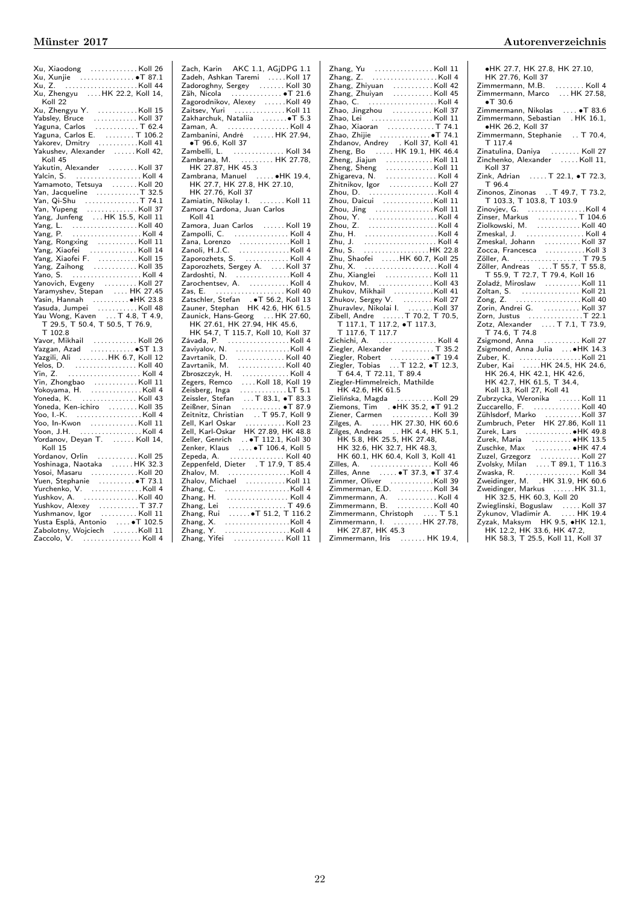Xu, Xiaodong . . . . . . . . . . . . Koll 26
Xu, Xunjie . . . . . . . . . . . . . . •T 87.1
Xu, Z. . . . . . . . . . . . . . . . . . . . Koll 44
Xu, Zhengyu . . . . HK 22.2, Koll 14, Koll 22
Xu, Zhengyu Y. . . . . . . . . . . . Koll 15
Yabsley, Bruce . . . . . . . . . . . . Koll 37
Yaguna, Carlos . . . . . . . . . . . . T 62.4
Yaguna, Carlos E. . . . . . . . . T 106.2
Yakorev, Dmitry . . . . . . . . . . Koll 41
Yakushev, Alexander . . . . . . Koll 42, Koll 45
Yakutin, Alexander . . . . . . . . Koll 37
Yalcin, S. . . . . . . . . . . . . . . . . . Koll 4
Yamamoto, Tetsuya . . . . . . . Koll 20
Yan, Jacqueline . . . . . . . . . . . . T 32.5
Yan, Qi-Shu . . . . . . . . . . . . . . . T 74.1
Yan, Yupeng . . . . . . . . . . . . . . Koll 37
Yang, Junfeng . . . HK 15.5, Koll 11
Yang, L. . . . . . . . . . . . . . . . . . Koll 40
Yang, P. . . . . . . . . . . . . . . . . . . Koll 4
Yang, Rongxing . . . . . . . . . . . Koll 11
Yang, Xiaofei . . . . . . . . . . . . . Koll 14
Yang, Xiaofei F. . . . . . . . . . . . Koll 15
Yang, Zaihong . . . . . . . . . . . . Koll 35
Yano, S. . . . . . . . . . . . . . . . . . . Koll 4
Yanovich, Evgeny . . . . . . . . . Koll 27
Yaramyshev, Stepan . . . . HK 27.45
Yasin, Hannah . . . . . . . . . . •HK 23.8
Yasuda, Jumpei . . . . . . . . . . . Koll 48
Yau Wong, Kaven . . . T 4.8, T 4.9, T 29.5, T 50.4, T 50.5, T 76.9, T 102.8
Yavor, Mikhail . . . . . . . . . . . . Koll 26
Yazgan, Azad . . . . . . . . . . . . •ST 1.3
Yazgili, Ali . . . . . . . . HK 6.7, Koll 12
Yelos, D. . . . . . . . . . . . . . . . . . Koll 40
Yin, Z. . . . . . . . . . . . . . . . . . . . . Koll 4
Yin, Zhongbao . . . . . . . . . . . . Koll 11
Yokoyama, H. . . . . . . . . . . . . . . Koll 4
Yoneda, K. . . . . . . . . . . . . . . . Koll 43
Yoneda, Ken-ichiro . . . . . . . . Koll 35
Yoo, I.-K. . . . . . . . . . . . . . . . . . . Koll 4
Yoo, In-Kwon . . . . . . . . . . . . . Koll 11
Yoon, J.H. . . . . . . . . . . . . . . . . . Koll 4
Yordanov, Deyan T. . . . . . . Koll 14, Koll 15
Yordanov, Orlin . . . . . . . . . . . Koll 25
Yoshinaga, Naotaka . . . . . . HK 32.3
Yosoi, Masaru . . . . . . . . . . . . Koll 20
Yuen, Stephanie . . . . . . . . . . •T 73.1
Yurchenko, V. . . . . . . . . . . . . . Koll 4
Yushkov, A. . . . . . . . . . . . . . . Koll 40
Yushkov, Alexey . . . . . . . . . . . T 37.7
Yushmanov, Igor . . . . . . . . . . Koll 11
Yusta Esplá, Antonio . . . . •T 102.5
Zabolotny, Wojciech . . . . . . . Koll 11
Zaccolo, V. . . . . . . . . . . . . . . . . Koll 4
Zach, Karin AKC 1.1, AGjDPG 1.1
Zadeh, Ashkan Taremi . . . . . Koll 17
Zadoroghny, Sergey . . . . . . . Koll 30
Zäh, Nicola . . . . . . . . . . . . . . •T 21.6
Zagorodnikov, Alexey . . . . . . Koll 49
Zaitsev, Yuri . . . . . . . . . . . . . Koll 11
Zakharchuk, Nataliia . . . . . . . •T 5.3
Zaman, A. . . . . . . . . . . . . . . . . . Koll 4
Zambanini, André . . . . . . HK 27.94, •T 96.6, Koll 37
Zambelli, L. . . . . . . . . . . . . . . Koll 34
Zambrana, M. . . . . . . . . . HK 27.78, HK 27.87, HK 45.3
Zambrana, Manuel . . . . . . •HK 19.4, HK 27.7, HK 27.8, HK 27.10, HK 27.76, Koll 37
Zamiatin, Nikolay I. . . . . . . Koll 11
Zamora Cardona, Juan Carlos Koll 41
Zamora, Juan Carlos . . . . . . Koll 19
Zampolli, C. . . . . . . . . . . . . . . . Koll 4
Zana, Lorenzo . . . . . . . . . . . . . Koll 1
Zanoli, H.J.C. . . . . . . . . . . . . . . Koll 4
Zaporozhets, S. . . . . . . . . . . . . Koll 4
Zaporozhets, Sergey A. . . . . Koll 37
Zardoshti, N. . . . . . . . . . . . . . . Koll 4
Zarochentsev, A. . . . . . . . . . . . Koll 4
Zas, E. . . . . . . . . . . . . . . . . . . Koll 40
Zatschler, Stefan . •T 56.2, Koll 13
Zauner, Stephan HK 42.6, HK 61.5
Zaunick, Hans-Georg . . . HK 27.60, HK 27.61, HK 27.94, HK 45.6, HK 54.7, T 115.7, Koll 10, Koll 37
Závada, P. . . . . . . . . . . . . . . . . . Koll 4
Zaviyalov, N. . . . . . . . . . . . . . . Koll 4
Zavrtanik, D. . . . . . . . . . . . . . Koll 40
Zavrtanik, M. . . . . . . . . . . . . . Koll 40
Zbroszczyk, H. . . . . . . . . . . . . . Koll 4
Zegers, Remco . . . . Koll 18, Koll 19
Zeisberg, Inga . . . . . . . . . . . . . LT 5.1
Zeissler, Stefan . . . T 83.1, •T 83.3
Zeißner, Sinan . . . . . . . . . . . •T 87.9
Zeitnitz, Christian . . T 95.7, Koll 9
Zell, Karl Oskar . . . . . . . . . . . Koll 23
Zell, Karl-Oskar HK 27.89, HK 48.8
Zeller, Genrich . . •T 112.1, Koll 30
Zenker, Klaus . . . . •T 106.4, Koll 5
Zepeda, A. . . . . . . . . . . . . . . . Koll 40
Zeppenfeld, Dieter . T 17.9, T 85.4
Zhalov, M. . . . . . . . . . . . . . . . . . Koll 4
Zhalov, Michael . . . . . . . . . . . Koll 11
Zhang, C. . . . . . . . . . . . . . . . . . . Koll 4
Zhang, H. . . . . . . . . . . . . . . . . . . Koll 4
Zhang, Lei . . . . . . . . . . . . . . . . T 49.6
Zhang, Rui . . . . . . •T 51.2, T 116.2
Zhang, X. . . . . . . . . . . . . . . . . . . Koll 4
Zhang, Y. . . . . . . . . . . . . . . . . . . Koll 4
Zhang, Yifei . . . . . . . . . . . . . Koll 11
Zhang, Yu . . . . . . . . . . . . . . . . Koll 11
Zhang, Z. . . . . . . . . . . . . . . . . . . Koll 4
Zhang, Zhiyuan . . . . . . . . . . . Koll 42
Zhang, Zhuiyan . . . . . . . . . . . Koll 45
Zhao, C. . . . . . . . . . . . . . . . . . . Koll 4
Zhao, Jingzhou . . . . . . . . . . . Koll 37
Zhao, Lei . . . . . . . . . . . . . . . . Koll 11
Zhao, Xiaoran . . . . . . . . . . . . . T 74.1
Zhao, Zhijie . . . . . . . . . . . . . •T 74.1
Zhdanov, Andrey . Koll 37, Koll 41
Zheng, Bo . . . . . HK 19.1, HK 46.4
Zheng, Jiajun . . . . . . . . . . . . Koll 11
Zheng, Sheng . . . . . . . . . . . . Koll 11
Zhigareva, N. . . . . . . . . . . . . . Koll 4
Zhitnikov, Igor . . . . . . . . . . . Koll 27
Zhou, D. . . . . . . . . . . . . . . . . . . Koll 4
Zhou, Daicui . . . . . . . . . . . . . Koll 11
Zhou, Jing . . . . . . . . . . . . . . . Koll 11
Zhou, Y. . . . . . . . . . . . . . . . . . . Koll 4
Zhou, Z. . . . . . . . . . . . . . . . . . . Koll 4
Zhu, H. . . . . . . . . . . . . . . . . . . . Koll 4
Zhu, J. . . . . . . . . . . . . . . . . . . . Koll 4
Zhu, S. . . . . . . . . . . . . . . . . HK 22.8
Zhu, Shaofei . . . . . HK 60.7, Koll 25
Zhu, X. . . . . . . . . . . . . . . . . . . . Koll 4
Zhu, Xianglei . . . . . . . . . . . . Koll 11
Zhukov, M. . . . . . . . . . . . . . . Koll 43
Zhukov, Mikhail . . . . . . . . . . Koll 41
Zhukov, Sergey V. . . . . . . . . Koll 27
Zhuravlev, Nikolai I. . . . . . . Koll 37
Zibell, Andre . . . . . . T 70.2, T 70.5, T 117.1, T 117.2, •T 117.3, T 117.6, T 117.7
Zichichi, A. . . . . . . . . . . . . . . . . Koll 4
Ziegler, Alexander . . . . . . . . . T 35.2
Ziegler, Robert . . . . . . . . . . . •T 19.4
Ziegler, Tobias . . . T 12.2, •T 12.3, T 64.4, T 72.11, T 89.4
Ziegler-Himmelreich, Mathilde HK 42.6, HK 61.5
Zielińska, Magda . . . . . . . . . . Koll 29
Ziemons, Tim . •HK 35.2, •T 91.2
Ziener, Carmen . . . . . . . . . . . Koll 39
Zilges, A. . . . . . HK 27.30, HK 60.6
Zilges, Andreas . . HK 4.4, HK 5.1, HK 5.8, HK 25.5, HK 27.48, HK 32.6, HK 32.7, HK 48.3, HK 60.1, HK 60.4, Koll 3, Koll 41
Zilles, A. . . . . . . . . . . . . . . . . Koll 46
Zilles, Anne . . . . . •T 37.3, •T 37.4
Zimmer, Oliver . . . . . . . . . . . Koll 39
Zimmerman, E.D. . . . . . . . . . Koll 34
Zimmermann, A. . . . . . . . . . . . Koll 4
Zimmermann, B. . . . . . . . . . . Koll 40
Zimmermann, Christoph . . . . T 5.1
Zimmermann, I. . . . . . . . . HK 27.78, HK 27.87, HK 45.3
Zimmermann, Iris . . . . . . . HK 19.4, •HK 27.7, HK 27.8, HK 27.10, HK 27.76, Koll 37
Zimmermann, M.B. . . . . . . . Koll 4
Zimmermann, Marco . . . HK 27.58, •T 30.6
Zimmermann, Nikolas . . . . •T 83.6
Zimmermann, Sebastian . HK 16.1, •HK 26.2, Koll 37
Zimmermann, Stephanie . . T 70.4, T 117.4
Zinatulina, Daniya . . . . . . . . Koll 27
Zinchenko, Alexander . . . . . Koll 11, Koll 37
Zink, Adrian . . . . . T 22.1, •T 72.3, T 96.4
Zinonos, Zinonas . . T 49.7, T 73.2, T 103.3, T 103.8, T 103.9
Zinovjev, G. . . . . . . . . . . . . . . . Koll 4
Zinser, Markus . . . . . . . . . . . T 104.6
Ziolkowski, M. . . . . . . . . . . . Koll 40
Zmeskal, J. . . . . . . . . . . . . . . . Koll 4
Zmeskal, Johann . . . . . . . . . Koll 37
Zocca, Francesca . . . . . . . . . . Koll 3
Zöller, A. . . . . . . . . . . . . . . . . T 79.5
Zöller, Andreas . . . . T 55.7, T 55.8, T 55.9, T 72.7, T 79.4, Koll 16
Zoladź, Miroslaw . . . . . . . . . Koll 11
Zoltan, S. . . . . . . . . . . . . . . . . Koll 21
Zong, Z. . . . . . . . . . . . . . . . . . Koll 40
Zorin, Andrei G. . . . . . . . . . . Koll 37
Zorn, Justus . . . . . . . . . . . . . . T 22.1
Zotz, Alexander . . . . T 7.1, T 73.9, T 74.6, T 74.8
Zsigmond, Anna . . . . . . . . . . Koll 27
Zsigmond, Anna Julia . . . •HK 14.3
Zuber, K. . . . . . . . . . . . . . . . . Koll 21
Zuber, Kai . . . . . HK 24.5, HK 24.6, HK 26.4, HK 42.1, HK 42.6, HK 42.7, HK 61.5, T 34.4, Koll 13, Koll 27, Koll 41
Zubrzycka, Weronika . . . . . . Koll 11
Zuccarello, F. . . . . . . . . . . . . Koll 40
Zühlsdorf, Marko . . . . . . . . . Koll 37
Zumbruch, Peter HK 27.86, Koll 11
Zurek, Lars . . . . . . . . . . . . . •HK 49.8
Zurek, Maria . . . . . . . . . . . •HK 13.5
Zuschke, Max . . . . . . . . . . . •HK 47.4
Zuzel, Grzegorz . . . . . . . . . . Koll 27
Zvolsky, Milan . . . . T 89.1, T 116.3
Zwaska, R. . . . . . . . . . . . . . . . Koll 34
Zweidinger, M. . HK 31.9, HK 60.6
Zweidinger, Markus . . . . . . HK 31.1, HK 32.5, HK 60.3, Koll 20
Zwieglinski, Boguslaw . . . . . Koll 37
Zykunov, Vladimir A. . . . . . HK 19.4
Zyzak, Maksym HK 9.5, •HK 12.1, HK 12.2, HK 33.6, HK 47.2, HK 58.3, T 25.5, Koll 11, Koll 37